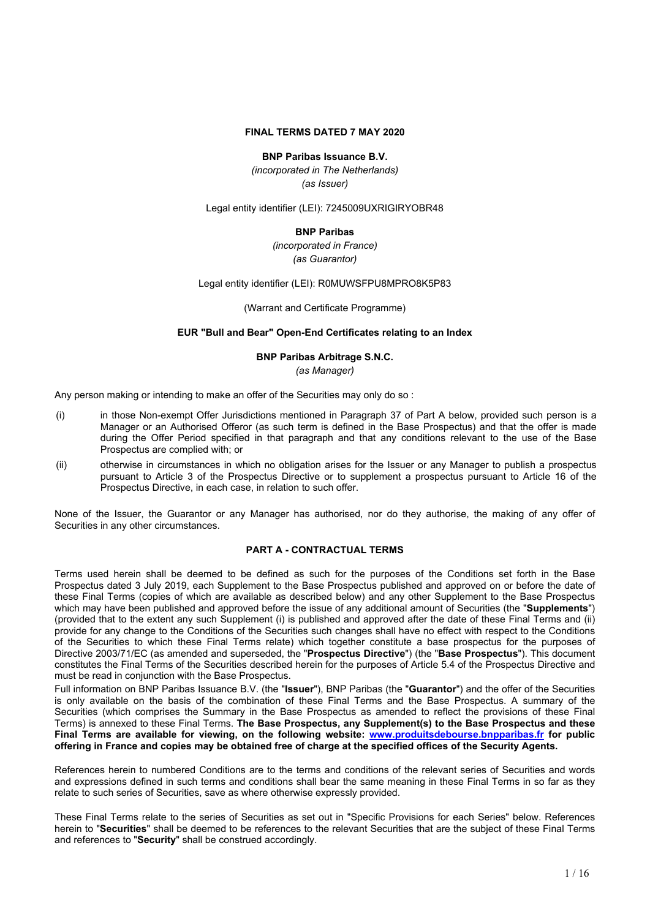**FINAL TERMS DATED 7 MAY 2020**

**BNP Paribas Issuance B.V.**

*(incorporated in The Netherlands)*

*(as Issuer)*

Legal entity identifier (LEI): 7245009UXRIGIRYOBR48

**BNP Paribas**

*(incorporated in France)*

*(as Guarantor)*

Legal entity identifier (LEI): R0MUWSFPU8MPRO8K5P83

(Warrant and Certificate Programme)

**EUR "Bull and Bear" Open-End Certificates relating to an Index**

**BNP Paribas Arbitrage S.N.C.**

*(as Manager)*

Any person making or intending to make an offer of the Securities may only do so :

(i) in those Non-exempt Offer Jurisdictions mentioned in Paragraph 37 of Part A below, provided such person is a Manager or an Authorised Offeror (as such term is defined in the Base Prospectus) and that the offer is made during the Offer Period specified in that paragraph and that any conditions relevant to the use of the Base Prospectus are complied with; or

(ii) otherwise in circumstances in which no obligation arises for the Issuer or any Manager to publish a prospectus pursuant to Article 3 of the Prospectus Directive or to supplement a prospectus pursuant to Article 16 of the Prospectus Directive, in each case, in relation to such offer.

None of the Issuer, the Guarantor or any Manager has authorised, nor do they authorise, the making of any offer of Securities in any other circumstances.

## PART A - CONTRACTUAL TERMS

Terms used herein shall be deemed to be defined as such for the purposes of the Conditions set forth in the Base Prospectus dated 3 July 2019, each Supplement to the Base Prospectus published and approved on or before the date of these Final Terms (copies of which are available as described below) and any other Supplement to the Base Prospectus which may have been published and approved before the issue of any additional amount of Securities (the "**Supplements**") (provided that to the extent any such Supplement (i) is published and approved after the date of these Final Terms and (ii) provide for any change to the Conditions of the Securities such changes shall have no effect with respect to the Conditions of the Securities to which these Final Terms relate) which together constitute a base prospectus for the purposes of Directive 2003/71/EC (as amended and superseded, the "**Prospectus Directive**") (the "**Base Prospectus**"). This document constitutes the Final Terms of the Securities described herein for the purposes of Article 5.4 of the Prospectus Directive and must be read in conjunction with the Base Prospectus.

Full information on BNP Paribas Issuance B.V. (the "**Issuer**"), BNP Paribas (the "**Guarantor**") and the offer of the Securities is only available on the basis of the combination of these Final Terms and the Base Prospectus. A summary of the Securities (which comprises the Summary in the Base Prospectus as amended to reflect the provisions of these Final Terms) is annexed to these Final Terms. **The Base Prospectus, any Supplement(s) to the Base Prospectus and these Final Terms are available for viewing, on the following website: www.produitsdebourse.bnpparibas.fr for public offering in France and copies may be obtained free of charge at the specified offices of the Security Agents.**

References herein to numbered Conditions are to the terms and conditions of the relevant series of Securities and words and expressions defined in such terms and conditions shall bear the same meaning in these Final Terms in so far as they relate to such series of Securities, save as where otherwise expressly provided.

These Final Terms relate to the series of Securities as set out in "Specific Provisions for each Series" below. References herein to "**Securities**" shall be deemed to be references to the relevant Securities that are the subject of these Final Terms and references to "**Security**" shall be construed accordingly.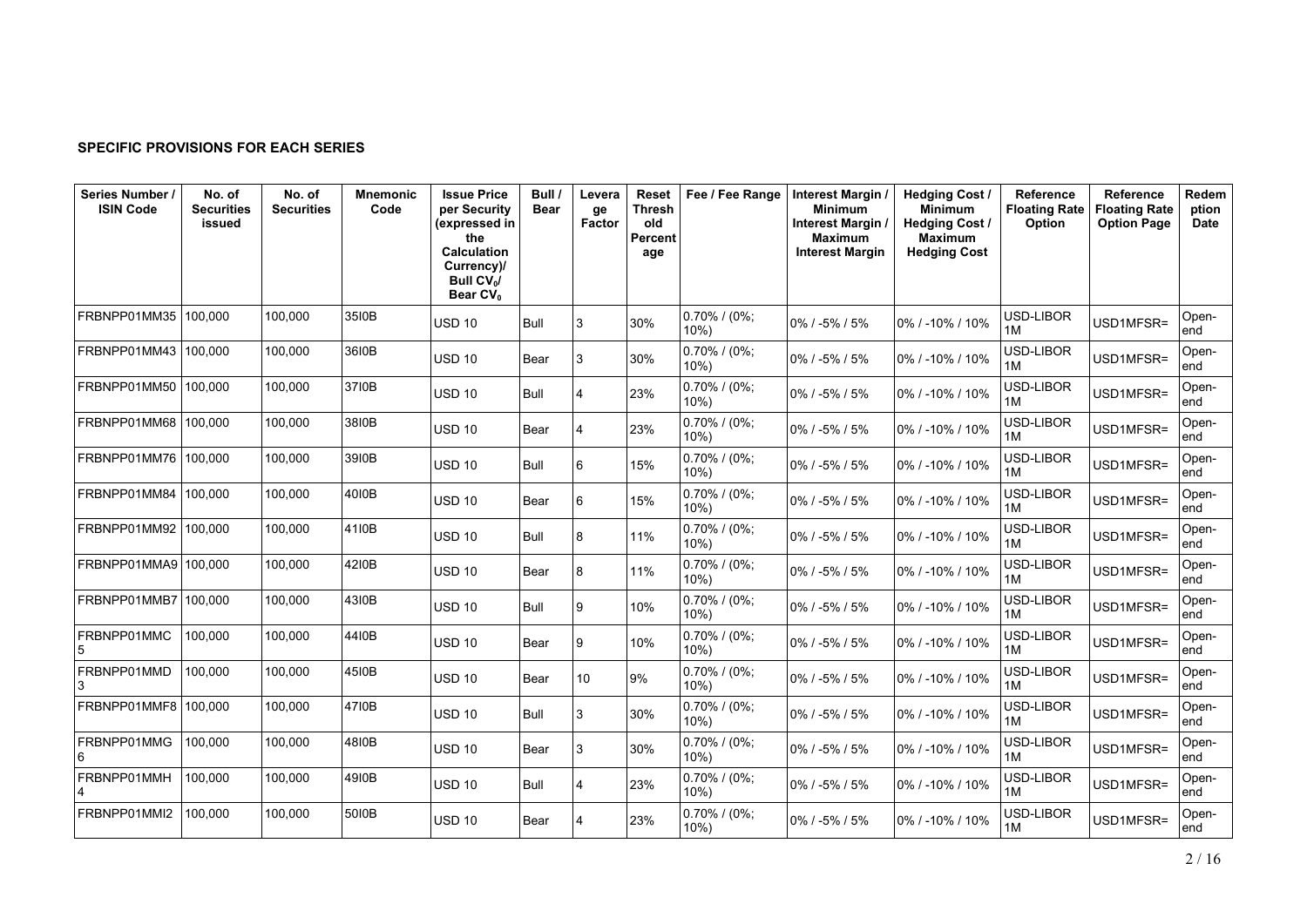**SPECIFIC PROVISIONS FOR EACH SERIES**

| Series Number / ISIN Code | No. of Securities issued | No. of Securities | Mnemonic Code | Issue Price per Security (expressed in the Calculation Currency)/ Bull $CV_0$/ Bear $CV_0$ | Bull / Bear | Leverage Factor | Reset Threshold Percentage | Fee / Fee Range | Interest Margin / Minimum Interest Margin / Maximum Interest Margin | Hedging Cost / Minimum Hedging Cost / Maximum Hedging Cost | Reference Floating Rate Option | Reference Floating Rate Option Page | Redemption Date |
|---|---|---|---|---|---|---|---|---|---|---|---|---|---|
| FRBNPP01MM35 | 100,000 | 100,000 | 35I0B | USD 10 | Bull | 3 | 30% | 0.70% / (0%; 10%) | 0% / -5% / 5% | 0% / -10% / 10% | USD-LIBOR 1M | USD1MFSR= | Open-end |
| FRBNPP01MM43 | 100,000 | 100,000 | 36I0B | USD 10 | Bear | 3 | 30% | 0.70% / (0%; 10%) | 0% / -5% / 5% | 0% / -10% / 10% | USD-LIBOR 1M | USD1MFSR= | Open-end |
| FRBNPP01MM50 | 100,000 | 100,000 | 37I0B | USD 10 | Bull | 4 | 23% | 0.70% / (0%; 10%) | 0% / -5% / 5% | 0% / -10% / 10% | USD-LIBOR 1M | USD1MFSR= | Open-end |
| FRBNPP01MM68 | 100,000 | 100,000 | 38I0B | USD 10 | Bear | 4 | 23% | 0.70% / (0%; 10%) | 0% / -5% / 5% | 0% / -10% / 10% | USD-LIBOR 1M | USD1MFSR= | Open-end |
| FRBNPP01MM76 | 100,000 | 100,000 | 39I0B | USD 10 | Bull | 6 | 15% | 0.70% / (0%; 10%) | 0% / -5% / 5% | 0% / -10% / 10% | USD-LIBOR 1M | USD1MFSR= | Open-end |
| FRBNPP01MM84 | 100,000 | 100,000 | 40I0B | USD 10 | Bear | 6 | 15% | 0.70% / (0%; 10%) | 0% / -5% / 5% | 0% / -10% / 10% | USD-LIBOR 1M | USD1MFSR= | Open-end |
| FRBNPP01MM92 | 100,000 | 100,000 | 41I0B | USD 10 | Bull | 8 | 11% | 0.70% / (0%; 10%) | 0% / -5% / 5% | 0% / -10% / 10% | USD-LIBOR 1M | USD1MFSR= | Open-end |
| FRBNPP01MMA9 | 100,000 | 100,000 | 42I0B | USD 10 | Bear | 8 | 11% | 0.70% / (0%; 10%) | 0% / -5% / 5% | 0% / -10% / 10% | USD-LIBOR 1M | USD1MFSR= | Open-end |
| FRBNPP01MMB7 | 100,000 | 100,000 | 43I0B | USD 10 | Bull | 9 | 10% | 0.70% / (0%; 10%) | 0% / -5% / 5% | 0% / -10% / 10% | USD-LIBOR 1M | USD1MFSR= | Open-end |
| FRBNPP01MMC5 | 100,000 | 100,000 | 44I0B | USD 10 | Bear | 9 | 10% | 0.70% / (0%; 10%) | 0% / -5% / 5% | 0% / -10% / 10% | USD-LIBOR 1M | USD1MFSR= | Open-end |
| FRBNPP01MMD3 | 100,000 | 100,000 | 45I0B | USD 10 | Bear | 10 | 9% | 0.70% / (0%; 10%) | 0% / -5% / 5% | 0% / -10% / 10% | USD-LIBOR 1M | USD1MFSR= | Open-end |
| FRBNPP01MMF8 | 100,000 | 100,000 | 47I0B | USD 10 | Bull | 3 | 30% | 0.70% / (0%; 10%) | 0% / -5% / 5% | 0% / -10% / 10% | USD-LIBOR 1M | USD1MFSR= | Open-end |
| FRBNPP01MMG6 | 100,000 | 100,000 | 48I0B | USD 10 | Bear | 3 | 30% | 0.70% / (0%; 10%) | 0% / -5% / 5% | 0% / -10% / 10% | USD-LIBOR 1M | USD1MFSR= | Open-end |
| FRBNPP01MMH4 | 100,000 | 100,000 | 49I0B | USD 10 | Bull | 4 | 23% | 0.70% / (0%; 10%) | 0% / -5% / 5% | 0% / -10% / 10% | USD-LIBOR 1M | USD1MFSR= | Open-end |
| FRBNPP01MMI2 | 100,000 | 100,000 | 50I0B | USD 10 | Bear | 4 | 23% | 0.70% / (0%; 10%) | 0% / -5% / 5% | 0% / -10% / 10% | USD-LIBOR 1M | USD1MFSR= | Open-end |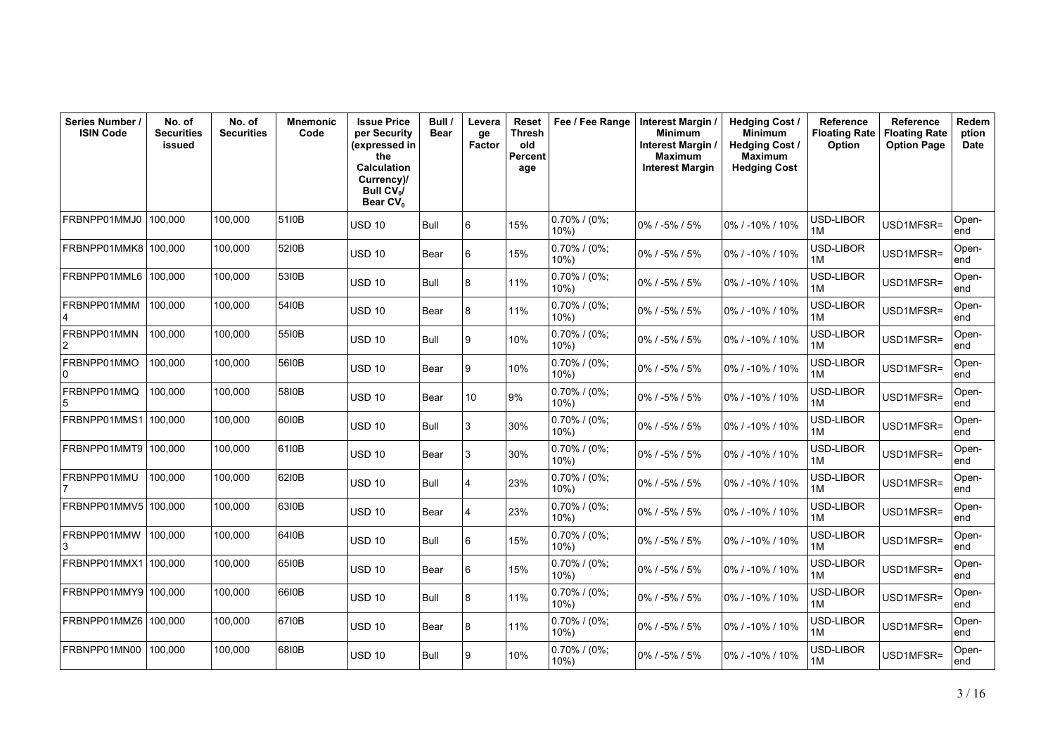| Series Number / ISIN Code | No. of Securities issued | No. of Securities | Mnemonic Code | Issue Price per Security (expressed in the Calculation Currency)/ Bull $CV_0$/ Bear $CV_0$ | Bull / Bear | Leverage Factor | Reset Threshold Percentage | Fee / Fee Range | Interest Margin / Minimum Interest Margin / Maximum Interest Margin | Hedging Cost / Minimum Hedging Cost / Maximum Hedging Cost | Reference Floating Rate Option | Reference Floating Rate Option Page | Redemption Date |
|---|---|---|---|---|---|---|---|---|---|---|---|---|---|
| FRBNPP01MMJ0 | 100,000 | 100,000 | 51I0B | USD 10 | Bull | 6 | 15% | 0.70% / (0%; 10%) | 0% / -5% / 5% | 0% / -10% / 10% | USD-LIBOR 1M | USD1MFSR= | Open-end |
| FRBNPP01MMK8 | 100,000 | 100,000 | 52I0B | USD 10 | Bear | 6 | 15% | 0.70% / (0%; 10%) | 0% / -5% / 5% | 0% / -10% / 10% | USD-LIBOR 1M | USD1MFSR= | Open-end |
| FRBNPP01MML6 | 100,000 | 100,000 | 53I0B | USD 10 | Bull | 8 | 11% | 0.70% / (0%; 10%) | 0% / -5% / 5% | 0% / -10% / 10% | USD-LIBOR 1M | USD1MFSR= | Open-end |
| FRBNPP01MMM4 | 100,000 | 100,000 | 54I0B | USD 10 | Bear | 8 | 11% | 0.70% / (0%; 10%) | 0% / -5% / 5% | 0% / -10% / 10% | USD-LIBOR 1M | USD1MFSR= | Open-end |
| FRBNPP01MMN2 | 100,000 | 100,000 | 55I0B | USD 10 | Bull | 9 | 10% | 0.70% / (0%; 10%) | 0% / -5% / 5% | 0% / -10% / 10% | USD-LIBOR 1M | USD1MFSR= | Open-end |
| FRBNPP01MMO0 | 100,000 | 100,000 | 56I0B | USD 10 | Bear | 9 | 10% | 0.70% / (0%; 10%) | 0% / -5% / 5% | 0% / -10% / 10% | USD-LIBOR 1M | USD1MFSR= | Open-end |
| FRBNPP01MMQ5 | 100,000 | 100,000 | 58I0B | USD 10 | Bear | 10 | 9% | 0.70% / (0%; 10%) | 0% / -5% / 5% | 0% / -10% / 10% | USD-LIBOR 1M | USD1MFSR= | Open-end |
| FRBNPP01MMS1 | 100,000 | 100,000 | 60I0B | USD 10 | Bull | 3 | 30% | 0.70% / (0%; 10%) | 0% / -5% / 5% | 0% / -10% / 10% | USD-LIBOR 1M | USD1MFSR= | Open-end |
| FRBNPP01MMT9 | 100,000 | 100,000 | 61I0B | USD 10 | Bear | 3 | 30% | 0.70% / (0%; 10%) | 0% / -5% / 5% | 0% / -10% / 10% | USD-LIBOR 1M | USD1MFSR= | Open-end |
| FRBNPP01MMU7 | 100,000 | 100,000 | 62I0B | USD 10 | Bull | 4 | 23% | 0.70% / (0%; 10%) | 0% / -5% / 5% | 0% / -10% / 10% | USD-LIBOR 1M | USD1MFSR= | Open-end |
| FRBNPP01MMV5 | 100,000 | 100,000 | 63I0B | USD 10 | Bear | 4 | 23% | 0.70% / (0%; 10%) | 0% / -5% / 5% | 0% / -10% / 10% | USD-LIBOR 1M | USD1MFSR= | Open-end |
| FRBNPP01MMW3 | 100,000 | 100,000 | 64I0B | USD 10 | Bull | 6 | 15% | 0.70% / (0%; 10%) | 0% / -5% / 5% | 0% / -10% / 10% | USD-LIBOR 1M | USD1MFSR= | Open-end |
| FRBNPP01MMX1 | 100,000 | 100,000 | 65I0B | USD 10 | Bear | 6 | 15% | 0.70% / (0%; 10%) | 0% / -5% / 5% | 0% / -10% / 10% | USD-LIBOR 1M | USD1MFSR= | Open-end |
| FRBNPP01MMY9 | 100,000 | 100,000 | 66I0B | USD 10 | Bull | 8 | 11% | 0.70% / (0%; 10%) | 0% / -5% / 5% | 0% / -10% / 10% | USD-LIBOR 1M | USD1MFSR= | Open-end |
| FRBNPP01MMZ6 | 100,000 | 100,000 | 67I0B | USD 10 | Bear | 8 | 11% | 0.70% / (0%; 10%) | 0% / -5% / 5% | 0% / -10% / 10% | USD-LIBOR 1M | USD1MFSR= | Open-end |
| FRBNPP01MN00 | 100,000 | 100,000 | 68I0B | USD 10 | Bull | 9 | 10% | 0.70% / (0%; 10%) | 0% / -5% / 5% | 0% / -10% / 10% | USD-LIBOR 1M | USD1MFSR= | Open-end |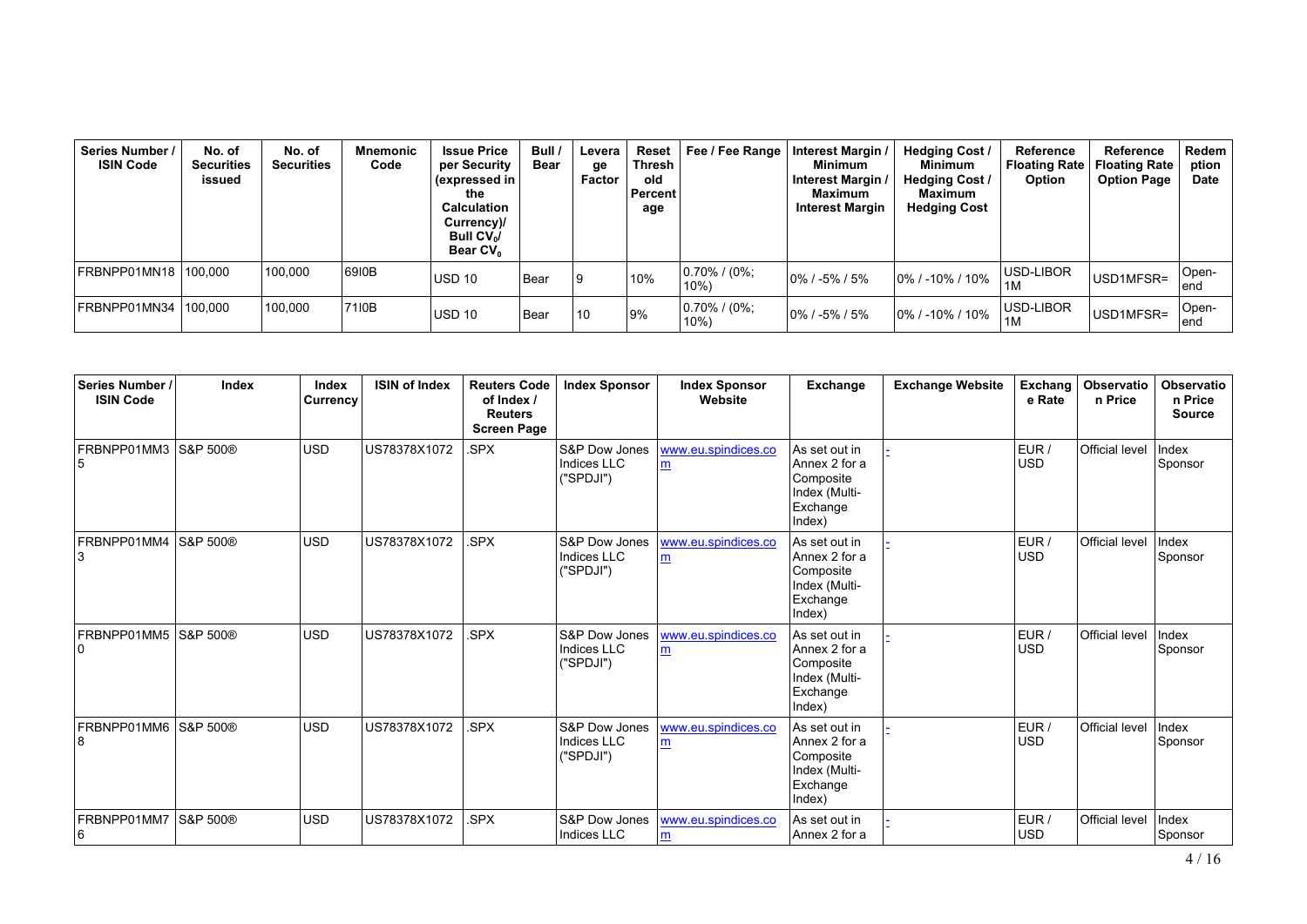| Series Number / ISIN Code | No. of Securities issued | No. of Securities | Mnemonic Code | Issue Price per Security (expressed in the Calculation Currency)/ Bull $CV_0$/ Bear $CV_0$ | Bull / Bear | Leverage Factor | Reset Threshold Percentage | Fee / Fee Range | Interest Margin / Minimum Interest Margin / Maximum Interest Margin | Hedging Cost / Minimum Hedging Cost / Maximum Hedging Cost | Reference Floating Rate Option | Reference Floating Rate Option Page | Redemption Date |
|---|---|---|---|---|---|---|---|---|---|---|---|---|---|
| FRBNPP01MN18 | 100,000 | 100,000 | 69I0B | USD 10 | Bear | 9 | 10% | 0.70% / (0%; 10%) | 0% / -5% / 5% | 0% / -10% / 10% | USD-LIBOR 1M | USD1MFSR= | Open-end |
| FRBNPP01MN34 | 100,000 | 100,000 | 71I0B | USD 10 | Bear | 10 | 9% | 0.70% / (0%; 10%) | 0% / -5% / 5% | 0% / -10% / 10% | USD-LIBOR 1M | USD1MFSR= | Open-end |

| Series Number / ISIN Code | Index | Index Currency | ISIN of Index | Reuters Code of Index / Reuters Screen Page | Index Sponsor | Index Sponsor Website | Exchange | Exchange Website | Exchange Rate | Observation Price | Observation Price Source |
|---|---|---|---|---|---|---|---|---|---|---|---|
| FRBNPP01MM35 | S&P 500® | USD | US78378X1072 | .SPX | S&P Dow Jones Indices LLC ("SPDJI") | www.eu.spindices.com | As set out in Annex 2 for a Composite Index (Multi-Exchange Index) | - | EUR / USD | Official level | Index Sponsor |
| FRBNPP01MM43 | S&P 500® | USD | US78378X1072 | .SPX | S&P Dow Jones Indices LLC ("SPDJI") | www.eu.spindices.com | As set out in Annex 2 for a Composite Index (Multi-Exchange Index) | - | EUR / USD | Official level | Index Sponsor |
| FRBNPP01MM50 | S&P 500® | USD | US78378X1072 | .SPX | S&P Dow Jones Indices LLC ("SPDJI") | www.eu.spindices.com | As set out in Annex 2 for a Composite Index (Multi-Exchange Index) | - | EUR / USD | Official level | Index Sponsor |
| FRBNPP01MM68 | S&P 500® | USD | US78378X1072 | .SPX | S&P Dow Jones Indices LLC ("SPDJI") | www.eu.spindices.com | As set out in Annex 2 for a Composite Index (Multi-Exchange Index) | - | EUR / USD | Official level | Index Sponsor |
| FRBNPP01MM76 | S&P 500® | USD | US78378X1072 | .SPX | S&P Dow Jones Indices LLC | www.eu.spindices.com | As set out in Annex 2 for a | - | EUR / USD | Official level | Index Sponsor |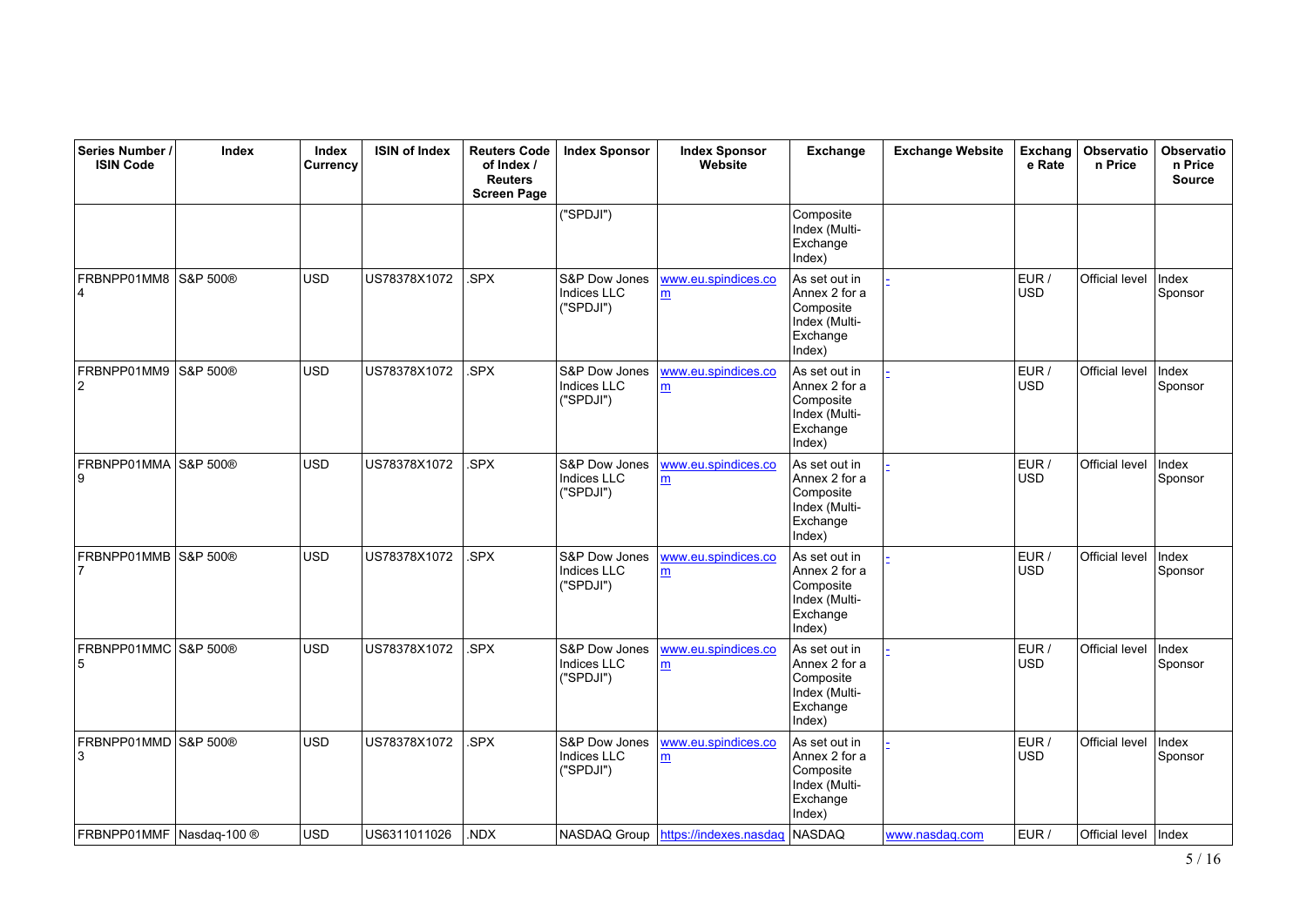| Series Number / ISIN Code | Index | Index Currency | ISIN of Index | Reuters Code of Index / Reuters Screen Page | Index Sponsor | Index Sponsor Website | Exchange | Exchange Website | Exchange Rate | Observation Price | Observation Price Source |
|---|---|---|---|---|---|---|---|---|---|---|---|
| | | | | | ("SPDJI") | | Composite Index (Multi-Exchange Index) | | | | |
| FRBNPP01MM84 | S&P 500® | USD | US78378X1072 | .SPX | S&P Dow Jones Indices LLC ("SPDJI") | www.eu.spindices.com | As set out in Annex 2 for a Composite Index (Multi-Exchange Index) | - | EUR / USD | Official level | Index Sponsor |
| FRBNPP01MM92 | S&P 500® | USD | US78378X1072 | .SPX | S&P Dow Jones Indices LLC ("SPDJI") | www.eu.spindices.com | As set out in Annex 2 for a Composite Index (Multi-Exchange Index) | - | EUR / USD | Official level | Index Sponsor |
| FRBNPP01MMA9 | S&P 500® | USD | US78378X1072 | .SPX | S&P Dow Jones Indices LLC ("SPDJI") | www.eu.spindices.com | As set out in Annex 2 for a Composite Index (Multi-Exchange Index) | - | EUR / USD | Official level | Index Sponsor |
| FRBNPP01MMB7 | S&P 500® | USD | US78378X1072 | .SPX | S&P Dow Jones Indices LLC ("SPDJI") | www.eu.spindices.com | As set out in Annex 2 for a Composite Index (Multi-Exchange Index) | - | EUR / USD | Official level | Index Sponsor |
| FRBNPP01MMC5 | S&P 500® | USD | US78378X1072 | .SPX | S&P Dow Jones Indices LLC ("SPDJI") | www.eu.spindices.com | As set out in Annex 2 for a Composite Index (Multi-Exchange Index) | - | EUR / USD | Official level | Index Sponsor |
| FRBNPP01MMD3 | S&P 500® | USD | US78378X1072 | .SPX | S&P Dow Jones Indices LLC ("SPDJI") | www.eu.spindices.com | As set out in Annex 2 for a Composite Index (Multi-Exchange Index) | - | EUR / USD | Official level | Index Sponsor |
| FRBNPP01MMF | Nasdaq-100 ® | USD | US6311011026 | .NDX | NASDAQ Group | https://indexes.nasdaq | NASDAQ | www.nasdaq.com | EUR / | Official level | Index |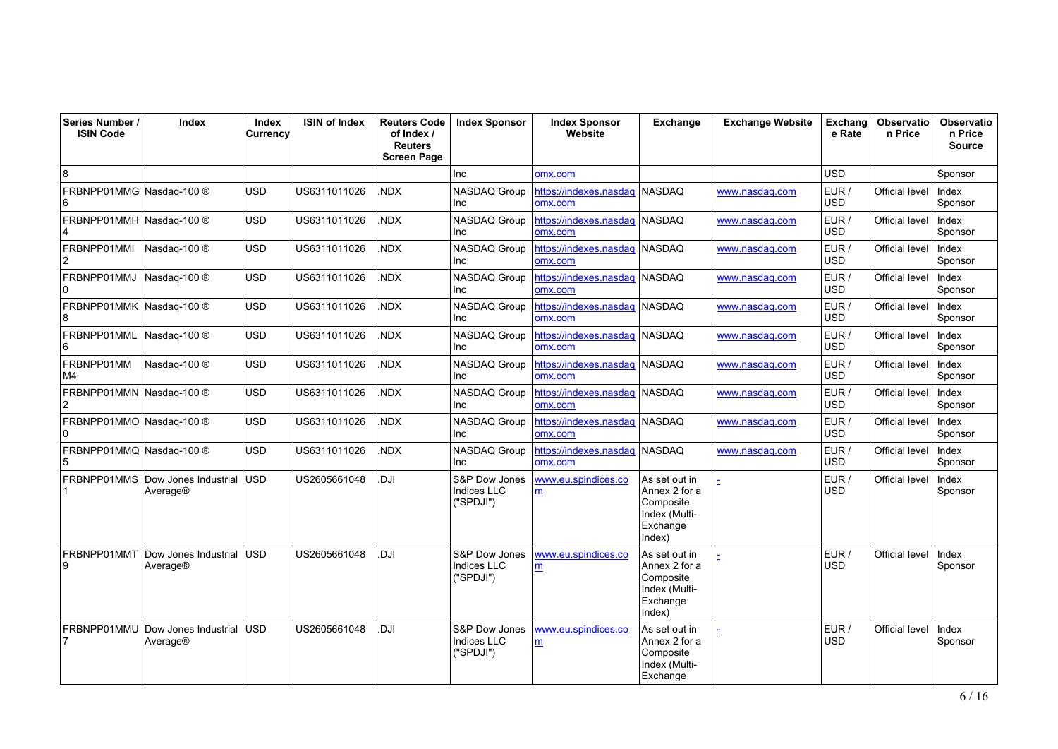| Series Number / ISIN Code | Index | Index Currency | ISIN of Index | Reuters Code of Index / Reuters Screen Page | Index Sponsor | Index Sponsor Website | Exchange | Exchange Website | Exchange Rate | Observation Price | Observation Price Source |
|---|---|---|---|---|---|---|---|---|---|---|---|
| 8 | | | | | Inc | omx.com | | | USD | | Sponsor |
| FRBNPP01MMG6 | Nasdaq-100 ® | USD | US6311011026 | .NDX | NASDAQ Group Inc | https://indexes.nasdaqomx.com | NASDAQ | www.nasdaq.com | EUR / USD | Official level | Index Sponsor |
| FRBNPP01MMH4 | Nasdaq-100 ® | USD | US6311011026 | .NDX | NASDAQ Group Inc | https://indexes.nasdaqomx.com | NASDAQ | www.nasdaq.com | EUR / USD | Official level | Index Sponsor |
| FRBNPP01MMI2 | Nasdaq-100 ® | USD | US6311011026 | .NDX | NASDAQ Group Inc | https://indexes.nasdaqomx.com | NASDAQ | www.nasdaq.com | EUR / USD | Official level | Index Sponsor |
| FRBNPP01MMJ0 | Nasdaq-100 ® | USD | US6311011026 | .NDX | NASDAQ Group Inc | https://indexes.nasdaqomx.com | NASDAQ | www.nasdaq.com | EUR / USD | Official level | Index Sponsor |
| FRBNPP01MMK8 | Nasdaq-100 ® | USD | US6311011026 | .NDX | NASDAQ Group Inc | https://indexes.nasdaqomx.com | NASDAQ | www.nasdaq.com | EUR / USD | Official level | Index Sponsor |
| FRBNPP01MML6 | Nasdaq-100 ® | USD | US6311011026 | .NDX | NASDAQ Group Inc | https://indexes.nasdaqomx.com | NASDAQ | www.nasdaq.com | EUR / USD | Official level | Index Sponsor |
| FRBNPP01MMM4 | Nasdaq-100 ® | USD | US6311011026 | .NDX | NASDAQ Group Inc | https://indexes.nasdaqomx.com | NASDAQ | www.nasdaq.com | EUR / USD | Official level | Index Sponsor |
| FRBNPP01MMN2 | Nasdaq-100 ® | USD | US6311011026 | .NDX | NASDAQ Group Inc | https://indexes.nasdaqomx.com | NASDAQ | www.nasdaq.com | EUR / USD | Official level | Index Sponsor |
| FRBNPP01MMO0 | Nasdaq-100 ® | USD | US6311011026 | .NDX | NASDAQ Group Inc | https://indexes.nasdaqomx.com | NASDAQ | www.nasdaq.com | EUR / USD | Official level | Index Sponsor |
| FRBNPP01MMQ5 | Nasdaq-100 ® | USD | US6311011026 | .NDX | NASDAQ Group Inc | https://indexes.nasdaqomx.com | NASDAQ | www.nasdaq.com | EUR / USD | Official level | Index Sponsor |
| FRBNPP01MMS1 | Dow Jones Industrial Average® | USD | US2605661048 | .DJI | S&P Dow Jones Indices LLC ("SPDJI") | www.eu.spindices.com | As set out in Annex 2 for a Composite Index (Multi-Exchange Index) | - | EUR / USD | Official level | Index Sponsor |
| FRBNPP01MMT9 | Dow Jones Industrial Average® | USD | US2605661048 | .DJI | S&P Dow Jones Indices LLC ("SPDJI") | www.eu.spindices.com | As set out in Annex 2 for a Composite Index (Multi-Exchange Index) | - | EUR / USD | Official level | Index Sponsor |
| FRBNPP01MMU7 | Dow Jones Industrial Average® | USD | US2605661048 | .DJI | S&P Dow Jones Indices LLC ("SPDJI") | www.eu.spindices.com | As set out in Annex 2 for a Composite Index (Multi-Exchange | - | EUR / USD | Official level | Index Sponsor |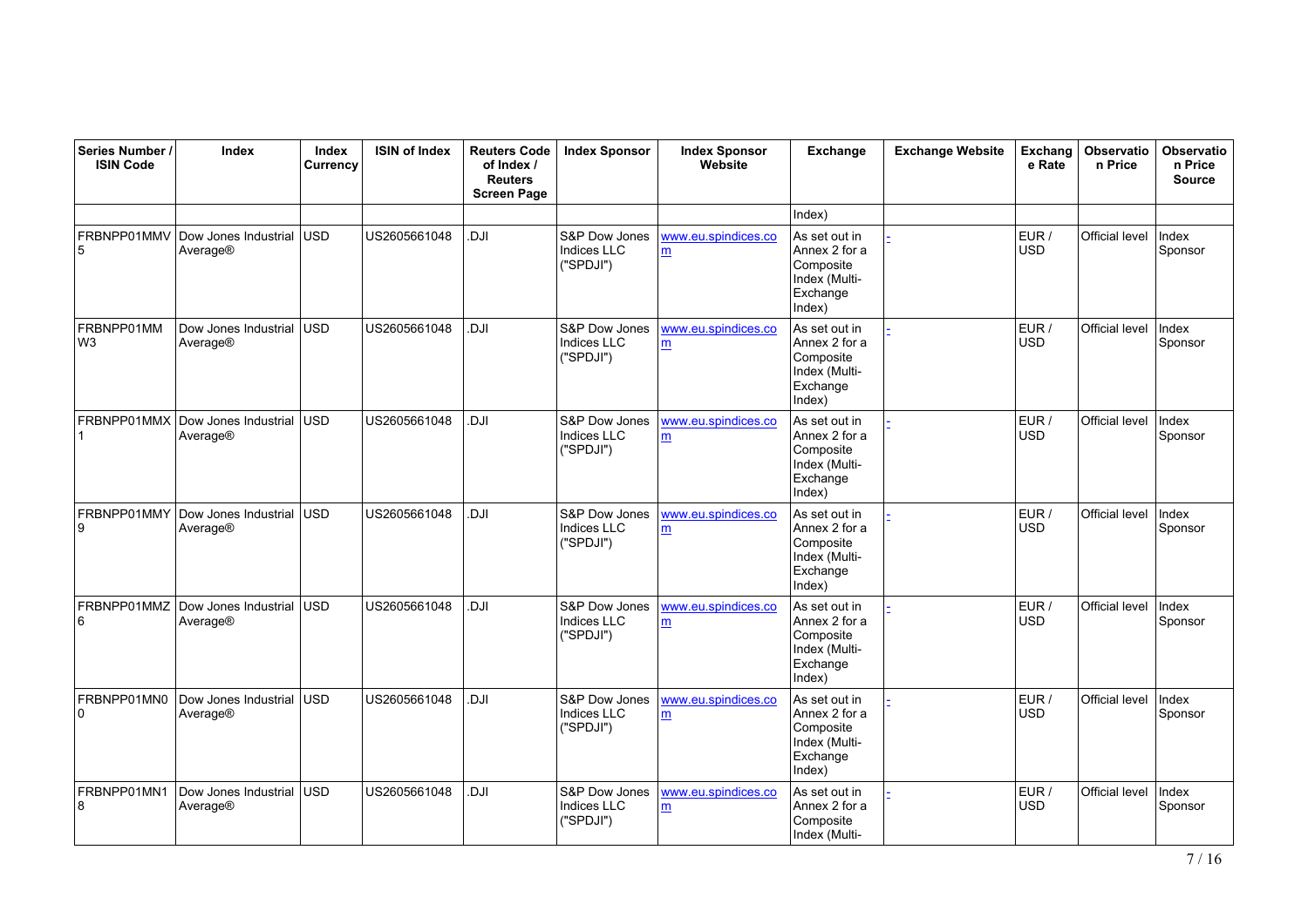| Series Number / ISIN Code | Index | Index Currency | ISIN of Index | Reuters Code of Index / Reuters Screen Page | Index Sponsor | Index Sponsor Website | Exchange | Exchange Website | Exchange Rate | Observation Price | Observation Price Source |
|---|---|---|---|---|---|---|---|---|---|---|---|
| | | | | | | | Index) | | | | |
| FRBNPP01MMV5 | Dow Jones Industrial Average® | USD | US2605661048 | .DJI | S&P Dow Jones Indices LLC ("SPDJI") | www.eu.spindices.com | As set out in Annex 2 for a Composite Index (Multi-Exchange Index) | - | EUR / USD | Official level | Index Sponsor |
| FRBNPP01MMW3 | Dow Jones Industrial Average® | USD | US2605661048 | .DJI | S&P Dow Jones Indices LLC ("SPDJI") | www.eu.spindices.com | As set out in Annex 2 for a Composite Index (Multi-Exchange Index) | - | EUR / USD | Official level | Index Sponsor |
| FRBNPP01MMX1 | Dow Jones Industrial Average® | USD | US2605661048 | .DJI | S&P Dow Jones Indices LLC ("SPDJI") | www.eu.spindices.com | As set out in Annex 2 for a Composite Index (Multi-Exchange Index) | - | EUR / USD | Official level | Index Sponsor |
| FRBNPP01MMY9 | Dow Jones Industrial Average® | USD | US2605661048 | .DJI | S&P Dow Jones Indices LLC ("SPDJI") | www.eu.spindices.com | As set out in Annex 2 for a Composite Index (Multi-Exchange Index) | - | EUR / USD | Official level | Index Sponsor |
| FRBNPP01MMZ6 | Dow Jones Industrial Average® | USD | US2605661048 | .DJI | S&P Dow Jones Indices LLC ("SPDJI") | www.eu.spindices.com | As set out in Annex 2 for a Composite Index (Multi-Exchange Index) | - | EUR / USD | Official level | Index Sponsor |
| FRBNPP01MN00 | Dow Jones Industrial Average® | USD | US2605661048 | .DJI | S&P Dow Jones Indices LLC ("SPDJI") | www.eu.spindices.com | As set out in Annex 2 for a Composite Index (Multi-Exchange Index) | - | EUR / USD | Official level | Index Sponsor |
| FRBNPP01MN18 | Dow Jones Industrial Average® | USD | US2605661048 | .DJI | S&P Dow Jones Indices LLC ("SPDJI") | www.eu.spindices.com | As set out in Annex 2 for a Composite Index (Multi- | - | EUR / USD | Official level | Index Sponsor |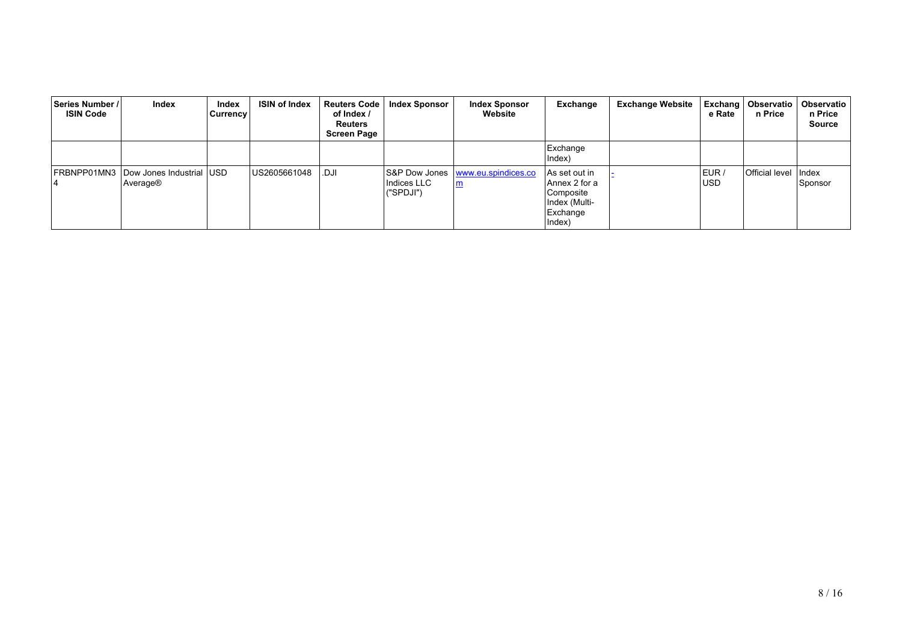| Series Number / ISIN Code | Index | Index Currency | ISIN of Index | Reuters Code of Index / Reuters Screen Page | Index Sponsor | Index Sponsor Website | Exchange | Exchange Website | Exchange Rate | Observation Price | Observation Price Source |
|---|---|---|---|---|---|---|---|---|---|---|---|
| | | | | | | | Exchange Index) | | | | |
| FRBNPP01MN34 | Dow Jones Industrial Average® | USD | US2605661048 | .DJI | S&P Dow Jones Indices LLC ("SPDJI") | www.eu.spindices.com | As set out in Annex 2 for a Composite Index (Multi-Exchange Index) | - | EUR / USD | Official level | Index Sponsor |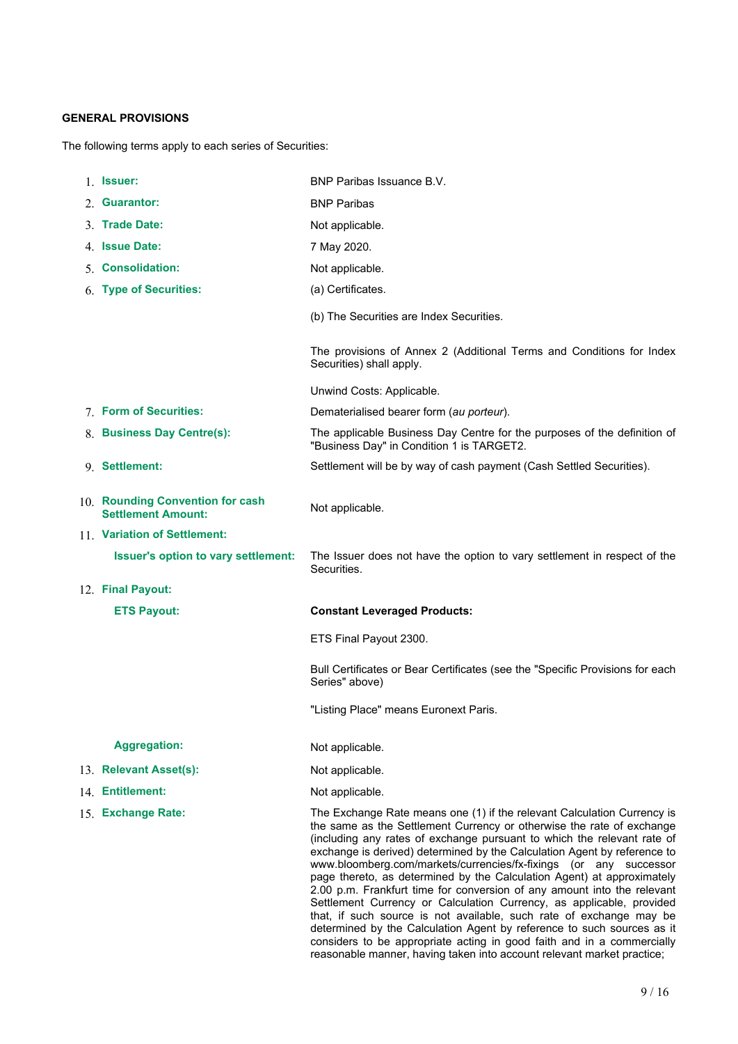**GENERAL PROVISIONS**

The following terms apply to each series of Securities:

| | | |
|---|---|---|
| 1. | **Issuer:** | BNP Paribas Issuance B.V. |
| 2. | **Guarantor:** | BNP Paribas |
| 3. | **Trade Date:** | Not applicable. |
| 4. | **Issue Date:** | 7 May 2020. |
| 5. | **Consolidation:** | Not applicable. |
| 6. | **Type of Securities:** | (a) Certificates.<br><br>(b) The Securities are Index Securities.<br><br>The provisions of Annex 2 (Additional Terms and Conditions for Index Securities) shall apply.<br><br>Unwind Costs: Applicable. |
| 7. | **Form of Securities:** | Dematerialised bearer form (*au porteur*). |
| 8. | **Business Day Centre(s):** | The applicable Business Day Centre for the purposes of the definition of "Business Day" in Condition 1 is TARGET2. |
| 9. | **Settlement:** | Settlement will be by way of cash payment (Cash Settled Securities). |
| 10. | **Rounding Convention for cash Settlement Amount:** | Not applicable. |
| 11. | **Variation of Settlement:** | |
| | **Issuer's option to vary settlement:** | The Issuer does not have the option to vary settlement in respect of the Securities. |
| 12. | **Final Payout:** | |
| | **ETS Payout:** | **Constant Leveraged Products:**<br><br>ETS Final Payout 2300.<br><br>Bull Certificates or Bear Certificates (see the "Specific Provisions for each Series" above)<br><br>"Listing Place" means Euronext Paris. |
| | **Aggregation:** | Not applicable. |
| 13. | **Relevant Asset(s):** | Not applicable. |
| 14. | **Entitlement:** | Not applicable. |
| 15. | **Exchange Rate:** | The Exchange Rate means one (1) if the relevant Calculation Currency is the same as the Settlement Currency or otherwise the rate of exchange (including any rates of exchange pursuant to which the relevant rate of exchange is derived) determined by the Calculation Agent by reference to www.bloomberg.com/markets/currencies/fx-fixings (or any successor page thereto, as determined by the Calculation Agent) at approximately 2.00 p.m. Frankfurt time for conversion of any amount into the relevant Settlement Currency or Calculation Currency, as applicable, provided that, if such source is not available, such rate of exchange may be determined by the Calculation Agent by reference to such sources as it considers to be appropriate acting in good faith and in a commercially reasonable manner, having taken into account relevant market practice; |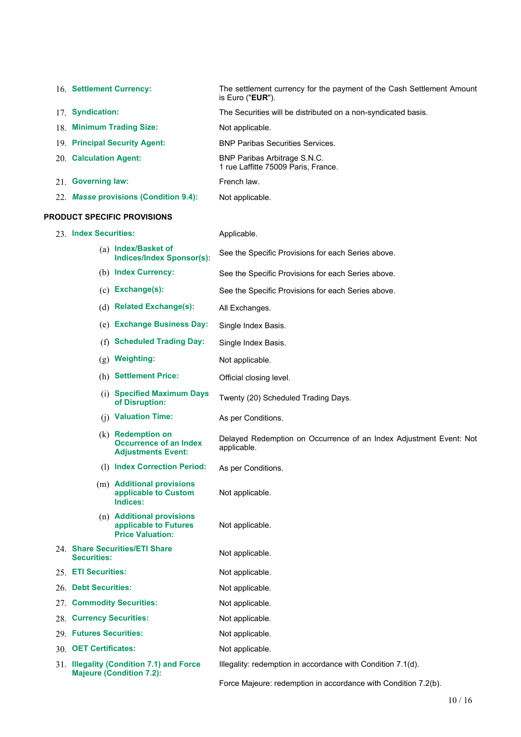| | |
|---|---|
| 16. **Settlement Currency:** | The settlement currency for the payment of the Cash Settlement Amount is Euro ("**EUR**"). |
| 17. **Syndication:** | The Securities will be distributed on a non-syndicated basis. |
| 18. **Minimum Trading Size:** | Not applicable. |
| 19. **Principal Security Agent:** | BNP Paribas Securities Services. |
| 20. **Calculation Agent:** | BNP Paribas Arbitrage S.N.C.<br>1 rue Laffitte 75009 Paris, France. |
| 21. **Governing law:** | French law. |
| 22. ***Masse* provisions (Condition 9.4):** | Not applicable. |

**PRODUCT SPECIFIC PROVISIONS**

| | |
|---|---|
| 23. **Index Securities:** | Applicable. |
| (a) **Index/Basket of Indices/Index Sponsor(s):** | See the Specific Provisions for each Series above. |
| (b) **Index Currency:** | See the Specific Provisions for each Series above. |
| (c) **Exchange(s):** | See the Specific Provisions for each Series above. |
| (d) **Related Exchange(s):** | All Exchanges. |
| (e) **Exchange Business Day:** | Single Index Basis. |
| (f) **Scheduled Trading Day:** | Single Index Basis. |
| (g) **Weighting:** | Not applicable. |
| (h) **Settlement Price:** | Official closing level. |
| (i) **Specified Maximum Days of Disruption:** | Twenty (20) Scheduled Trading Days. |
| (j) **Valuation Time:** | As per Conditions. |
| (k) **Redemption on Occurrence of an Index Adjustments Event:** | Delayed Redemption on Occurrence of an Index Adjustment Event: Not applicable. |
| (l) **Index Correction Period:** | As per Conditions. |
| (m) **Additional provisions applicable to Custom Indices:** | Not applicable. |
| (n) **Additional provisions applicable to Futures Price Valuation:** | Not applicable. |
| 24. **Share Securities/ETI Share Securities:** | Not applicable. |
| 25. **ETI Securities:** | Not applicable. |
| 26. **Debt Securities:** | Not applicable. |
| 27. **Commodity Securities:** | Not applicable. |
| 28. **Currency Securities:** | Not applicable. |
| 29. **Futures Securities:** | Not applicable. |
| 30. **OET Certificates:** | Not applicable. |
| 31. **Illegality (Condition 7.1) and Force Majeure (Condition 7.2):** | Illegality: redemption in accordance with Condition 7.1(d).<br><br>Force Majeure: redemption in accordance with Condition 7.2(b). |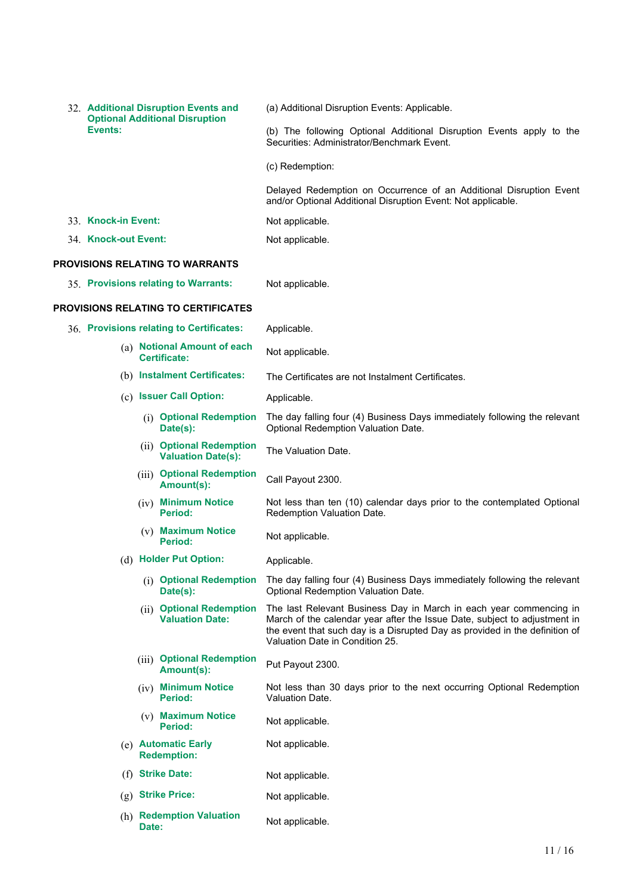| | |
|---|---|
| 32. **Additional Disruption Events and Optional Additional Disruption Events:** | (a) Additional Disruption Events: Applicable.<br><br>(b) The following Optional Additional Disruption Events apply to the Securities: Administrator/Benchmark Event.<br><br>(c) Redemption:<br><br>Delayed Redemption on Occurrence of an Additional Disruption Event and/or Optional Additional Disruption Event: Not applicable. |
| 33. **Knock-in Event:** | Not applicable. |
| 34. **Knock-out Event:** | Not applicable. |

**PROVISIONS RELATING TO WARRANTS**

| | |
|---|---|
| 35. **Provisions relating to Warrants:** | Not applicable. |

**PROVISIONS RELATING TO CERTIFICATES**

| | |
|---|---|
| 36. **Provisions relating to Certificates:** | Applicable. |
| (a) **Notional Amount of each Certificate:** | Not applicable. |
| (b) **Instalment Certificates:** | The Certificates are not Instalment Certificates. |
| (c) **Issuer Call Option:** | Applicable. |
| (i) **Optional Redemption Date(s):** | The day falling four (4) Business Days immediately following the relevant Optional Redemption Valuation Date. |
| (ii) **Optional Redemption Valuation Date(s):** | The Valuation Date. |
| (iii) **Optional Redemption Amount(s):** | Call Payout 2300. |
| (iv) **Minimum Notice Period:** | Not less than ten (10) calendar days prior to the contemplated Optional Redemption Valuation Date. |
| (v) **Maximum Notice Period:** | Not applicable. |
| (d) **Holder Put Option:** | Applicable. |
| (i) **Optional Redemption Date(s):** | The day falling four (4) Business Days immediately following the relevant Optional Redemption Valuation Date. |
| (ii) **Optional Redemption Valuation Date:** | The last Relevant Business Day in March in each year commencing in March of the calendar year after the Issue Date, subject to adjustment in the event that such day is a Disrupted Day as provided in the definition of Valuation Date in Condition 25. |
| (iii) **Optional Redemption Amount(s):** | Put Payout 2300. |
| (iv) **Minimum Notice Period:** | Not less than 30 days prior to the next occurring Optional Redemption Valuation Date. |
| (v) **Maximum Notice Period:** | Not applicable. |
| (e) **Automatic Early Redemption:** | Not applicable. |
| (f) **Strike Date:** | Not applicable. |
| (g) **Strike Price:** | Not applicable. |
| (h) **Redemption Valuation Date:** | Not applicable. |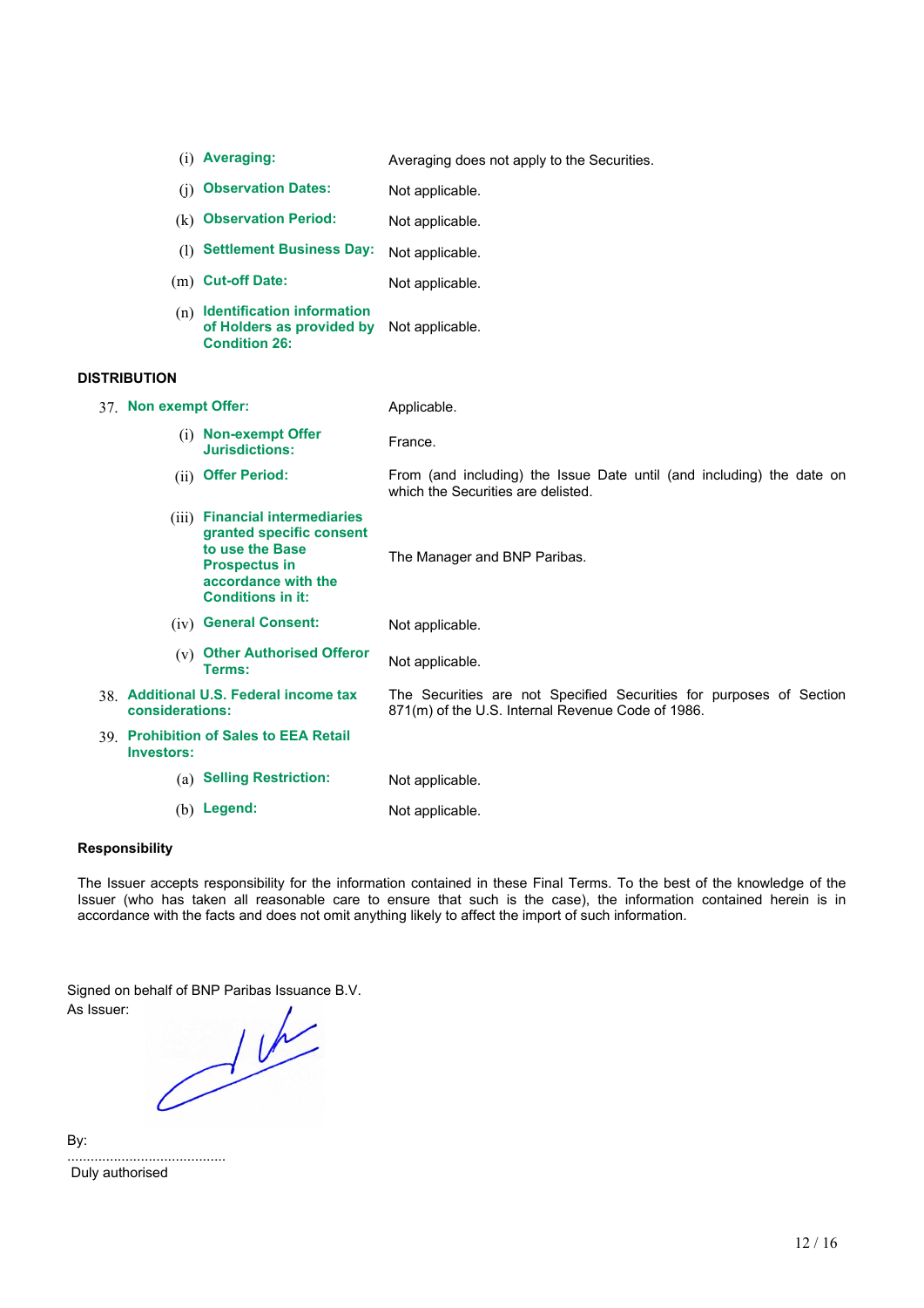| | |
|---|---|
| (i) **Averaging:** | Averaging does not apply to the Securities. |
| (j) **Observation Dates:** | Not applicable. |
| (k) **Observation Period:** | Not applicable. |
| (l) **Settlement Business Day:** | Not applicable. |
| (m) **Cut-off Date:** | Not applicable. |
| (n) **Identification information of Holders as provided by Condition 26:** | Not applicable. |

## DISTRIBUTION

| | |
|---|---|
| 37. **Non exempt Offer:** | Applicable. |
| (i) **Non-exempt Offer Jurisdictions:** | France. |
| (ii) **Offer Period:** | From (and including) the Issue Date until (and including) the date on which the Securities are delisted. |
| (iii) **Financial intermediaries granted specific consent to use the Base Prospectus in accordance with the Conditions in it:** | The Manager and BNP Paribas. |
| (iv) **General Consent:** | Not applicable. |
| (v) **Other Authorised Offeror Terms:** | Not applicable. |
| 38. **Additional U.S. Federal income tax considerations:** | The Securities are not Specified Securities for purposes of Section 871(m) of the U.S. Internal Revenue Code of 1986. |
| 39. **Prohibition of Sales to EEA Retail Investors:** | |
| (a) **Selling Restriction:** | Not applicable. |
| (b) **Legend:** | Not applicable. |

### Responsibility

The Issuer accepts responsibility for the information contained in these Final Terms. To the best of the knowledge of the Issuer (who has taken all reasonable care to ensure that such is the case), the information contained herein is in accordance with the facts and does not omit anything likely to affect the import of such information.

Signed on behalf of BNP Paribas Issuance B.V.

As Issuer:

By: .........................................

Duly authorised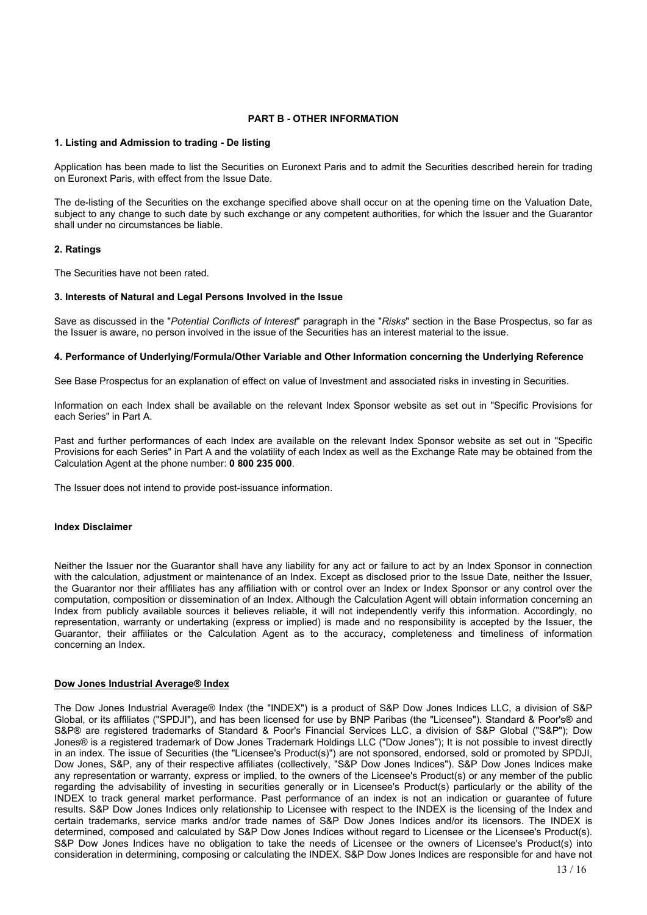## PART B - OTHER INFORMATION

### 1. Listing and Admission to trading - De listing

Application has been made to list the Securities on Euronext Paris and to admit the Securities described herein for trading on Euronext Paris, with effect from the Issue Date.

The de-listing of the Securities on the exchange specified above shall occur on at the opening time on the Valuation Date, subject to any change to such date by such exchange or any competent authorities, for which the Issuer and the Guarantor shall under no circumstances be liable.

### 2. Ratings

The Securities have not been rated.

### 3. Interests of Natural and Legal Persons Involved in the Issue

Save as discussed in the "*Potential Conflicts of Interest*" paragraph in the "*Risks*" section in the Base Prospectus, so far as the Issuer is aware, no person involved in the issue of the Securities has an interest material to the issue.

### 4. Performance of Underlying/Formula/Other Variable and Other Information concerning the Underlying Reference

See Base Prospectus for an explanation of effect on value of Investment and associated risks in investing in Securities.

Information on each Index shall be available on the relevant Index Sponsor website as set out in "Specific Provisions for each Series" in Part A.

Past and further performances of each Index are available on the relevant Index Sponsor website as set out in "Specific Provisions for each Series" in Part A and the volatility of each Index as well as the Exchange Rate may be obtained from the Calculation Agent at the phone number: **0 800 235 000**.

The Issuer does not intend to provide post-issuance information.

**Index Disclaimer**

Neither the Issuer nor the Guarantor shall have any liability for any act or failure to act by an Index Sponsor in connection with the calculation, adjustment or maintenance of an Index. Except as disclosed prior to the Issue Date, neither the Issuer, the Guarantor nor their affiliates has any affiliation with or control over an Index or Index Sponsor or any control over the computation, composition or dissemination of an Index. Although the Calculation Agent will obtain information concerning an Index from publicly available sources it believes reliable, it will not independently verify this information. Accordingly, no representation, warranty or undertaking (express or implied) is made and no responsibility is accepted by the Issuer, the Guarantor, their affiliates or the Calculation Agent as to the accuracy, completeness and timeliness of information concerning an Index.

**Dow Jones Industrial Average® Index**

The Dow Jones Industrial Average® Index (the "INDEX") is a product of S&P Dow Jones Indices LLC, a division of S&P Global, or its affiliates ("SPDJI"), and has been licensed for use by BNP Paribas (the "Licensee"). Standard & Poor's® and S&P® are registered trademarks of Standard & Poor's Financial Services LLC, a division of S&P Global ("S&P"); Dow Jones® is a registered trademark of Dow Jones Trademark Holdings LLC ("Dow Jones"); It is not possible to invest directly in an index. The issue of Securities (the "Licensee's Product(s)") are not sponsored, endorsed, sold or promoted by SPDJI, Dow Jones, S&P, any of their respective affiliates (collectively, "S&P Dow Jones Indices"). S&P Dow Jones Indices make any representation or warranty, express or implied, to the owners of the Licensee's Product(s) or any member of the public regarding the advisability of investing in securities generally or in Licensee's Product(s) particularly or the ability of the INDEX to track general market performance. Past performance of an index is not an indication or guarantee of future results. S&P Dow Jones Indices only relationship to Licensee with respect to the INDEX is the licensing of the Index and certain trademarks, service marks and/or trade names of S&P Dow Jones Indices and/or its licensors. The INDEX is determined, composed and calculated by S&P Dow Jones Indices without regard to Licensee or the Licensee's Product(s). S&P Dow Jones Indices have no obligation to take the needs of Licensee or the owners of Licensee's Product(s) into consideration in determining, composing or calculating the INDEX. S&P Dow Jones Indices are responsible for and have not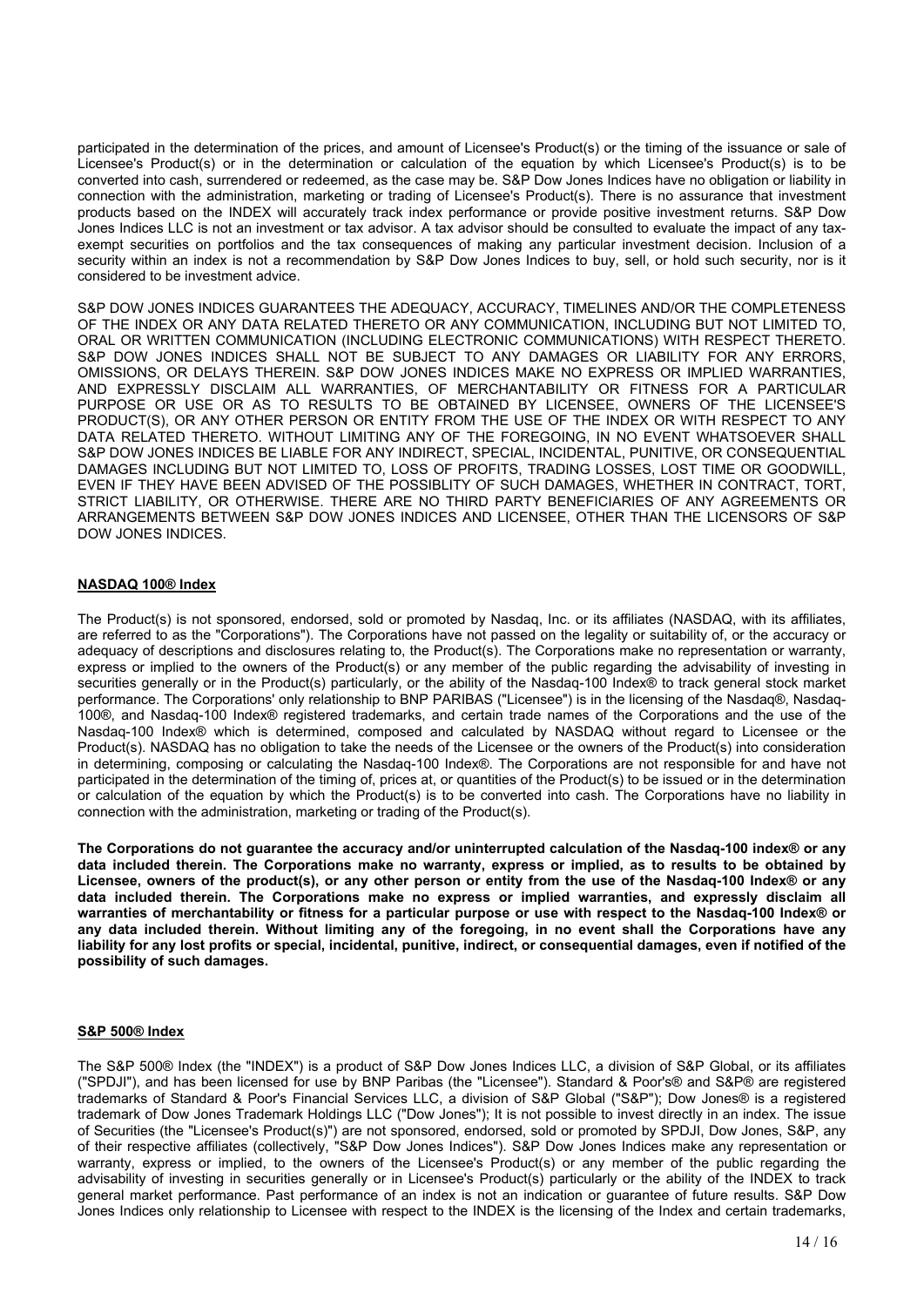participated in the determination of the prices, and amount of Licensee's Product(s) or the timing of the issuance or sale of Licensee's Product(s) or in the determination or calculation of the equation by which Licensee's Product(s) is to be converted into cash, surrendered or redeemed, as the case may be. S&P Dow Jones Indices have no obligation or liability in connection with the administration, marketing or trading of Licensee's Product(s). There is no assurance that investment products based on the INDEX will accurately track index performance or provide positive investment returns. S&P Dow Jones Indices LLC is not an investment or tax advisor. A tax advisor should be consulted to evaluate the impact of any tax-exempt securities on portfolios and the tax consequences of making any particular investment decision. Inclusion of a security within an index is not a recommendation by S&P Dow Jones Indices to buy, sell, or hold such security, nor is it considered to be investment advice.

S&P DOW JONES INDICES GUARANTEES THE ADEQUACY, ACCURACY, TIMELINES AND/OR THE COMPLETENESS OF THE INDEX OR ANY DATA RELATED THERETO OR ANY COMMUNICATION, INCLUDING BUT NOT LIMITED TO, ORAL OR WRITTEN COMMUNICATION (INCLUDING ELECTRONIC COMMUNICATIONS) WITH RESPECT THERETO. S&P DOW JONES INDICES SHALL NOT BE SUBJECT TO ANY DAMAGES OR LIABILITY FOR ANY ERRORS, OMISSIONS, OR DELAYS THEREIN. S&P DOW JONES INDICES MAKE NO EXPRESS OR IMPLIED WARRANTIES, AND EXPRESSLY DISCLAIM ALL WARRANTIES, OF MERCHANTABILITY OR FITNESS FOR A PARTICULAR PURPOSE OR USE OR AS TO RESULTS TO BE OBTAINED BY LICENSEE, OWNERS OF THE LICENSEE'S PRODUCT(S), OR ANY OTHER PERSON OR ENTITY FROM THE USE OF THE INDEX OR WITH RESPECT TO ANY DATA RELATED THERETO. WITHOUT LIMITING ANY OF THE FOREGOING, IN NO EVENT WHATSOEVER SHALL S&P DOW JONES INDICES BE LIABLE FOR ANY INDIRECT, SPECIAL, INCIDENTAL, PUNITIVE, OR CONSEQUENTIAL DAMAGES INCLUDING BUT NOT LIMITED TO, LOSS OF PROFITS, TRADING LOSSES, LOST TIME OR GOODWILL, EVEN IF THEY HAVE BEEN ADVISED OF THE POSSIBLITY OF SUCH DAMAGES, WHETHER IN CONTRACT, TORT, STRICT LIABILITY, OR OTHERWISE. THERE ARE NO THIRD PARTY BENEFICIARIES OF ANY AGREEMENTS OR ARRANGEMENTS BETWEEN S&P DOW JONES INDICES AND LICENSEE, OTHER THAN THE LICENSORS OF S&P DOW JONES INDICES.

## NASDAQ 100® Index

The Product(s) is not sponsored, endorsed, sold or promoted by Nasdaq, Inc. or its affiliates (NASDAQ, with its affiliates, are referred to as the "Corporations"). The Corporations have not passed on the legality or suitability of, or the accuracy or adequacy of descriptions and disclosures relating to, the Product(s). The Corporations make no representation or warranty, express or implied to the owners of the Product(s) or any member of the public regarding the advisability of investing in securities generally or in the Product(s) particularly, or the ability of the Nasdaq-100 Index® to track general stock market performance. The Corporations' only relationship to BNP PARIBAS ("Licensee") is in the licensing of the Nasdaq®, Nasdaq-100®, and Nasdaq-100 Index® registered trademarks, and certain trade names of the Corporations and the use of the Nasdaq-100 Index® which is determined, composed and calculated by NASDAQ without regard to Licensee or the Product(s). NASDAQ has no obligation to take the needs of the Licensee or the owners of the Product(s) into consideration in determining, composing or calculating the Nasdaq-100 Index®. The Corporations are not responsible for and have not participated in the determination of the timing of, prices at, or quantities of the Product(s) to be issued or in the determination or calculation of the equation by which the Product(s) is to be converted into cash. The Corporations have no liability in connection with the administration, marketing or trading of the Product(s).

**The Corporations do not guarantee the accuracy and/or uninterrupted calculation of the Nasdaq-100 index® or any data included therein. The Corporations make no warranty, express or implied, as to results to be obtained by Licensee, owners of the product(s), or any other person or entity from the use of the Nasdaq-100 Index® or any data included therein. The Corporations make no express or implied warranties, and expressly disclaim all warranties of merchantability or fitness for a particular purpose or use with respect to the Nasdaq-100 Index® or any data included therein. Without limiting any of the foregoing, in no event shall the Corporations have any liability for any lost profits or special, incidental, punitive, indirect, or consequential damages, even if notified of the possibility of such damages.**

## S&P 500® Index

The S&P 500® Index (the "INDEX") is a product of S&P Dow Jones Indices LLC, a division of S&P Global, or its affiliates ("SPDJI"), and has been licensed for use by BNP Paribas (the "Licensee"). Standard & Poor's® and S&P® are registered trademarks of Standard & Poor's Financial Services LLC, a division of S&P Global ("S&P"); Dow Jones® is a registered trademark of Dow Jones Trademark Holdings LLC ("Dow Jones"); It is not possible to invest directly in an index. The issue of Securities (the "Licensee's Product(s)") are not sponsored, endorsed, sold or promoted by SPDJI, Dow Jones, S&P, any of their respective affiliates (collectively, "S&P Dow Jones Indices"). S&P Dow Jones Indices make any representation or warranty, express or implied, to the owners of the Licensee's Product(s) or any member of the public regarding the advisability of investing in securities generally or in Licensee's Product(s) particularly or the ability of the INDEX to track general market performance. Past performance of an index is not an indication or guarantee of future results. S&P Dow Jones Indices only relationship to Licensee with respect to the INDEX is the licensing of the Index and certain trademarks,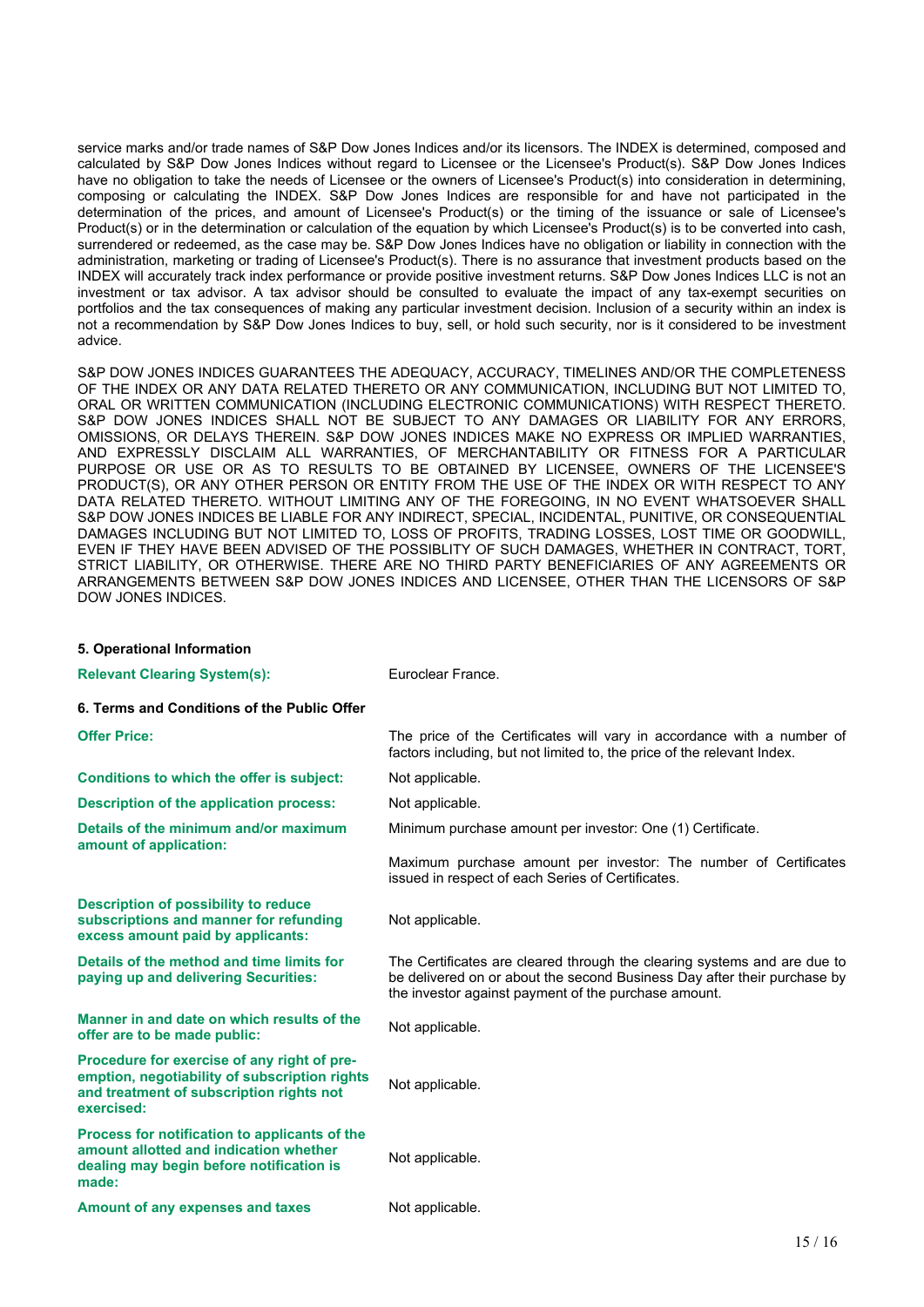service marks and/or trade names of S&P Dow Jones Indices and/or its licensors. The INDEX is determined, composed and calculated by S&P Dow Jones Indices without regard to Licensee or the Licensee's Product(s). S&P Dow Jones Indices have no obligation to take the needs of Licensee or the owners of Licensee's Product(s) into consideration in determining, composing or calculating the INDEX. S&P Dow Jones Indices are responsible for and have not participated in the determination of the prices, and amount of Licensee's Product(s) or the timing of the issuance or sale of Licensee's Product(s) or in the determination or calculation of the equation by which Licensee's Product(s) is to be converted into cash, surrendered or redeemed, as the case may be. S&P Dow Jones Indices have no obligation or liability in connection with the administration, marketing or trading of Licensee's Product(s). There is no assurance that investment products based on the INDEX will accurately track index performance or provide positive investment returns. S&P Dow Jones Indices LLC is not an investment or tax advisor. A tax advisor should be consulted to evaluate the impact of any tax-exempt securities on portfolios and the tax consequences of making any particular investment decision. Inclusion of a security within an index is not a recommendation by S&P Dow Jones Indices to buy, sell, or hold such security, nor is it considered to be investment advice.

S&P DOW JONES INDICES GUARANTEES THE ADEQUACY, ACCURACY, TIMELINES AND/OR THE COMPLETENESS OF THE INDEX OR ANY DATA RELATED THERETO OR ANY COMMUNICATION, INCLUDING BUT NOT LIMITED TO, ORAL OR WRITTEN COMMUNICATION (INCLUDING ELECTRONIC COMMUNICATIONS) WITH RESPECT THERETO. S&P DOW JONES INDICES SHALL NOT BE SUBJECT TO ANY DAMAGES OR LIABILITY FOR ANY ERRORS, OMISSIONS, OR DELAYS THEREIN. S&P DOW JONES INDICES MAKE NO EXPRESS OR IMPLIED WARRANTIES, AND EXPRESSLY DISCLAIM ALL WARRANTIES, OF MERCHANTABILITY OR FITNESS FOR A PARTICULAR PURPOSE OR USE OR AS TO RESULTS TO BE OBTAINED BY LICENSEE, OWNERS OF THE LICENSEE'S PRODUCT(S), OR ANY OTHER PERSON OR ENTITY FROM THE USE OF THE INDEX OR WITH RESPECT TO ANY DATA RELATED THERETO. WITHOUT LIMITING ANY OF THE FOREGOING, IN NO EVENT WHATSOEVER SHALL S&P DOW JONES INDICES BE LIABLE FOR ANY INDIRECT, SPECIAL, INCIDENTAL, PUNITIVE, OR CONSEQUENTIAL DAMAGES INCLUDING BUT NOT LIMITED TO, LOSS OF PROFITS, TRADING LOSSES, LOST TIME OR GOODWILL, EVEN IF THEY HAVE BEEN ADVISED OF THE POSSIBLITY OF SUCH DAMAGES, WHETHER IN CONTRACT, TORT, STRICT LIABILITY, OR OTHERWISE. THERE ARE NO THIRD PARTY BENEFICIARIES OF ANY AGREEMENTS OR ARRANGEMENTS BETWEEN S&P DOW JONES INDICES AND LICENSEE, OTHER THAN THE LICENSORS OF S&P DOW JONES INDICES.

**5. Operational Information**

| | |
|---|---|
| **Relevant Clearing System(s):** | Euroclear France. |

**6. Terms and Conditions of the Public Offer**

| | |
|---|---|
| **Offer Price:** | The price of the Certificates will vary in accordance with a number of factors including, but not limited to, the price of the relevant Index. |
| **Conditions to which the offer is subject:** | Not applicable. |
| **Description of the application process:** | Not applicable. |
| **Details of the minimum and/or maximum amount of application:** | Minimum purchase amount per investor: One (1) Certificate.<br><br>Maximum purchase amount per investor: The number of Certificates issued in respect of each Series of Certificates. |
| **Description of possibility to reduce subscriptions and manner for refunding excess amount paid by applicants:** | Not applicable. |
| **Details of the method and time limits for paying up and delivering Securities:** | The Certificates are cleared through the clearing systems and are due to be delivered on or about the second Business Day after their purchase by the investor against payment of the purchase amount. |
| **Manner in and date on which results of the offer are to be made public:** | Not applicable. |
| **Procedure for exercise of any right of pre-emption, negotiability of subscription rights and treatment of subscription rights not exercised:** | Not applicable. |
| **Process for notification to applicants of the amount allotted and indication whether dealing may begin before notification is made:** | Not applicable. |
| **Amount of any expenses and taxes** | Not applicable. |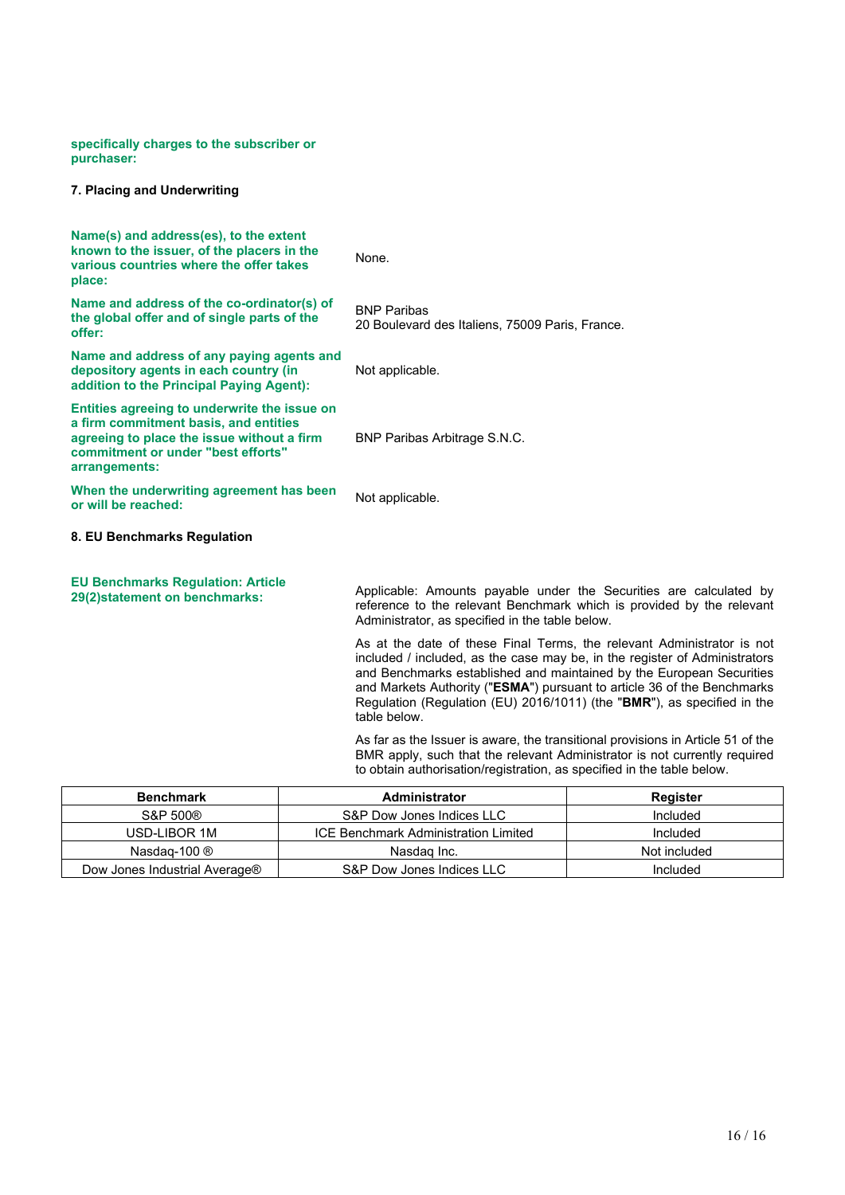**specifically charges to the subscriber or purchaser:**

**7. Placing and Underwriting**

| | |
|---|---|
| **Name(s) and address(es), to the extent known to the issuer, of the placers in the various countries where the offer takes place:** | None. |
| **Name and address of the co-ordinator(s) of the global offer and of single parts of the offer:** | BNP Paribas<br>20 Boulevard des Italiens, 75009 Paris, France. |
| **Name and address of any paying agents and depository agents in each country (in addition to the Principal Paying Agent):** | Not applicable. |
| **Entities agreeing to underwrite the issue on a firm commitment basis, and entities agreeing to place the issue without a firm commitment or under "best efforts" arrangements:** | BNP Paribas Arbitrage S.N.C. |
| **When the underwriting agreement has been or will be reached:** | Not applicable. |

**8. EU Benchmarks Regulation**

**EU Benchmarks Regulation: Article 29(2)statement on benchmarks:**

Applicable: Amounts payable under the Securities are calculated by reference to the relevant Benchmark which is provided by the relevant Administrator, as specified in the table below.

As at the date of these Final Terms, the relevant Administrator is not included / included, as the case may be, in the register of Administrators and Benchmarks established and maintained by the European Securities and Markets Authority ("**ESMA**") pursuant to article 36 of the Benchmarks Regulation (Regulation (EU) 2016/1011) (the "**BMR**"), as specified in the table below.

As far as the Issuer is aware, the transitional provisions in Article 51 of the BMR apply, such that the relevant Administrator is not currently required to obtain authorisation/registration, as specified in the table below.

| Benchmark | Administrator | Register |
|---|---|---|
| S&P 500® | S&P Dow Jones Indices LLC | Included |
| USD-LIBOR 1M | ICE Benchmark Administration Limited | Included |
| Nasdaq-100 ® | Nasdaq Inc. | Not included |
| Dow Jones Industrial Average® | S&P Dow Jones Indices LLC | Included |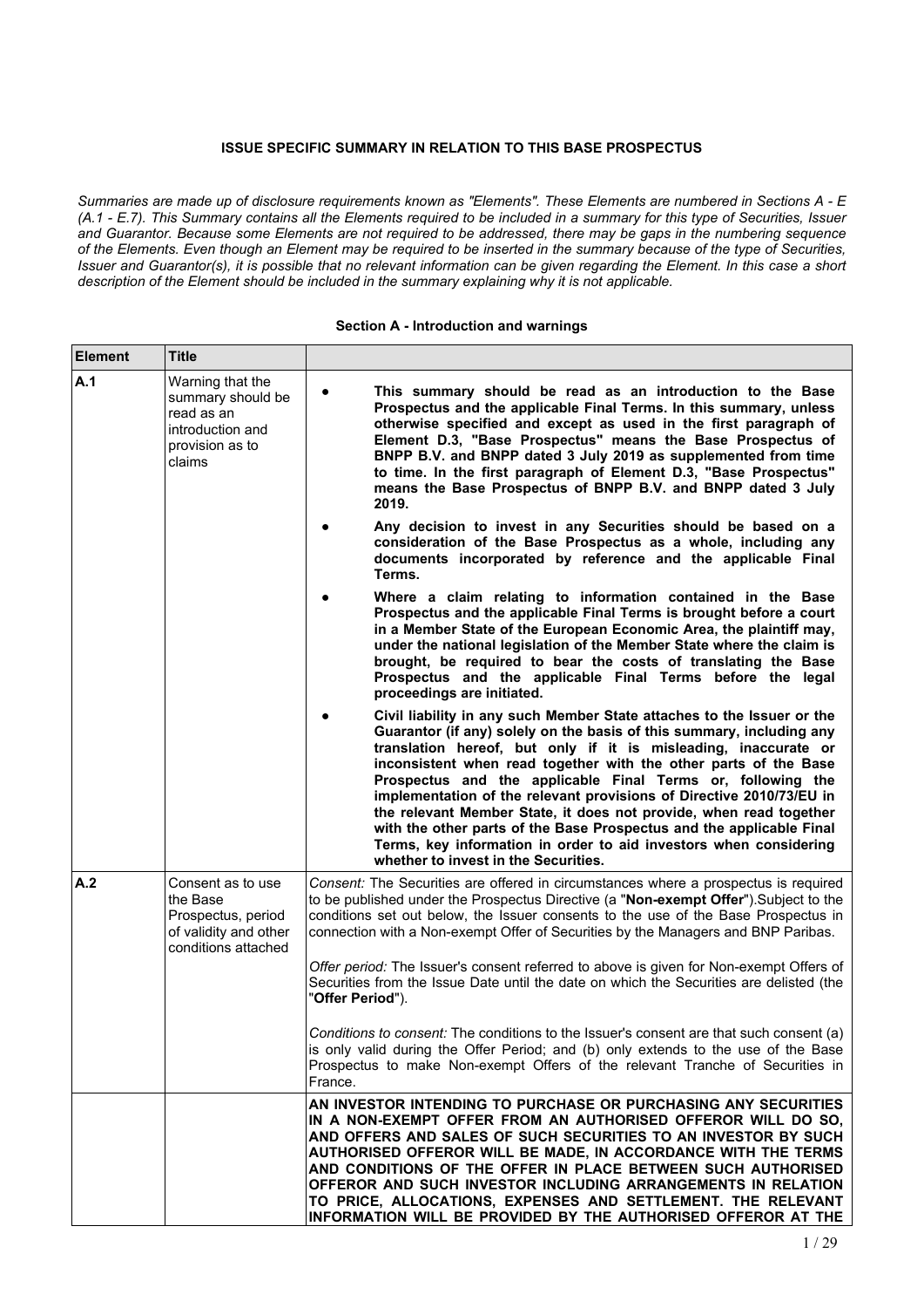**ISSUE SPECIFIC SUMMARY IN RELATION TO THIS BASE PROSPECTUS**

*Summaries are made up of disclosure requirements known as "Elements". These Elements are numbered in Sections A - E (A.1 - E.7). This Summary contains all the Elements required to be included in a summary for this type of Securities, Issuer and Guarantor. Because some Elements are not required to be addressed, there may be gaps in the numbering sequence of the Elements. Even though an Element may be required to be inserted in the summary because of the type of Securities, Issuer and Guarantor(s), it is possible that no relevant information can be given regarding the Element. In this case a short description of the Element should be included in the summary explaining why it is not applicable.*

**Section A - Introduction and warnings**

| Element | Title | |
|---|---|---|
| **A.1** | Warning that the summary should be read as an introduction and provision as to claims | ● **This summary should be read as an introduction to the Base Prospectus and the applicable Final Terms. In this summary, unless otherwise specified and except as used in the first paragraph of Element D.3, "Base Prospectus" means the Base Prospectus of BNPP B.V. and BNPP dated 3 July 2019 as supplemented from time to time. In the first paragraph of Element D.3, "Base Prospectus" means the Base Prospectus of BNPP B.V. and BNPP dated 3 July 2019.**<br><br>● **Any decision to invest in any Securities should be based on a consideration of the Base Prospectus as a whole, including any documents incorporated by reference and the applicable Final Terms.**<br><br>● **Where a claim relating to information contained in the Base Prospectus and the applicable Final Terms is brought before a court in a Member State of the European Economic Area, the plaintiff may, under the national legislation of the Member State where the claim is brought, be required to bear the costs of translating the Base Prospectus and the applicable Final Terms before the legal proceedings are initiated.**<br><br>● **Civil liability in any such Member State attaches to the Issuer or the Guarantor (if any) solely on the basis of this summary, including any translation hereof, but only if it is misleading, inaccurate or inconsistent when read together with the other parts of the Base Prospectus and the applicable Final Terms or, following the implementation of the relevant provisions of Directive 2010/73/EU in the relevant Member State, it does not provide, when read together with the other parts of the Base Prospectus and the applicable Final Terms, key information in order to aid investors when considering whether to invest in the Securities.** |
| **A.2** | Consent as to use the Base Prospectus, period of validity and other conditions attached | *Consent:* The Securities are offered in circumstances where a prospectus is required to be published under the Prospectus Directive (a "**Non-exempt Offer**").Subject to the conditions set out below, the Issuer consents to the use of the Base Prospectus in connection with a Non-exempt Offer of Securities by the Managers and BNP Paribas.<br><br>*Offer period:* The Issuer's consent referred to above is given for Non-exempt Offers of Securities from the Issue Date until the date on which the Securities are delisted (the "**Offer Period**").<br><br>*Conditions to consent:* The conditions to the Issuer's consent are that such consent (a) is only valid during the Offer Period; and (b) only extends to the use of the Base Prospectus to make Non-exempt Offers of the relevant Tranche of Securities in France. |
| | | **AN INVESTOR INTENDING TO PURCHASE OR PURCHASING ANY SECURITIES IN A NON-EXEMPT OFFER FROM AN AUTHORISED OFFEROR WILL DO SO, AND OFFERS AND SALES OF SUCH SECURITIES TO AN INVESTOR BY SUCH AUTHORISED OFFEROR WILL BE MADE, IN ACCORDANCE WITH THE TERMS AND CONDITIONS OF THE OFFER IN PLACE BETWEEN SUCH AUTHORISED OFFEROR AND SUCH INVESTOR INCLUDING ARRANGEMENTS IN RELATION TO PRICE, ALLOCATIONS, EXPENSES AND SETTLEMENT. THE RELEVANT INFORMATION WILL BE PROVIDED BY THE AUTHORISED OFFEROR AT THE** |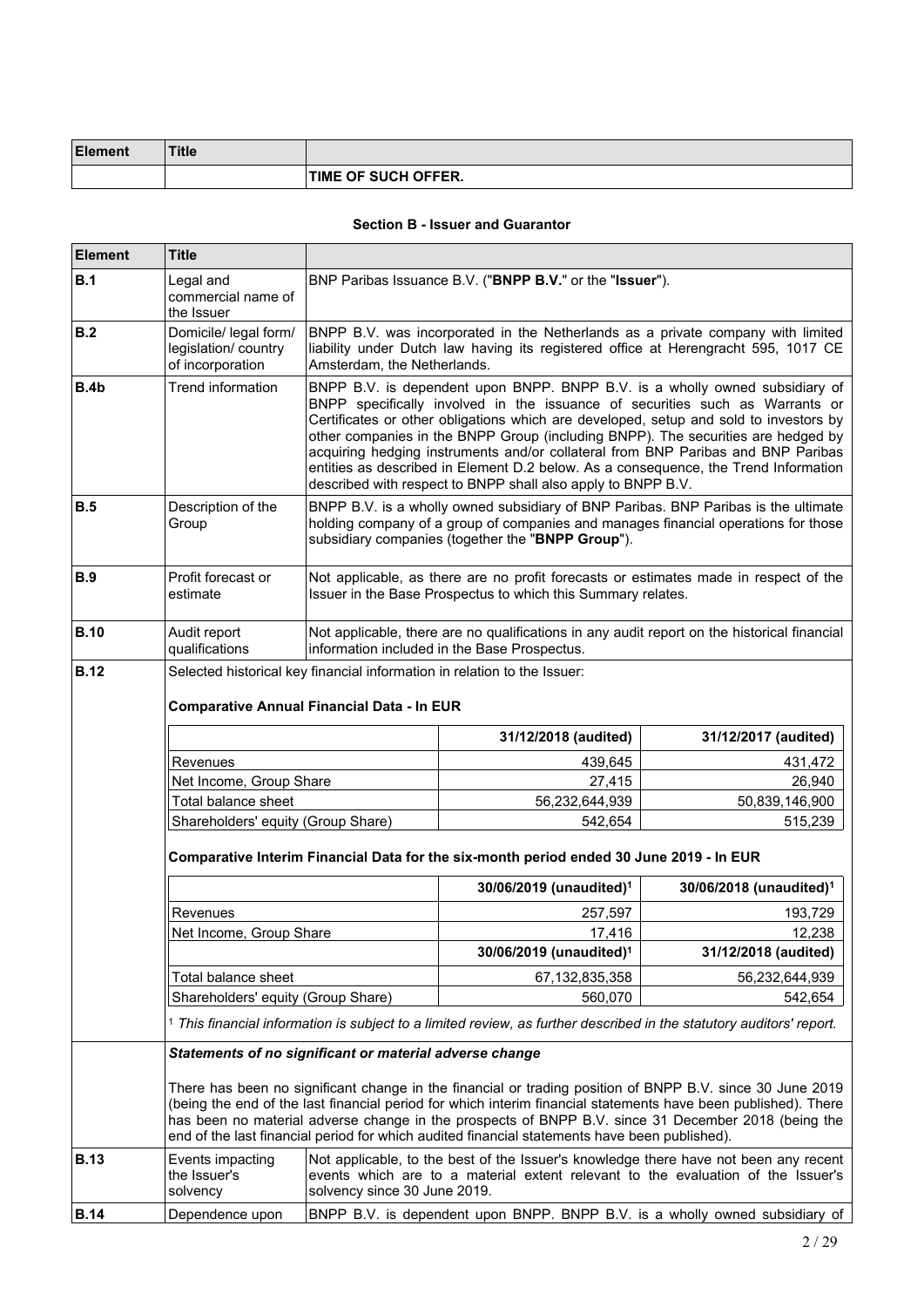| Element | Title | |
|---|---|---|
| | | TIME OF SUCH OFFER. |

**Section B - Issuer and Guarantor**

| Element | Title | |
|---|---|---|
| **B.1** | Legal and commercial name of the Issuer | BNP Paribas Issuance B.V. ("**BNPP B.V.**" or the "**Issuer**"). |
| **B.2** | Domicile/ legal form/ legislation/ country of incorporation | BNPP B.V. was incorporated in the Netherlands as a private company with limited liability under Dutch law having its registered office at Herengracht 595, 1017 CE Amsterdam, the Netherlands. |
| **B.4b** | Trend information | BNPP B.V. is dependent upon BNPP. BNPP B.V. is a wholly owned subsidiary of BNPP specifically involved in the issuance of securities such as Warrants or Certificates or other obligations which are developed, setup and sold to investors by other companies in the BNPP Group (including BNPP). The securities are hedged by acquiring hedging instruments and/or collateral from BNP Paribas and BNP Paribas entities as described in Element D.2 below. As a consequence, the Trend Information described with respect to BNPP shall also apply to BNPP B.V. |
| **B.5** | Description of the Group | BNPP B.V. is a wholly owned subsidiary of BNP Paribas. BNP Paribas is the ultimate holding company of a group of companies and manages financial operations for those subsidiary companies (together the "**BNPP Group**"). |
| **B.9** | Profit forecast or estimate | Not applicable, as there are no profit forecasts or estimates made in respect of the Issuer in the Base Prospectus to which this Summary relates. |
| **B.10** | Audit report qualifications | Not applicable, there are no qualifications in any audit report on the historical financial information included in the Base Prospectus. |
| **B.12** | Selected historical key financial information in relation to the Issuer: | |

**Comparative Annual Financial Data - In EUR**

| | 31/12/2018 (audited) | 31/12/2017 (audited) |
|---|---|---|
| Revenues | 439,645 | 431,472 |
| Net Income, Group Share | 27,415 | 26,940 |
| Total balance sheet | 56,232,644,939 | 50,839,146,900 |
| Shareholders' equity (Group Share) | 542,654 | 515,239 |

**Comparative Interim Financial Data for the six-month period ended 30 June 2019 - In EUR**

| | 30/06/2019 (unaudited)[1] | 30/06/2018 (unaudited)[1] |
|---|---|---|
| Revenues | 257,597 | 193,729 |
| Net Income, Group Share | 17,416 | 12,238 |
| | **30/06/2019 (unaudited)[1]** | **31/12/2018 (audited)** |
| Total balance sheet | 67,132,835,358 | 56,232,644,939 |
| Shareholders' equity (Group Share) | 560,070 | 542,654 |

[1] *This financial information is subject to a limited review, as further described in the statutory auditors' report.*

***Statements of no significant or material adverse change***

There has been no significant change in the financial or trading position of BNPP B.V. since 30 June 2019 (being the end of the last financial period for which interim financial statements have been published). There has been no material adverse change in the prospects of BNPP B.V. since 31 December 2018 (being the end of the last financial period for which audited financial statements have been published).

| Element | Title | |
|---|---|---|
| **B.13** | Events impacting the Issuer's solvency | Not applicable, to the best of the Issuer's knowledge there have not been any recent events which are to a material extent relevant to the evaluation of the Issuer's solvency since 30 June 2019. |
| **B.14** | Dependence upon | BNPP B.V. is dependent upon BNPP. BNPP B.V. is a wholly owned subsidiary of |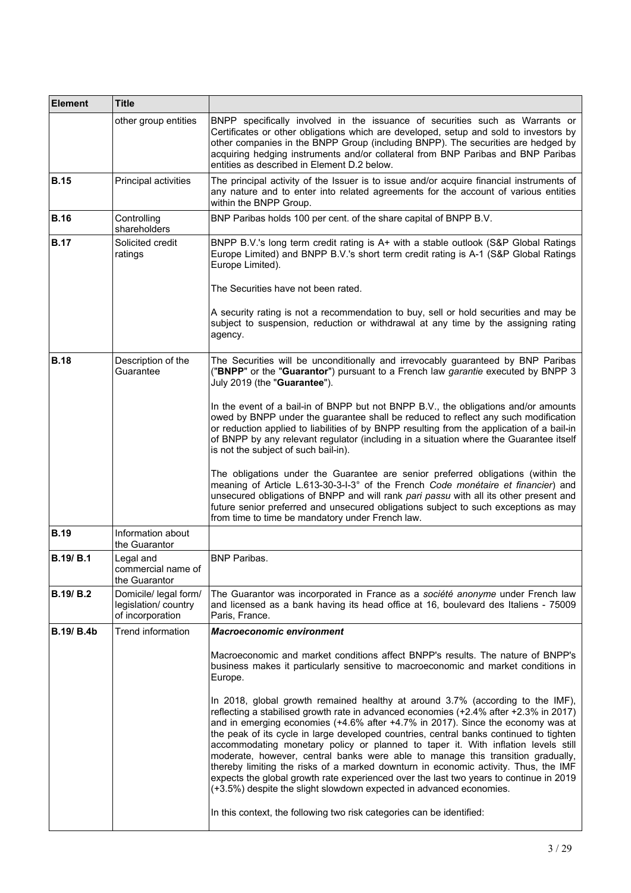| Element | Title | |
|---|---|---|
| | other group entities | BNPP specifically involved in the issuance of securities such as Warrants or Certificates or other obligations which are developed, setup and sold to investors by other companies in the BNPP Group (including BNPP). The securities are hedged by acquiring hedging instruments and/or collateral from BNP Paribas and BNP Paribas entities as described in Element D.2 below. |
| **B.15** | Principal activities | The principal activity of the Issuer is to issue and/or acquire financial instruments of any nature and to enter into related agreements for the account of various entities within the BNPP Group. |
| **B.16** | Controlling shareholders | BNP Paribas holds 100 per cent. of the share capital of BNPP B.V. |
| **B.17** | Solicited credit ratings | BNPP B.V.'s long term credit rating is A+ with a stable outlook (S&P Global Ratings Europe Limited) and BNPP B.V.'s short term credit rating is A-1 (S&P Global Ratings Europe Limited).<br><br>The Securities have not been rated.<br><br>A security rating is not a recommendation to buy, sell or hold securities and may be subject to suspension, reduction or withdrawal at any time by the assigning rating agency. |
| **B.18** | Description of the Guarantee | The Securities will be unconditionally and irrevocably guaranteed by BNP Paribas ("**BNPP**" or the "**Guarantor**") pursuant to a French law *garantie* executed by BNPP 3 July 2019 (the "**Guarantee**").<br><br>In the event of a bail-in of BNPP but not BNPP B.V., the obligations and/or amounts owed by BNPP under the guarantee shall be reduced to reflect any such modification or reduction applied to liabilities of by BNPP resulting from the application of a bail-in of BNPP by any relevant regulator (including in a situation where the Guarantee itself is not the subject of such bail-in).<br><br>The obligations under the Guarantee are senior preferred obligations (within the meaning of Article L.613-30-3-I-3° of the French *Code monétaire et financier*) and unsecured obligations of BNPP and will rank *pari passu* with all its other present and future senior preferred and unsecured obligations subject to such exceptions as may from time to time be mandatory under French law. |
| **B.19** | Information about the Guarantor | |
| **B.19/ B.1** | Legal and commercial name of the Guarantor | BNP Paribas. |
| **B.19/ B.2** | Domicile/ legal form/ legislation/ country of incorporation | The Guarantor was incorporated in France as a *société anonyme* under French law and licensed as a bank having its head office at 16, boulevard des Italiens - 75009 Paris, France. |
| **B.19/ B.4b** | Trend information | ***Macroeconomic environment***<br><br>Macroeconomic and market conditions affect BNPP's results. The nature of BNPP's business makes it particularly sensitive to macroeconomic and market conditions in Europe.<br><br>In 2018, global growth remained healthy at around 3.7% (according to the IMF), reflecting a stabilised growth rate in advanced economies (+2.4% after +2.3% in 2017) and in emerging economies (+4.6% after +4.7% in 2017). Since the economy was at the peak of its cycle in large developed countries, central banks continued to tighten accommodating monetary policy or planned to taper it. With inflation levels still moderate, however, central banks were able to manage this transition gradually, thereby limiting the risks of a marked downturn in economic activity. Thus, the IMF expects the global growth rate experienced over the last two years to continue in 2019 (+3.5%) despite the slight slowdown expected in advanced economies.<br><br>In this context, the following two risk categories can be identified: |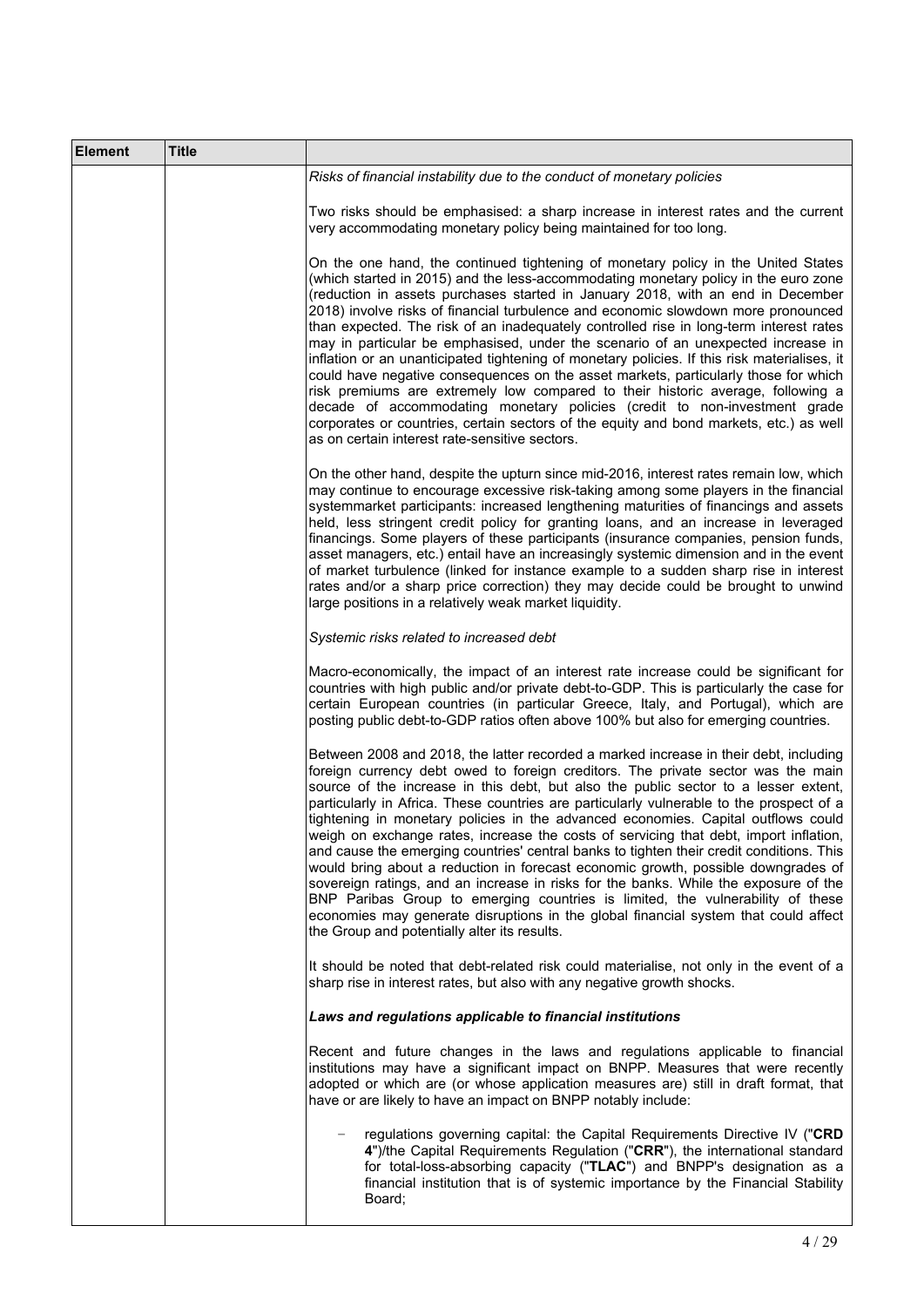| Element | Title | |
|---|---|---|
| | | *Risks of financial instability due to the conduct of monetary policies*<br><br>Two risks should be emphasised: a sharp increase in interest rates and the current very accommodating monetary policy being maintained for too long.<br><br>On the one hand, the continued tightening of monetary policy in the United States (which started in 2015) and the less-accommodating monetary policy in the euro zone (reduction in assets purchases started in January 2018, with an end in December 2018) involve risks of financial turbulence and economic slowdown more pronounced than expected. The risk of an inadequately controlled rise in long-term interest rates may in particular be emphasised, under the scenario of an unexpected increase in inflation or an unanticipated tightening of monetary policies. If this risk materialises, it could have negative consequences on the asset markets, particularly those for which risk premiums are extremely low compared to their historic average, following a decade of accommodating monetary policies (credit to non-investment grade corporates or countries, certain sectors of the equity and bond markets, etc.) as well as on certain interest rate-sensitive sectors.<br><br>On the other hand, despite the upturn since mid-2016, interest rates remain low, which may continue to encourage excessive risk-taking among some players in the financial systemmarket participants: increased lengthening maturities of financings and assets held, less stringent credit policy for granting loans, and an increase in leveraged financings. Some players of these participants (insurance companies, pension funds, asset managers, etc.) entail have an increasingly systemic dimension and in the event of market turbulence (linked for instance example to a sudden sharp rise in interest rates and/or a sharp price correction) they may decide could be brought to unwind large positions in a relatively weak market liquidity.<br><br>*Systemic risks related to increased debt*<br><br>Macro-economically, the impact of an interest rate increase could be significant for countries with high public and/or private debt-to-GDP. This is particularly the case for certain European countries (in particular Greece, Italy, and Portugal), which are posting public debt-to-GDP ratios often above 100% but also for emerging countries.<br><br>Between 2008 and 2018, the latter recorded a marked increase in their debt, including foreign currency debt owed to foreign creditors. The private sector was the main source of the increase in this debt, but also the public sector to a lesser extent, particularly in Africa. These countries are particularly vulnerable to the prospect of a tightening in monetary policies in the advanced economies. Capital outflows could weigh on exchange rates, increase the costs of servicing that debt, import inflation, and cause the emerging countries' central banks to tighten their credit conditions. This would bring about a reduction in forecast economic growth, possible downgrades of sovereign ratings, and an increase in risks for the banks. While the exposure of the BNP Paribas Group to emerging countries is limited, the vulnerability of these economies may generate disruptions in the global financial system that could affect the Group and potentially alter its results.<br><br>It should be noted that debt-related risk could materialise, not only in the event of a sharp rise in interest rates, but also with any negative growth shocks.<br><br>***Laws and regulations applicable to financial institutions***<br><br>Recent and future changes in the laws and regulations applicable to financial institutions may have a significant impact on BNPP. Measures that were recently adopted or which are (or whose application measures are) still in draft format, that have or are likely to have an impact on BNPP notably include:<br><br>– regulations governing capital: the Capital Requirements Directive IV ("**CRD 4**")/the Capital Requirements Regulation ("**CRR**"), the international standard for total-loss-absorbing capacity ("**TLAC**") and BNPP's designation as a financial institution that is of systemic importance by the Financial Stability Board; |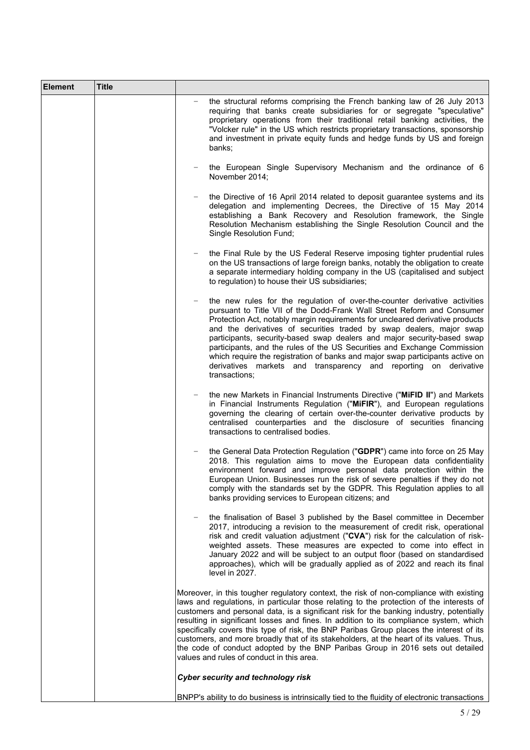| Element | Title | |
|---|---|---|
| | | – the structural reforms comprising the French banking law of 26 July 2013 requiring that banks create subsidiaries for or segregate "speculative" proprietary operations from their traditional retail banking activities, the "Volcker rule" in the US which restricts proprietary transactions, sponsorship and investment in private equity funds and hedge funds by US and foreign banks;<br><br>– the European Single Supervisory Mechanism and the ordinance of 6 November 2014;<br><br>– the Directive of 16 April 2014 related to deposit guarantee systems and its delegation and implementing Decrees, the Directive of 15 May 2014 establishing a Bank Recovery and Resolution framework, the Single Resolution Mechanism establishing the Single Resolution Council and the Single Resolution Fund;<br><br>– the Final Rule by the US Federal Reserve imposing tighter prudential rules on the US transactions of large foreign banks, notably the obligation to create a separate intermediary holding company in the US (capitalised and subject to regulation) to house their US subsidiaries;<br><br>– the new rules for the regulation of over-the-counter derivative activities pursuant to Title VII of the Dodd-Frank Wall Street Reform and Consumer Protection Act, notably margin requirements for uncleared derivative products and the derivatives of securities traded by swap dealers, major swap participants, security-based swap dealers and major security-based swap participants, and the rules of the US Securities and Exchange Commission which require the registration of banks and major swap participants active on derivatives markets and transparency and reporting on derivative transactions;<br><br>– the new Markets in Financial Instruments Directive ("**MiFID II**") and Markets in Financial Instruments Regulation ("**MiFIR**"), and European regulations governing the clearing of certain over-the-counter derivative products by centralised counterparties and the disclosure of securities financing transactions to centralised bodies.<br><br>– the General Data Protection Regulation ("**GDPR**") came into force on 25 May 2018. This regulation aims to move the European data confidentiality environment forward and improve personal data protection within the European Union. Businesses run the risk of severe penalties if they do not comply with the standards set by the GDPR. This Regulation applies to all banks providing services to European citizens; and<br><br>– the finalisation of Basel 3 published by the Basel committee in December 2017, introducing a revision to the measurement of credit risk, operational risk and credit valuation adjustment ("**CVA**") risk for the calculation of risk-weighted assets. These measures are expected to come into effect in January 2022 and will be subject to an output floor (based on standardised approaches), which will be gradually applied as of 2022 and reach its final level in 2027.<br><br>Moreover, in this tougher regulatory context, the risk of non-compliance with existing laws and regulations, in particular those relating to the protection of the interests of customers and personal data, is a significant risk for the banking industry, potentially resulting in significant losses and fines. In addition to its compliance system, which specifically covers this type of risk, the BNP Paribas Group places the interest of its customers, and more broadly that of its stakeholders, at the heart of its values. Thus, the code of conduct adopted by the BNP Paribas Group in 2016 sets out detailed values and rules of conduct in this area.<br><br>***Cyber security and technology risk***<br><br>BNPP's ability to do business is intrinsically tied to the fluidity of electronic transactions |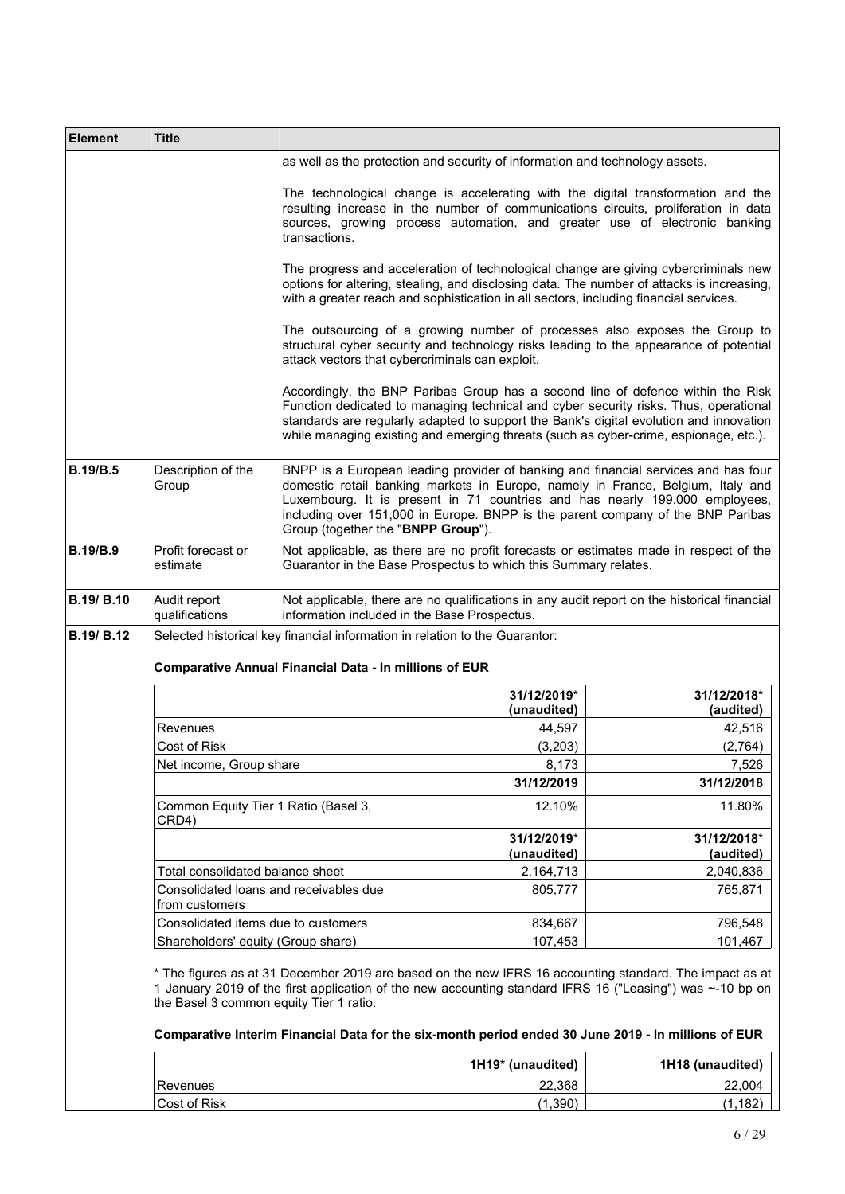| Element | Title | |
|---|---|---|
| | | as well as the protection and security of information and technology assets.<br><br>The technological change is accelerating with the digital transformation and the resulting increase in the number of communications circuits, proliferation in data sources, growing process automation, and greater use of electronic banking transactions.<br><br>The progress and acceleration of technological change are giving cybercriminals new options for altering, stealing, and disclosing data. The number of attacks is increasing, with a greater reach and sophistication in all sectors, including financial services.<br><br>The outsourcing of a growing number of processes also exposes the Group to structural cyber security and technology risks leading to the appearance of potential attack vectors that cybercriminals can exploit.<br><br>Accordingly, the BNP Paribas Group has a second line of defence within the Risk Function dedicated to managing technical and cyber security risks. Thus, operational standards are regularly adapted to support the Bank's digital evolution and innovation while managing existing and emerging threats (such as cyber-crime, espionage, etc.). |
| **B.19/B.5** | Description of the Group | BNPP is a European leading provider of banking and financial services and has four domestic retail banking markets in Europe, namely in France, Belgium, Italy and Luxembourg. It is present in 71 countries and has nearly 199,000 employees, including over 151,000 in Europe. BNPP is the parent company of the BNP Paribas Group (together the "**BNPP Group**"). |
| **B.19/B.9** | Profit forecast or estimate | Not applicable, as there are no profit forecasts or estimates made in respect of the Guarantor in the Base Prospectus to which this Summary relates. |
| **B.19/ B.10** | Audit report qualifications | Not applicable, there are no qualifications in any audit report on the historical financial information included in the Base Prospectus. |
| **B.19/ B.12** | Selected historical key financial information in relation to the Guarantor: | |

**Comparative Annual Financial Data - In millions of EUR**

| | 31/12/2019* (unaudited) | 31/12/2018* (audited) |
|---|---|---|
| Revenues | 44,597 | 42,516 |
| Cost of Risk | (3,203) | (2,764) |
| Net income, Group share | 8,173 | 7,526 |
| | **31/12/2019** | **31/12/2018** |
| Common Equity Tier 1 Ratio (Basel 3, CRD4) | 12.10% | 11.80% |
| | **31/12/2019* (unaudited)** | **31/12/2018* (audited)** |
| Total consolidated balance sheet | 2,164,713 | 2,040,836 |
| Consolidated loans and receivables due from customers | 805,777 | 765,871 |
| Consolidated items due to customers | 834,667 | 796,548 |
| Shareholders' equity (Group share) | 107,453 | 101,467 |

* The figures as at 31 December 2019 are based on the new IFRS 16 accounting standard. The impact as at 1 January 2019 of the first application of the new accounting standard IFRS 16 ("Leasing") was ~-10 bp on the Basel 3 common equity Tier 1 ratio.

**Comparative Interim Financial Data for the six-month period ended 30 June 2019 - In millions of EUR**

| | 1H19* (unaudited) | 1H18 (unaudited) |
|---|---|---|
| Revenues | 22,368 | 22,004 |
| Cost of Risk | (1,390) | (1,182) |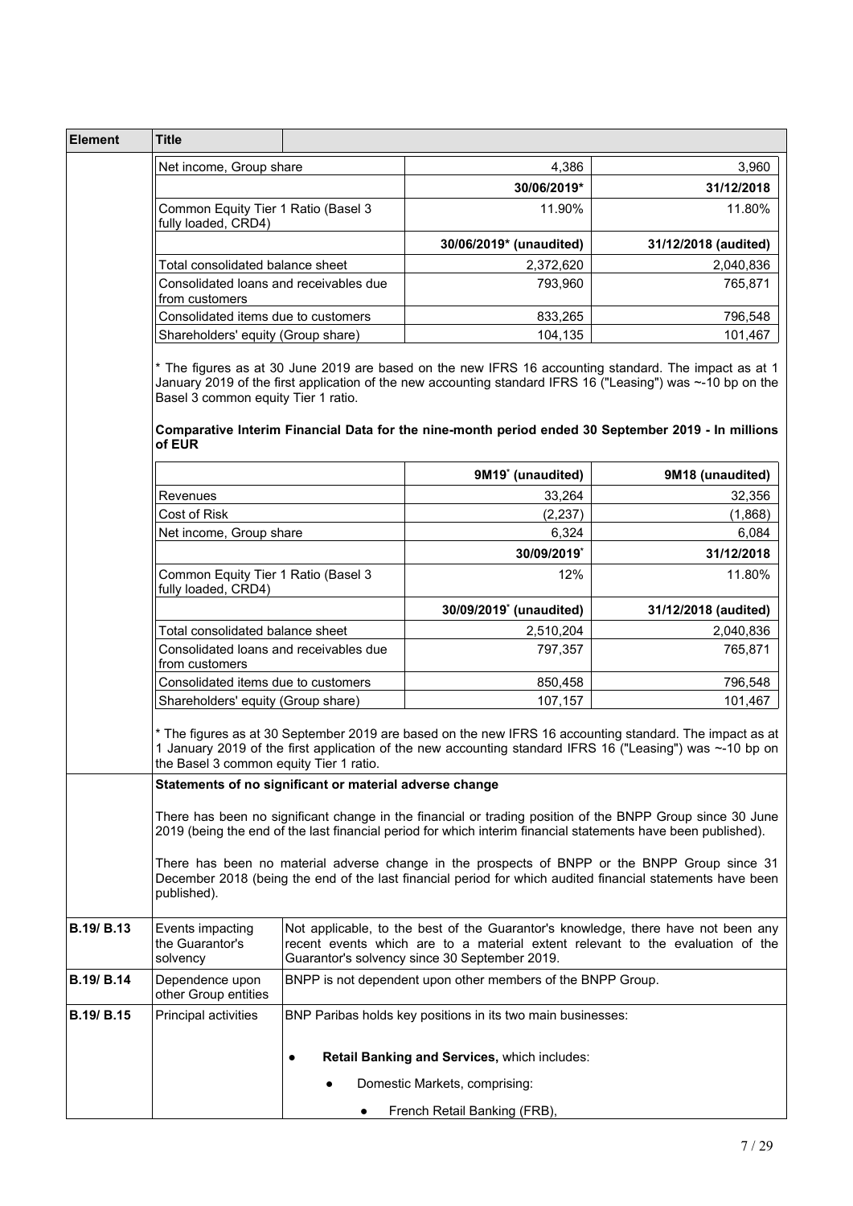| Element | Title | | | |
|---|---|---|---|---|
| | Net income, Group share | | 4,386 | 3,960 |
| | | | **30/06/2019*** | **31/12/2018** |
| | Common Equity Tier 1 Ratio (Basel 3 fully loaded, CRD4) | | 11.90% | 11.80% |
| | | | **30/06/2019* (unaudited)** | **31/12/2018 (audited)** |
| | Total consolidated balance sheet | | 2,372,620 | 2,040,836 |
| | Consolidated loans and receivables due from customers | | 793,960 | 765,871 |
| | Consolidated items due to customers | | 833,265 | 796,548 |
| | Shareholders' equity (Group share) | | 104,135 | 101,467 |

* The figures as at 30 June 2019 are based on the new IFRS 16 accounting standard. The impact as at 1 January 2019 of the first application of the new accounting standard IFRS 16 ("Leasing") was ~-10 bp on the Basel 3 common equity Tier 1 ratio.

**Comparative Interim Financial Data for the nine-month period ended 30 September 2019 - In millions of EUR**

| | 9M19* (unaudited) | 9M18 (unaudited) |
|---|---|---|
| Revenues | 33,264 | 32,356 |
| Cost of Risk | (2,237) | (1,868) |
| Net income, Group share | 6,324 | 6,084 |
| | **30/09/2019*** | **31/12/2018** |
| Common Equity Tier 1 Ratio (Basel 3 fully loaded, CRD4) | 12% | 11.80% |
| | **30/09/2019* (unaudited)** | **31/12/2018 (audited)** |
| Total consolidated balance sheet | 2,510,204 | 2,040,836 |
| Consolidated loans and receivables due from customers | 797,357 | 765,871 |
| Consolidated items due to customers | 850,458 | 796,548 |
| Shareholders' equity (Group share) | 107,157 | 101,467 |

* The figures as at 30 September 2019 are based on the new IFRS 16 accounting standard. The impact as at 1 January 2019 of the first application of the new accounting standard IFRS 16 ("Leasing") was ~-10 bp on the Basel 3 common equity Tier 1 ratio.

**Statements of no significant or material adverse change**

There has been no significant change in the financial or trading position of the BNPP Group since 30 June 2019 (being the end of the last financial period for which interim financial statements have been published).

There has been no material adverse change in the prospects of BNPP or the BNPP Group since 31 December 2018 (being the end of the last financial period for which audited financial statements have been published).

| Element | Title | |
|---|---|---|
| **B.19/ B.13** | Events impacting the Guarantor's solvency | Not applicable, to the best of the Guarantor's knowledge, there have not been any recent events which are to a material extent relevant to the evaluation of the Guarantor's solvency since 30 September 2019. |
| **B.19/ B.14** | Dependence upon other Group entities | BNPP is not dependent upon other members of the BNPP Group. |
| **B.19/ B.15** | Principal activities | BNP Paribas holds key positions in its two main businesses:<br><br>● **Retail Banking and Services,** which includes:<br>　● Domestic Markets, comprising:<br>　　● French Retail Banking (FRB), |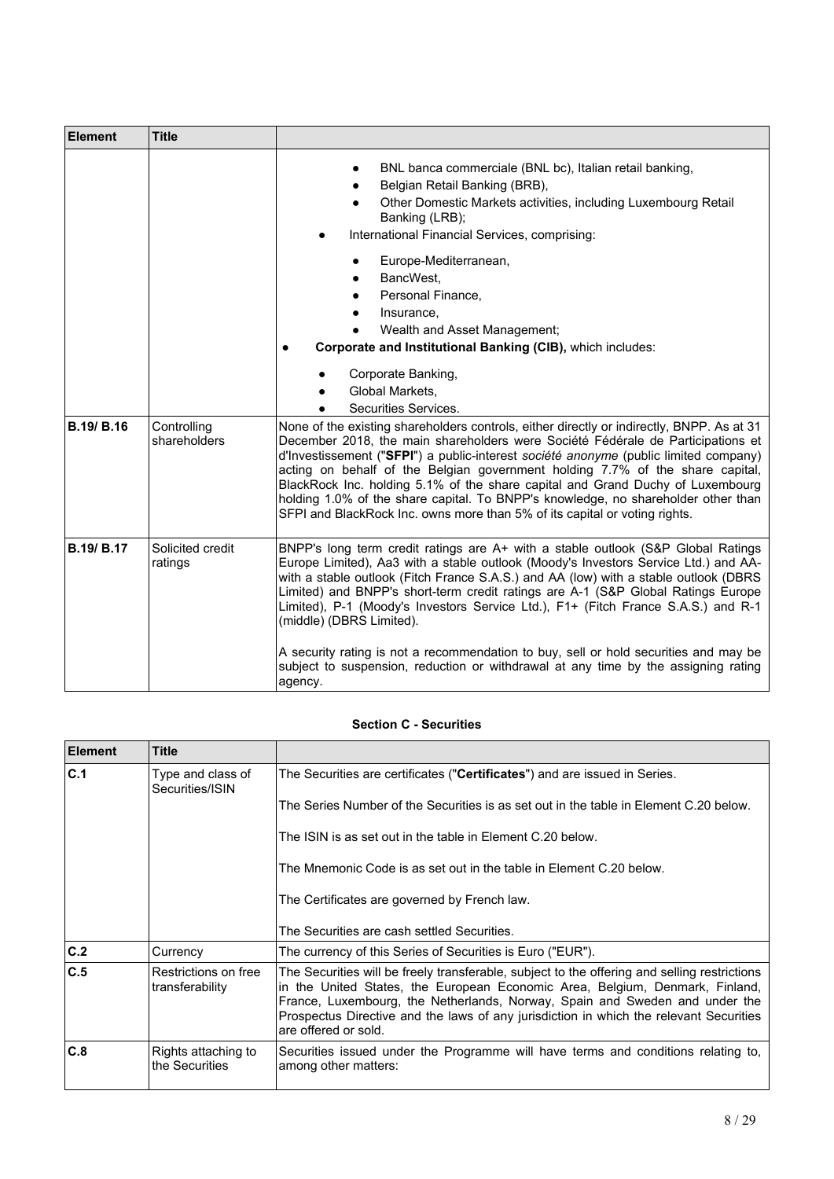| Element | Title | |
|---|---|---|
| | | ● BNL banca commerciale (BNL bc), Italian retail banking,<br>● Belgian Retail Banking (BRB),<br>● Other Domestic Markets activities, including Luxembourg Retail Banking (LRB);<br>● International Financial Services, comprising:<br>● Europe-Mediterranean,<br>● BancWest,<br>● Personal Finance,<br>● Insurance,<br>● Wealth and Asset Management;<br>● **Corporate and Institutional Banking (CIB),** which includes:<br>● Corporate Banking,<br>● Global Markets,<br>● Securities Services. |
| **B.19/ B.16** | Controlling shareholders | None of the existing shareholders controls, either directly or indirectly, BNPP. As at 31 December 2018, the main shareholders were Société Fédérale de Participations et d'Investissement ("**SFPI**") a public-interest *société anonyme* (public limited company) acting on behalf of the Belgian government holding 7.7% of the share capital, BlackRock Inc. holding 5.1% of the share capital and Grand Duchy of Luxembourg holding 1.0% of the share capital. To BNPP's knowledge, no shareholder other than SFPI and BlackRock Inc. owns more than 5% of its capital or voting rights. |
| **B.19/ B.17** | Solicited credit ratings | BNPP's long term credit ratings are A+ with a stable outlook (S&P Global Ratings Europe Limited), Aa3 with a stable outlook (Moody's Investors Service Ltd.) and AA- with a stable outlook (Fitch France S.A.S.) and AA (low) with a stable outlook (DBRS Limited) and BNPP's short-term credit ratings are A-1 (S&P Global Ratings Europe Limited), P-1 (Moody's Investors Service Ltd.), F1+ (Fitch France S.A.S.) and R-1 (middle) (DBRS Limited).<br><br>A security rating is not a recommendation to buy, sell or hold securities and may be subject to suspension, reduction or withdrawal at any time by the assigning rating agency. |

### Section C - Securities

| Element | Title | |
|---|---|---|
| **C.1** | Type and class of Securities/ISIN | The Securities are certificates ("**Certificates**") and are issued in Series.<br><br>The Series Number of the Securities is as set out in the table in Element C.20 below.<br><br>The ISIN is as set out in the table in Element C.20 below.<br><br>The Mnemonic Code is as set out in the table in Element C.20 below.<br><br>The Certificates are governed by French law.<br><br>The Securities are cash settled Securities. |
| **C.2** | Currency | The currency of this Series of Securities is Euro ("EUR"). |
| **C.5** | Restrictions on free transferability | The Securities will be freely transferable, subject to the offering and selling restrictions in the United States, the European Economic Area, Belgium, Denmark, Finland, France, Luxembourg, the Netherlands, Norway, Spain and Sweden and under the Prospectus Directive and the laws of any jurisdiction in which the relevant Securities are offered or sold. |
| **C.8** | Rights attaching to the Securities | Securities issued under the Programme will have terms and conditions relating to, among other matters: |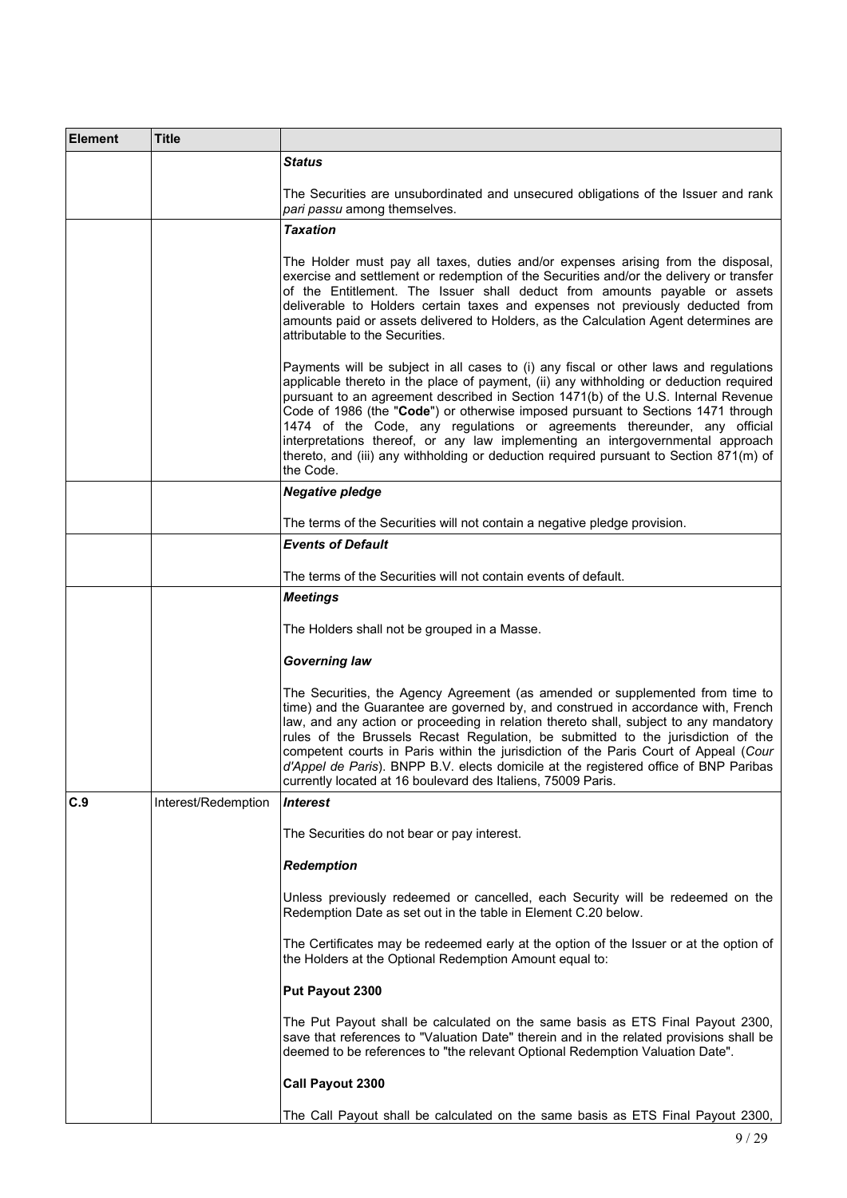| Element | Title | |
|---|---|---|
| | | ***Status***<br><br>The Securities are unsubordinated and unsecured obligations of the Issuer and rank *pari passu* among themselves. |
| | | ***Taxation***<br><br>The Holder must pay all taxes, duties and/or expenses arising from the disposal, exercise and settlement or redemption of the Securities and/or the delivery or transfer of the Entitlement. The Issuer shall deduct from amounts payable or assets deliverable to Holders certain taxes and expenses not previously deducted from amounts paid or assets delivered to Holders, as the Calculation Agent determines are attributable to the Securities.<br><br>Payments will be subject in all cases to (i) any fiscal or other laws and regulations applicable thereto in the place of payment, (ii) any withholding or deduction required pursuant to an agreement described in Section 1471(b) of the U.S. Internal Revenue Code of 1986 (the "**Code**") or otherwise imposed pursuant to Sections 1471 through 1474 of the Code, any regulations or agreements thereunder, any official interpretations thereof, or any law implementing an intergovernmental approach thereto, and (iii) any withholding or deduction required pursuant to Section 871(m) of the Code. |
| | | ***Negative pledge***<br><br>The terms of the Securities will not contain a negative pledge provision. |
| | | ***Events of Default***<br><br>The terms of the Securities will not contain events of default. |
| | | ***Meetings***<br><br>The Holders shall not be grouped in a Masse.<br><br>***Governing law***<br><br>The Securities, the Agency Agreement (as amended or supplemented from time to time) and the Guarantee are governed by, and construed in accordance with, French law, and any action or proceeding in relation thereto shall, subject to any mandatory rules of the Brussels Recast Regulation, be submitted to the jurisdiction of the competent courts in Paris within the jurisdiction of the Paris Court of Appeal (*Cour d'Appel de Paris*). BNPP B.V. elects domicile at the registered office of BNP Paribas currently located at 16 boulevard des Italiens, 75009 Paris. |
| **C.9** | Interest/Redemption | ***Interest***<br><br>The Securities do not bear or pay interest.<br><br>***Redemption***<br><br>Unless previously redeemed or cancelled, each Security will be redeemed on the Redemption Date as set out in the table in Element C.20 below.<br><br>The Certificates may be redeemed early at the option of the Issuer or at the option of the Holders at the Optional Redemption Amount equal to:<br><br>**Put Payout 2300**<br><br>The Put Payout shall be calculated on the same basis as ETS Final Payout 2300, save that references to "Valuation Date" therein and in the related provisions shall be deemed to be references to "the relevant Optional Redemption Valuation Date".<br><br>**Call Payout 2300**<br><br>The Call Payout shall be calculated on the same basis as ETS Final Payout 2300, |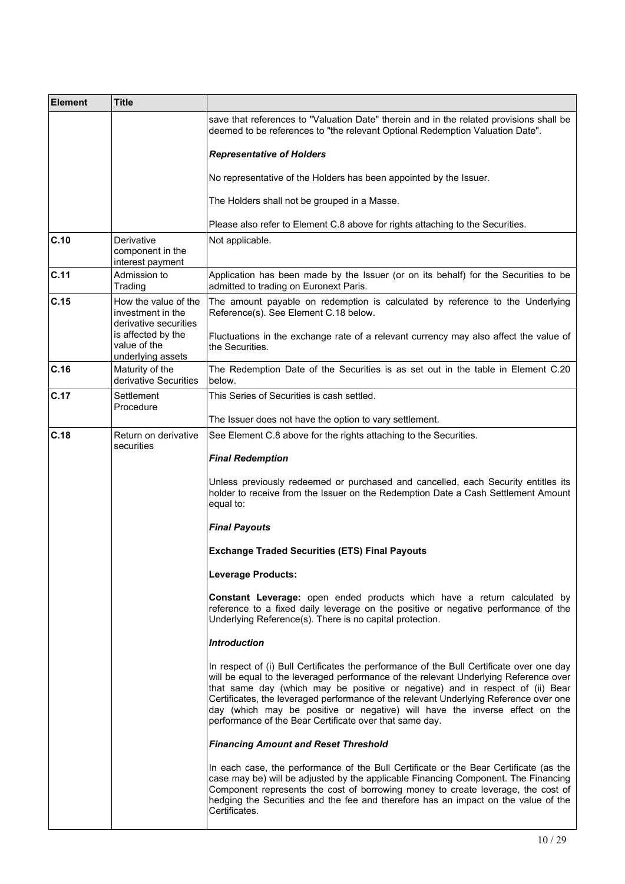| Element | Title | |
|---|---|---|
| | | save that references to "Valuation Date" therein and in the related provisions shall be deemed to be references to "the relevant Optional Redemption Valuation Date".<br><br>***Representative of Holders***<br><br>No representative of the Holders has been appointed by the Issuer.<br><br>The Holders shall not be grouped in a Masse.<br><br>Please also refer to Element C.8 above for rights attaching to the Securities. |
| **C.10** | Derivative component in the interest payment | Not applicable. |
| **C.11** | Admission to Trading | Application has been made by the Issuer (or on its behalf) for the Securities to be admitted to trading on Euronext Paris. |
| **C.15** | How the value of the investment in the derivative securities is affected by the value of the underlying assets | The amount payable on redemption is calculated by reference to the Underlying Reference(s). See Element C.18 below.<br><br>Fluctuations in the exchange rate of a relevant currency may also affect the value of the Securities. |
| **C.16** | Maturity of the derivative Securities | The Redemption Date of the Securities is as set out in the table in Element C.20 below. |
| **C.17** | Settlement Procedure | This Series of Securities is cash settled.<br><br>The Issuer does not have the option to vary settlement. |
| **C.18** | Return on derivative securities | See Element C.8 above for the rights attaching to the Securities.<br><br>***Final Redemption***<br><br>Unless previously redeemed or purchased and cancelled, each Security entitles its holder to receive from the Issuer on the Redemption Date a Cash Settlement Amount equal to:<br><br>***Final Payouts***<br><br>**Exchange Traded Securities (ETS) Final Payouts**<br><br>**Leverage Products:**<br><br>**Constant Leverage:** open ended products which have a return calculated by reference to a fixed daily leverage on the positive or negative performance of the Underlying Reference(s). There is no capital protection.<br><br>***Introduction***<br><br>In respect of (i) Bull Certificates the performance of the Bull Certificate over one day will be equal to the leveraged performance of the relevant Underlying Reference over that same day (which may be positive or negative) and in respect of (ii) Bear Certificates, the leveraged performance of the relevant Underlying Reference over one day (which may be positive or negative) will have the inverse effect on the performance of the Bear Certificate over that same day.<br><br>***Financing Amount and Reset Threshold***<br><br>In each case, the performance of the Bull Certificate or the Bear Certificate (as the case may be) will be adjusted by the applicable Financing Component. The Financing Component represents the cost of borrowing money to create leverage, the cost of hedging the Securities and the fee and therefore has an impact on the value of the Certificates. |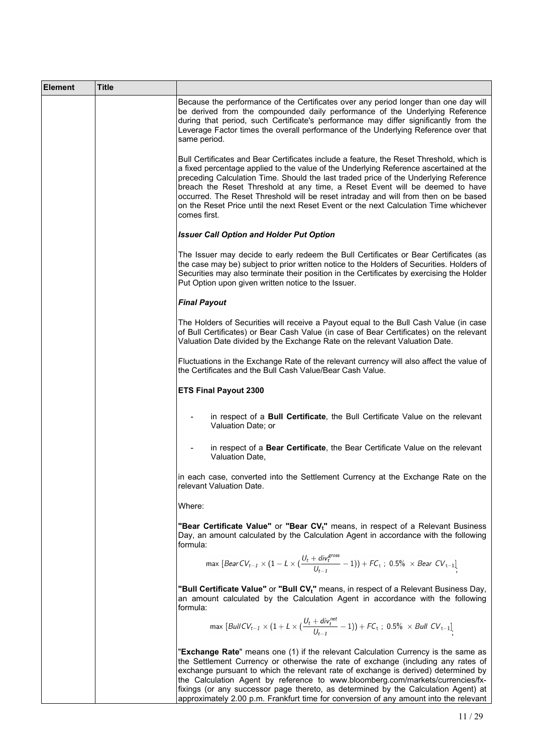| Element | Title | |
|---|---|---|
| | | Because the performance of the Certificates over any period longer than one day will be derived from the compounded daily performance of the Underlying Reference during that period, such Certificate's performance may differ significantly from the Leverage Factor times the overall performance of the Underlying Reference over that same period.<br><br>Bull Certificates and Bear Certificates include a feature, the Reset Threshold, which is a fixed percentage applied to the value of the Underlying Reference ascertained at the preceding Calculation Time. Should the last traded price of the Underlying Reference breach the Reset Threshold at any time, a Reset Event will be deemed to have occurred. The Reset Threshold will be reset intraday and will from then on be based on the Reset Price until the next Reset Event or the next Calculation Time whichever comes first.<br><br>***Issuer Call Option and Holder Put Option***<br><br>The Issuer may decide to early redeem the Bull Certificates or Bear Certificates (as the case may be) subject to prior written notice to the Holders of Securities. Holders of Securities may also terminate their position in the Certificates by exercising the Holder Put Option upon given written notice to the Issuer.<br><br>***Final Payout***<br><br>The Holders of Securities will receive a Payout equal to the Bull Cash Value (in case of Bull Certificates) or Bear Cash Value (in case of Bear Certificates) on the relevant Valuation Date divided by the Exchange Rate on the relevant Valuation Date.<br><br>Fluctuations in the Exchange Rate of the relevant currency will also affect the value of the Certificates and the Bull Cash Value/Bear Cash Value.<br><br>**ETS Final Payout 2300**<br><br>- in respect of a **Bull Certificate**, the Bull Certificate Value on the relevant Valuation Date; or<br>- in respect of a **Bear Certificate**, the Bear Certificate Value on the relevant Valuation Date,<br><br>in each case, converted into the Settlement Currency at the Exchange Rate on the relevant Valuation Date.<br><br>Where:<br><br>**"Bear Certificate Value"** or **"Bear $CV_t$"** means, in respect of a Relevant Business Day, an amount calculated by the Calculation Agent in accordance with the following formula:<br><br>$$\max\left[BearCV_{t-1} \times \left(1 - L \times \left(\frac{U_t + div_t^{gross}}{U_{t-1}} - 1\right)\right) + FC_t\ ;\ 0.5\% \times Bear\ CV_{t-1}\right];$$<br><br>**"Bull Certificate Value"** or **"Bull $CV_t$"** means, in respect of a Relevant Business Day, an amount calculated by the Calculation Agent in accordance with the following formula:<br><br>$$\max\left[BullCV_{t-1} \times \left(1 + L \times \left(\frac{U_t + div_t^{net}}{U_{t-1}} - 1\right)\right) + FC_t\ ;\ 0.5\% \times Bull\ CV_{t-1}\right];$$<br><br>"**Exchange Rate**" means one (1) if the relevant Calculation Currency is the same as the Settlement Currency or otherwise the rate of exchange (including any rates of exchange pursuant to which the relevant rate of exchange is derived) determined by the Calculation Agent by reference to www.bloomberg.com/markets/currencies/fx-fixings (or any successor page thereto, as determined by the Calculation Agent) at approximately 2.00 p.m. Frankfurt time for conversion of any amount into the relevant |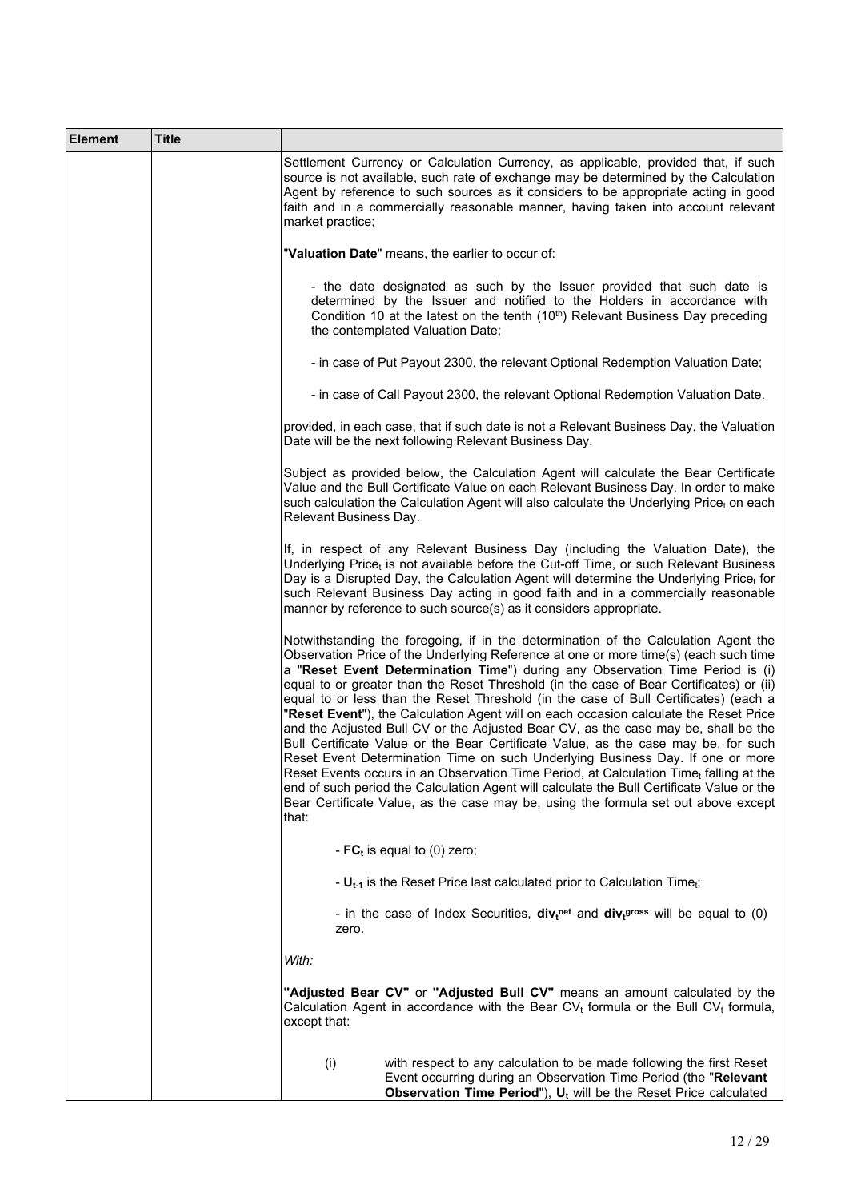| Element | Title | |
|---|---|---|
| | | Settlement Currency or Calculation Currency, as applicable, provided that, if such source is not available, such rate of exchange may be determined by the Calculation Agent by reference to such sources as it considers to be appropriate acting in good faith and in a commercially reasonable manner, having taken into account relevant market practice;<br><br>"**Valuation Date**" means, the earlier to occur of:<br><br>- the date designated as such by the Issuer provided that such date is determined by the Issuer and notified to the Holders in accordance with Condition 10 at the latest on the tenth (10th) Relevant Business Day preceding the contemplated Valuation Date;<br><br>- in case of Put Payout 2300, the relevant Optional Redemption Valuation Date;<br><br>- in case of Call Payout 2300, the relevant Optional Redemption Valuation Date.<br><br>provided, in each case, that if such date is not a Relevant Business Day, the Valuation Date will be the next following Relevant Business Day.<br><br>Subject as provided below, the Calculation Agent will calculate the Bear Certificate Value and the Bull Certificate Value on each Relevant Business Day. In order to make such calculation the Calculation Agent will also calculate the Underlying $Price_t$ on each Relevant Business Day.<br><br>If, in respect of any Relevant Business Day (including the Valuation Date), the Underlying $Price_t$ is not available before the Cut-off Time, or such Relevant Business Day is a Disrupted Day, the Calculation Agent will determine the Underlying $Price_t$ for such Relevant Business Day acting in good faith and in a commercially reasonable manner by reference to such source(s) as it considers appropriate.<br><br>Notwithstanding the foregoing, if in the determination of the Calculation Agent the Observation Price of the Underlying Reference at one or more time(s) (each such time a "**Reset Event Determination Time**") during any Observation Time Period is (i) equal to or greater than the Reset Threshold (in the case of Bear Certificates) or (ii) equal to or less than the Reset Threshold (in the case of Bull Certificates) (each a "**Reset Event**"), the Calculation Agent will on each occasion calculate the Reset Price and the Adjusted Bull CV or the Adjusted Bear CV, as the case may be, shall be the Bull Certificate Value or the Bear Certificate Value, as the case may be, for such Reset Event Determination Time on such Underlying Business Day. If one or more Reset Events occurs in an Observation Time Period, at Calculation $Time_t$ falling at the end of such period the Calculation Agent will calculate the Bull Certificate Value or the Bear Certificate Value, as the case may be, using the formula set out above except that:<br><br>- $\mathbf{FC_t}$ is equal to (0) zero;<br><br>- $\mathbf{U_{t-1}}$ is the Reset Price last calculated prior to Calculation $Time_t$;<br><br>- in the case of Index Securities, $\mathbf{div_t^{net}}$ and $\mathbf{div_t^{gross}}$ will be equal to (0) zero.<br><br>*With:*<br><br>**"Adjusted Bear CV"** or **"Adjusted Bull CV"** means an amount calculated by the Calculation Agent in accordance with the Bear $CV_t$ formula or the Bull $CV_t$ formula, except that:<br><br>(i) with respect to any calculation to be made following the first Reset Event occurring during an Observation Time Period (the "**Relevant Observation Time Period**"), $\mathbf{U_t}$ will be the Reset Price calculated |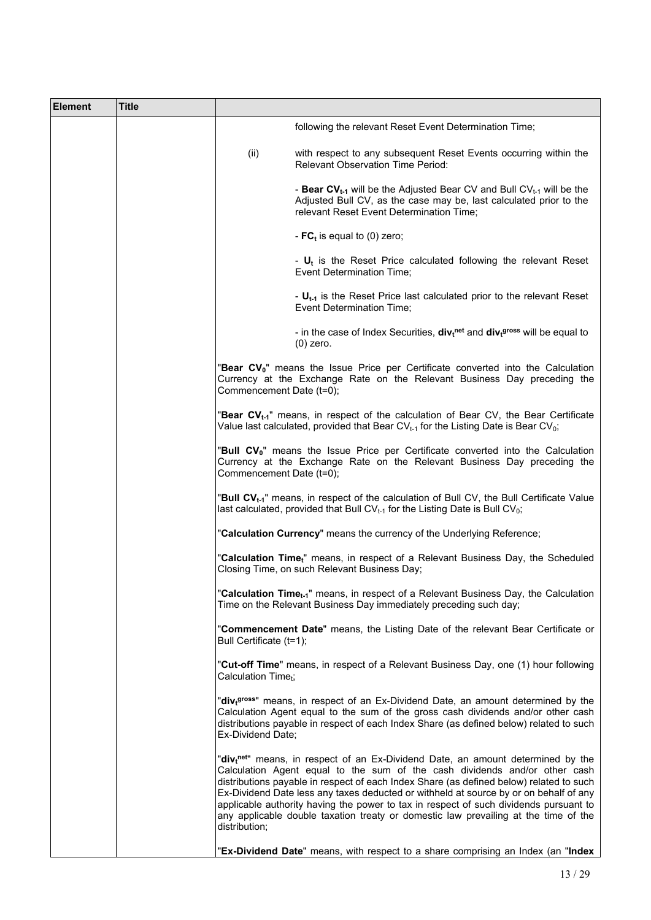| Element | Title | |
|---|---|---|
| | | following the relevant Reset Event Determination Time;<br><br>(ii) with respect to any subsequent Reset Events occurring within the Relevant Observation Time Period:<br><br>- **Bear $CV_{t-1}$** will be the Adjusted Bear CV and Bull $CV_{t-1}$ will be the Adjusted Bull CV, as the case may be, last calculated prior to the relevant Reset Event Determination Time;<br><br>- **$FC_t$** is equal to (0) zero;<br><br>- **$U_t$** is the Reset Price calculated following the relevant Reset Event Determination Time;<br><br>- **$U_{t-1}$** is the Reset Price last calculated prior to the relevant Reset Event Determination Time;<br><br>- in the case of Index Securities, **$div_t^{net}$** and **$div_t^{gross}$** will be equal to (0) zero.<br><br>"**Bear $CV_0$**" means the Issue Price per Certificate converted into the Calculation Currency at the Exchange Rate on the Relevant Business Day preceding the Commencement Date (t=0);<br><br>"**Bear $CV_{t-1}$**" means, in respect of the calculation of Bear CV, the Bear Certificate Value last calculated, provided that Bear $CV_{t-1}$ for the Listing Date is Bear $CV_0$;<br><br>"**Bull $CV_0$**" means the Issue Price per Certificate converted into the Calculation Currency at the Exchange Rate on the Relevant Business Day preceding the Commencement Date (t=0);<br><br>"**Bull $CV_{t-1}$**" means, in respect of the calculation of Bull CV, the Bull Certificate Value last calculated, provided that Bull $CV_{t-1}$ for the Listing Date is Bull $CV_0$;<br><br>"**Calculation Currency**" means the currency of the Underlying Reference;<br><br>"**Calculation $Time_t$**" means, in respect of a Relevant Business Day, the Scheduled Closing Time, on such Relevant Business Day;<br><br>"**Calculation $Time_{t-1}$**" means, in respect of a Relevant Business Day, the Calculation Time on the Relevant Business Day immediately preceding such day;<br><br>"**Commencement Date**" means, the Listing Date of the relevant Bear Certificate or Bull Certificate (t=1);<br><br>"**Cut-off Time**" means, in respect of a Relevant Business Day, one (1) hour following Calculation $Time_t$;<br><br>"**$div_t^{gross}$**" means, in respect of an Ex-Dividend Date, an amount determined by the Calculation Agent equal to the sum of the gross cash dividends and/or other cash distributions payable in respect of each Index Share (as defined below) related to such Ex-Dividend Date;<br><br>"**$div_t^{net}$**" means, in respect of an Ex-Dividend Date, an amount determined by the Calculation Agent equal to the sum of the cash dividends and/or other cash distributions payable in respect of each Index Share (as defined below) related to such Ex-Dividend Date less any taxes deducted or withheld at source by or on behalf of any applicable authority having the power to tax in respect of such dividends pursuant to any applicable double taxation treaty or domestic law prevailing at the time of the distribution;<br><br>"**Ex-Dividend Date**" means, with respect to a share comprising an Index (an "**Index** |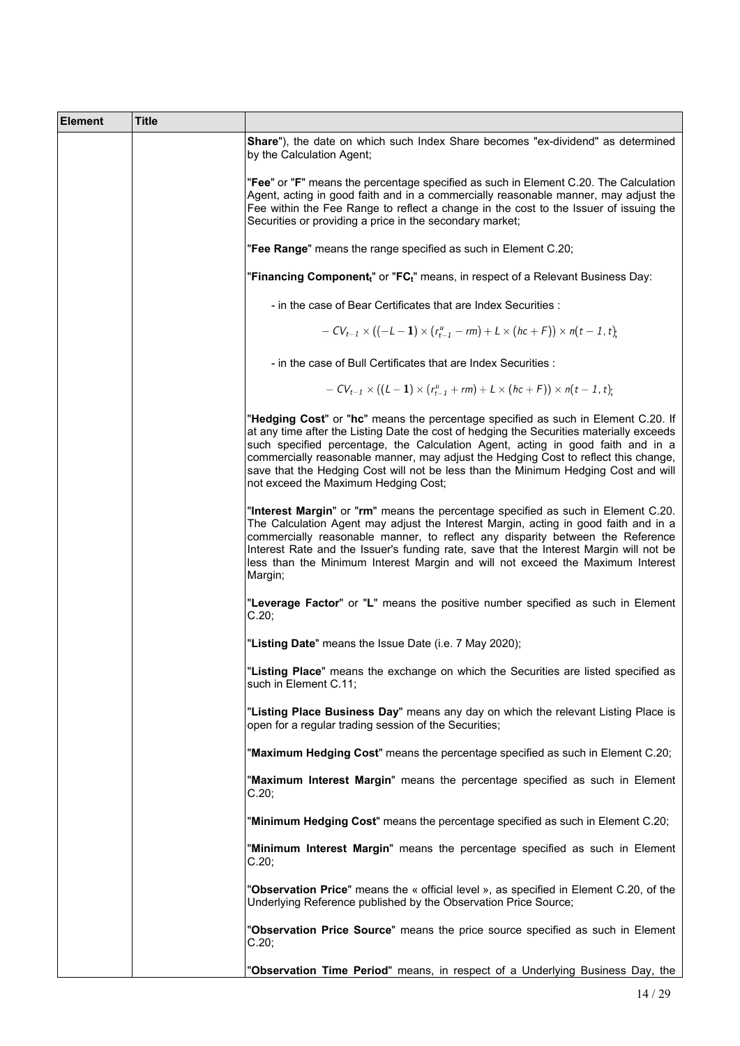| Element | Title | |
|---|---|---|
| | | **Share**"), the date on which such Index Share becomes "ex-dividend" as determined by the Calculation Agent;<br><br>"**Fee**" or "**F**" means the percentage specified as such in Element C.20. The Calculation Agent, acting in good faith and in a commercially reasonable manner, may adjust the Fee within the Fee Range to reflect a change in the cost to the Issuer of issuing the Securities or providing a price in the secondary market;<br><br>"**Fee Range**" means the range specified as such in Element C.20;<br><br>"**Financing Component$_t$**" or "**FC$_t$**" means, in respect of a Relevant Business Day:<br><br>- in the case of Bear Certificates that are Index Securities :<br><br>$-\ CV_{t-1} \times \left( (-L - \mathbf{1}) \times (r^{u}_{t-1} - rm) + L \times (hc + F) \right) \times n(t-1, t);$<br><br>- in the case of Bull Certificates that are Index Securities :<br><br>$-\ CV_{t-1} \times \left( (L - \mathbf{1}) \times (r^{u}_{t-1} + rm) + L \times (hc + F) \right) \times n(t-1, t);$<br><br>"**Hedging Cost**" or "**hc**" means the percentage specified as such in Element C.20. If at any time after the Listing Date the cost of hedging the Securities materially exceeds such specified percentage, the Calculation Agent, acting in good faith and in a commercially reasonable manner, may adjust the Hedging Cost to reflect this change, save that the Hedging Cost will not be less than the Minimum Hedging Cost and will not exceed the Maximum Hedging Cost;<br><br>"**Interest Margin**" or "**rm**" means the percentage specified as such in Element C.20. The Calculation Agent may adjust the Interest Margin, acting in good faith and in a commercially reasonable manner, to reflect any disparity between the Reference Interest Rate and the Issuer's funding rate, save that the Interest Margin will not be less than the Minimum Interest Margin and will not exceed the Maximum Interest Margin;<br><br>"**Leverage Factor**" or "**L**" means the positive number specified as such in Element C.20;<br><br>"**Listing Date**" means the Issue Date (i.e. 7 May 2020);<br><br>"**Listing Place**" means the exchange on which the Securities are listed specified as such in Element C.11;<br><br>"**Listing Place Business Day**" means any day on which the relevant Listing Place is open for a regular trading session of the Securities;<br><br>"**Maximum Hedging Cost**" means the percentage specified as such in Element C.20;<br><br>"**Maximum Interest Margin**" means the percentage specified as such in Element C.20;<br><br>"**Minimum Hedging Cost**" means the percentage specified as such in Element C.20;<br><br>"**Minimum Interest Margin**" means the percentage specified as such in Element C.20;<br><br>"**Observation Price**" means the « official level », as specified in Element C.20, of the Underlying Reference published by the Observation Price Source;<br><br>"**Observation Price Source**" means the price source specified as such in Element C.20;<br><br>"**Observation Time Period**" means, in respect of a Underlying Business Day, the |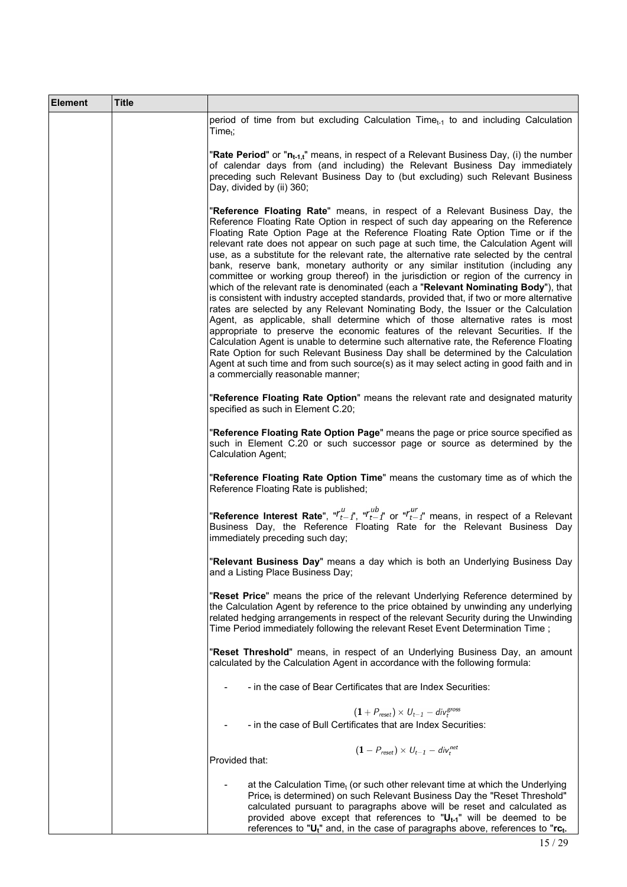| Element | Title | |
|---|---|---|
| | | period of time from but excluding Calculation $Time_{t-1}$ to and including Calculation $Time_t$;<br><br>"**Rate Period**" or "$n_{t-1,t}$" means, in respect of a Relevant Business Day, (i) the number of calendar days from (and including) the Relevant Business Day immediately preceding such Relevant Business Day to (but excluding) such Relevant Business Day, divided by (ii) 360;<br><br>"**Reference Floating Rate**" means, in respect of a Relevant Business Day, the Reference Floating Rate Option in respect of such day appearing on the Reference Floating Rate Option Page at the Reference Floating Rate Option Time or if the relevant rate does not appear on such page at such time, the Calculation Agent will use, as a substitute for the relevant rate, the alternative rate selected by the central bank, reserve bank, monetary authority or any similar institution (including any committee or working group thereof) in the jurisdiction or region of the currency in which of the relevant rate is denominated (each a "**Relevant Nominating Body**"), that is consistent with industry accepted standards, provided that, if two or more alternative rates are selected by any Relevant Nominating Body, the Issuer or the Calculation Agent, as applicable, shall determine which of those alternative rates is most appropriate to preserve the economic features of the relevant Securities. If the Calculation Agent is unable to determine such alternative rate, the Reference Floating Rate Option for such Relevant Business Day shall be determined by the Calculation Agent at such time and from such source(s) as it may select acting in good faith and in a commercially reasonable manner;<br><br>"**Reference Floating Rate Option**" means the relevant rate and designated maturity specified as such in Element C.20;<br><br>"**Reference Floating Rate Option Page**" means the page or price source specified as such in Element C.20 or such successor page or source as determined by the Calculation Agent;<br><br>"**Reference Floating Rate Option Time**" means the customary time as of which the Reference Floating Rate is published;<br><br>"**Reference Interest Rate**", "$r_{t-1}^{u}$", "$r_{t-1}^{ub}$" or "$r_{t-1}^{ur}$" means, in respect of a Relevant Business Day, the Reference Floating Rate for the Relevant Business Day immediately preceding such day;<br><br>"**Relevant Business Day**" means a day which is both an Underlying Business Day and a Listing Place Business Day;<br><br>"**Reset Price**" means the price of the relevant Underlying Reference determined by the Calculation Agent by reference to the price obtained by unwinding any underlying related hedging arrangements in respect of the relevant Security during the Unwinding Time Period immediately following the relevant Reset Event Determination Time ;<br><br>"**Reset Threshold**" means, in respect of an Underlying Business Day, an amount calculated by the Calculation Agent in accordance with the following formula:<br><br>- - in the case of Bear Certificates that are Index Securities:<br><br>$$(1 + P_{reset}) \times U_{t-1} - div_t^{gross}$$<br>- - in the case of Bull Certificates that are Index Securities:<br><br>$$(1 - P_{reset}) \times U_{t-1} - div_t^{net}$$<br>Provided that:<br><br>- at the Calculation $Time_t$ (or such other relevant time at which the Underlying $Price_t$ is determined) on such Relevant Business Day the "Reset Threshold" calculated pursuant to paragraphs above will be reset and calculated as provided above except that references to "$U_{t-1}$" will be deemed to be references to "$U_t$" and, in the case of paragraphs above, references to "$rc_{t-}$ |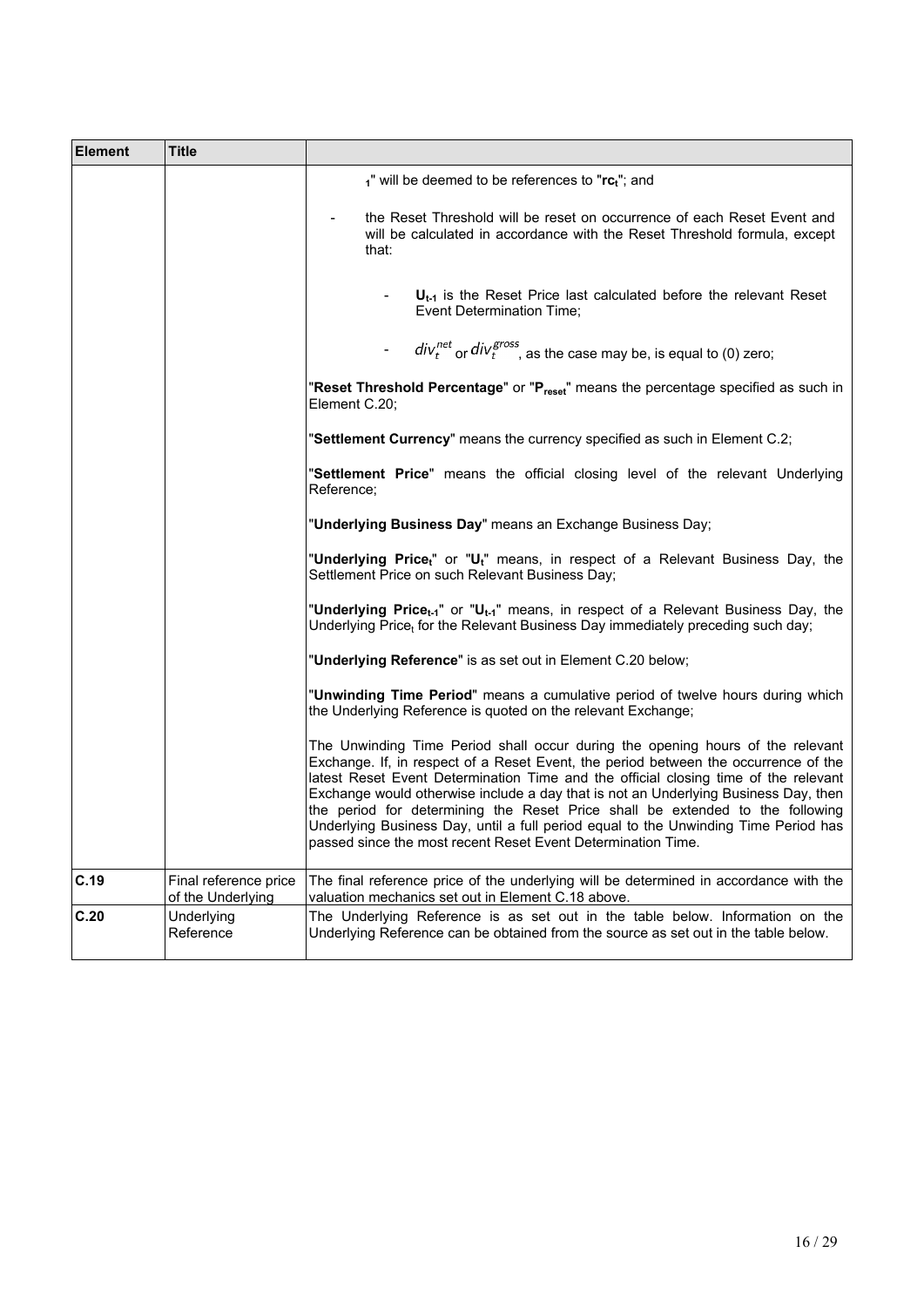| Element | Title | |
|---|---|---|
| | | $_1$" will be deemed to be references to "**$rc_t$**"; and<br><br>- the Reset Threshold will be reset on occurrence of each Reset Event and will be calculated in accordance with the Reset Threshold formula, except that:<br><br>  - **$U_{t-1}$** is the Reset Price last calculated before the relevant Reset Event Determination Time;<br><br>  - $div_t^{net}$ or $div_t^{gross}$, as the case may be, is equal to (0) zero;<br><br>"**Reset Threshold Percentage**" or "**$P_{reset}$**" means the percentage specified as such in Element C.20;<br><br>"**Settlement Currency**" means the currency specified as such in Element C.2;<br><br>"**Settlement Price**" means the official closing level of the relevant Underlying Reference;<br><br>"**Underlying Business Day**" means an Exchange Business Day;<br><br>"**Underlying Price$_t$**" or "**$U_t$**" means, in respect of a Relevant Business Day, the Settlement Price on such Relevant Business Day;<br><br>"**Underlying Price$_{t-1}$**" or "**$U_{t-1}$**" means, in respect of a Relevant Business Day, the Underlying Price$_t$ for the Relevant Business Day immediately preceding such day;<br><br>"**Underlying Reference**" is as set out in Element C.20 below;<br><br>"**Unwinding Time Period**" means a cumulative period of twelve hours during which the Underlying Reference is quoted on the relevant Exchange;<br><br>The Unwinding Time Period shall occur during the opening hours of the relevant Exchange. If, in respect of a Reset Event, the period between the occurrence of the latest Reset Event Determination Time and the official closing time of the relevant Exchange would otherwise include a day that is not an Underlying Business Day, then the period for determining the Reset Price shall be extended to the following Underlying Business Day, until a full period equal to the Unwinding Time Period has passed since the most recent Reset Event Determination Time. |
| **C.19** | Final reference price of the Underlying | The final reference price of the underlying will be determined in accordance with the valuation mechanics set out in Element C.18 above. |
| **C.20** | Underlying Reference | The Underlying Reference is as set out in the table below. Information on the Underlying Reference can be obtained from the source as set out in the table below. |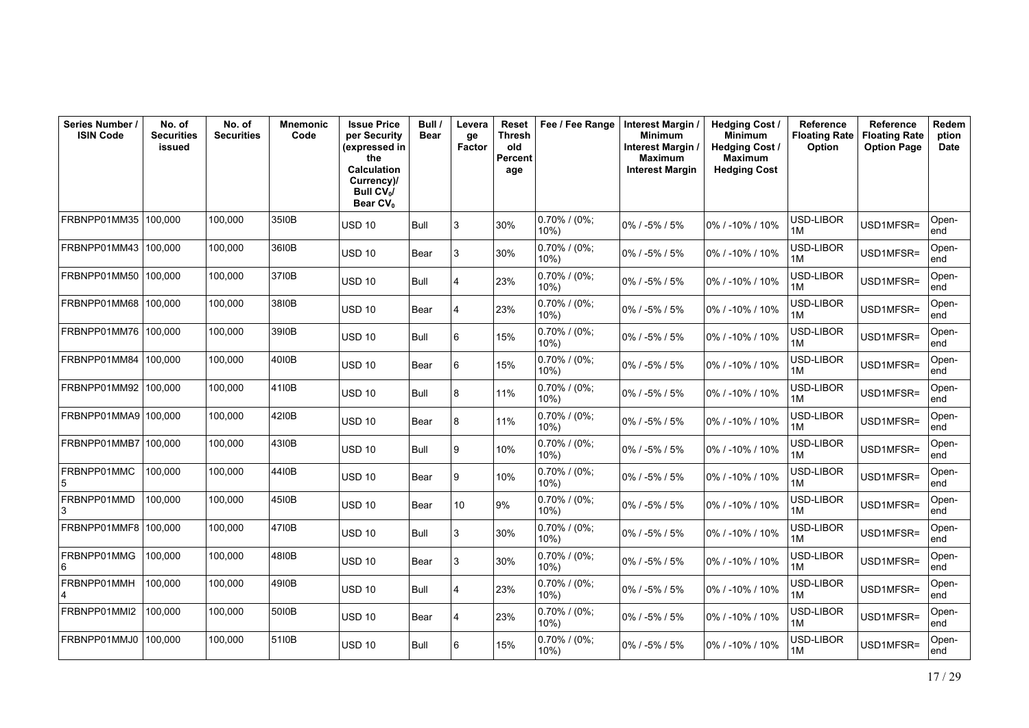| Series Number / ISIN Code | No. of Securities issued | No. of Securities | Mnemonic Code | Issue Price per Security (expressed in the Calculation Currency)/ Bull $CV_0$/ Bear $CV_0$ | Bull / Bear | Leverage Factor | Reset Threshold Percentage | Fee / Fee Range | Interest Margin / Minimum Interest Margin / Maximum Interest Margin | Hedging Cost / Minimum Hedging Cost / Maximum Hedging Cost | Reference Floating Rate Option | Reference Floating Rate Option Page | Redemption Date |
|---|---|---|---|---|---|---|---|---|---|---|---|---|---|
| FRBNPP01MM35 | 100,000 | 100,000 | 35I0B | USD 10 | Bull | 3 | 30% | 0.70% / (0%; 10%) | 0% / -5% / 5% | 0% / -10% / 10% | USD-LIBOR 1M | USD1MFSR= | Open-end |
| FRBNPP01MM43 | 100,000 | 100,000 | 36I0B | USD 10 | Bear | 3 | 30% | 0.70% / (0%; 10%) | 0% / -5% / 5% | 0% / -10% / 10% | USD-LIBOR 1M | USD1MFSR= | Open-end |
| FRBNPP01MM50 | 100,000 | 100,000 | 37I0B | USD 10 | Bull | 4 | 23% | 0.70% / (0%; 10%) | 0% / -5% / 5% | 0% / -10% / 10% | USD-LIBOR 1M | USD1MFSR= | Open-end |
| FRBNPP01MM68 | 100,000 | 100,000 | 38I0B | USD 10 | Bear | 4 | 23% | 0.70% / (0%; 10%) | 0% / -5% / 5% | 0% / -10% / 10% | USD-LIBOR 1M | USD1MFSR= | Open-end |
| FRBNPP01MM76 | 100,000 | 100,000 | 39I0B | USD 10 | Bull | 6 | 15% | 0.70% / (0%; 10%) | 0% / -5% / 5% | 0% / -10% / 10% | USD-LIBOR 1M | USD1MFSR= | Open-end |
| FRBNPP01MM84 | 100,000 | 100,000 | 40I0B | USD 10 | Bear | 6 | 15% | 0.70% / (0%; 10%) | 0% / -5% / 5% | 0% / -10% / 10% | USD-LIBOR 1M | USD1MFSR= | Open-end |
| FRBNPP01MM92 | 100,000 | 100,000 | 41I0B | USD 10 | Bull | 8 | 11% | 0.70% / (0%; 10%) | 0% / -5% / 5% | 0% / -10% / 10% | USD-LIBOR 1M | USD1MFSR= | Open-end |
| FRBNPP01MMA9 | 100,000 | 100,000 | 42I0B | USD 10 | Bear | 8 | 11% | 0.70% / (0%; 10%) | 0% / -5% / 5% | 0% / -10% / 10% | USD-LIBOR 1M | USD1MFSR= | Open-end |
| FRBNPP01MMB7 | 100,000 | 100,000 | 43I0B | USD 10 | Bull | 9 | 10% | 0.70% / (0%; 10%) | 0% / -5% / 5% | 0% / -10% / 10% | USD-LIBOR 1M | USD1MFSR= | Open-end |
| FRBNPP01MMC5 | 100,000 | 100,000 | 44I0B | USD 10 | Bear | 9 | 10% | 0.70% / (0%; 10%) | 0% / -5% / 5% | 0% / -10% / 10% | USD-LIBOR 1M | USD1MFSR= | Open-end |
| FRBNPP01MMD3 | 100,000 | 100,000 | 45I0B | USD 10 | Bear | 10 | 9% | 0.70% / (0%; 10%) | 0% / -5% / 5% | 0% / -10% / 10% | USD-LIBOR 1M | USD1MFSR= | Open-end |
| FRBNPP01MMF8 | 100,000 | 100,000 | 47I0B | USD 10 | Bull | 3 | 30% | 0.70% / (0%; 10%) | 0% / -5% / 5% | 0% / -10% / 10% | USD-LIBOR 1M | USD1MFSR= | Open-end |
| FRBNPP01MMG6 | 100,000 | 100,000 | 48I0B | USD 10 | Bear | 3 | 30% | 0.70% / (0%; 10%) | 0% / -5% / 5% | 0% / -10% / 10% | USD-LIBOR 1M | USD1MFSR= | Open-end |
| FRBNPP01MMH4 | 100,000 | 100,000 | 49I0B | USD 10 | Bull | 4 | 23% | 0.70% / (0%; 10%) | 0% / -5% / 5% | 0% / -10% / 10% | USD-LIBOR 1M | USD1MFSR= | Open-end |
| FRBNPP01MMI2 | 100,000 | 100,000 | 50I0B | USD 10 | Bear | 4 | 23% | 0.70% / (0%; 10%) | 0% / -5% / 5% | 0% / -10% / 10% | USD-LIBOR 1M | USD1MFSR= | Open-end |
| FRBNPP01MMJ0 | 100,000 | 100,000 | 51I0B | USD 10 | Bull | 6 | 15% | 0.70% / (0%; 10%) | 0% / -5% / 5% | 0% / -10% / 10% | USD-LIBOR 1M | USD1MFSR= | Open-end |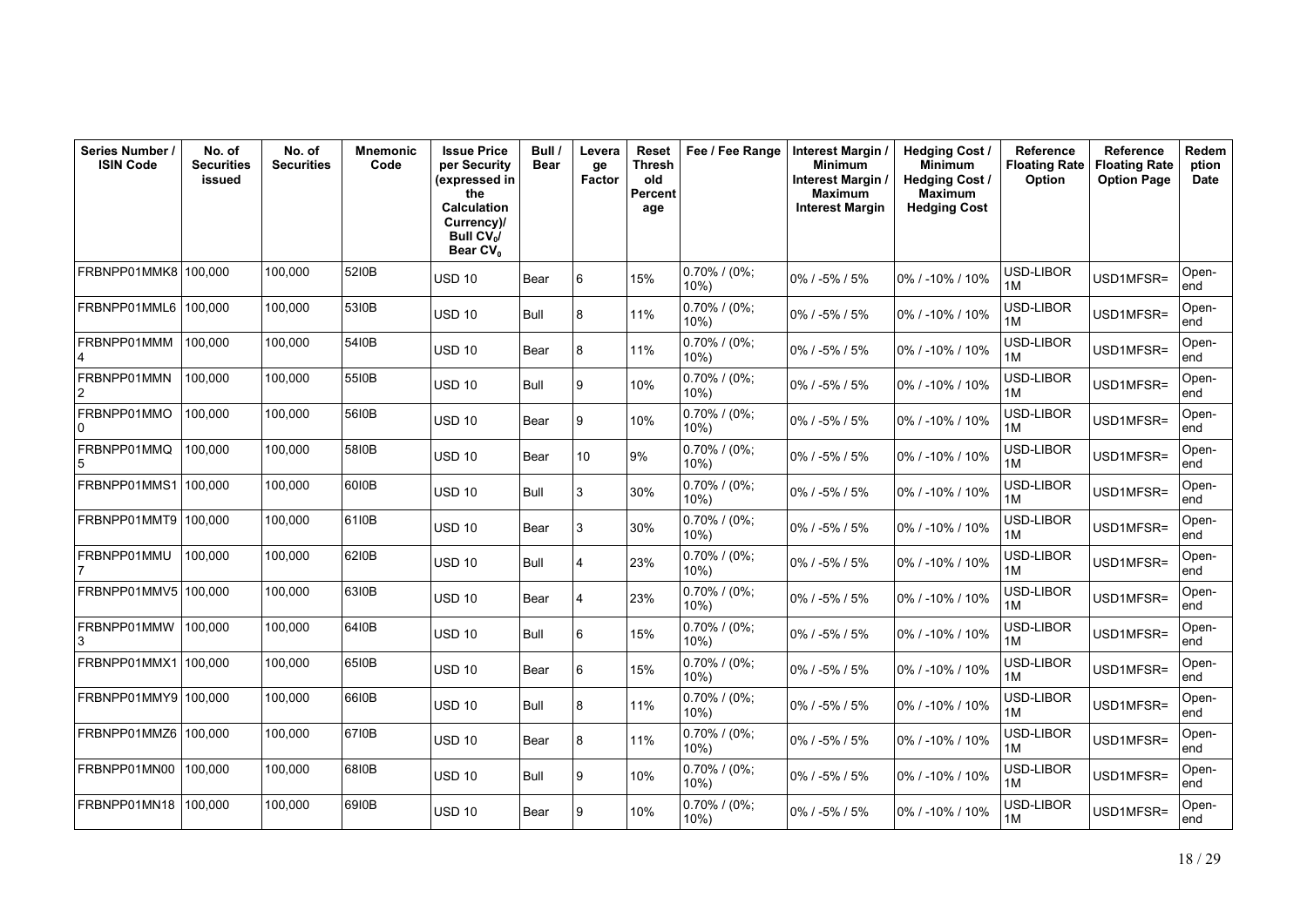| Series Number / ISIN Code | No. of Securities issued | No. of Securities | Mnemonic Code | Issue Price per Security (expressed in the Calculation Currency)/ Bull $CV_0$/ Bear $CV_0$ | Bull / Bear | Leverage Factor | Reset Threshold Percentage | Fee / Fee Range | Interest Margin / Minimum Interest Margin / Maximum Interest Margin | Hedging Cost / Minimum Hedging Cost / Maximum Hedging Cost | Reference Floating Rate Option | Reference Floating Rate Option Page | Redemption Date |
|---|---|---|---|---|---|---|---|---|---|---|---|---|---|
| FRBNPP01MMK8 | 100,000 | 100,000 | 52I0B | USD 10 | Bear | 6 | 15% | 0.70% / (0%; 10%) | 0% / -5% / 5% | 0% / -10% / 10% | USD-LIBOR 1M | USD1MFSR= | Open-end |
| FRBNPP01MML6 | 100,000 | 100,000 | 53I0B | USD 10 | Bull | 8 | 11% | 0.70% / (0%; 10%) | 0% / -5% / 5% | 0% / -10% / 10% | USD-LIBOR 1M | USD1MFSR= | Open-end |
| FRBNPP01MMM4 | 100,000 | 100,000 | 54I0B | USD 10 | Bear | 8 | 11% | 0.70% / (0%; 10%) | 0% / -5% / 5% | 0% / -10% / 10% | USD-LIBOR 1M | USD1MFSR= | Open-end |
| FRBNPP01MMN2 | 100,000 | 100,000 | 55I0B | USD 10 | Bull | 9 | 10% | 0.70% / (0%; 10%) | 0% / -5% / 5% | 0% / -10% / 10% | USD-LIBOR 1M | USD1MFSR= | Open-end |
| FRBNPP01MMO0 | 100,000 | 100,000 | 56I0B | USD 10 | Bear | 9 | 10% | 0.70% / (0%; 10%) | 0% / -5% / 5% | 0% / -10% / 10% | USD-LIBOR 1M | USD1MFSR= | Open-end |
| FRBNPP01MMQ5 | 100,000 | 100,000 | 58I0B | USD 10 | Bear | 10 | 9% | 0.70% / (0%; 10%) | 0% / -5% / 5% | 0% / -10% / 10% | USD-LIBOR 1M | USD1MFSR= | Open-end |
| FRBNPP01MMS1 | 100,000 | 100,000 | 60I0B | USD 10 | Bull | 3 | 30% | 0.70% / (0%; 10%) | 0% / -5% / 5% | 0% / -10% / 10% | USD-LIBOR 1M | USD1MFSR= | Open-end |
| FRBNPP01MMT9 | 100,000 | 100,000 | 61I0B | USD 10 | Bear | 3 | 30% | 0.70% / (0%; 10%) | 0% / -5% / 5% | 0% / -10% / 10% | USD-LIBOR 1M | USD1MFSR= | Open-end |
| FRBNPP01MMU7 | 100,000 | 100,000 | 62I0B | USD 10 | Bull | 4 | 23% | 0.70% / (0%; 10%) | 0% / -5% / 5% | 0% / -10% / 10% | USD-LIBOR 1M | USD1MFSR= | Open-end |
| FRBNPP01MMV5 | 100,000 | 100,000 | 63I0B | USD 10 | Bear | 4 | 23% | 0.70% / (0%; 10%) | 0% / -5% / 5% | 0% / -10% / 10% | USD-LIBOR 1M | USD1MFSR= | Open-end |
| FRBNPP01MMW3 | 100,000 | 100,000 | 64I0B | USD 10 | Bull | 6 | 15% | 0.70% / (0%; 10%) | 0% / -5% / 5% | 0% / -10% / 10% | USD-LIBOR 1M | USD1MFSR= | Open-end |
| FRBNPP01MMX1 | 100,000 | 100,000 | 65I0B | USD 10 | Bear | 6 | 15% | 0.70% / (0%; 10%) | 0% / -5% / 5% | 0% / -10% / 10% | USD-LIBOR 1M | USD1MFSR= | Open-end |
| FRBNPP01MMY9 | 100,000 | 100,000 | 66I0B | USD 10 | Bull | 8 | 11% | 0.70% / (0%; 10%) | 0% / -5% / 5% | 0% / -10% / 10% | USD-LIBOR 1M | USD1MFSR= | Open-end |
| FRBNPP01MMZ6 | 100,000 | 100,000 | 67I0B | USD 10 | Bear | 8 | 11% | 0.70% / (0%; 10%) | 0% / -5% / 5% | 0% / -10% / 10% | USD-LIBOR 1M | USD1MFSR= | Open-end |
| FRBNPP01MN00 | 100,000 | 100,000 | 68I0B | USD 10 | Bull | 9 | 10% | 0.70% / (0%; 10%) | 0% / -5% / 5% | 0% / -10% / 10% | USD-LIBOR 1M | USD1MFSR= | Open-end |
| FRBNPP01MN18 | 100,000 | 100,000 | 69I0B | USD 10 | Bear | 9 | 10% | 0.70% / (0%; 10%) | 0% / -5% / 5% | 0% / -10% / 10% | USD-LIBOR 1M | USD1MFSR= | Open-end |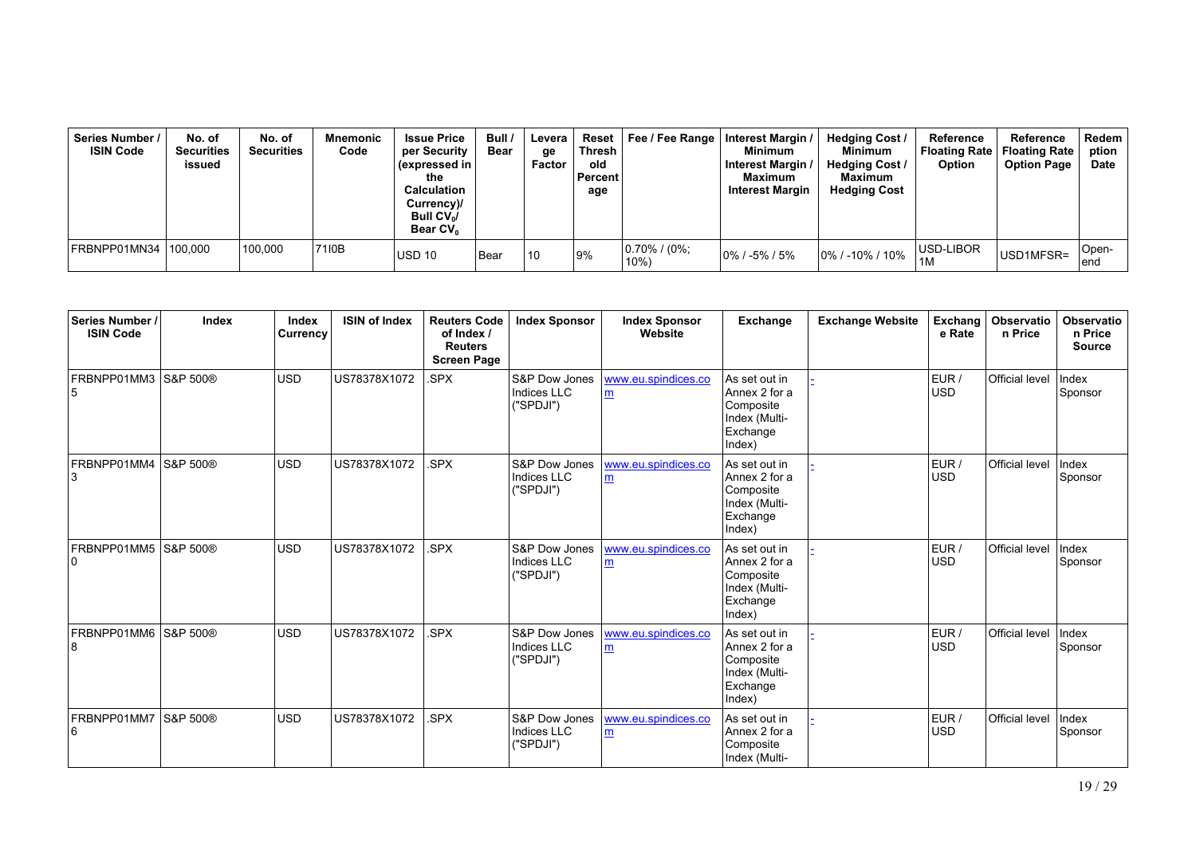| Series Number / ISIN Code | No. of Securities issued | No. of Securities | Mnemonic Code | Issue Price per Security (expressed in the Calculation Currency)/ Bull $CV_0$/ Bear $CV_0$ | Bull / Bear | Leverage Factor | Reset Threshold Percentage | Fee / Fee Range | Interest Margin / Minimum Interest Margin / Maximum Interest Margin | Hedging Cost / Minimum Hedging Cost / Maximum Hedging Cost | Reference Floating Rate Option | Reference Floating Rate Option Page | Redemption Date |
|---|---|---|---|---|---|---|---|---|---|---|---|---|---|
| FRBNPP01MN34 | 100,000 | 100,000 | 71I0B | USD 10 | Bear | 10 | 9% | 0.70% / (0%; 10%) | 0% / -5% / 5% | 0% / -10% / 10% | USD-LIBOR 1M | USD1MFSR= | Open-end |

| Series Number / ISIN Code | Index | Index Currency | ISIN of Index | Reuters Code of Index / Reuters Screen Page | Index Sponsor | Index Sponsor Website | Exchange | Exchange Website | Exchange Rate | Observation Price | Observation Price Source |
|---|---|---|---|---|---|---|---|---|---|---|---|
| FRBNPP01MM35 | S&P 500® | USD | US78378X1072 | .SPX | S&P Dow Jones Indices LLC ("SPDJI") | www.eu.spindices.com | As set out in Annex 2 for a Composite Index (Multi-Exchange Index) | - | EUR / USD | Official level | Index Sponsor |
| FRBNPP01MM43 | S&P 500® | USD | US78378X1072 | .SPX | S&P Dow Jones Indices LLC ("SPDJI") | www.eu.spindices.com | As set out in Annex 2 for a Composite Index (Multi-Exchange Index) | - | EUR / USD | Official level | Index Sponsor |
| FRBNPP01MM50 | S&P 500® | USD | US78378X1072 | .SPX | S&P Dow Jones Indices LLC ("SPDJI") | www.eu.spindices.com | As set out in Annex 2 for a Composite Index (Multi-Exchange Index) | - | EUR / USD | Official level | Index Sponsor |
| FRBNPP01MM68 | S&P 500® | USD | US78378X1072 | .SPX | S&P Dow Jones Indices LLC ("SPDJI") | www.eu.spindices.com | As set out in Annex 2 for a Composite Index (Multi-Exchange Index) | - | EUR / USD | Official level | Index Sponsor |
| FRBNPP01MM76 | S&P 500® | USD | US78378X1072 | .SPX | S&P Dow Jones Indices LLC ("SPDJI") | www.eu.spindices.com | As set out in Annex 2 for a Composite Index (Multi- | - | EUR / USD | Official level | Index Sponsor |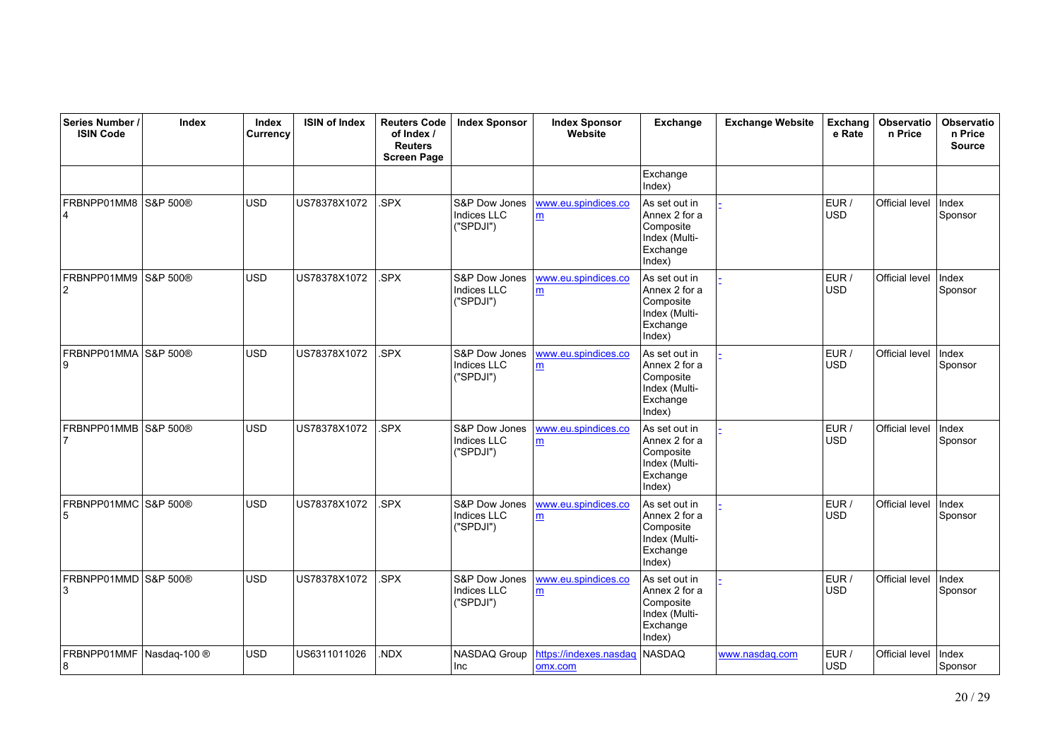| Series Number / ISIN Code | Index | Index Currency | ISIN of Index | Reuters Code of Index / Reuters Screen Page | Index Sponsor | Index Sponsor Website | Exchange | Exchange Website | Exchange Rate | Observation Price | Observation Price Source |
|---|---|---|---|---|---|---|---|---|---|---|---|
| | | | | | | | Exchange Index) | | | | |
| FRBNPP01MM84 | S&P 500® | USD | US78378X1072 | .SPX | S&P Dow Jones Indices LLC ("SPDJI") | www.eu.spindices.com | As set out in Annex 2 for a Composite Index (Multi-Exchange Index) | - | EUR / USD | Official level | Index Sponsor |
| FRBNPP01MM92 | S&P 500® | USD | US78378X1072 | .SPX | S&P Dow Jones Indices LLC ("SPDJI") | www.eu.spindices.com | As set out in Annex 2 for a Composite Index (Multi-Exchange Index) | - | EUR / USD | Official level | Index Sponsor |
| FRBNPP01MMA9 | S&P 500® | USD | US78378X1072 | .SPX | S&P Dow Jones Indices LLC ("SPDJI") | www.eu.spindices.com | As set out in Annex 2 for a Composite Index (Multi-Exchange Index) | - | EUR / USD | Official level | Index Sponsor |
| FRBNPP01MMB7 | S&P 500® | USD | US78378X1072 | .SPX | S&P Dow Jones Indices LLC ("SPDJI") | www.eu.spindices.com | As set out in Annex 2 for a Composite Index (Multi-Exchange Index) | - | EUR / USD | Official level | Index Sponsor |
| FRBNPP01MMC5 | S&P 500® | USD | US78378X1072 | .SPX | S&P Dow Jones Indices LLC ("SPDJI") | www.eu.spindices.com | As set out in Annex 2 for a Composite Index (Multi-Exchange Index) | - | EUR / USD | Official level | Index Sponsor |
| FRBNPP01MMD3 | S&P 500® | USD | US78378X1072 | .SPX | S&P Dow Jones Indices LLC ("SPDJI") | www.eu.spindices.com | As set out in Annex 2 for a Composite Index (Multi-Exchange Index) | - | EUR / USD | Official level | Index Sponsor |
| FRBNPP01MMF8 | Nasdaq-100 ® | USD | US6311011026 | .NDX | NASDAQ Group Inc | https://indexes.nasdaqomx.com | NASDAQ | www.nasdaq.com | EUR / USD | Official level | Index Sponsor |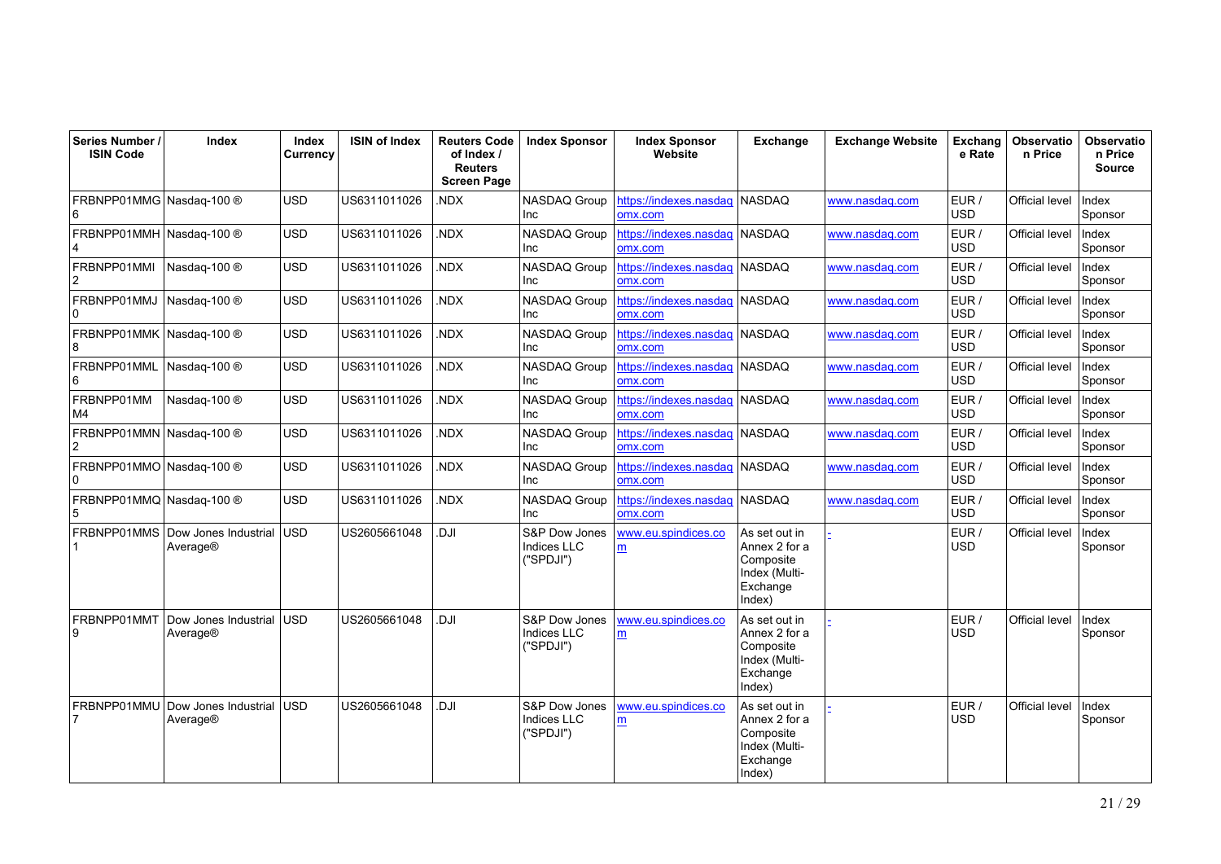| Series Number / ISIN Code | Index | Index Currency | ISIN of Index | Reuters Code of Index / Reuters Screen Page | Index Sponsor | Index Sponsor Website | Exchange | Exchange Website | Exchange Rate | Observation Price | Observation Price Source |
|---|---|---|---|---|---|---|---|---|---|---|---|
| FRBNPP01MMG6 | Nasdaq-100 ® | USD | US6311011026 | .NDX | NASDAQ Group Inc | https://indexes.nasdaqomx.com | NASDAQ | www.nasdaq.com | EUR / USD | Official level | Index Sponsor |
| FRBNPP01MMH4 | Nasdaq-100 ® | USD | US6311011026 | .NDX | NASDAQ Group Inc | https://indexes.nasdaqomx.com | NASDAQ | www.nasdaq.com | EUR / USD | Official level | Index Sponsor |
| FRBNPP01MMI2 | Nasdaq-100 ® | USD | US6311011026 | .NDX | NASDAQ Group Inc | https://indexes.nasdaqomx.com | NASDAQ | www.nasdaq.com | EUR / USD | Official level | Index Sponsor |
| FRBNPP01MMJ0 | Nasdaq-100 ® | USD | US6311011026 | .NDX | NASDAQ Group Inc | https://indexes.nasdaqomx.com | NASDAQ | www.nasdaq.com | EUR / USD | Official level | Index Sponsor |
| FRBNPP01MMK8 | Nasdaq-100 ® | USD | US6311011026 | .NDX | NASDAQ Group Inc | https://indexes.nasdaqomx.com | NASDAQ | www.nasdaq.com | EUR / USD | Official level | Index Sponsor |
| FRBNPP01MML6 | Nasdaq-100 ® | USD | US6311011026 | .NDX | NASDAQ Group Inc | https://indexes.nasdaqomx.com | NASDAQ | www.nasdaq.com | EUR / USD | Official level | Index Sponsor |
| FRBNPP01MMM4 | Nasdaq-100 ® | USD | US6311011026 | .NDX | NASDAQ Group Inc | https://indexes.nasdaqomx.com | NASDAQ | www.nasdaq.com | EUR / USD | Official level | Index Sponsor |
| FRBNPP01MMN2 | Nasdaq-100 ® | USD | US6311011026 | .NDX | NASDAQ Group Inc | https://indexes.nasdaqomx.com | NASDAQ | www.nasdaq.com | EUR / USD | Official level | Index Sponsor |
| FRBNPP01MMO0 | Nasdaq-100 ® | USD | US6311011026 | .NDX | NASDAQ Group Inc | https://indexes.nasdaqomx.com | NASDAQ | www.nasdaq.com | EUR / USD | Official level | Index Sponsor |
| FRBNPP01MMQ5 | Nasdaq-100 ® | USD | US6311011026 | .NDX | NASDAQ Group Inc | https://indexes.nasdaqomx.com | NASDAQ | www.nasdaq.com | EUR / USD | Official level | Index Sponsor |
| FRBNPP01MMS1 | Dow Jones Industrial Average® | USD | US2605661048 | .DJI | S&P Dow Jones Indices LLC ("SPDJI") | www.eu.spindices.com | As set out in Annex 2 for a Composite Index (Multi-Exchange Index) | - | EUR / USD | Official level | Index Sponsor |
| FRBNPP01MMT9 | Dow Jones Industrial Average® | USD | US2605661048 | .DJI | S&P Dow Jones Indices LLC ("SPDJI") | www.eu.spindices.com | As set out in Annex 2 for a Composite Index (Multi-Exchange Index) | - | EUR / USD | Official level | Index Sponsor |
| FRBNPP01MMU7 | Dow Jones Industrial Average® | USD | US2605661048 | .DJI | S&P Dow Jones Indices LLC ("SPDJI") | www.eu.spindices.com | As set out in Annex 2 for a Composite Index (Multi-Exchange Index) | - | EUR / USD | Official level | Index Sponsor |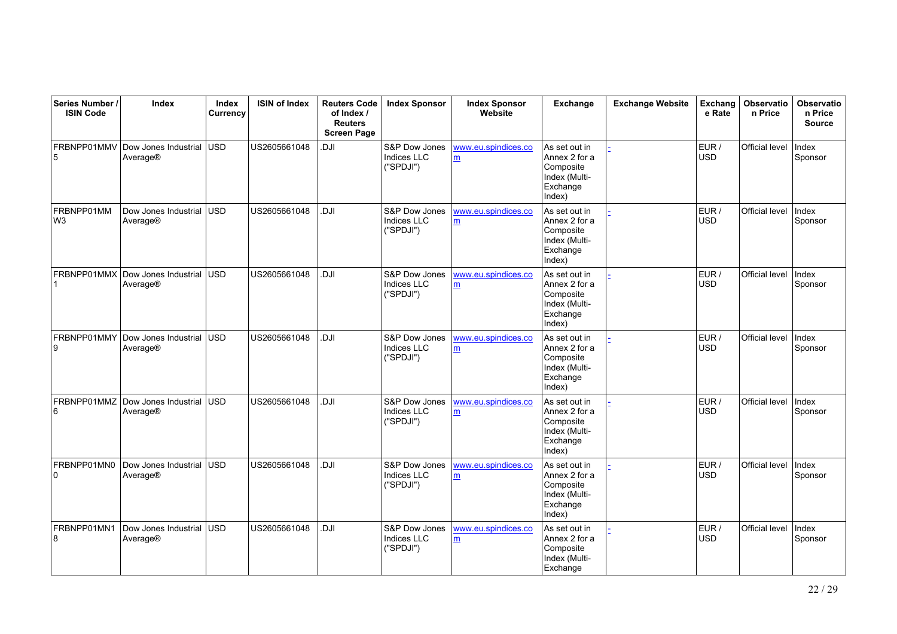| Series Number / ISIN Code | Index | Index Currency | ISIN of Index | Reuters Code of Index / Reuters Screen Page | Index Sponsor | Index Sponsor Website | Exchange | Exchange Website | Exchange Rate | Observation Price | Observation Price Source |
|---|---|---|---|---|---|---|---|---|---|---|---|
| FRBNPP01MMV5 | Dow Jones Industrial Average® | USD | US2605661048 | .DJI | S&P Dow Jones Indices LLC ("SPDJI") | www.eu.spindices.com | As set out in Annex 2 for a Composite Index (Multi-Exchange Index) | - | EUR / USD | Official level | Index Sponsor |
| FRBNPP01MMW3 | Dow Jones Industrial Average® | USD | US2605661048 | .DJI | S&P Dow Jones Indices LLC ("SPDJI") | www.eu.spindices.com | As set out in Annex 2 for a Composite Index (Multi-Exchange Index) | - | EUR / USD | Official level | Index Sponsor |
| FRBNPP01MMX1 | Dow Jones Industrial Average® | USD | US2605661048 | .DJI | S&P Dow Jones Indices LLC ("SPDJI") | www.eu.spindices.com | As set out in Annex 2 for a Composite Index (Multi-Exchange Index) | - | EUR / USD | Official level | Index Sponsor |
| FRBNPP01MMY9 | Dow Jones Industrial Average® | USD | US2605661048 | .DJI | S&P Dow Jones Indices LLC ("SPDJI") | www.eu.spindices.com | As set out in Annex 2 for a Composite Index (Multi-Exchange Index) | - | EUR / USD | Official level | Index Sponsor |
| FRBNPP01MMZ6 | Dow Jones Industrial Average® | USD | US2605661048 | .DJI | S&P Dow Jones Indices LLC ("SPDJI") | www.eu.spindices.com | As set out in Annex 2 for a Composite Index (Multi-Exchange Index) | - | EUR / USD | Official level | Index Sponsor |
| FRBNPP01MN00 | Dow Jones Industrial Average® | USD | US2605661048 | .DJI | S&P Dow Jones Indices LLC ("SPDJI") | www.eu.spindices.com | As set out in Annex 2 for a Composite Index (Multi-Exchange Index) | - | EUR / USD | Official level | Index Sponsor |
| FRBNPP01MN18 | Dow Jones Industrial Average® | USD | US2605661048 | .DJI | S&P Dow Jones Indices LLC ("SPDJI") | www.eu.spindices.com | As set out in Annex 2 for a Composite Index (Multi-Exchange | - | EUR / USD | Official level | Index Sponsor |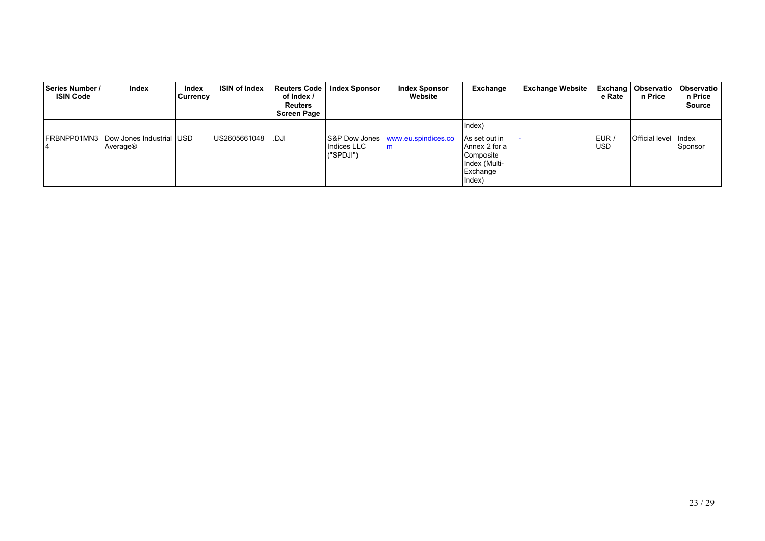| Series Number / ISIN Code | Index | Index Currency | ISIN of Index | Reuters Code of Index / Reuters Screen Page | Index Sponsor | Index Sponsor Website | Exchange | Exchange Website | Exchange Rate | Observation Price | Observation Price Source |
|---|---|---|---|---|---|---|---|---|---|---|---|
| | | | | | | | Index) | | | | |
| FRBNPP01MN34 | Dow Jones Industrial Average® | USD | US2605661048 | .DJI | S&P Dow Jones Indices LLC ("SPDJI") | www.eu.spindices.com | As set out in Annex 2 for a Composite Index (Multi-Exchange Index) | - | EUR / USD | Official level | Index Sponsor |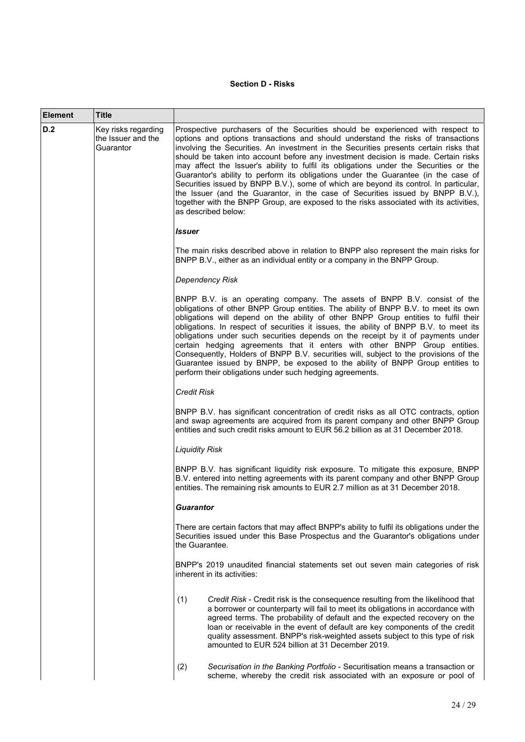**Section D - Risks**

| Element | Title | |
|---|---|---|
| D.2 | Key risks regarding the Issuer and the Guarantor | Prospective purchasers of the Securities should be experienced with respect to options and options transactions and should understand the risks of transactions involving the Securities. An investment in the Securities presents certain risks that should be taken into account before any investment decision is made. Certain risks may affect the Issuer's ability to fulfil its obligations under the Securities or the Guarantor's ability to perform its obligations under the Guarantee (in the case of Securities issued by BNPP B.V.), some of which are beyond its control. In particular, the Issuer (and the Guarantor, in the case of Securities issued by BNPP B.V.), together with the BNPP Group, are exposed to the risks associated with its activities, as described below:<br><br>***Issuer***<br><br>The main risks described above in relation to BNPP also represent the main risks for BNPP B.V., either as an individual entity or a company in the BNPP Group.<br><br>*Dependency Risk*<br><br>BNPP B.V. is an operating company. The assets of BNPP B.V. consist of the obligations of other BNPP Group entities. The ability of BNPP B.V. to meet its own obligations will depend on the ability of other BNPP Group entities to fulfil their obligations. In respect of securities it issues, the ability of BNPP B.V. to meet its obligations under such securities depends on the receipt by it of payments under certain hedging agreements that it enters with other BNPP Group entities. Consequently, Holders of BNPP B.V. securities will, subject to the provisions of the Guarantee issued by BNPP, be exposed to the ability of BNPP Group entities to perform their obligations under such hedging agreements.<br><br>*Credit Risk*<br><br>BNPP B.V. has significant concentration of credit risks as all OTC contracts, option and swap agreements are acquired from its parent company and other BNPP Group entities and such credit risks amount to EUR 56.2 billion as at 31 December 2018.<br><br>*Liquidity Risk*<br><br>BNPP B.V. has significant liquidity risk exposure. To mitigate this exposure, BNPP B.V. entered into netting agreements with its parent company and other BNPP Group entities. The remaining risk amounts to EUR 2.7 million as at 31 December 2018.<br><br>***Guarantor***<br><br>There are certain factors that may affect BNPP's ability to fulfil its obligations under the Securities issued under this Base Prospectus and the Guarantor's obligations under the Guarantee.<br><br>BNPP's 2019 unaudited financial statements set out seven main categories of risk inherent in its activities:<br><br>(1) *Credit Risk* - Credit risk is the consequence resulting from the likelihood that a borrower or counterparty will fail to meet its obligations in accordance with agreed terms. The probability of default and the expected recovery on the loan or receivable in the event of default are key components of the credit quality assessment. BNPP's risk-weighted assets subject to this type of risk amounted to EUR 524 billion at 31 December 2019.<br><br>(2) *Securisation in the Banking Portfolio* - Securitisation means a transaction or scheme, whereby the credit risk associated with an exposure or pool of |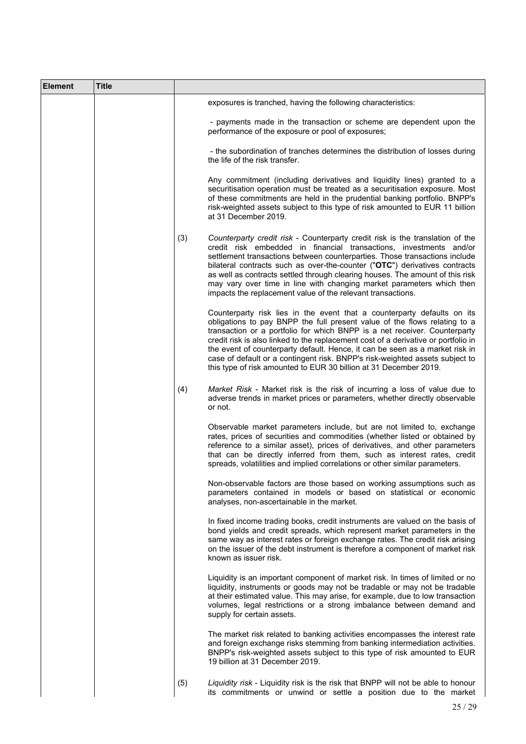| Element | Title | |
|---|---|---|
| | | exposures is tranched, having the following characteristics:<br><br>- payments made in the transaction or scheme are dependent upon the performance of the exposure or pool of exposures;<br><br>- the subordination of tranches determines the distribution of losses during the life of the risk transfer.<br><br>Any commitment (including derivatives and liquidity lines) granted to a securitisation operation must be treated as a securitisation exposure. Most of these commitments are held in the prudential banking portfolio. BNPP's risk-weighted assets subject to this type of risk amounted to EUR 11 billion at 31 December 2019.<br><br>(3) *Counterparty credit risk* - Counterparty credit risk is the translation of the credit risk embedded in financial transactions, investments and/or settlement transactions between counterparties. Those transactions include bilateral contracts such as over-the-counter ("**OTC**") derivatives contracts as well as contracts settled through clearing houses. The amount of this risk may vary over time in line with changing market parameters which then impacts the replacement value of the relevant transactions.<br><br>Counterparty risk lies in the event that a counterparty defaults on its obligations to pay BNPP the full present value of the flows relating to a transaction or a portfolio for which BNPP is a net receiver. Counterparty credit risk is also linked to the replacement cost of a derivative or portfolio in the event of counterparty default. Hence, it can be seen as a market risk in case of default or a contingent risk. BNPP's risk-weighted assets subject to this type of risk amounted to EUR 30 billion at 31 December 2019.<br><br>(4) *Market Risk* - Market risk is the risk of incurring a loss of value due to adverse trends in market prices or parameters, whether directly observable or not.<br><br>Observable market parameters include, but are not limited to, exchange rates, prices of securities and commodities (whether listed or obtained by reference to a similar asset), prices of derivatives, and other parameters that can be directly inferred from them, such as interest rates, credit spreads, volatilities and implied correlations or other similar parameters.<br><br>Non-observable factors are those based on working assumptions such as parameters contained in models or based on statistical or economic analyses, non-ascertainable in the market.<br><br>In fixed income trading books, credit instruments are valued on the basis of bond yields and credit spreads, which represent market parameters in the same way as interest rates or foreign exchange rates. The credit risk arising on the issuer of the debt instrument is therefore a component of market risk known as issuer risk.<br><br>Liquidity is an important component of market risk. In times of limited or no liquidity, instruments or goods may not be tradable or may not be tradable at their estimated value. This may arise, for example, due to low transaction volumes, legal restrictions or a strong imbalance between demand and supply for certain assets.<br><br>The market risk related to banking activities encompasses the interest rate and foreign exchange risks stemming from banking intermediation activities. BNPP's risk-weighted assets subject to this type of risk amounted to EUR 19 billion at 31 December 2019.<br><br>(5) *Liquidity risk* - Liquidity risk is the risk that BNPP will not be able to honour its commitments or unwind or settle a position due to the market |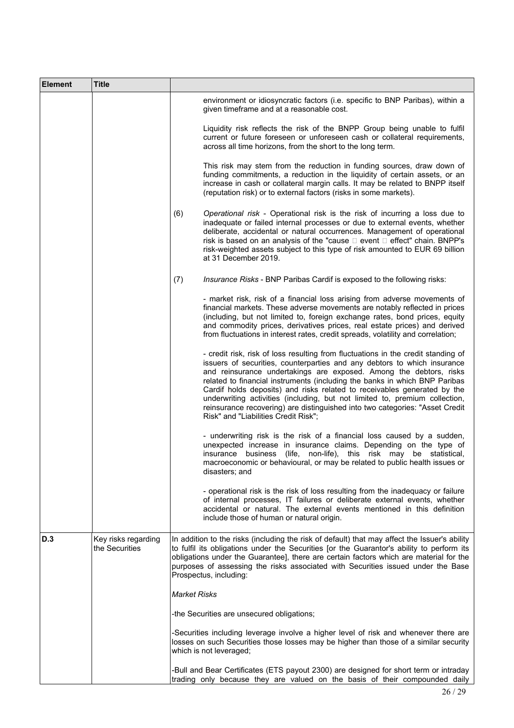| Element | Title | |
|---|---|---|
| | | environment or idiosyncratic factors (i.e. specific to BNP Paribas), within a given timeframe and at a reasonable cost.<br><br>Liquidity risk reflects the risk of the BNPP Group being unable to fulfil current or future foreseen or unforeseen cash or collateral requirements, across all time horizons, from the short to the long term.<br><br>This risk may stem from the reduction in funding sources, draw down of funding commitments, a reduction in the liquidity of certain assets, or an increase in cash or collateral margin calls. It may be related to BNPP itself (reputation risk) or to external factors (risks in some markets).<br><br>(6) *Operational risk* - Operational risk is the risk of incurring a loss due to inadequate or failed internal processes or due to external events, whether deliberate, accidental or natural occurrences. Management of operational risk is based on an analysis of the "cause  event  effect" chain. BNPP's risk-weighted assets subject to this type of risk amounted to EUR 69 billion at 31 December 2019.<br><br>(7) *Insurance Risks* - BNP Paribas Cardif is exposed to the following risks:<br><br>- market risk, risk of a financial loss arising from adverse movements of financial markets. These adverse movements are notably reflected in prices (including, but not limited to, foreign exchange rates, bond prices, equity and commodity prices, derivatives prices, real estate prices) and derived from fluctuations in interest rates, credit spreads, volatility and correlation;<br><br>- credit risk, risk of loss resulting from fluctuations in the credit standing of issuers of securities, counterparties and any debtors to which insurance and reinsurance undertakings are exposed. Among the debtors, risks related to financial instruments (including the banks in which BNP Paribas Cardif holds deposits) and risks related to receivables generated by the underwriting activities (including, but not limited to, premium collection, reinsurance recovering) are distinguished into two categories: "Asset Credit Risk" and "Liabilities Credit Risk";<br><br>- underwriting risk is the risk of a financial loss caused by a sudden, unexpected increase in insurance claims. Depending on the type of insurance business (life, non-life), this risk may be statistical, macroeconomic or behavioural, or may be related to public health issues or disasters; and<br><br>- operational risk is the risk of loss resulting from the inadequacy or failure of internal processes, IT failures or deliberate external events, whether accidental or natural. The external events mentioned in this definition include those of human or natural origin. |
| **D.3** | Key risks regarding the Securities | In addition to the risks (including the risk of default) that may affect the Issuer's ability to fulfil its obligations under the Securities [or the Guarantor's ability to perform its obligations under the Guarantee], there are certain factors which are material for the purposes of assessing the risks associated with Securities issued under the Base Prospectus, including:<br><br>*Market Risks*<br><br>-the Securities are unsecured obligations;<br><br>-Securities including leverage involve a higher level of risk and whenever there are losses on such Securities those losses may be higher than those of a similar security which is not leveraged;<br><br>-Bull and Bear Certificates (ETS payout 2300) are designed for short term or intraday trading only because they are valued on the basis of their compounded daily |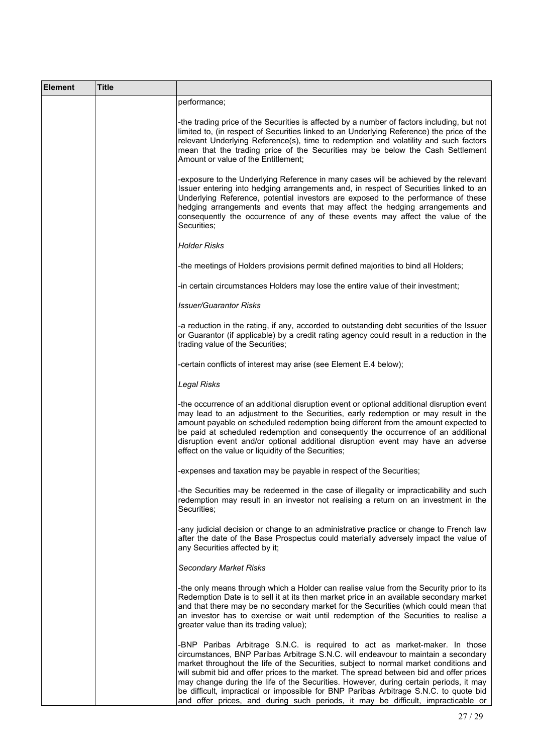| Element | Title | |
|---|---|---|
| | | performance;<br><br>-the trading price of the Securities is affected by a number of factors including, but not limited to, (in respect of Securities linked to an Underlying Reference) the price of the relevant Underlying Reference(s), time to redemption and volatility and such factors mean that the trading price of the Securities may be below the Cash Settlement Amount or value of the Entitlement;<br><br>-exposure to the Underlying Reference in many cases will be achieved by the relevant Issuer entering into hedging arrangements and, in respect of Securities linked to an Underlying Reference, potential investors are exposed to the performance of these hedging arrangements and events that may affect the hedging arrangements and consequently the occurrence of any of these events may affect the value of the Securities;<br><br>*Holder Risks*<br><br>-the meetings of Holders provisions permit defined majorities to bind all Holders;<br><br>-in certain circumstances Holders may lose the entire value of their investment;<br><br>*Issuer/Guarantor Risks*<br><br>-a reduction in the rating, if any, accorded to outstanding debt securities of the Issuer or Guarantor (if applicable) by a credit rating agency could result in a reduction in the trading value of the Securities;<br><br>-certain conflicts of interest may arise (see Element E.4 below);<br><br>*Legal Risks*<br><br>-the occurrence of an additional disruption event or optional additional disruption event may lead to an adjustment to the Securities, early redemption or may result in the amount payable on scheduled redemption being different from the amount expected to be paid at scheduled redemption and consequently the occurrence of an additional disruption event and/or optional additional disruption event may have an adverse effect on the value or liquidity of the Securities;<br><br>-expenses and taxation may be payable in respect of the Securities;<br><br>-the Securities may be redeemed in the case of illegality or impracticability and such redemption may result in an investor not realising a return on an investment in the Securities;<br><br>-any judicial decision or change to an administrative practice or change to French law after the date of the Base Prospectus could materially adversely impact the value of any Securities affected by it;<br><br>*Secondary Market Risks*<br><br>-the only means through which a Holder can realise value from the Security prior to its Redemption Date is to sell it at its then market price in an available secondary market and that there may be no secondary market for the Securities (which could mean that an investor has to exercise or wait until redemption of the Securities to realise a greater value than its trading value);<br><br>-BNP Paribas Arbitrage S.N.C. is required to act as market-maker. In those circumstances, BNP Paribas Arbitrage S.N.C. will endeavour to maintain a secondary market throughout the life of the Securities, subject to normal market conditions and will submit bid and offer prices to the market. The spread between bid and offer prices may change during the life of the Securities. However, during certain periods, it may be difficult, impractical or impossible for BNP Paribas Arbitrage S.N.C. to quote bid and offer prices, and during such periods, it may be difficult, impracticable or |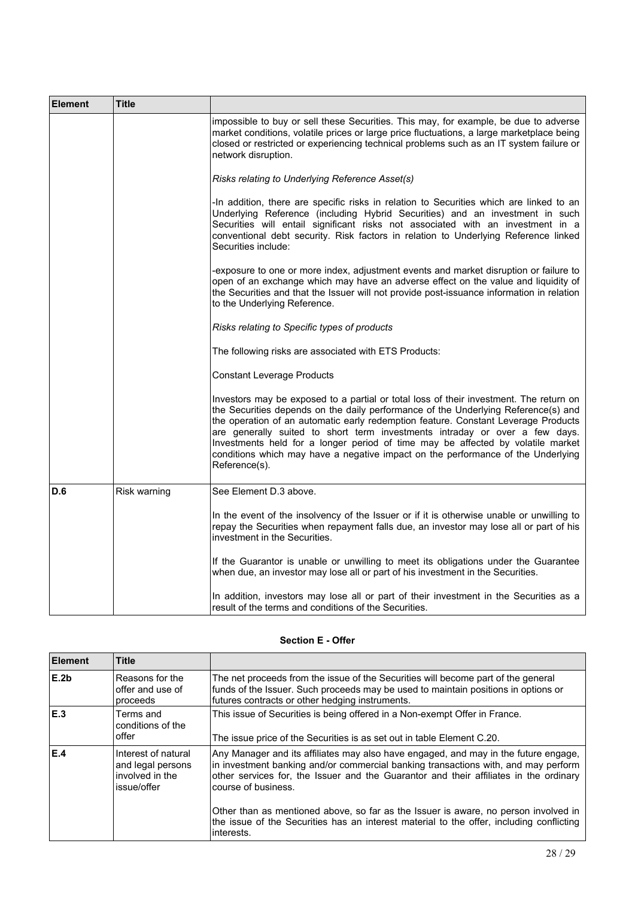| Element | Title | |
|---|---|---|
| | | impossible to buy or sell these Securities. This may, for example, be due to adverse market conditions, volatile prices or large price fluctuations, a large marketplace being closed or restricted or experiencing technical problems such as an IT system failure or network disruption.<br><br>*Risks relating to Underlying Reference Asset(s)*<br><br>-In addition, there are specific risks in relation to Securities which are linked to an Underlying Reference (including Hybrid Securities) and an investment in such Securities will entail significant risks not associated with an investment in a conventional debt security. Risk factors in relation to Underlying Reference linked Securities include:<br><br>-exposure to one or more index, adjustment events and market disruption or failure to open of an exchange which may have an adverse effect on the value and liquidity of the Securities and that the Issuer will not provide post-issuance information in relation to the Underlying Reference.<br><br>*Risks relating to Specific types of products*<br><br>The following risks are associated with ETS Products:<br><br>Constant Leverage Products<br><br>Investors may be exposed to a partial or total loss of their investment. The return on the Securities depends on the daily performance of the Underlying Reference(s) and the operation of an automatic early redemption feature. Constant Leverage Products are generally suited to short term investments intraday or over a few days. Investments held for a longer period of time may be affected by volatile market conditions which may have a negative impact on the performance of the Underlying Reference(s). |
| **D.6** | Risk warning | See Element D.3 above.<br><br>In the event of the insolvency of the Issuer or if it is otherwise unable or unwilling to repay the Securities when repayment falls due, an investor may lose all or part of his investment in the Securities.<br><br>If the Guarantor is unable or unwilling to meet its obligations under the Guarantee when due, an investor may lose all or part of his investment in the Securities.<br><br>In addition, investors may lose all or part of their investment in the Securities as a result of the terms and conditions of the Securities. |

**Section E - Offer**

| Element | Title | |
|---|---|---|
| **E.2b** | Reasons for the offer and use of proceeds | The net proceeds from the issue of the Securities will become part of the general funds of the Issuer. Such proceeds may be used to maintain positions in options or futures contracts or other hedging instruments. |
| **E.3** | Terms and conditions of the offer | This issue of Securities is being offered in a Non-exempt Offer in France.<br><br>The issue price of the Securities is as set out in table Element C.20. |
| **E.4** | Interest of natural and legal persons involved in the issue/offer | Any Manager and its affiliates may also have engaged, and may in the future engage, in investment banking and/or commercial banking transactions with, and may perform other services for, the Issuer and the Guarantor and their affiliates in the ordinary course of business.<br><br>Other than as mentioned above, so far as the Issuer is aware, no person involved in the issue of the Securities has an interest material to the offer, including conflicting interests. |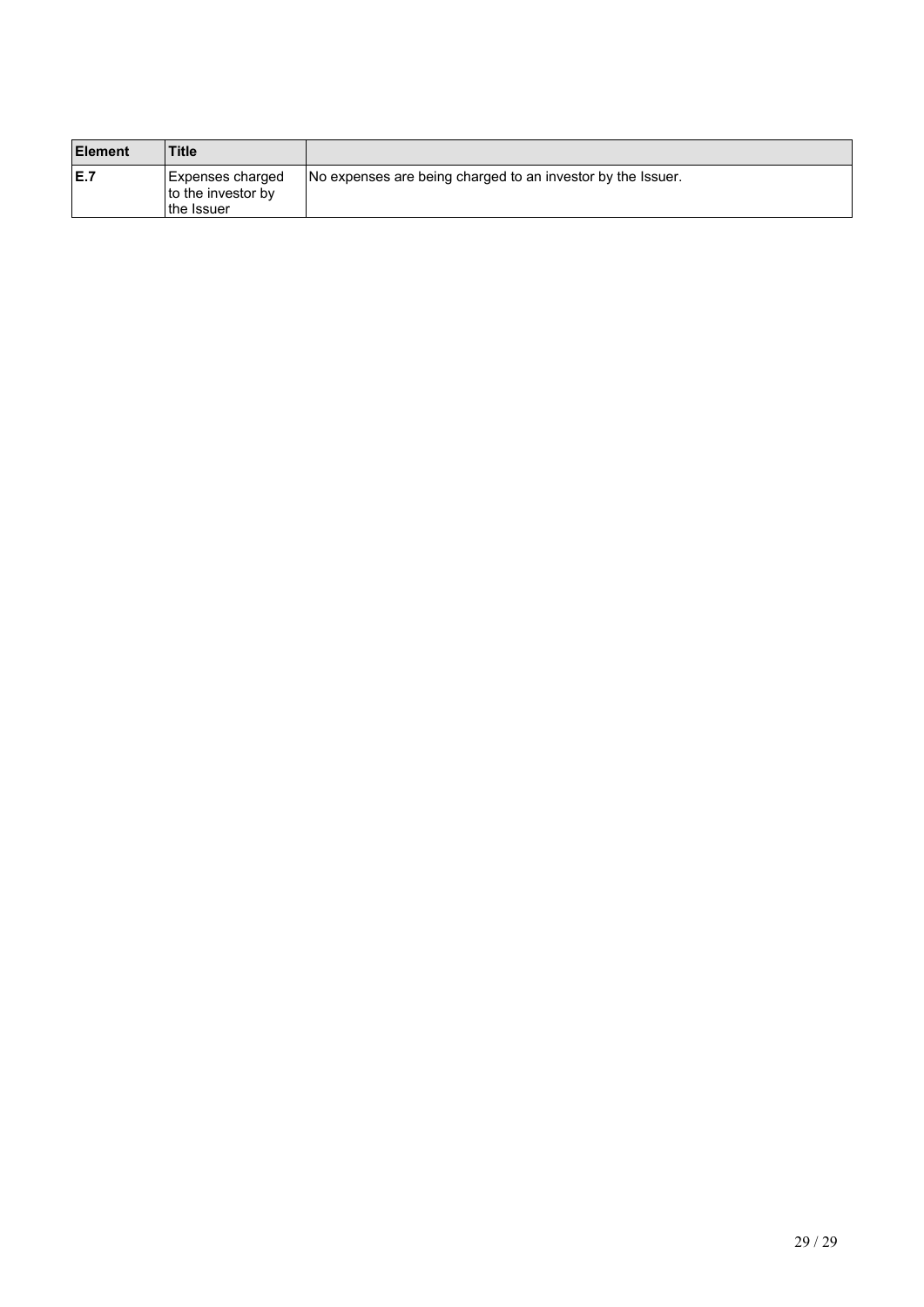| Element | Title | |
|---|---|---|
| E.7 | Expenses charged to the investor by the Issuer | No expenses are being charged to an investor by the Issuer. |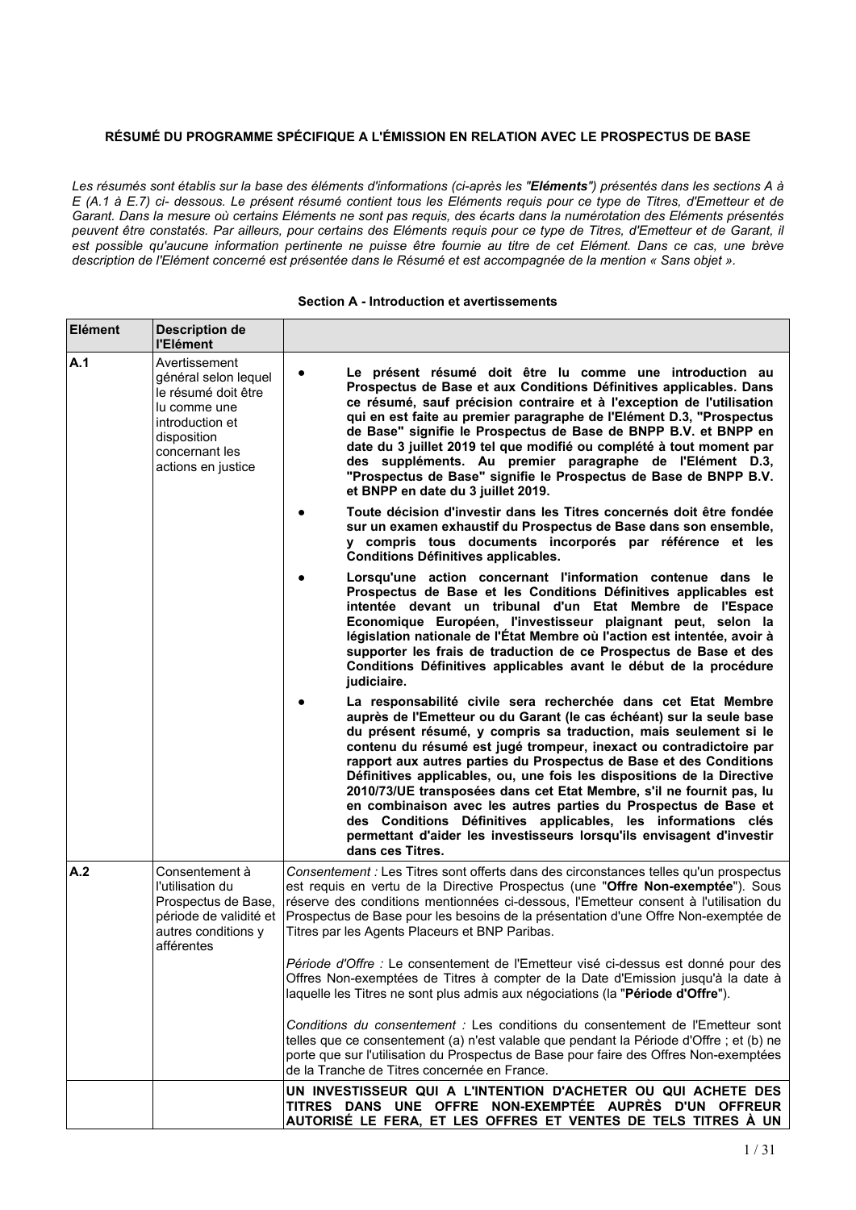**RÉSUMÉ DU PROGRAMME SPÉCIFIQUE A L'ÉMISSION EN RELATION AVEC LE PROSPECTUS DE BASE**

*Les résumés sont établis sur la base des éléments d'informations (ci-après les "**Eléments**") présentés dans les sections A à E (A.1 à E.7) ci- dessous. Le présent résumé contient tous les Eléments requis pour ce type de Titres, d'Emetteur et de Garant. Dans la mesure où certains Eléments ne sont pas requis, des écarts dans la numérotation des Eléments présentés peuvent être constatés. Par ailleurs, pour certains des Eléments requis pour ce type de Titres, d'Emetteur et de Garant, il est possible qu'aucune information pertinente ne puisse être fournie au titre de cet Elément. Dans ce cas, une brève description de l'Elément concerné est présentée dans le Résumé et est accompagnée de la mention « Sans objet ».*

**Section A - Introduction et avertissements**

| Elément | Description de l'Elément | |
|---|---|---|
| A.1 | Avertissement général selon lequel le résumé doit être lu comme une introduction et disposition concernant les actions en justice | • **Le présent résumé doit être lu comme une introduction au Prospectus de Base et aux Conditions Définitives applicables. Dans ce résumé, sauf précision contraire et à l'exception de l'utilisation qui en est faite au premier paragraphe de l'Elément D.3, "Prospectus de Base" signifie le Prospectus de Base de BNPP B.V. et BNPP en date du 3 juillet 2019 tel que modifié ou complété à tout moment par des suppléments. Au premier paragraphe de l'Elément D.3, "Prospectus de Base" signifie le Prospectus de Base de BNPP B.V. et BNPP en date du 3 juillet 2019.**<br><br>• **Toute décision d'investir dans les Titres concernés doit être fondée sur un examen exhaustif du Prospectus de Base dans son ensemble, y compris tous documents incorporés par référence et les Conditions Définitives applicables.**<br><br>• **Lorsqu'une action concernant l'information contenue dans le Prospectus de Base et les Conditions Définitives applicables est intentée devant un tribunal d'un Etat Membre de l'Espace Economique Européen, l'investisseur plaignant peut, selon la législation nationale de l'État Membre où l'action est intentée, avoir à supporter les frais de traduction de ce Prospectus de Base et des Conditions Définitives applicables avant le début de la procédure judiciaire.**<br><br>• **La responsabilité civile sera recherchée dans cet Etat Membre auprès de l'Emetteur ou du Garant (le cas échéant) sur la seule base du présent résumé, y compris sa traduction, mais seulement si le contenu du résumé est jugé trompeur, inexact ou contradictoire par rapport aux autres parties du Prospectus de Base et des Conditions Définitives applicables, ou, une fois les dispositions de la Directive 2010/73/UE transposées dans cet Etat Membre, s'il ne fournit pas, lu en combinaison avec les autres parties du Prospectus de Base et des Conditions Définitives applicables, les informations clés permettant d'aider les investisseurs lorsqu'ils envisagent d'investir dans ces Titres.** |
| A.2 | Consentement à l'utilisation du Prospectus de Base, période de validité et autres conditions y afférentes | *Consentement :* Les Titres sont offerts dans des circonstances telles qu'un prospectus est requis en vertu de la Directive Prospectus (une "**Offre Non-exemptée**"). Sous réserve des conditions mentionnées ci-dessous, l'Emetteur consent à l'utilisation du Prospectus de Base pour les besoins de la présentation d'une Offre Non-exemptée de Titres par les Agents Placeurs et BNP Paribas.<br><br>*Période d'Offre :* Le consentement de l'Emetteur visé ci-dessus est donné pour des Offres Non-exemptées de Titres à compter de la Date d'Emission jusqu'à la date à laquelle les Titres ne sont plus admis aux négociations (la "**Période d'Offre**").<br><br>*Conditions du consentement :* Les conditions du consentement de l'Emetteur sont telles que ce consentement (a) n'est valable que pendant la Période d'Offre ; et (b) ne porte que sur l'utilisation du Prospectus de Base pour faire des Offres Non-exemptées de la Tranche de Titres concernée en France. |
| | | **UN INVESTISSEUR QUI A L'INTENTION D'ACHETER OU QUI ACHETE DES TITRES DANS UNE OFFRE NON-EXEMPTÉE AUPRÈS D'UN OFFREUR AUTORISÉ LE FERA, ET LES OFFRES ET VENTES DE TELS TITRES À UN** |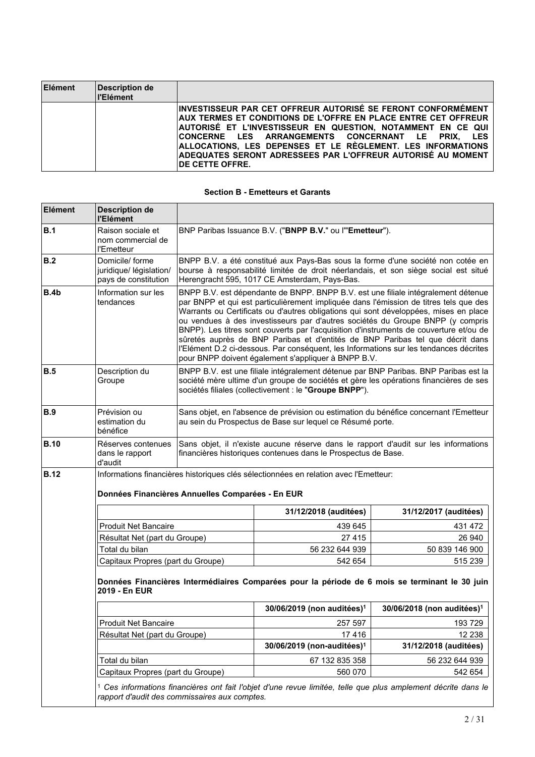| Elément | Description de l'Elément | |
|---|---|---|
| | | **INVESTISSEUR PAR CET OFFREUR AUTORISÉ SE FERONT CONFORMÉMENT AUX TERMES ET CONDITIONS DE L'OFFRE EN PLACE ENTRE CET OFFREUR AUTORISÉ ET L'INVESTISSEUR EN QUESTION, NOTAMMENT EN CE QUI CONCERNE LES ARRANGEMENTS CONCERNANT LE PRIX, LES ALLOCATIONS, LES DEPENSES ET LE RÈGLEMENT. LES INFORMATIONS ADEQUATES SERONT ADRESSEES PAR L'OFFREUR AUTORISÉ AU MOMENT DE CETTE OFFRE.** |

**Section B - Emetteurs et Garants**

| Elément | Description de l'Elément | |
|---|---|---|
| **B.1** | Raison sociale et nom commercial de l'Emetteur | BNP Paribas Issuance B.V. ("**BNPP B.V.**" ou l'"**Emetteur**"). |
| **B.2** | Domicile/ forme juridique/ législation/ pays de constitution | BNPP B.V. a été constitué aux Pays-Bas sous la forme d'une société non cotée en bourse à responsabilité limitée de droit néerlandais, et son siège social est situé Herengracht 595, 1017 CE Amsterdam, Pays-Bas. |
| **B.4b** | Information sur les tendances | BNPP B.V. est dépendante de BNPP. BNPP B.V. est une filiale intégralement détenue par BNPP et qui est particulièrement impliquée dans l'émission de titres tels que des Warrants ou Certificats ou d'autres obligations qui sont développées, mises en place ou vendues à des investisseurs par d'autres sociétés du Groupe BNPP (y compris BNPP). Les titres sont couverts par l'acquisition d'instruments de couverture et/ou de sûretés auprès de BNP Paribas et d'entités de BNP Paribas tel que décrit dans l'Elément D.2 ci-dessous. Par conséquent, les Informations sur les tendances décrites pour BNPP doivent également s'appliquer à BNPP B.V. |
| **B.5** | Description du Groupe | BNPP B.V. est une filiale intégralement détenue par BNP Paribas. BNP Paribas est la société mère ultime d'un groupe de sociétés et gère les opérations financières de ses sociétés filiales (collectivement : le "**Groupe BNPP**"). |
| **B.9** | Prévision ou estimation du bénéfice | Sans objet, en l'absence de prévision ou estimation du bénéfice concernant l'Emetteur au sein du Prospectus de Base sur lequel ce Résumé porte. |
| **B.10** | Réserves contenues dans le rapport d'audit | Sans objet, il n'existe aucune réserve dans le rapport d'audit sur les informations financières historiques contenues dans le Prospectus de Base. |
| **B.12** | Informations financières historiques clés sélectionnées en relation avec l'Emetteur: | |

**Données Financières Annuelles Comparées - En EUR**

| | 31/12/2018 (auditées) | 31/12/2017 (auditées) |
|---|---|---|
| Produit Net Bancaire | 439 645 | 431 472 |
| Résultat Net (part du Groupe) | 27 415 | 26 940 |
| Total du bilan | 56 232 644 939 | 50 839 146 900 |
| Capitaux Propres (part du Groupe) | 542 654 | 515 239 |

**Données Financières Intermédiaires Comparées pour la période de 6 mois se terminant le 30 juin 2019 - En EUR**

| | 30/06/2019 (non auditées)[1] | 30/06/2018 (non auditées)[1] |
|---|---|---|
| Produit Net Bancaire | 257 597 | 193 729 |
| Résultat Net (part du Groupe) | 17 416 | 12 238 |
| | **30/06/2019 (non-auditées)[1]** | **31/12/2018 (auditées)** |
| Total du bilan | 67 132 835 358 | 56 232 644 939 |
| Capitaux Propres (part du Groupe) | 560 070 | 542 654 |

[1] *Ces informations financières ont fait l'objet d'une revue limitée, telle que plus amplement décrite dans le rapport d'audit des commissaires aux comptes.*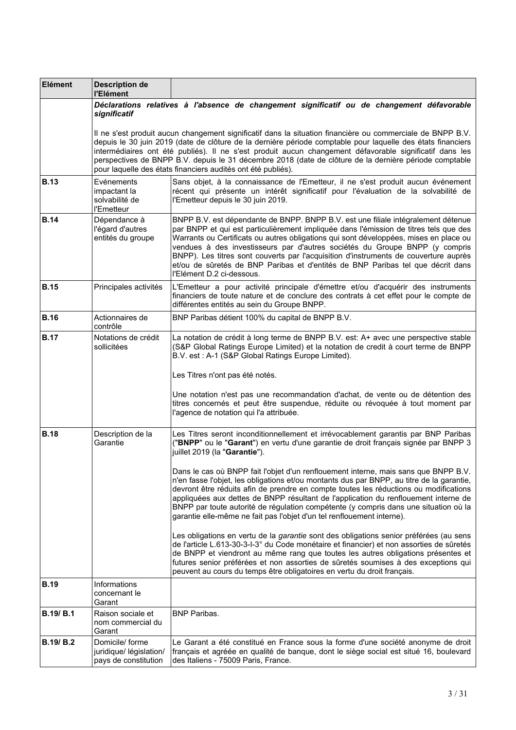| Elément | Description de l'Elément | |
|---|---|---|
| | ***Déclarations relatives à l'absence de changement significatif ou de changement défavorable significatif***<br><br>Il ne s'est produit aucun changement significatif dans la situation financière ou commerciale de BNPP B.V. depuis le 30 juin 2019 (date de clôture de la dernière période comptable pour laquelle des états financiers intermédiaires ont été publiés). Il ne s'est produit aucun changement défavorable significatif dans les perspectives de BNPP B.V. depuis le 31 décembre 2018 (date de clôture de la dernière période comptable pour laquelle des états financiers audités ont été publiés). | |
| **B.13** | Evénements impactant la solvabilité de l'Emetteur | Sans objet, à la connaissance de l'Emetteur, il ne s'est produit aucun événement récent qui présente un intérêt significatif pour l'évaluation de la solvabilité de l'Emetteur depuis le 30 juin 2019. |
| **B.14** | Dépendance à l'égard d'autres entités du groupe | BNPP B.V. est dépendante de BNPP. BNPP B.V. est une filiale intégralement détenue par BNPP et qui est particulièrement impliquée dans l'émission de titres tels que des Warrants ou Certificats ou autres obligations qui sont développées, mises en place ou vendues à des investisseurs par d'autres sociétés du Groupe BNPP (y compris BNPP). Les titres sont couverts par l'acquisition d'instruments de couverture auprès et/ou de sûretés de BNP Paribas et d'entités de BNP Paribas tel que décrit dans l'Elément D.2 ci-dessous. |
| **B.15** | Principales activités | L'Emetteur a pour activité principale d'émettre et/ou d'acquérir des instruments financiers de toute nature et de conclure des contrats à cet effet pour le compte de différentes entités au sein du Groupe BNPP. |
| **B.16** | Actionnaires de contrôle | BNP Paribas détient 100% du capital de BNPP B.V. |
| **B.17** | Notations de crédit sollicitées | La notation de crédit à long terme de BNPP B.V. est: A+ avec une perspective stable (S&P Global Ratings Europe Limited) et la notation de credit à court terme de BNPP B.V. est : A-1 (S&P Global Ratings Europe Limited).<br><br>Les Titres n'ont pas été notés.<br><br>Une notation n'est pas une recommandation d'achat, de vente ou de détention des titres concernés et peut être suspendue, réduite ou révoquée à tout moment par l'agence de notation qui l'a attribuée. |
| **B.18** | Description de la Garantie | Les Titres seront inconditionnellement et irrévocablement garantis par BNP Paribas ("**BNPP**" ou le "**Garant**") en vertu d'une garantie de droit français signée par BNPP 3 juillet 2019 (la "**Garantie**").<br><br>Dans le cas où BNPP fait l'objet d'un renflouement interne, mais sans que BNPP B.V. n'en fasse l'objet, les obligations et/ou montants dus par BNPP, au titre de la garantie, devront être réduits afin de prendre en compte toutes les réductions ou modifications appliquées aux dettes de BNPP résultant de l'application du renflouement interne de BNPP par toute autorité de régulation compétente (y compris dans une situation où la garantie elle-même ne fait pas l'objet d'un tel renflouement interne).<br><br>Les obligations en vertu de la *garantie* sont des obligations senior préférées (au sens de l'article L.613-30-3-I-3° du Code monétaire et financier) et non assorties de sûretés de BNPP et viendront au même rang que toutes les autres obligations présentes et futures senior préférées et non assorties de sûretés soumises à des exceptions qui peuvent au cours du temps être obligatoires en vertu du droit français. |
| **B.19** | Informations concernant le Garant | |
| **B.19/ B.1** | Raison sociale et nom commercial du Garant | BNP Paribas. |
| **B.19/ B.2** | Domicile/ forme juridique/ législation/ pays de constitution | Le Garant a été constitué en France sous la forme d'une société anonyme de droit français et agréée en qualité de banque, dont le siège social est situé 16, boulevard des Italiens - 75009 Paris, France. |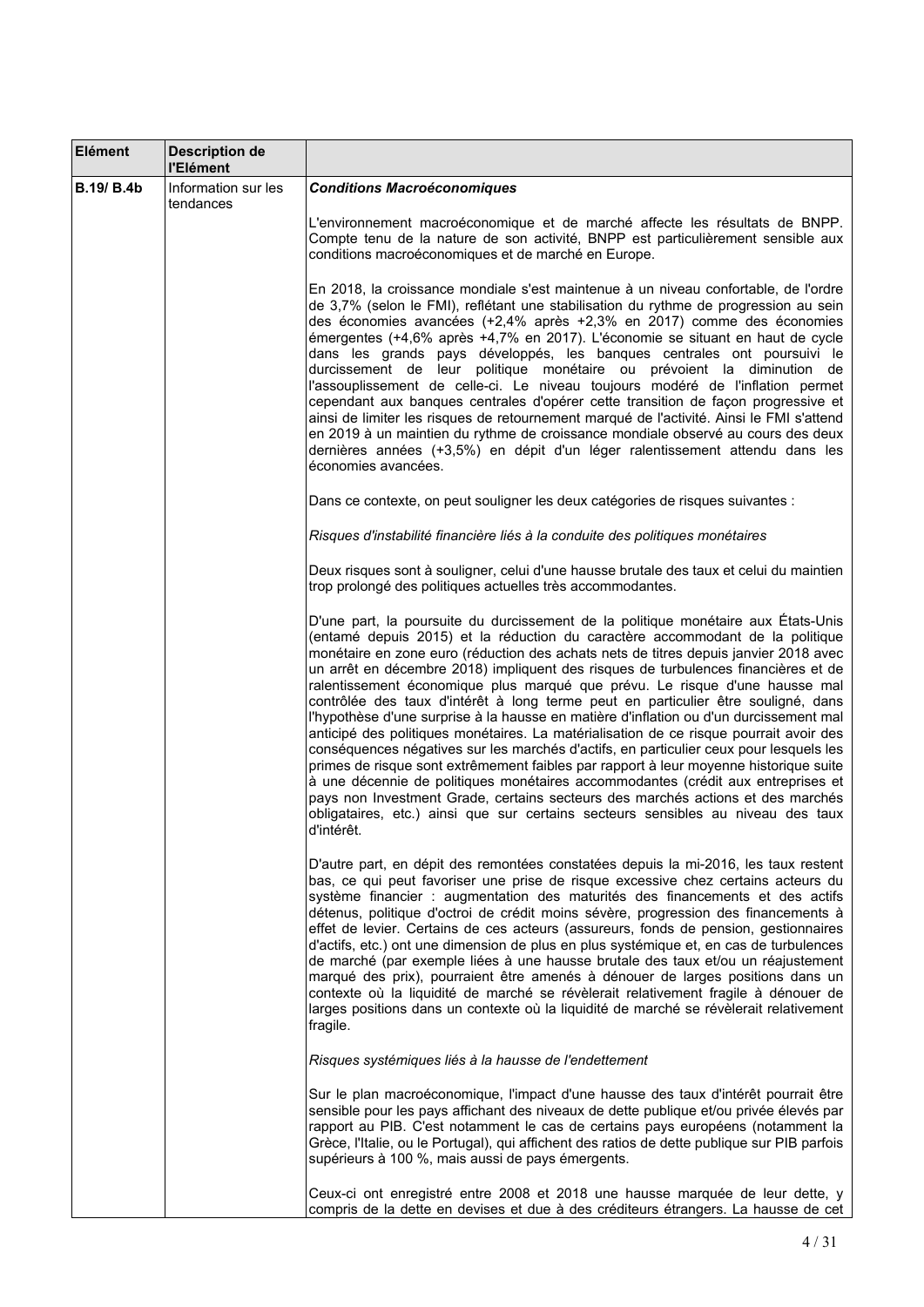| Elément | Description de l'Elément | |
|---|---|---|
| **B.19/ B.4b** | Information sur les tendances | ***Conditions Macroéconomiques***<br><br>L'environnement macroéconomique et de marché affecte les résultats de BNPP. Compte tenu de la nature de son activité, BNPP est particulièrement sensible aux conditions macroéconomiques et de marché en Europe.<br><br>En 2018, la croissance mondiale s'est maintenue à un niveau confortable, de l'ordre de 3,7% (selon le FMI), reflétant une stabilisation du rythme de progression au sein des économies avancées (+2,4% après +2,3% en 2017) comme des économies émergentes (+4,6% après +4,7% en 2017). L'économie se situant en haut de cycle dans les grands pays développés, les banques centrales ont poursuivi le durcissement de leur politique monétaire ou prévoient la diminution de l'assouplissement de celle-ci. Le niveau toujours modéré de l'inflation permet cependant aux banques centrales d'opérer cette transition de façon progressive et ainsi de limiter les risques de retournement marqué de l'activité. Ainsi le FMI s'attend en 2019 à un maintien du rythme de croissance mondiale observé au cours des deux dernières années (+3,5%) en dépit d'un léger ralentissement attendu dans les économies avancées.<br><br>Dans ce contexte, on peut souligner les deux catégories de risques suivantes :<br><br>*Risques d'instabilité financière liés à la conduite des politiques monétaires*<br><br>Deux risques sont à souligner, celui d'une hausse brutale des taux et celui du maintien trop prolongé des politiques actuelles très accommodantes.<br><br>D'une part, la poursuite du durcissement de la politique monétaire aux États-Unis (entamé depuis 2015) et la réduction du caractère accommodant de la politique monétaire en zone euro (réduction des achats nets de titres depuis janvier 2018 avec un arrêt en décembre 2018) impliquent des risques de turbulences financières et de ralentissement économique plus marqué que prévu. Le risque d'une hausse mal contrôlée des taux d'intérêt à long terme peut en particulier être souligné, dans l'hypothèse d'une surprise à la hausse en matière d'inflation ou d'un durcissement mal anticipé des politiques monétaires. La matérialisation de ce risque pourrait avoir des conséquences négatives sur les marchés d'actifs, en particulier ceux pour lesquels les primes de risque sont extrêmement faibles par rapport à leur moyenne historique suite à une décennie de politiques monétaires accommodantes (crédit aux entreprises et pays non Investment Grade, certains secteurs des marchés actions et des marchés obligataires, etc.) ainsi que sur certains secteurs sensibles au niveau des taux d'intérêt.<br><br>D'autre part, en dépit des remontées constatées depuis la mi-2016, les taux restent bas, ce qui peut favoriser une prise de risque excessive chez certains acteurs du système financier : augmentation des maturités des financements et des actifs détenus, politique d'octroi de crédit moins sévère, progression des financements à effet de levier. Certains de ces acteurs (assureurs, fonds de pension, gestionnaires d'actifs, etc.) ont une dimension de plus en plus systémique et, en cas de turbulences de marché (par exemple liées à une hausse brutale des taux et/ou un réajustement marqué des prix), pourraient être amenés à dénouer de larges positions dans un contexte où la liquidité de marché se révèlerait relativement fragile à dénouer de larges positions dans un contexte où la liquidité de marché se révèlerait relativement fragile.<br><br>*Risques systémiques liés à la hausse de l'endettement*<br><br>Sur le plan macroéconomique, l'impact d'une hausse des taux d'intérêt pourrait être sensible pour les pays affichant des niveaux de dette publique et/ou privée élevés par rapport au PIB. C'est notamment le cas de certains pays européens (notamment la Grèce, l'Italie, ou le Portugal), qui affichent des ratios de dette publique sur PIB parfois supérieurs à 100 %, mais aussi de pays émergents.<br><br>Ceux-ci ont enregistré entre 2008 et 2018 une hausse marquée de leur dette, y compris de la dette en devises et due à des créditeurs étrangers. La hausse de cet |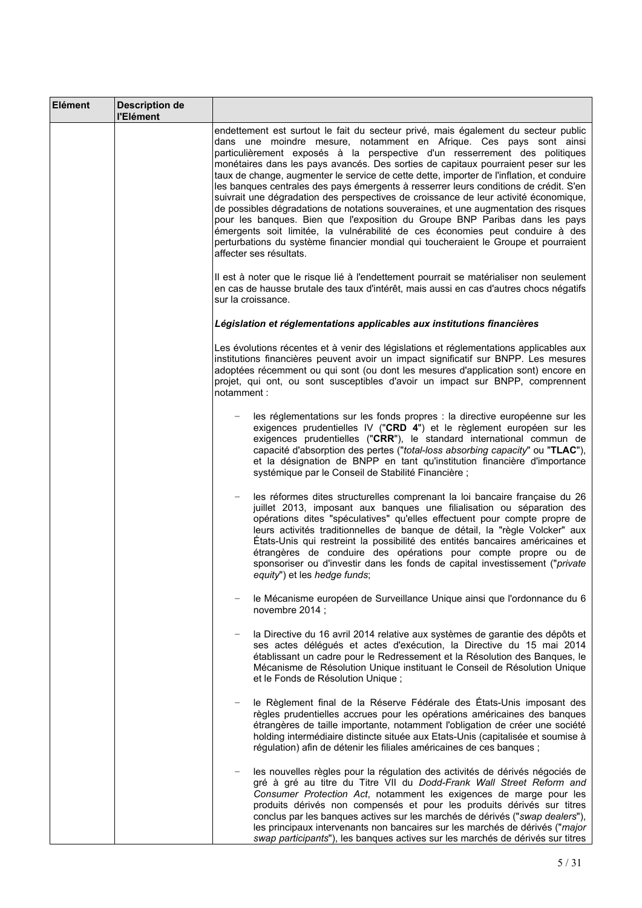| Elément | Description de l'Elément | |
|---|---|---|
| | | endettement est surtout le fait du secteur privé, mais également du secteur public dans une moindre mesure, notamment en Afrique. Ces pays sont ainsi particulièrement exposés à la perspective d'un resserrement des politiques monétaires dans les pays avancés. Des sorties de capitaux pourraient peser sur les taux de change, augmenter le service de cette dette, importer de l'inflation, et conduire les banques centrales des pays émergents à resserrer leurs conditions de crédit. S'en suivrait une dégradation des perspectives de croissance de leur activité économique, de possibles dégradations de notations souveraines, et une augmentation des risques pour les banques. Bien que l'exposition du Groupe BNP Paribas dans les pays émergents soit limitée, la vulnérabilité de ces économies peut conduire à des perturbations du système financier mondial qui toucheraient le Groupe et pourraient affecter ses résultats.<br><br>Il est à noter que le risque lié à l'endettement pourrait se matérialiser non seulement en cas de hausse brutale des taux d'intérêt, mais aussi en cas d'autres chocs négatifs sur la croissance.<br><br>***Législation et réglementations applicables aux institutions financières***<br><br>Les évolutions récentes et à venir des législations et réglementations applicables aux institutions financières peuvent avoir un impact significatif sur BNPP. Les mesures adoptées récemment ou qui sont (ou dont les mesures d'application sont) encore en projet, qui ont, ou sont susceptibles d'avoir un impact sur BNPP, comprennent notamment :<br><br>– les réglementations sur les fonds propres : la directive européenne sur les exigences prudentielles IV ("**CRD 4**") et le règlement européen sur les exigences prudentielles ("**CRR**"), le standard international commun de capacité d'absorption des pertes ("*total-loss absorbing capacity*" ou "**TLAC**"), et la désignation de BNPP en tant qu'institution financière d'importance systémique par le Conseil de Stabilité Financière ;<br><br>– les réformes dites structurelles comprenant la loi bancaire française du 26 juillet 2013, imposant aux banques une filialisation ou séparation des opérations dites "spéculatives" qu'elles effectuent pour compte propre de leurs activités traditionnelles de banque de détail, la "règle Volcker" aux États-Unis qui restreint la possibilité des entités bancaires américaines et étrangères de conduire des opérations pour compte propre ou de sponsoriser ou d'investir dans les fonds de capital investissement ("*private equity*") et les *hedge funds*;<br><br>– le Mécanisme européen de Surveillance Unique ainsi que l'ordonnance du 6 novembre 2014 ;<br><br>– la Directive du 16 avril 2014 relative aux systèmes de garantie des dépôts et ses actes délégués et actes d'exécution, la Directive du 15 mai 2014 établissant un cadre pour le Redressement et la Résolution des Banques, le Mécanisme de Résolution Unique instituant le Conseil de Résolution Unique et le Fonds de Résolution Unique ;<br><br>– le Règlement final de la Réserve Fédérale des États-Unis imposant des règles prudentielles accrues pour les opérations américaines des banques étrangères de taille importante, notamment l'obligation de créer une société holding intermédiaire distincte située aux Etats-Unis (capitalisée et soumise à régulation) afin de détenir les filiales américaines de ces banques ;<br><br>– les nouvelles règles pour la régulation des activités de dérivés négociés de gré à gré au titre du Titre VII du *Dodd-Frank Wall Street Reform and Consumer Protection Act*, notamment les exigences de marge pour les produits dérivés non compensés et pour les produits dérivés sur titres conclus par les banques actives sur les marchés de dérivés ("*swap dealers*"), les principaux intervenants non bancaires sur les marchés de dérivés ("*major swap participants*"), les banques actives sur les marchés de dérivés sur titres |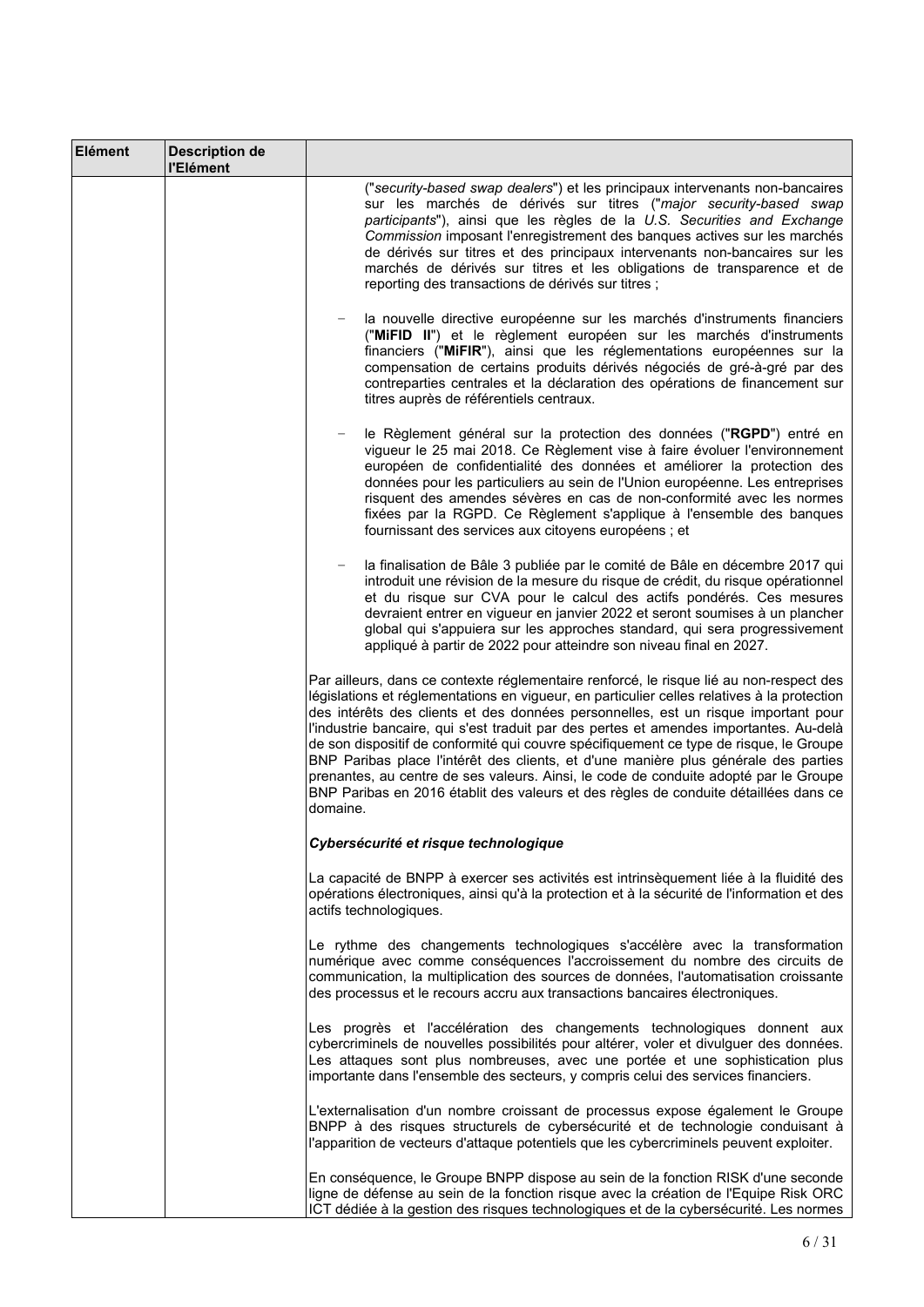| Elément | Description de l'Elément | |
|---|---|---|
| | | ("*security-based swap dealers*") et les principaux intervenants non-bancaires sur les marchés de dérivés sur titres ("*major security-based swap participants*"), ainsi que les règles de la *U.S. Securities and Exchange Commission* imposant l'enregistrement des banques actives sur les marchés de dérivés sur titres et des principaux intervenants non-bancaires sur les marchés de dérivés sur titres et les obligations de transparence et de reporting des transactions de dérivés sur titres ;<br><br>– la nouvelle directive européenne sur les marchés d'instruments financiers ("**MiFID II**") et le règlement européen sur les marchés d'instruments financiers ("**MiFIR**"), ainsi que les réglementations européennes sur la compensation de certains produits dérivés négociés de gré-à-gré par des contreparties centrales et la déclaration des opérations de financement sur titres auprès de référentiels centraux.<br><br>– le Règlement général sur la protection des données ("**RGPD**") entré en vigueur le 25 mai 2018. Ce Règlement vise à faire évoluer l'environnement européen de confidentialité des données et améliorer la protection des données pour les particuliers au sein de l'Union européenne. Les entreprises risquent des amendes sévères en cas de non-conformité avec les normes fixées par la RGPD. Ce Règlement s'applique à l'ensemble des banques fournissant des services aux citoyens européens ; et<br><br>– la finalisation de Bâle 3 publiée par le comité de Bâle en décembre 2017 qui introduit une révision de la mesure du risque de crédit, du risque opérationnel et du risque sur CVA pour le calcul des actifs pondérés. Ces mesures devraient entrer en vigueur en janvier 2022 et seront soumises à un plancher global qui s'appuiera sur les approches standard, qui sera progressivement appliqué à partir de 2022 pour atteindre son niveau final en 2027.<br><br>Par ailleurs, dans ce contexte réglementaire renforcé, le risque lié au non-respect des législations et réglementations en vigueur, en particulier celles relatives à la protection des intérêts des clients et des données personnelles, est un risque important pour l'industrie bancaire, qui s'est traduit par des pertes et amendes importantes. Au-delà de son dispositif de conformité qui couvre spécifiquement ce type de risque, le Groupe BNP Paribas place l'intérêt des clients, et d'une manière plus générale des parties prenantes, au centre de ses valeurs. Ainsi, le code de conduite adopté par le Groupe BNP Paribas en 2016 établit des valeurs et des règles de conduite détaillées dans ce domaine.<br><br>***Cybersécurité et risque technologique***<br><br>La capacité de BNPP à exercer ses activités est intrinsèquement liée à la fluidité des opérations électroniques, ainsi qu'à la protection et à la sécurité de l'information et des actifs technologiques.<br><br>Le rythme des changements technologiques s'accélère avec la transformation numérique avec comme conséquences l'accroissement du nombre des circuits de communication, la multiplication des sources de données, l'automatisation croissante des processus et le recours accru aux transactions bancaires électroniques.<br><br>Les progrès et l'accélération des changements technologiques donnent aux cybercriminels de nouvelles possibilités pour altérer, voler et divulguer des données. Les attaques sont plus nombreuses, avec une portée et une sophistication plus importante dans l'ensemble des secteurs, y compris celui des services financiers.<br><br>L'externalisation d'un nombre croissant de processus expose également le Groupe BNPP à des risques structurels de cybersécurité et de technologie conduisant à l'apparition de vecteurs d'attaque potentiels que les cybercriminels peuvent exploiter.<br><br>En conséquence, le Groupe BNPP dispose au sein de la fonction RISK d'une seconde ligne de défense au sein de la fonction risque avec la création de l'Equipe Risk ORC ICT dédiée à la gestion des risques technologiques et de la cybersécurité. Les normes |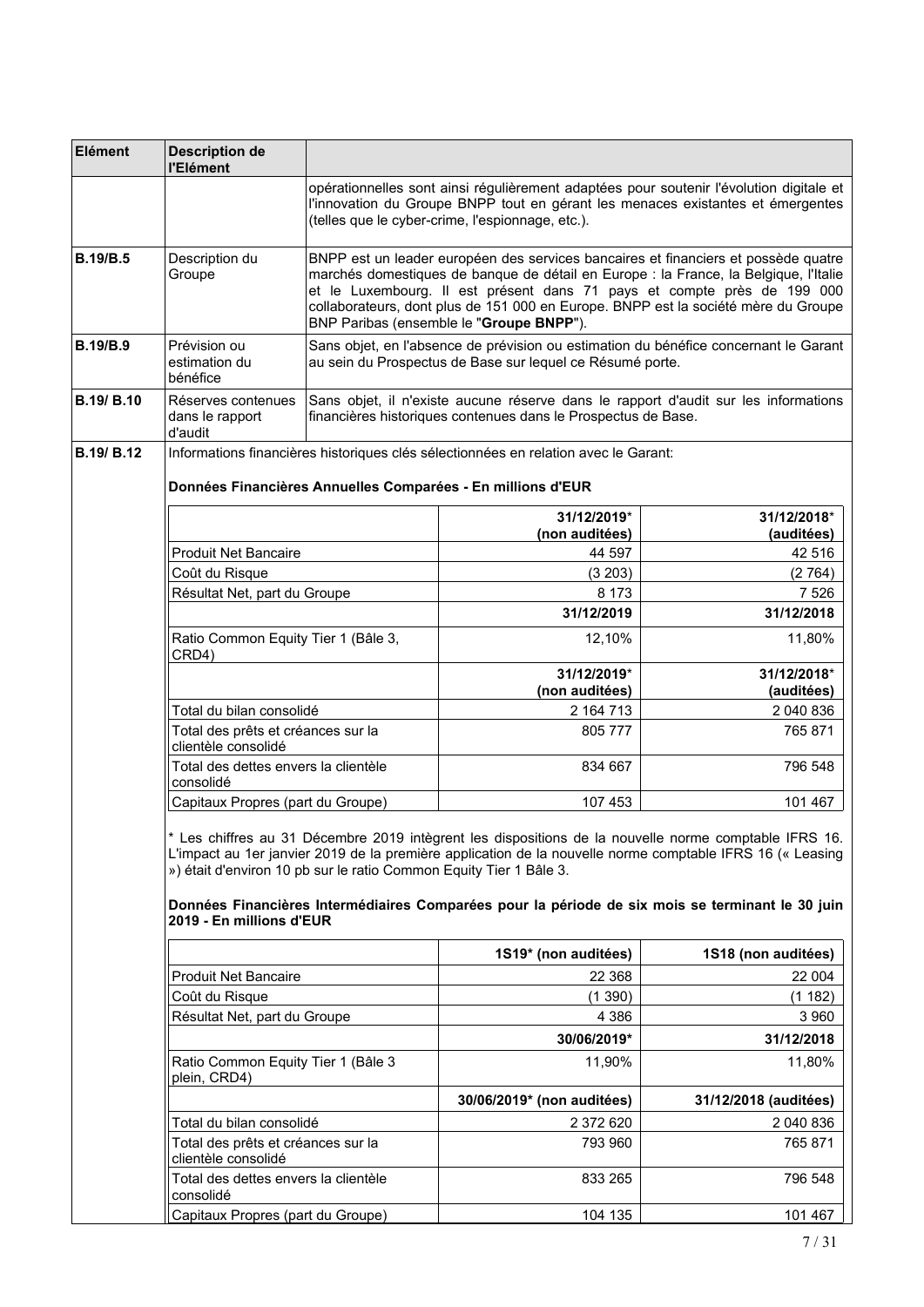| Elément | Description de l'Elément | |
|---|---|---|
| | | opérationnelles sont ainsi régulièrement adaptées pour soutenir l'évolution digitale et l'innovation du Groupe BNPP tout en gérant les menaces existantes et émergentes (telles que le cyber-crime, l'espionnage, etc.). |
| **B.19/B.5** | Description du Groupe | BNPP est un leader européen des services bancaires et financiers et possède quatre marchés domestiques de banque de détail en Europe : la France, la Belgique, l'Italie et le Luxembourg. Il est présent dans 71 pays et compte près de 199 000 collaborateurs, dont plus de 151 000 en Europe. BNPP est la société mère du Groupe BNP Paribas (ensemble le "**Groupe BNPP**"). |
| **B.19/B.9** | Prévision ou estimation du bénéfice | Sans objet, en l'absence de prévision ou estimation du bénéfice concernant le Garant au sein du Prospectus de Base sur lequel ce Résumé porte. |
| **B.19/ B.10** | Réserves contenues dans le rapport d'audit | Sans objet, il n'existe aucune réserve dans le rapport d'audit sur les informations financières historiques contenues dans le Prospectus de Base. |
| **B.19/ B.12** | Informations financières historiques clés sélectionnées en relation avec le Garant: | |

**Données Financières Annuelles Comparées - En millions d'EUR**

| | 31/12/2019* (non auditées) | 31/12/2018* (auditées) |
|---|---|---|
| Produit Net Bancaire | 44 597 | 42 516 |
| Coût du Risque | (3 203) | (2 764) |
| Résultat Net, part du Groupe | 8 173 | 7 526 |
| | **31/12/2019** | **31/12/2018** |
| Ratio Common Equity Tier 1 (Bâle 3, CRD4) | 12,10% | 11,80% |
| | **31/12/2019* (non auditées)** | **31/12/2018* (auditées)** |
| Total du bilan consolidé | 2 164 713 | 2 040 836 |
| Total des prêts et créances sur la clientèle consolidé | 805 777 | 765 871 |
| Total des dettes envers la clientèle consolidé | 834 667 | 796 548 |
| Capitaux Propres (part du Groupe) | 107 453 | 101 467 |

\* Les chiffres au 31 Décembre 2019 intègrent les dispositions de la nouvelle norme comptable IFRS 16. L'impact au 1er janvier 2019 de la première application de la nouvelle norme comptable IFRS 16 (« Leasing ») était d'environ 10 pb sur le ratio Common Equity Tier 1 Bâle 3.

**Données Financières Intermédiaires Comparées pour la période de six mois se terminant le 30 juin 2019 - En millions d'EUR**

| | 1S19* (non auditées) | 1S18 (non auditées) |
|---|---|---|
| Produit Net Bancaire | 22 368 | 22 004 |
| Coût du Risque | (1 390) | (1 182) |
| Résultat Net, part du Groupe | 4 386 | 3 960 |
| | **30/06/2019*** | **31/12/2018** |
| Ratio Common Equity Tier 1 (Bâle 3 plein, CRD4) | 11,90% | 11,80% |
| | **30/06/2019* (non auditées)** | **31/12/2018 (auditées)** |
| Total du bilan consolidé | 2 372 620 | 2 040 836 |
| Total des prêts et créances sur la clientèle consolidé | 793 960 | 765 871 |
| Total des dettes envers la clientèle consolidé | 833 265 | 796 548 |
| Capitaux Propres (part du Groupe) | 104 135 | 101 467 |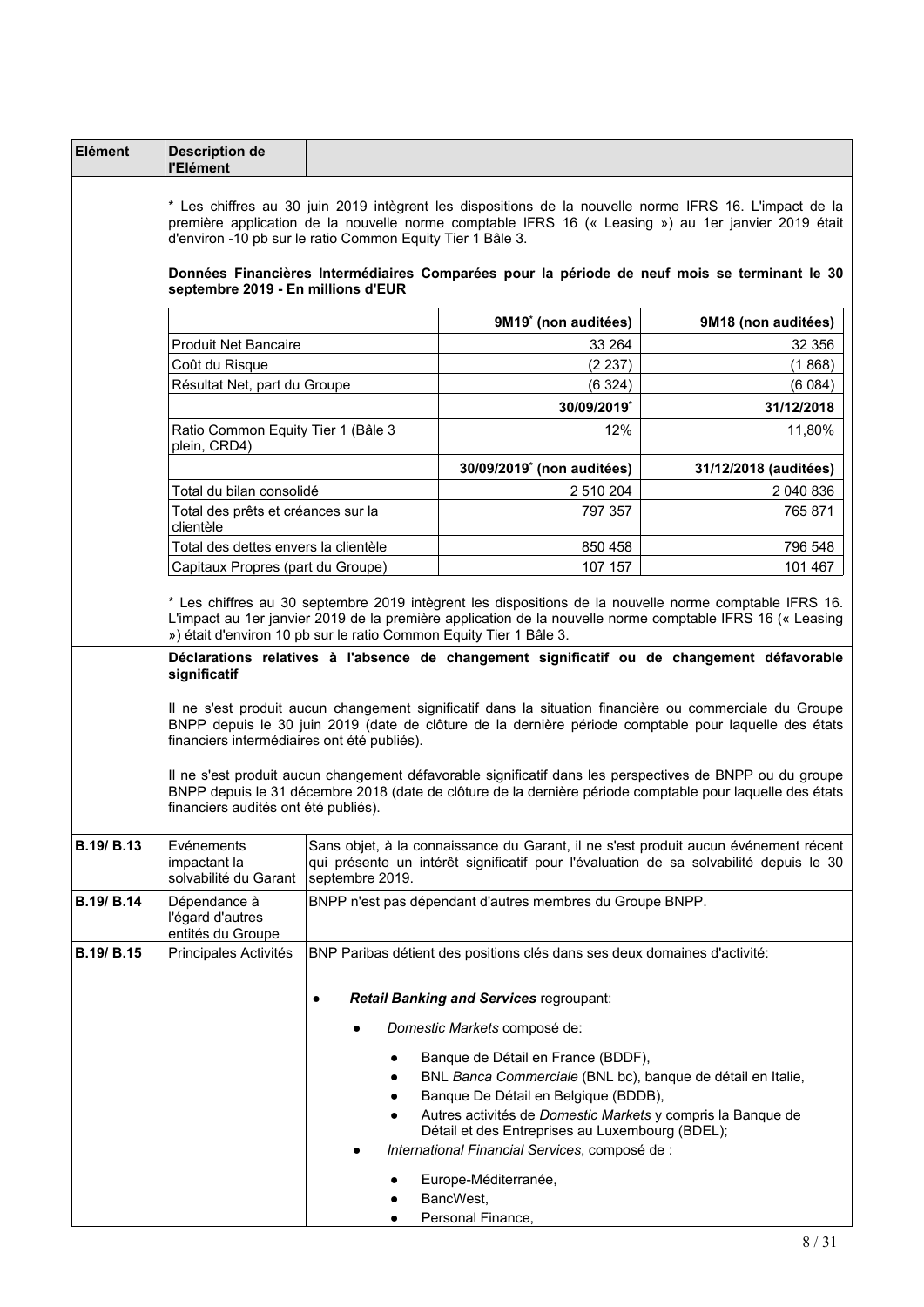| Elément | Description de l'Elément | |
|---|---|---|

* Les chiffres au 30 juin 2019 intègrent les dispositions de la nouvelle norme IFRS 16. L'impact de la première application de la nouvelle norme comptable IFRS 16 (« Leasing ») au 1er janvier 2019 était d'environ -10 pb sur le ratio Common Equity Tier 1 Bâle 3.

**Données Financières Intermédiaires Comparées pour la période de neuf mois se terminant le 30 septembre 2019 - En millions d'EUR**

| | 9M19* (non auditées) | 9M18 (non auditées) |
|---|---|---|
| Produit Net Bancaire | 33 264 | 32 356 |
| Coût du Risque | (2 237) | (1 868) |
| Résultat Net, part du Groupe | (6 324) | (6 084) |
| | **30/09/2019*** | **31/12/2018** |
| Ratio Common Equity Tier 1 (Bâle 3 plein, CRD4) | 12% | 11,80% |
| | **30/09/2019* (non auditées)** | **31/12/2018 (auditées)** |
| Total du bilan consolidé | 2 510 204 | 2 040 836 |
| Total des prêts et créances sur la clientèle | 797 357 | 765 871 |
| Total des dettes envers la clientèle | 850 458 | 796 548 |
| Capitaux Propres (part du Groupe) | 107 157 | 101 467 |

* Les chiffres au 30 septembre 2019 intègrent les dispositions de la nouvelle norme comptable IFRS 16. L'impact au 1er janvier 2019 de la première application de la nouvelle norme comptable IFRS 16 (« Leasing ») était d'environ 10 pb sur le ratio Common Equity Tier 1 Bâle 3.

**Déclarations relatives à l'absence de changement significatif ou de changement défavorable significatif**

Il ne s'est produit aucun changement significatif dans la situation financière ou commerciale du Groupe BNPP depuis le 30 juin 2019 (date de clôture de la dernière période comptable pour laquelle des états financiers intermédiaires ont été publiés).

Il ne s'est produit aucun changement défavorable significatif dans les perspectives de BNPP ou du groupe BNPP depuis le 31 décembre 2018 (date de clôture de la dernière période comptable pour laquelle des états financiers audités ont été publiés).

| Elément | Description de l'Elément | |
|---|---|---|
| **B.19/ B.13** | Evénements impactant la solvabilité du Garant | Sans objet, à la connaissance du Garant, il ne s'est produit aucun événement récent qui présente un intérêt significatif pour l'évaluation de sa solvabilité depuis le 30 septembre 2019. |
| **B.19/ B.14** | Dépendance à l'égard d'autres entités du Groupe | BNPP n'est pas dépendant d'autres membres du Groupe BNPP. |
| **B.19/ B.15** | Principales Activités | BNP Paribas détient des positions clés dans ses deux domaines d'activité: |

- ***Retail Banking and Services*** regroupant:
  - *Domestic Markets* composé de:
    - Banque de Détail en France (BDDF),
    - BNL *Banca Commerciale* (BNL bc), banque de détail en Italie,
    - Banque De Détail en Belgique (BDDB),
    - Autres activités de *Domestic Markets* y compris la Banque de Détail et des Entreprises au Luxembourg (BDEL);
  - *International Financial Services*, composé de :
    - Europe-Méditerranée,
    - BancWest,
    - Personal Finance,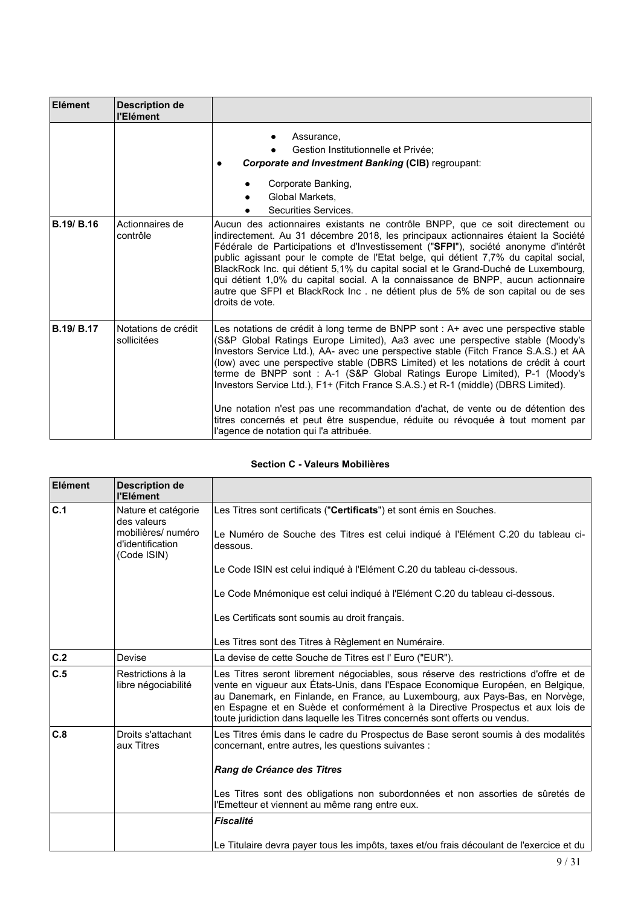| Elément | Description de l'Elément | |
|---|---|---|
| | | ● Assurance,<br>● Gestion Institutionnelle et Privée;<br>● ***Corporate and Investment Banking* (CIB)** regroupant:<br>● Corporate Banking,<br>● Global Markets,<br>● Securities Services. |
| **B.19/ B.16** | Actionnaires de contrôle | Aucun des actionnaires existants ne contrôle BNPP, que ce soit directement ou indirectement. Au 31 décembre 2018, les principaux actionnaires étaient la Société Fédérale de Participations et d'Investissement ("**SFPI**"), société anonyme d'intérêt public agissant pour le compte de l'Etat belge, qui détient 7,7% du capital social, BlackRock Inc. qui détient 5,1% du capital social et le Grand-Duché de Luxembourg, qui détient 1,0% du capital social. A la connaissance de BNPP, aucun actionnaire autre que SFPI et BlackRock Inc . ne détient plus de 5% de son capital ou de ses droits de vote. |
| **B.19/ B.17** | Notations de crédit sollicitées | Les notations de crédit à long terme de BNPP sont : A+ avec une perspective stable (S&P Global Ratings Europe Limited), Aa3 avec une perspective stable (Moody's Investors Service Ltd.), AA- avec une perspective stable (Fitch France S.A.S.) et AA (low) avec une perspective stable (DBRS Limited) et les notations de crédit à court terme de BNPP sont : A-1 (S&P Global Ratings Europe Limited), P-1 (Moody's Investors Service Ltd.), F1+ (Fitch France S.A.S.) et R-1 (middle) (DBRS Limited).<br><br>Une notation n'est pas une recommandation d'achat, de vente ou de détention des titres concernés et peut être suspendue, réduite ou révoquée à tout moment par l'agence de notation qui l'a attribuée. |

**Section C - Valeurs Mobilières**

| Elément | Description de l'Elément | |
|---|---|---|
| **C.1** | Nature et catégorie des valeurs mobilières/ numéro d'identification (Code ISIN) | Les Titres sont certificats ("**Certificats**") et sont émis en Souches.<br><br>Le Numéro de Souche des Titres est celui indiqué à l'Elément C.20 du tableau ci-dessous.<br><br>Le Code ISIN est celui indiqué à l'Elément C.20 du tableau ci-dessous.<br><br>Le Code Mnémonique est celui indiqué à l'Elément C.20 du tableau ci-dessous.<br><br>Les Certificats sont soumis au droit français.<br><br>Les Titres sont des Titres à Règlement en Numéraire. |
| **C.2** | Devise | La devise de cette Souche de Titres est l' Euro ("EUR"). |
| **C.5** | Restrictions à la libre négociabilité | Les Titres seront librement négociables, sous réserve des restrictions d'offre et de vente en vigueur aux États-Unis, dans l'Espace Economique Européen, en Belgique, au Danemark, en Finlande, en France, au Luxembourg, aux Pays-Bas, en Norvège, en Espagne et en Suède et conformément à la Directive Prospectus et aux lois de toute juridiction dans laquelle les Titres concernés sont offerts ou vendus. |
| **C.8** | Droits s'attachant aux Titres | Les Titres émis dans le cadre du Prospectus de Base seront soumis à des modalités concernant, entre autres, les questions suivantes :<br><br>***Rang de Créance des Titres***<br><br>Les Titres sont des obligations non subordonnées et non assorties de sûretés de l'Emetteur et viennent au même rang entre eux. |
| | | ***Fiscalité***<br><br>Le Titulaire devra payer tous les impôts, taxes et/ou frais découlant de l'exercice et du |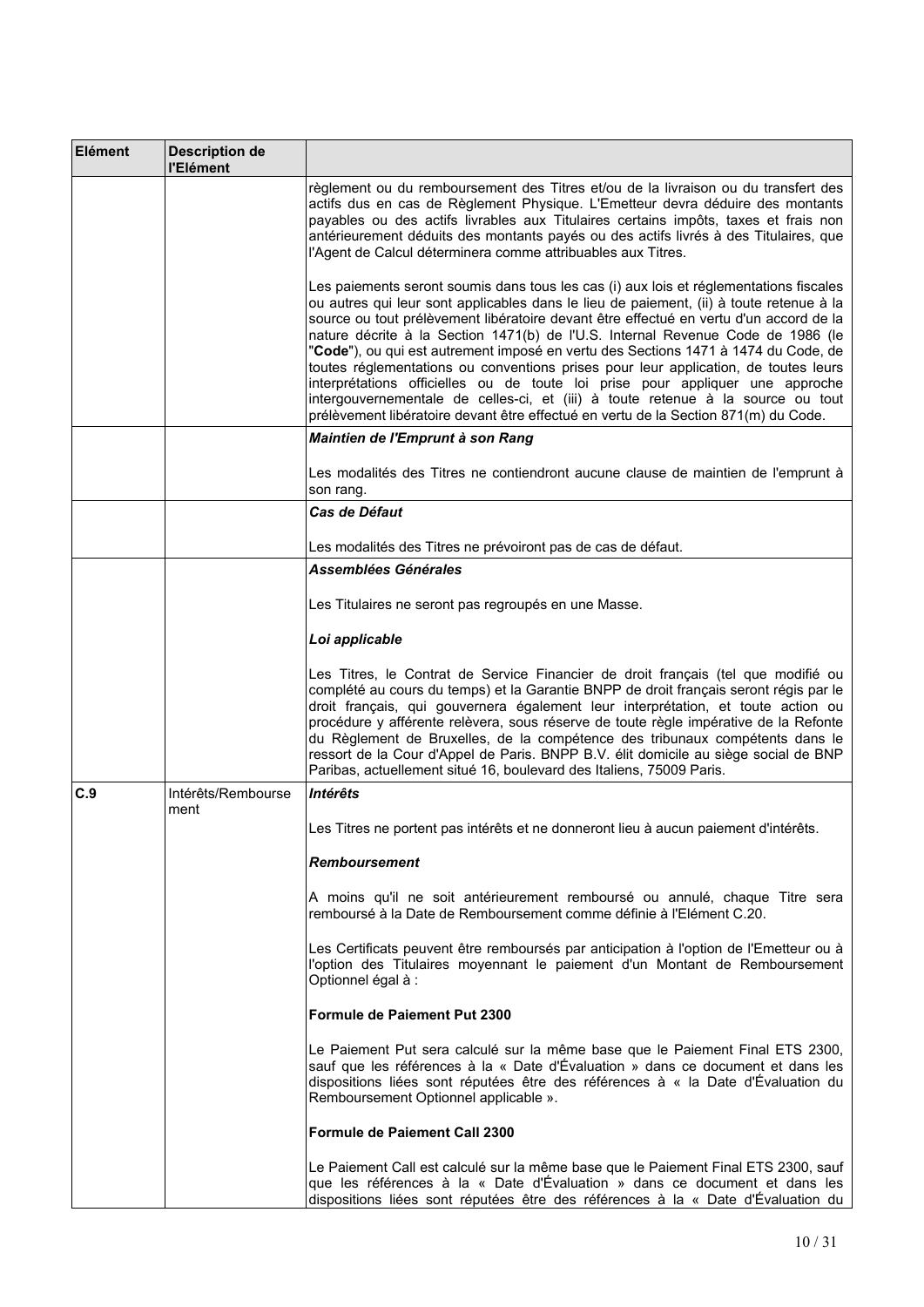| Elément | Description de l'Elément | |
|---|---|---|
| | | règlement ou du remboursement des Titres et/ou de la livraison ou du transfert des actifs dus en cas de Règlement Physique. L'Emetteur devra déduire des montants payables ou des actifs livrables aux Titulaires certains impôts, taxes et frais non antérieurement déduits des montants payés ou des actifs livrés à des Titulaires, que l'Agent de Calcul déterminera comme attribuables aux Titres.<br><br>Les paiements seront soumis dans tous les cas (i) aux lois et réglementations fiscales ou autres qui leur sont applicables dans le lieu de paiement, (ii) à toute retenue à la source ou tout prélèvement libératoire devant être effectué en vertu d'un accord de la nature décrite à la Section 1471(b) de l'U.S. Internal Revenue Code de 1986 (le "**Code**"), ou qui est autrement imposé en vertu des Sections 1471 à 1474 du Code, de toutes réglementations ou conventions prises pour leur application, de toutes leurs interprétations officielles ou de toute loi prise pour appliquer une approche intergouvernementale de celles-ci, et (iii) à toute retenue à la source ou tout prélèvement libératoire devant être effectué en vertu de la Section 871(m) du Code. |
| | | ***Maintien de l'Emprunt à son Rang***<br><br>Les modalités des Titres ne contiendront aucune clause de maintien de l'emprunt à son rang. |
| | | ***Cas de Défaut***<br><br>Les modalités des Titres ne prévoiront pas de cas de défaut. |
| | | ***Assemblées Générales***<br><br>Les Titulaires ne seront pas regroupés en une Masse.<br><br>***Loi applicable***<br><br>Les Titres, le Contrat de Service Financier de droit français (tel que modifié ou complété au cours du temps) et la Garantie BNPP de droit français seront régis par le droit français, qui gouvernera également leur interprétation, et toute action ou procédure y afférente relèvera, sous réserve de toute règle impérative de la Refonte du Règlement de Bruxelles, de la compétence des tribunaux compétents dans le ressort de la Cour d'Appel de Paris. BNPP B.V. élit domicile au siège social de BNP Paribas, actuellement situé 16, boulevard des Italiens, 75009 Paris. |
| **C.9** | Intérêts/Remboursement | ***Intérêts***<br><br>Les Titres ne portent pas intérêts et ne donneront lieu à aucun paiement d'intérêts.<br><br>***Remboursement***<br><br>A moins qu'il ne soit antérieurement remboursé ou annulé, chaque Titre sera remboursé à la Date de Remboursement comme définie à l'Elément C.20.<br><br>Les Certificats peuvent être remboursés par anticipation à l'option de l'Emetteur ou à l'option des Titulaires moyennant le paiement d'un Montant de Remboursement Optionnel égal à :<br><br>**Formule de Paiement Put 2300**<br><br>Le Paiement Put sera calculé sur la même base que le Paiement Final ETS 2300, sauf que les références à la « Date d'Évaluation » dans ce document et dans les dispositions liées sont réputées être des références à « la Date d'Évaluation du Remboursement Optionnel applicable ».<br><br>**Formule de Paiement Call 2300**<br><br>Le Paiement Call est calculé sur la même base que le Paiement Final ETS 2300, sauf que les références à la « Date d'Évaluation » dans ce document et dans les dispositions liées sont réputées être des références à la « Date d'Évaluation du |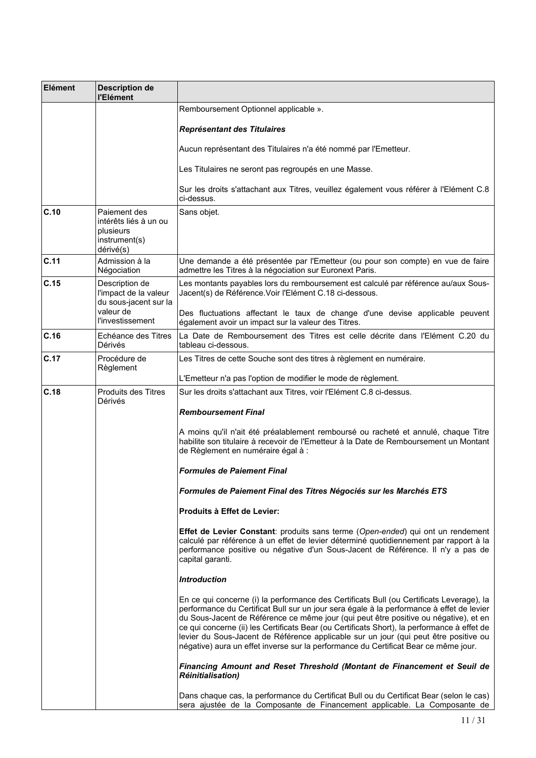| Elément | Description de l'Elément | |
|---|---|---|
| | | Remboursement Optionnel applicable ».<br><br>***Représentant des Titulaires***<br><br>Aucun représentant des Titulaires n'a été nommé par l'Emetteur.<br><br>Les Titulaires ne seront pas regroupés en une Masse.<br><br>Sur les droits s'attachant aux Titres, veuillez également vous référer à l'Elément C.8 ci-dessus. |
| **C.10** | Paiement des intérêts liés à un ou plusieurs instrument(s) dérivé(s) | Sans objet. |
| **C.11** | Admission à la Négociation | Une demande a été présentée par l'Emetteur (ou pour son compte) en vue de faire admettre les Titres à la négociation sur Euronext Paris. |
| **C.15** | Description de l'impact de la valeur du sous-jacent sur la valeur de l'investissement | Les montants payables lors du remboursement est calculé par référence au/aux Sous-Jacent(s) de Référence.Voir l'Elément C.18 ci-dessous.<br><br>Des fluctuations affectant le taux de change d'une devise applicable peuvent également avoir un impact sur la valeur des Titres. |
| **C.16** | Echéance des Titres Dérivés | La Date de Remboursement des Titres est celle décrite dans l'Elément C.20 du tableau ci-dessous. |
| **C.17** | Procédure de Règlement | Les Titres de cette Souche sont des titres à règlement en numéraire.<br><br>L'Emetteur n'a pas l'option de modifier le mode de règlement. |
| **C.18** | Produits des Titres Dérivés | Sur les droits s'attachant aux Titres, voir l'Elément C.8 ci-dessus.<br><br>***Remboursement Final***<br><br>A moins qu'il n'ait été préalablement remboursé ou racheté et annulé, chaque Titre habilite son titulaire à recevoir de l'Emetteur à la Date de Remboursement un Montant de Règlement en numéraire égal à :<br><br>***Formules de Paiement Final***<br><br>***Formules de Paiement Final des Titres Négociés sur les Marchés ETS***<br><br>**Produits à Effet de Levier:**<br><br>**Effet de Levier Constant**: produits sans terme (*Open-ended*) qui ont un rendement calculé par référence à un effet de levier déterminé quotidiennement par rapport à la performance positive ou négative d'un Sous-Jacent de Référence. Il n'y a pas de capital garanti.<br><br>***Introduction***<br><br>En ce qui concerne (i) la performance des Certificats Bull (ou Certificats Leverage), la performance du Certificat Bull sur un jour sera égale à la performance à effet de levier du Sous-Jacent de Référence ce même jour (qui peut être positive ou négative), et en ce qui concerne (ii) les Certificats Bear (ou Certificats Short), la performance à effet de levier du Sous-Jacent de Référence applicable sur un jour (qui peut être positive ou négative) aura un effet inverse sur la performance du Certificat Bear ce même jour.<br><br>***Financing Amount and Reset Threshold (Montant de Financement et Seuil de Réinitialisation)***<br><br>Dans chaque cas, la performance du Certificat Bull ou du Certificat Bear (selon le cas) sera ajustée de la Composante de Financement applicable. La Composante de |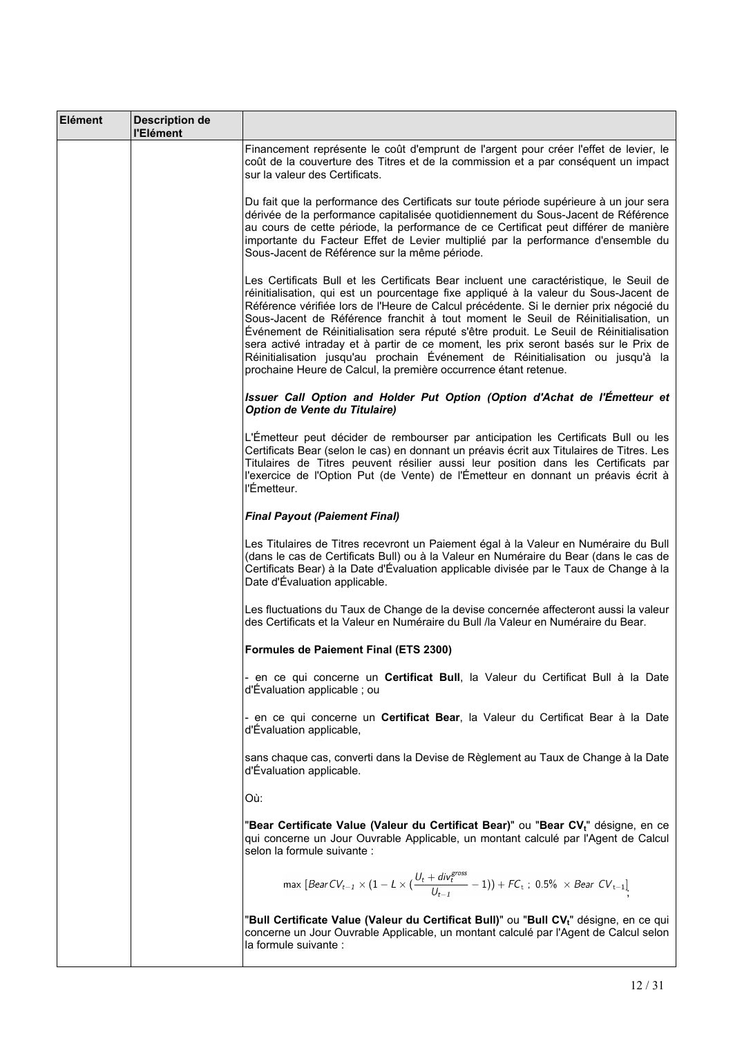| Elément | Description de l'Elément | |
|---|---|---|
| | | Financement représente le coût d'emprunt de l'argent pour créer l'effet de levier, le coût de la couverture des Titres et de la commission et a par conséquent un impact sur la valeur des Certificats.<br><br>Du fait que la performance des Certificats sur toute période supérieure à un jour sera dérivée de la performance capitalisée quotidiennement du Sous-Jacent de Référence au cours de cette période, la performance de ce Certificat peut différer de manière importante du Facteur Effet de Levier multiplié par la performance d'ensemble du Sous-Jacent de Référence sur la même période.<br><br>Les Certificats Bull et les Certificats Bear incluent une caractéristique, le Seuil de réinitialisation, qui est un pourcentage fixe appliqué à la valeur du Sous-Jacent de Référence vérifiée lors de l'Heure de Calcul précédente. Si le dernier prix négocié du Sous-Jacent de Référence franchit à tout moment le Seuil de Réinitialisation, un Événement de Réinitialisation sera réputé s'être produit. Le Seuil de Réinitialisation sera activé intraday et à partir de ce moment, les prix seront basés sur le Prix de Réinitialisation jusqu'au prochain Événement de Réinitialisation ou jusqu'à la prochaine Heure de Calcul, la première occurrence étant retenue.<br><br>***Issuer Call Option and Holder Put Option (Option d'Achat de l'Émetteur et Option de Vente du Titulaire)***<br><br>L'Émetteur peut décider de rembourser par anticipation les Certificats Bull ou les Certificats Bear (selon le cas) en donnant un préavis écrit aux Titulaires de Titres. Les Titulaires de Titres peuvent résilier aussi leur position dans les Certificats par l'exercice de l'Option Put (de Vente) de l'Émetteur en donnant un préavis écrit à l'Émetteur.<br><br>***Final Payout (Paiement Final)***<br><br>Les Titulaires de Titres recevront un Paiement égal à la Valeur en Numéraire du Bull (dans le cas de Certificats Bull) ou à la Valeur en Numéraire du Bear (dans le cas de Certificats Bear) à la Date d'Évaluation applicable divisée par le Taux de Change à la Date d'Évaluation applicable.<br><br>Les fluctuations du Taux de Change de la devise concernée affecteront aussi la valeur des Certificats et la Valeur en Numéraire du Bull /la Valeur en Numéraire du Bear.<br><br>**Formules de Paiement Final (ETS 2300)**<br><br>- en ce qui concerne un **Certificat Bull**, la Valeur du Certificat Bull à la Date d'Évaluation applicable ; ou<br><br>- en ce qui concerne un **Certificat Bear**, la Valeur du Certificat Bear à la Date d'Évaluation applicable,<br><br>sans chaque cas, converti dans la Devise de Règlement au Taux de Change à la Date d'Évaluation applicable.<br><br>Où:<br><br>"**Bear Certificate Value (Valeur du Certificat Bear)**" ou "**Bear $CV_t$**" désigne, en ce qui concerne un Jour Ouvrable Applicable, un montant calculé par l'Agent de Calcul selon la formule suivante :<br><br>$$\max\left[BearCV_{t-1} \times \left(1 - L \times \left(\frac{U_t + div_t^{gross}}{U_{t-1}} - 1\right)\right) + FC_t\ ;\ 0.5\% \times Bear\ CV_{t-1}\right];$$<br><br>"**Bull Certificate Value (Valeur du Certificat Bull)**" ou "**Bull $CV_t$**" désigne, en ce qui concerne un Jour Ouvrable Applicable, un montant calculé par l'Agent de Calcul selon la formule suivante : |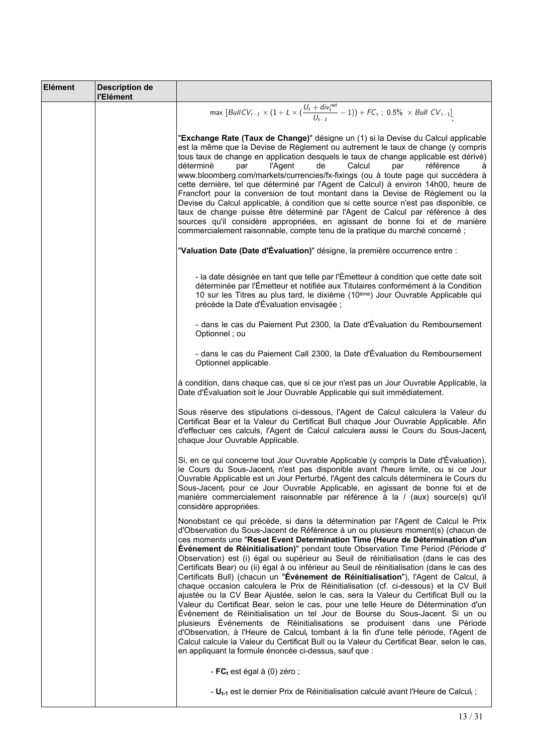| Elément | Description de l'Elément | |
|---|---|---|
| | | $\max\ [BullCV_{t-1} \times (1 + L \times (\frac{U_t + div_t^{net}}{U_{t-1}} - 1)) + FC_t\ ;\ 0.5\% \times Bull\ CV_{t-1}]$; <br><br> "**Exchange Rate (Taux de Change)**" désigne un (1) si la Devise du Calcul applicable est la même que la Devise de Règlement ou autrement le taux de change (y compris tous taux de change en application desquels le taux de change applicable est dérivé) déterminé par l'Agent de Calcul par référence à www.bloomberg.com/markets/currencies/fx-fixings (ou à toute page qui succédera à cette dernière, tel que déterminé par l'Agent de Calcul) à environ 14h00, heure de Francfort pour la conversion de tout montant dans la Devise de Règlement ou la Devise du Calcul applicable, à condition que si cette source n'est pas disponible, ce taux de change puisse être déterminé par l'Agent de Calcul par référence à des sources qu'il considère appropriées, en agissant de bonne foi et de manière commercialement raisonnable, compte tenu de la pratique du marché concerné ; <br><br> "**Valuation Date (Date d'Évaluation)**" désigne, la première occurrence entre : <br><br> - la date désignée en tant que telle par l'Émetteur à condition que cette date soit déterminée par l'Émetteur et notifiée aux Titulaires conformément à la Condition 10 sur les Titres au plus tard, le dixième (10ème) Jour Ouvrable Applicable qui précède la Date d'Évaluation envisagée ; <br><br> - dans le cas du Paiement Put 2300, la Date d'Évaluation du Remboursement Optionnel ; ou <br><br> - dans le cas du Paiement Call 2300, la Date d'Évaluation du Remboursement Optionnel applicable. <br><br> à condition, dans chaque cas, que si ce jour n'est pas un Jour Ouvrable Applicable, la Date d'Évaluation soit le Jour Ouvrable Applicable qui suit immédiatement. <br><br> Sous réserve des stipulations ci-dessous, l'Agent de Calcul calculera la Valeur du Certificat Bear et la Valeur du Certificat Bull chaque Jour Ouvrable Applicable. Afin d'effectuer ces calculs, l'Agent de Calcul calculera aussi le Cours du Sous-Jacent$_t$ chaque Jour Ouvrable Applicable. <br><br> Si, en ce qui concerne tout Jour Ouvrable Applicable (y compris la Date d'Évaluation), le Cours du Sous-Jacent$_t$ n'est pas disponible avant l'heure limite, ou si ce Jour Ouvrable Applicable est un Jour Perturbé, l'Agent des calculs déterminera le Cours du Sous-Jacent$_t$ pour ce Jour Ouvrable Applicable, en agissant de bonne foi et de manière commercialement raisonnable par référence à la / (aux) source(s) qu'il considère appropriées. <br><br> Nonobstant ce qui précède, si dans la détermination par l'Agent de Calcul le Prix d'Observation du Sous-Jacent de Référence à un ou plusieurs moment(s) (chacun de ces moments une "**Reset Event Determination Time (Heure de Détermination d'un Événement de Réinitialisation)**" pendant toute Observation Time Period (Période d' Observation) est (i) égal ou supérieur au Seuil de réinitialisation (dans le cas des Certificats Bear) ou (ii) égal à ou inférieur au Seuil de réinitialisation (dans le cas des Certificats Bull) (chacun un "**Événement de Réinitialisation**"), l'Agent de Calcul, à chaque occasion calculera le Prix de Réinitialisation (cf. ci-dessous) et la CV Bull ajustée ou la CV Bear Ajustée, selon le cas, sera la Valeur du Certificat Bull ou la Valeur du Certificat Bear, selon le cas, pour une telle Heure de Détermination d'un Événement de Réinitialisation un tel Jour de Bourse du Sous-Jacent. Si un ou plusieurs Événements de Réinitialisations se produisent dans une Période d'Observation, à l'Heure de Calcul$_t$ tombant à la fin d'une telle période, l'Agent de Calcul calcule la Valeur du Certificat Bull ou la Valeur du Certificat Bear, selon le cas, en appliquant la formule énoncée ci-dessus, sauf que : <br><br> - $\mathbf{FC_t}$ est égal à (0) zéro ; <br><br> - $\mathbf{U_{t-1}}$ est le dernier Prix de Réinitialisation calculé avant l'Heure de Calcul$_t$ ; |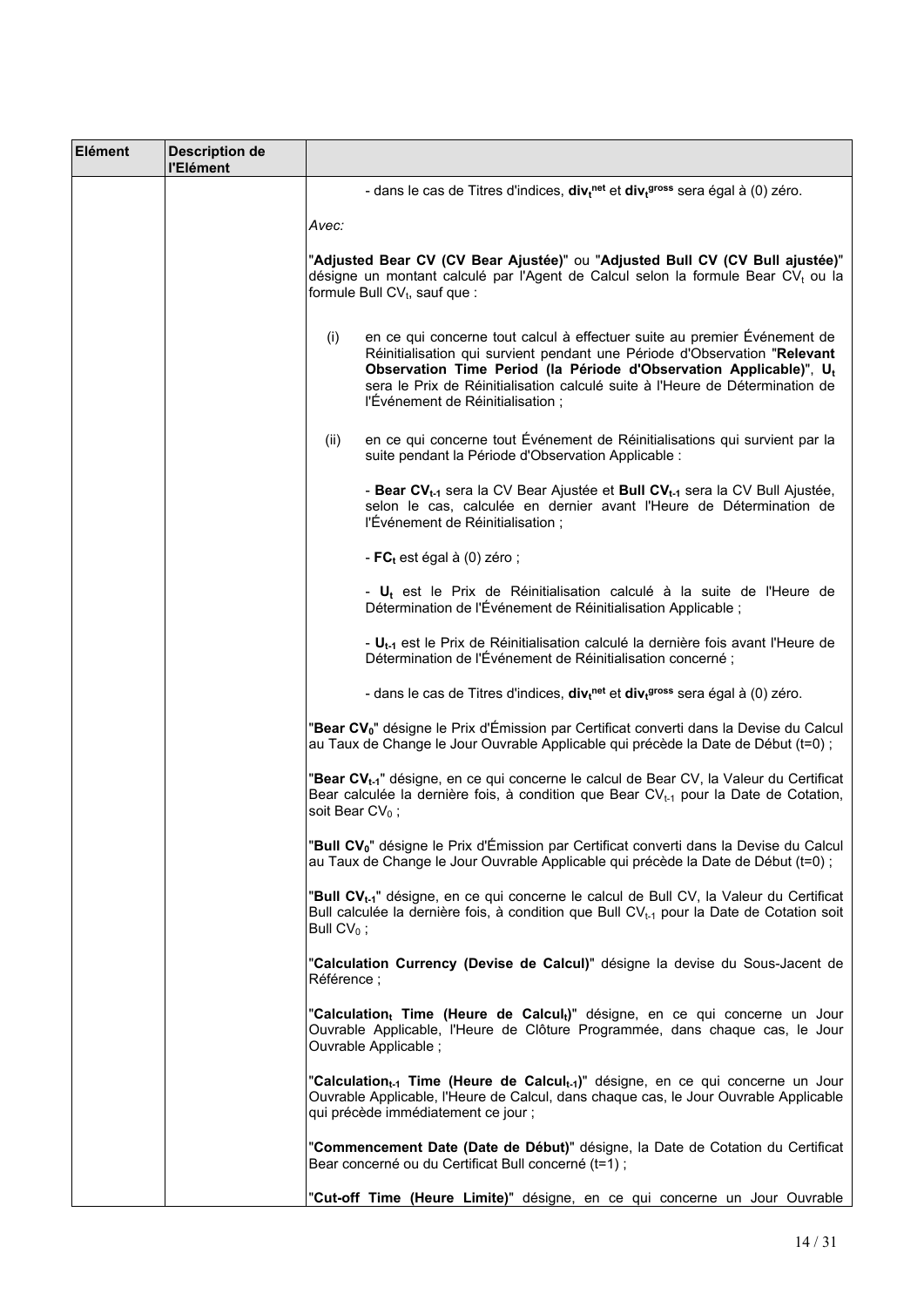| Elément | Description de l'Elément | |
|---|---|---|
| | | - dans le cas de Titres d'indices, $div_t^{net}$ et $div_t^{gross}$ sera égal à (0) zéro.<br><br>*Avec:*<br><br>"**Adjusted Bear CV (CV Bear Ajustée)**" ou "**Adjusted Bull CV (CV Bull ajustée)**" désigne un montant calculé par l'Agent de Calcul selon la formule Bear $CV_t$ ou la formule Bull $CV_t$, sauf que :<br><br>(i) en ce qui concerne tout calcul à effectuer suite au premier Événement de Réinitialisation qui survient pendant une Période d'Observation "**Relevant Observation Time Period (la Période d'Observation Applicable)**", $U_t$ sera le Prix de Réinitialisation calculé suite à l'Heure de Détermination de l'Événement de Réinitialisation ;<br><br>(ii) en ce qui concerne tout Événement de Réinitialisations qui survient par la suite pendant la Période d'Observation Applicable :<br><br>- **Bear $CV_{t-1}$** sera la CV Bear Ajustée et **Bull $CV_{t-1}$** sera la CV Bull Ajustée, selon le cas, calculée en dernier avant l'Heure de Détermination de l'Événement de Réinitialisation ;<br><br>- $FC_t$ est égal à (0) zéro ;<br><br>- $U_t$ est le Prix de Réinitialisation calculé à la suite de l'Heure de Détermination de l'Événement de Réinitialisation Applicable ;<br><br>- $U_{t-1}$ est le Prix de Réinitialisation calculé la dernière fois avant l'Heure de Détermination de l'Événement de Réinitialisation concerné ;<br><br>- dans le cas de Titres d'indices, $div_t^{net}$ et $div_t^{gross}$ sera égal à (0) zéro.<br><br>"**Bear $CV_0$**" désigne le Prix d'Émission par Certificat converti dans la Devise du Calcul au Taux de Change le Jour Ouvrable Applicable qui précède la Date de Début (t=0) ;<br><br>"**Bear $CV_{t-1}$**" désigne, en ce qui concerne le calcul de Bear CV, la Valeur du Certificat Bear calculée la dernière fois, à condition que Bear $CV_{t-1}$ pour la Date de Cotation, soit Bear $CV_0$ ;<br><br>"**Bull $CV_0$**" désigne le Prix d'Émission par Certificat converti dans la Devise du Calcul au Taux de Change le Jour Ouvrable Applicable qui précède la Date de Début (t=0) ;<br><br>"**Bull $CV_{t-1}$**" désigne, en ce qui concerne le calcul de Bull CV, la Valeur du Certificat Bull calculée la dernière fois, à condition que Bull $CV_{t-1}$ pour la Date de Cotation soit Bull $CV_0$ ;<br><br>"**Calculation Currency (Devise de Calcul)**" désigne la devise du Sous-Jacent de Référence ;<br><br>"**$Calculation_t$ Time (Heure de $Calcul_t$)**" désigne, en ce qui concerne un Jour Ouvrable Applicable, l'Heure de Clôture Programmée, dans chaque cas, le Jour Ouvrable Applicable ;<br><br>"**$Calculation_{t-1}$ Time (Heure de $Calcul_{t-1}$)**" désigne, en ce qui concerne un Jour Ouvrable Applicable, l'Heure de Calcul, dans chaque cas, le Jour Ouvrable Applicable qui précède immédiatement ce jour ;<br><br>"**Commencement Date (Date de Début)**" désigne, la Date de Cotation du Certificat Bear concerné ou du Certificat Bull concerné (t=1) ;<br><br>"**Cut-off Time (Heure Limite)**" désigne, en ce qui concerne un Jour Ouvrable |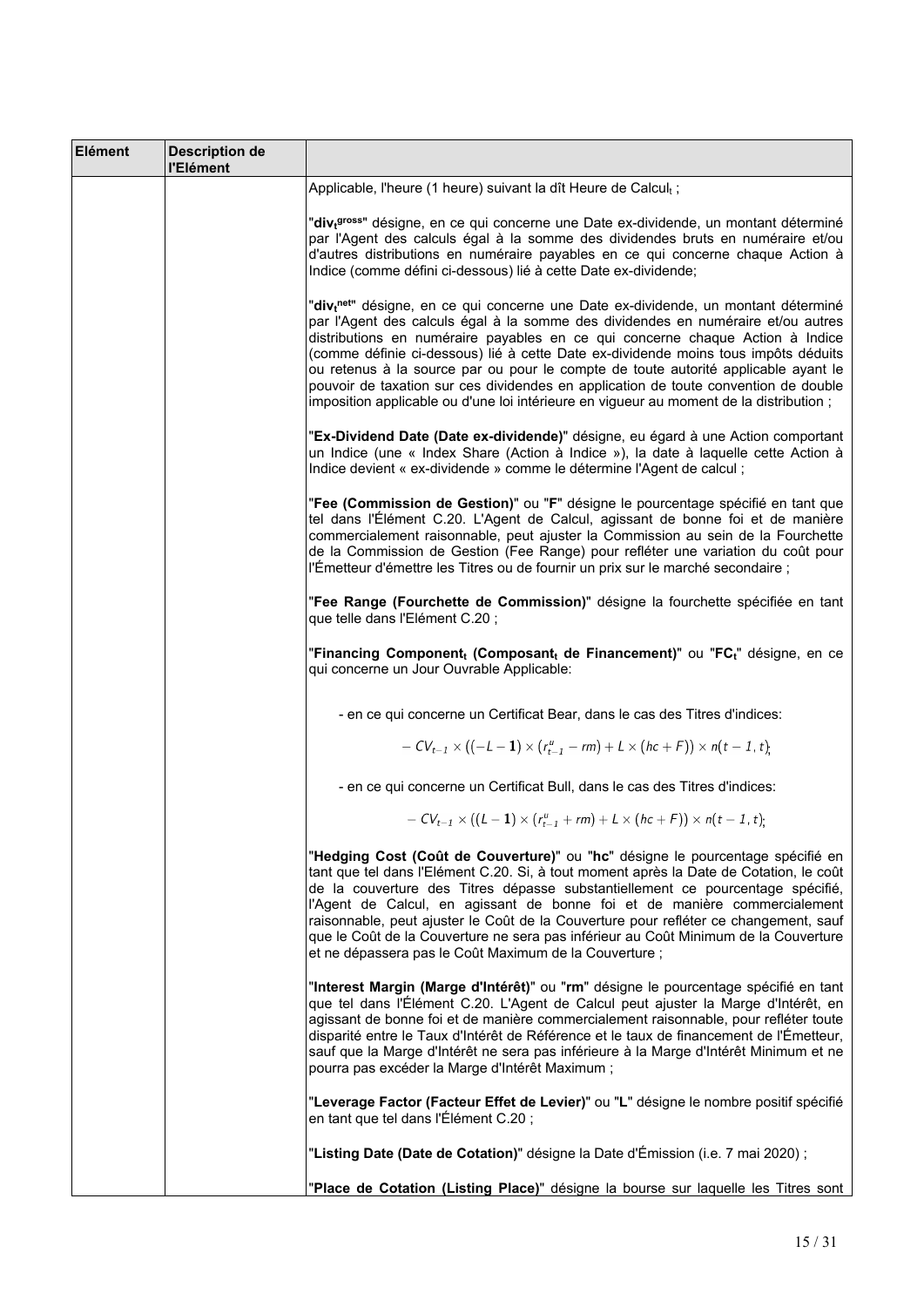| Elément | Description de l'Elément | |
|---|---|---|
| | | Applicable, l'heure (1 heure) suivant la dît Heure de Calcul$_t$ ;<br><br>"**div$_t^{gross}$**" désigne, en ce qui concerne une Date ex-dividende, un montant déterminé par l'Agent des calculs égal à la somme des dividendes bruts en numéraire et/ou d'autres distributions en numéraire payables en ce qui concerne chaque Action à Indice (comme défini ci-dessous) lié à cette Date ex-dividende;<br><br>"**div$_t^{net}$**" désigne, en ce qui concerne une Date ex-dividende, un montant déterminé par l'Agent des calculs égal à la somme des dividendes en numéraire et/ou autres distributions en numéraire payables en ce qui concerne chaque Action à Indice (comme définie ci-dessous) lié à cette Date ex-dividende moins tous impôts déduits ou retenus à la source par ou pour le compte de toute autorité applicable ayant le pouvoir de taxation sur ces dividendes en application de toute convention de double imposition applicable ou d'une loi intérieure en vigueur au moment de la distribution ;<br><br>"**Ex-Dividend Date (Date ex-dividende)**" désigne, eu égard à une Action comportant un Indice (une « Index Share (Action à Indice »), la date à laquelle cette Action à Indice devient « ex-dividende » comme le détermine l'Agent de calcul ;<br><br>"**Fee (Commission de Gestion)**" ou "**F**" désigne le pourcentage spécifié en tant que tel dans l'Élément C.20. L'Agent de Calcul, agissant de bonne foi et de manière commercialement raisonnable, peut ajuster la Commission au sein de la Fourchette de la Commission de Gestion (Fee Range) pour refléter une variation du coût pour l'Émetteur d'émettre les Titres ou de fournir un prix sur le marché secondaire ;<br><br>"**Fee Range (Fourchette de Commission)**" désigne la fourchette spécifiée en tant que telle dans l'Elément C.20 ;<br><br>"**Financing Component$_t$ (Composant$_t$ de Financement)**" ou "**FC$_t$**" désigne, en ce qui concerne un Jour Ouvrable Applicable:<br><br>- en ce qui concerne un Certificat Bear, dans le cas des Titres d'indices:<br><br>$$-CV_{t-1} \times \left( (-L-\mathbf{1}) \times \left( r_{t-1}^{u} - rm \right) + L \times (hc + F) \right) \times n(t-1, t);$$<br><br>- en ce qui concerne un Certificat Bull, dans le cas des Titres d'indices:<br><br>$$-CV_{t-1} \times \left( (L-\mathbf{1}) \times \left( r_{t-1}^{u} + rm \right) + L \times (hc + F) \right) \times n(t-1, t);$$<br><br>"**Hedging Cost (Coût de Couverture)**" ou "**hc**" désigne le pourcentage spécifié en tant que tel dans l'Elément C.20. Si, à tout moment après la Date de Cotation, le coût de la couverture des Titres dépasse substantiellement ce pourcentage spécifié, l'Agent de Calcul, en agissant de bonne foi et de manière commercialement raisonnable, peut ajuster le Coût de la Couverture pour refléter ce changement, sauf que le Coût de la Couverture ne sera pas inférieur au Coût Minimum de la Couverture et ne dépassera pas le Coût Maximum de la Couverture ;<br><br>"**Interest Margin (Marge d'Intérêt)**" ou "**rm**" désigne le pourcentage spécifié en tant que tel dans l'Élément C.20. L'Agent de Calcul peut ajuster la Marge d'Intérêt, en agissant de bonne foi et de manière commercialement raisonnable, pour refléter toute disparité entre le Taux d'Intérêt de Référence et le taux de financement de l'Émetteur, sauf que la Marge d'Intérêt ne sera pas inférieure à la Marge d'Intérêt Minimum et ne pourra pas excéder la Marge d'Intérêt Maximum ;<br><br>"**Leverage Factor (Facteur Effet de Levier)**" ou "**L**" désigne le nombre positif spécifié en tant que tel dans l'Élément C.20 ;<br><br>"**Listing Date (Date de Cotation)**" désigne la Date d'Émission (i.e. 7 mai 2020) ;<br><br>"**Place de Cotation (Listing Place)**" désigne la bourse sur laquelle les Titres sont |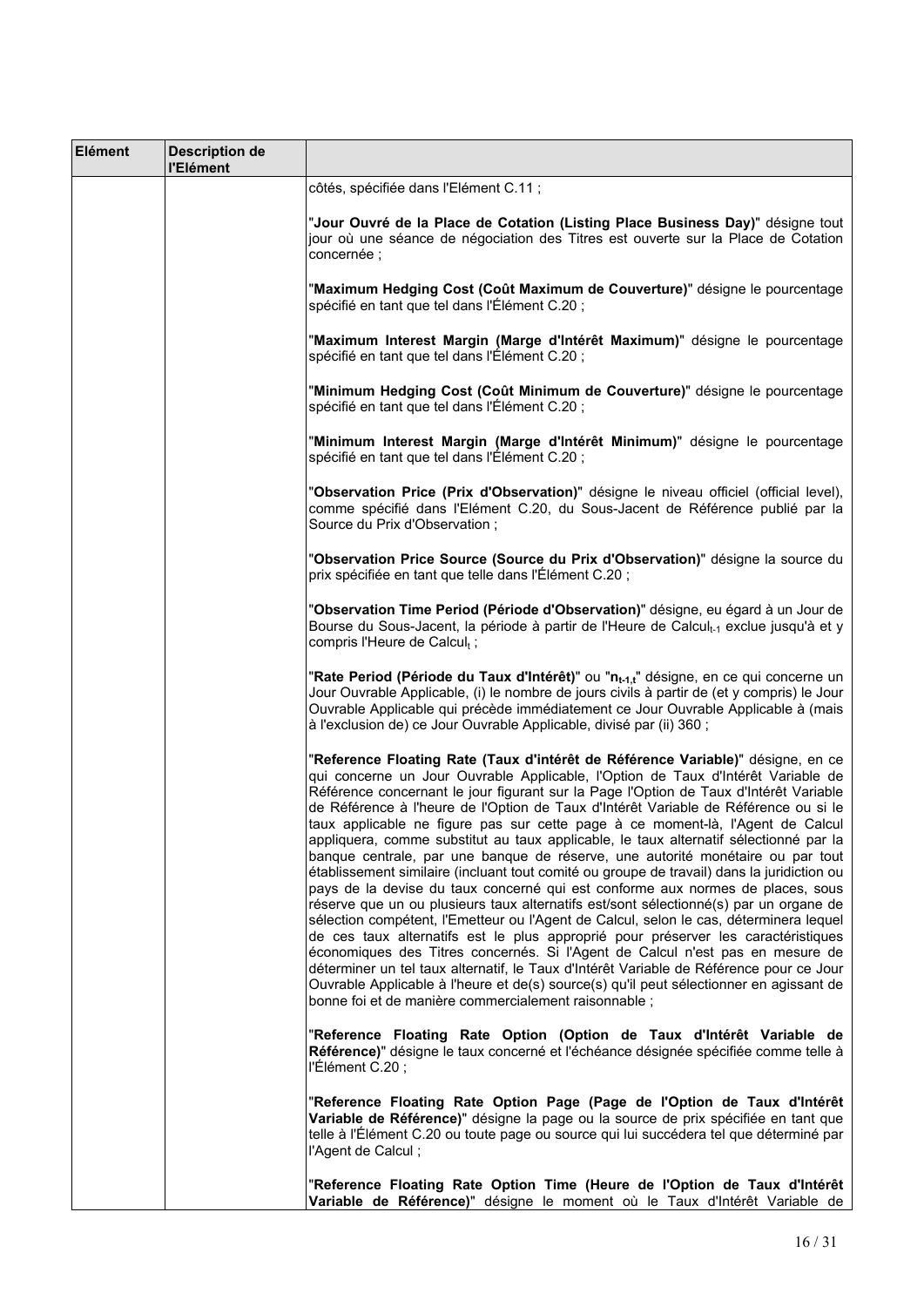| Elément | Description de l'Elément | |
|---|---|---|
| | | côtés, spécifiée dans l'Elément C.11 ;<br><br>"**Jour Ouvré de la Place de Cotation (Listing Place Business Day)**" désigne tout jour où une séance de négociation des Titres est ouverte sur la Place de Cotation concernée ;<br><br>"**Maximum Hedging Cost (Coût Maximum de Couverture)**" désigne le pourcentage spécifié en tant que tel dans l'Élément C.20 ;<br><br>"**Maximum Interest Margin (Marge d'Intérêt Maximum)**" désigne le pourcentage spécifié en tant que tel dans l'Élément C.20 ;<br><br>"**Minimum Hedging Cost (Coût Minimum de Couverture)**" désigne le pourcentage spécifié en tant que tel dans l'Élément C.20 ;<br><br>"**Minimum Interest Margin (Marge d'Intérêt Minimum)**" désigne le pourcentage spécifié en tant que tel dans l'Élément C.20 ;<br><br>"**Observation Price (Prix d'Observation)**" désigne le niveau officiel (official level), comme spécifié dans l'Elément C.20, du Sous-Jacent de Référence publié par la Source du Prix d'Observation ;<br><br>"**Observation Price Source (Source du Prix d'Observation)**" désigne la source du prix spécifiée en tant que telle dans l'Élément C.20 ;<br><br>"**Observation Time Period (Période d'Observation)**" désigne, eu égard à un Jour de Bourse du Sous-Jacent, la période à partir de l'Heure de Calcul$_{t-1}$ exclue jusqu'à et y compris l'Heure de Calcul$_t$ ;<br><br>"**Rate Period (Période du Taux d'Intérêt)**" ou "**$n_{t-1,t}$**" désigne, en ce qui concerne un Jour Ouvrable Applicable, (i) le nombre de jours civils à partir de (et y compris) le Jour Ouvrable Applicable qui précède immédiatement ce Jour Ouvrable Applicable à (mais à l'exclusion de) ce Jour Ouvrable Applicable, divisé par (ii) 360 ;<br><br>"**Reference Floating Rate (Taux d'intérêt de Référence Variable)**" désigne, en ce qui concerne un Jour Ouvrable Applicable, l'Option de Taux d'Intérêt Variable de Référence concernant le jour figurant sur la Page l'Option de Taux d'Intérêt Variable de Référence à l'heure de l'Option de Taux d'Intérêt Variable de Référence ou si le taux applicable ne figure pas sur cette page à ce moment-là, l'Agent de Calcul appliquera, comme substitut au taux applicable, le taux alternatif sélectionné par la banque centrale, par une banque de réserve, une autorité monétaire ou par tout établissement similaire (incluant tout comité ou groupe de travail) dans la juridiction ou pays de la devise du taux concerné qui est conforme aux normes de places, sous réserve que un ou plusieurs taux alternatifs est/sont sélectionné(s) par un organe de sélection compétent, l'Emetteur ou l'Agent de Calcul, selon le cas, déterminera lequel de ces taux alternatifs est le plus approprié pour préserver les caractéristiques économiques des Titres concernés. Si l'Agent de Calcul n'est pas en mesure de déterminer un tel taux alternatif, le Taux d'Intérêt Variable de Référence pour ce Jour Ouvrable Applicable à l'heure et de(s) source(s) qu'il peut sélectionner en agissant de bonne foi et de manière commercialement raisonnable ;<br><br>"**Reference Floating Rate Option (Option de Taux d'Intérêt Variable de Référence)**" désigne le taux concerné et l'échéance désignée spécifiée comme telle à l'Élément C.20 ;<br><br>"**Reference Floating Rate Option Page (Page de l'Option de Taux d'Intérêt Variable de Référence)**" désigne la page ou la source de prix spécifiée en tant que telle à l'Élément C.20 ou toute page ou source qui lui succédera tel que déterminé par l'Agent de Calcul ;<br><br>"**Reference Floating Rate Option Time (Heure de l'Option de Taux d'Intérêt Variable de Référence)**" désigne le moment où le Taux d'Intérêt Variable de |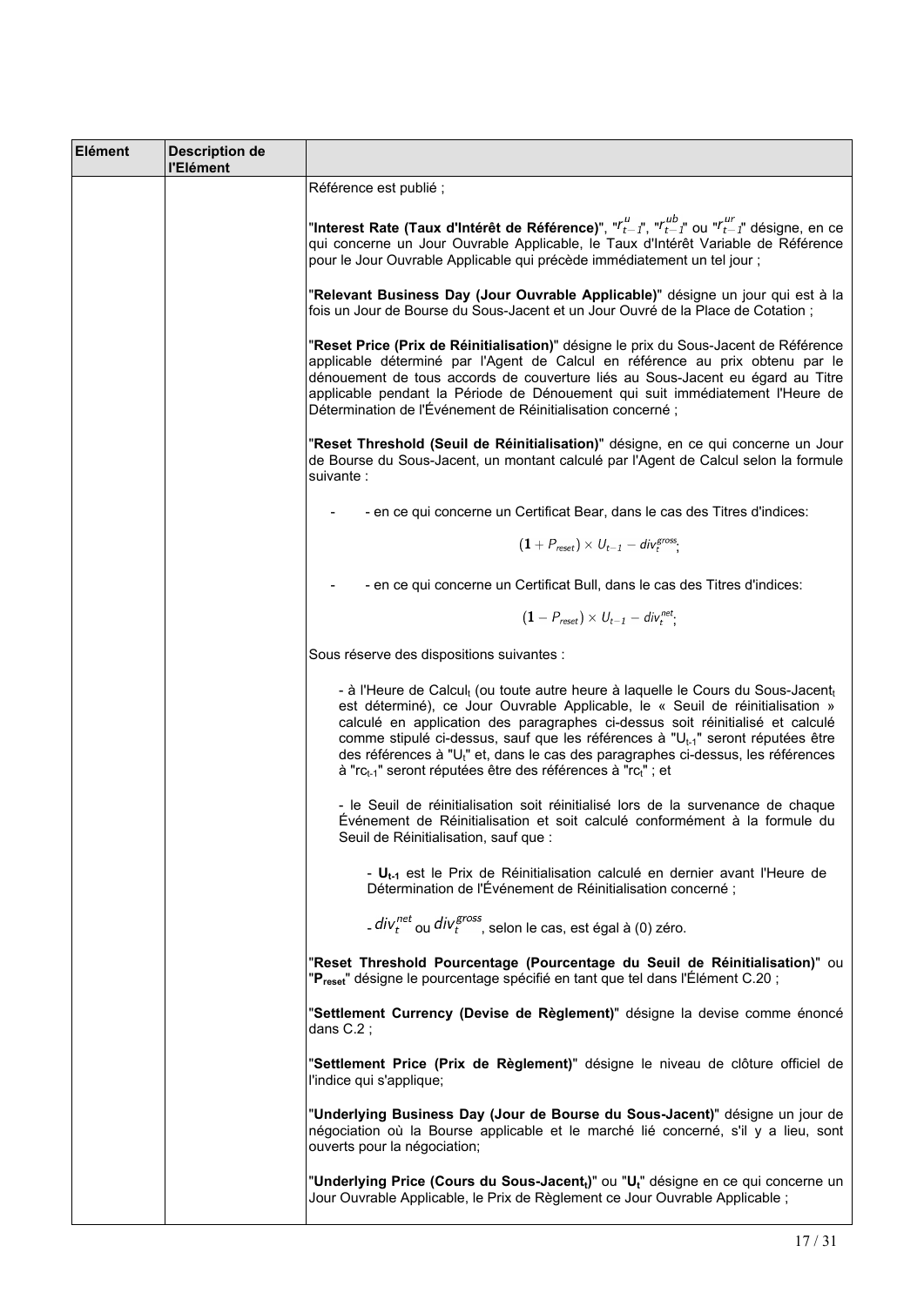| Elément | Description de l'Elément | |
|---|---|---|
| | | Référence est publié ;<br><br>"**Interest Rate (Taux d'Intérêt de Référence)**", "$r^{u}_{t-1}$", "$r^{ub}_{t-1}$" ou "$r^{ur}_{t-1}$" désigne, en ce qui concerne un Jour Ouvrable Applicable, le Taux d'Intérêt Variable de Référence pour le Jour Ouvrable Applicable qui précède immédiatement un tel jour ;<br><br>"**Relevant Business Day (Jour Ouvrable Applicable)**" désigne un jour qui est à la fois un Jour de Bourse du Sous-Jacent et un Jour Ouvré de la Place de Cotation ;<br><br>"**Reset Price (Prix de Réinitialisation)**" désigne le prix du Sous-Jacent de Référence applicable déterminé par l'Agent de Calcul en référence au prix obtenu par le dénouement de tous accords de couverture liés au Sous-Jacent eu égard au Titre applicable pendant la Période de Dénouement qui suit immédiatement l'Heure de Détermination de l'Événement de Réinitialisation concerné ;<br><br>"**Reset Threshold (Seuil de Réinitialisation)**" désigne, en ce qui concerne un Jour de Bourse du Sous-Jacent, un montant calculé par l'Agent de Calcul selon la formule suivante :<br><br>- - en ce qui concerne un Certificat Bear, dans le cas des Titres d'indices:<br><br>$$(1 + P_{reset}) \times U_{t-1} - div_{t}^{gross};$$<br><br>- - en ce qui concerne un Certificat Bull, dans le cas des Titres d'indices:<br><br>$$(1 - P_{reset}) \times U_{t-1} - div_{t}^{net};$$<br><br>Sous réserve des dispositions suivantes :<br><br>- à l'Heure de Calcul$_t$ (ou toute autre heure à laquelle le Cours du Sous-Jacent$_t$ est déterminé), ce Jour Ouvrable Applicable, le « Seuil de réinitialisation » calculé en application des paragraphes ci-dessus soit réinitialisé et calculé comme stipulé ci-dessus, sauf que les références à "$U_{t-1}$" seront réputées être des références à "$U_t$" et, dans le cas des paragraphes ci-dessus, les références à "$rc_{t-1}$" seront réputées être des références à "$rc_t$" ; et<br><br>- le Seuil de réinitialisation soit réinitialisé lors de la survenance de chaque Événement de Réinitialisation et soit calculé conformément à la formule du Seuil de Réinitialisation, sauf que :<br><br>- **$U_{t-1}$** est le Prix de Réinitialisation calculé en dernier avant l'Heure de Détermination de l'Événement de Réinitialisation concerné ;<br><br>- $div_{t}^{net}$ ou $div_{t}^{gross}$, selon le cas, est égal à (0) zéro.<br><br>"**Reset Threshold Pourcentage (Pourcentage du Seuil de Réinitialisation)**" ou "**$P_{reset}$**" désigne le pourcentage spécifié en tant que tel dans l'Élément C.20 ;<br><br>"**Settlement Currency (Devise de Règlement)**" désigne la devise comme énoncé dans C.2 ;<br><br>"**Settlement Price (Prix de Règlement)**" désigne le niveau de clôture officiel de l'indice qui s'applique;<br><br>"**Underlying Business Day (Jour de Bourse du Sous-Jacent)**" désigne un jour de négociation où la Bourse applicable et le marché lié concerné, s'il y a lieu, sont ouverts pour la négociation;<br><br>"**Underlying Price (Cours du Sous-Jacent$_t$)**" ou "**$U_t$**" désigne en ce qui concerne un Jour Ouvrable Applicable, le Prix de Règlement ce Jour Ouvrable Applicable ; |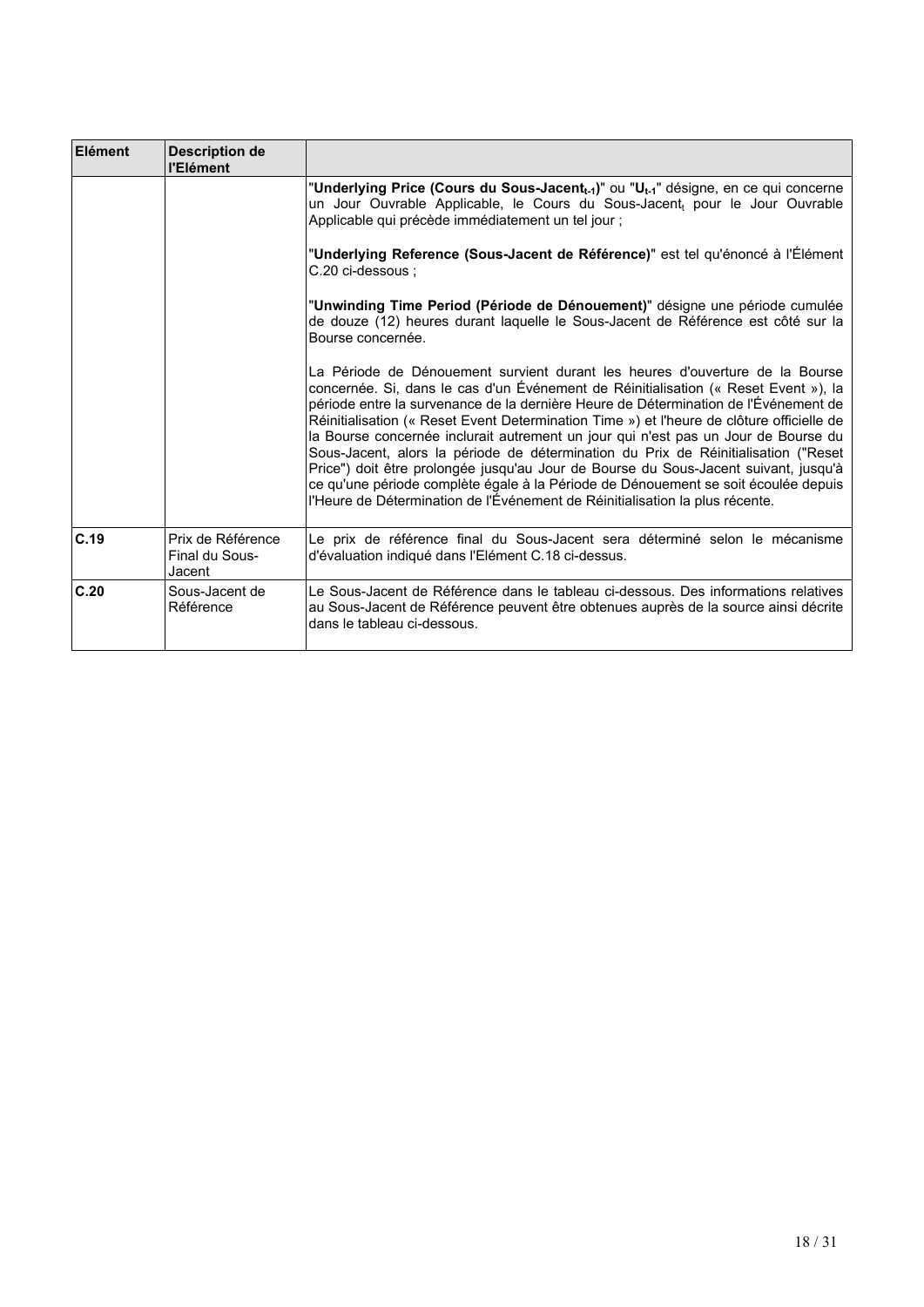| Elément | Description de l'Elément | |
|---|---|---|
| | | "**Underlying Price (Cours du Sous-Jacent$_{t-1}$)**" ou "**$U_{t-1}$**" désigne, en ce qui concerne un Jour Ouvrable Applicable, le Cours du Sous-Jacent$_t$ pour le Jour Ouvrable Applicable qui précède immédiatement un tel jour ;<br><br>"**Underlying Reference (Sous-Jacent de Référence)**" est tel qu'énoncé à l'Élément C.20 ci-dessous ;<br><br>"**Unwinding Time Period (Période de Dénouement)**" désigne une période cumulée de douze (12) heures durant laquelle le Sous-Jacent de Référence est côté sur la Bourse concernée.<br><br>La Période de Dénouement survient durant les heures d'ouverture de la Bourse concernée. Si, dans le cas d'un Événement de Réinitialisation (« Reset Event »), la période entre la survenance de la dernière Heure de Détermination de l'Événement de Réinitialisation (« Reset Event Determination Time ») et l'heure de clôture officielle de la Bourse concernée inclurait autrement un jour qui n'est pas un Jour de Bourse du Sous-Jacent, alors la période de détermination du Prix de Réinitialisation ("Reset Price") doit être prolongée jusqu'au Jour de Bourse du Sous-Jacent suivant, jusqu'à ce qu'une période complète égale à la Période de Dénouement se soit écoulée depuis l'Heure de Détermination de l'Événement de Réinitialisation la plus récente. |
| **C.19** | Prix de Référence Final du Sous-Jacent | Le prix de référence final du Sous-Jacent sera déterminé selon le mécanisme d'évaluation indiqué dans l'Elément C.18 ci-dessus. |
| **C.20** | Sous-Jacent de Référence | Le Sous-Jacent de Référence dans le tableau ci-dessous. Des informations relatives au Sous-Jacent de Référence peuvent être obtenues auprès de la source ainsi décrite dans le tableau ci-dessous. |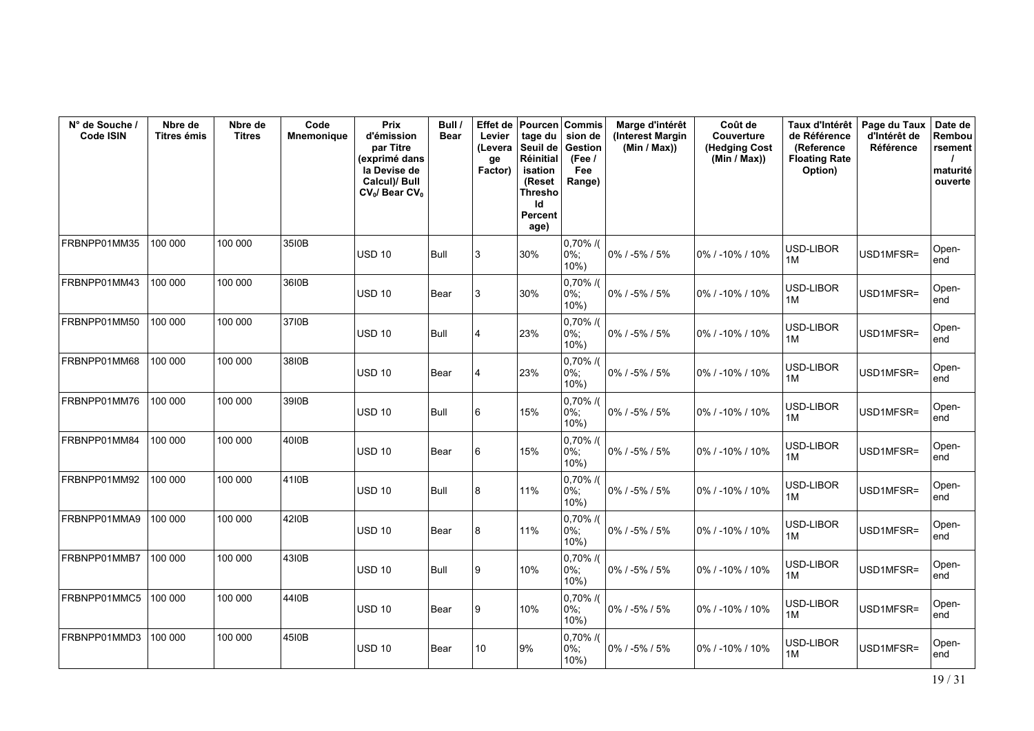| N° de Souche / Code ISIN | Nbre de Titres émis | Nbre de Titres | Code Mnemonique | Prix d'émission par Titre (exprimé dans la Devise de Calcul)/ Bull $CV_0$/ Bear $CV_0$ | Bull / Bear | Effet de Levier (Leverage Factor) | Pourcentage du Seuil de Réinitialisation (Reset Threshold Percentage) | Commission de Gestion (Fee / Fee Range) | Marge d'intérêt (Interest Margin (Min / Max)) | Coût de Couverture (Hedging Cost (Min / Max)) | Taux d'Intérêt de Référence (Reference Floating Rate Option) | Page du Taux d'Intérêt de Référence | Date de Remboursement / maturité ouverte |
|---|---|---|---|---|---|---|---|---|---|---|---|---|---|
| FRBNPP01MM35 | 100 000 | 100 000 | 35I0B | USD 10 | Bull | 3 | 30% | 0,70% /( 0%; 10%) | 0% / -5% / 5% | 0% / -10% / 10% | USD-LIBOR 1M | USD1MFSR= | Open-end |
| FRBNPP01MM43 | 100 000 | 100 000 | 36I0B | USD 10 | Bear | 3 | 30% | 0,70% /( 0%; 10%) | 0% / -5% / 5% | 0% / -10% / 10% | USD-LIBOR 1M | USD1MFSR= | Open-end |
| FRBNPP01MM50 | 100 000 | 100 000 | 37I0B | USD 10 | Bull | 4 | 23% | 0,70% /( 0%; 10%) | 0% / -5% / 5% | 0% / -10% / 10% | USD-LIBOR 1M | USD1MFSR= | Open-end |
| FRBNPP01MM68 | 100 000 | 100 000 | 38I0B | USD 10 | Bear | 4 | 23% | 0,70% /( 0%; 10%) | 0% / -5% / 5% | 0% / -10% / 10% | USD-LIBOR 1M | USD1MFSR= | Open-end |
| FRBNPP01MM76 | 100 000 | 100 000 | 39I0B | USD 10 | Bull | 6 | 15% | 0,70% /( 0%; 10%) | 0% / -5% / 5% | 0% / -10% / 10% | USD-LIBOR 1M | USD1MFSR= | Open-end |
| FRBNPP01MM84 | 100 000 | 100 000 | 40I0B | USD 10 | Bear | 6 | 15% | 0,70% /( 0%; 10%) | 0% / -5% / 5% | 0% / -10% / 10% | USD-LIBOR 1M | USD1MFSR= | Open-end |
| FRBNPP01MM92 | 100 000 | 100 000 | 41I0B | USD 10 | Bull | 8 | 11% | 0,70% /( 0%; 10%) | 0% / -5% / 5% | 0% / -10% / 10% | USD-LIBOR 1M | USD1MFSR= | Open-end |
| FRBNPP01MMA9 | 100 000 | 100 000 | 42I0B | USD 10 | Bear | 8 | 11% | 0,70% /( 0%; 10%) | 0% / -5% / 5% | 0% / -10% / 10% | USD-LIBOR 1M | USD1MFSR= | Open-end |
| FRBNPP01MMB7 | 100 000 | 100 000 | 43I0B | USD 10 | Bull | 9 | 10% | 0,70% /( 0%; 10%) | 0% / -5% / 5% | 0% / -10% / 10% | USD-LIBOR 1M | USD1MFSR= | Open-end |
| FRBNPP01MMC5 | 100 000 | 100 000 | 44I0B | USD 10 | Bear | 9 | 10% | 0,70% /( 0%; 10%) | 0% / -5% / 5% | 0% / -10% / 10% | USD-LIBOR 1M | USD1MFSR= | Open-end |
| FRBNPP01MMD3 | 100 000 | 100 000 | 45I0B | USD 10 | Bear | 10 | 9% | 0,70% /( 0%; 10%) | 0% / -5% / 5% | 0% / -10% / 10% | USD-LIBOR 1M | USD1MFSR= | Open-end |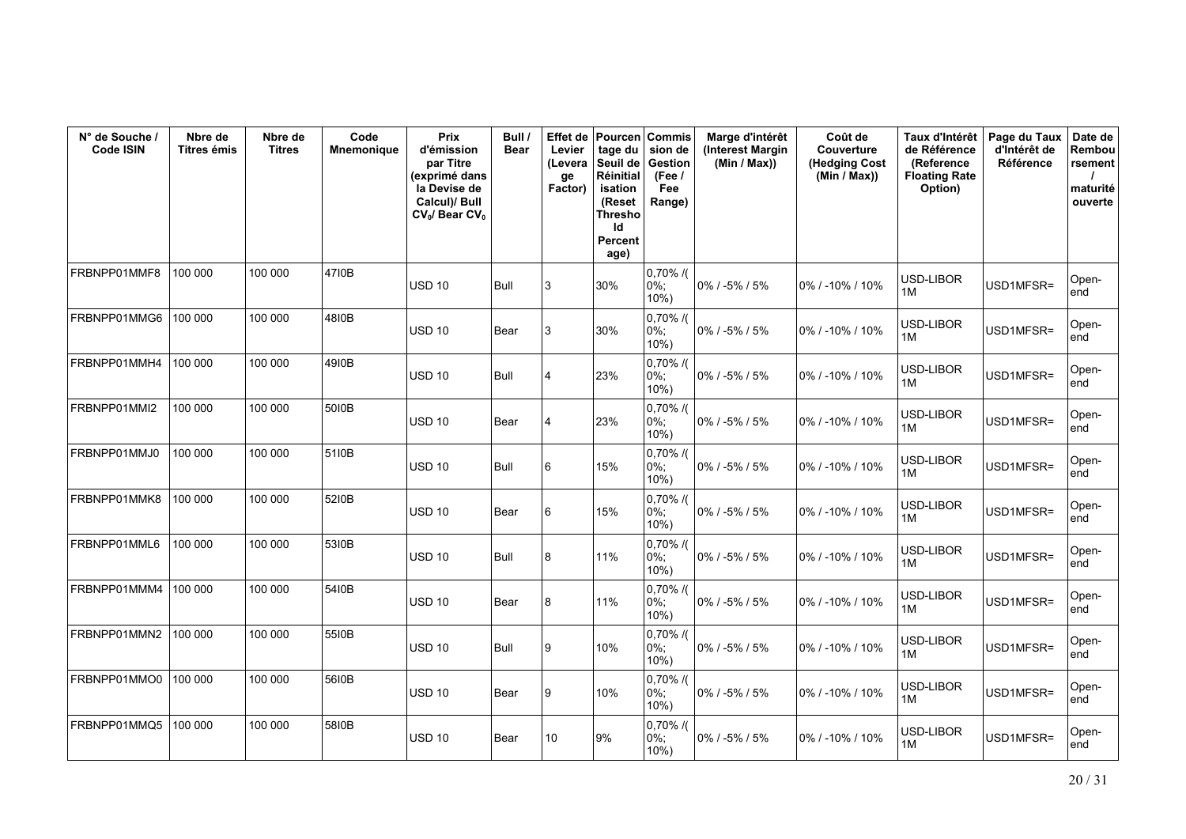| N° de Souche / Code ISIN | Nbre de Titres émis | Nbre de Titres | Code Mnemonique | Prix d'émission par Titre (exprimé dans la Devise de Calcul)/ Bull $CV_0$/ Bear $CV_0$ | Bull / Bear | Effet de Levier (Leverage Factor) | Pourcentage du Seuil de Réinitialisation (Reset Threshold Percentage) | Commission de Gestion (Fee / Fee Range) | Marge d'intérêt (Interest Margin (Min / Max)) | Coût de Couverture (Hedging Cost (Min / Max)) | Taux d'Intérêt de Référence (Reference Floating Rate Option) | Page du Taux d'Intérêt de Référence | Date de Remboursement / maturité ouverte |
|---|---|---|---|---|---|---|---|---|---|---|---|---|---|
| FRBNPP01MMF8 | 100 000 | 100 000 | 47I0B | USD 10 | Bull | 3 | 30% | 0,70% /( 0%; 10%) | 0% / -5% / 5% | 0% / -10% / 10% | USD-LIBOR 1M | USD1MFSR= | Open-end |
| FRBNPP01MMG6 | 100 000 | 100 000 | 48I0B | USD 10 | Bear | 3 | 30% | 0,70% /( 0%; 10%) | 0% / -5% / 5% | 0% / -10% / 10% | USD-LIBOR 1M | USD1MFSR= | Open-end |
| FRBNPP01MMH4 | 100 000 | 100 000 | 49I0B | USD 10 | Bull | 4 | 23% | 0,70% /( 0%; 10%) | 0% / -5% / 5% | 0% / -10% / 10% | USD-LIBOR 1M | USD1MFSR= | Open-end |
| FRBNPP01MMI2 | 100 000 | 100 000 | 50I0B | USD 10 | Bear | 4 | 23% | 0,70% /( 0%; 10%) | 0% / -5% / 5% | 0% / -10% / 10% | USD-LIBOR 1M | USD1MFSR= | Open-end |
| FRBNPP01MMJ0 | 100 000 | 100 000 | 51I0B | USD 10 | Bull | 6 | 15% | 0,70% /( 0%; 10%) | 0% / -5% / 5% | 0% / -10% / 10% | USD-LIBOR 1M | USD1MFSR= | Open-end |
| FRBNPP01MMK8 | 100 000 | 100 000 | 52I0B | USD 10 | Bear | 6 | 15% | 0,70% /( 0%; 10%) | 0% / -5% / 5% | 0% / -10% / 10% | USD-LIBOR 1M | USD1MFSR= | Open-end |
| FRBNPP01MML6 | 100 000 | 100 000 | 53I0B | USD 10 | Bull | 8 | 11% | 0,70% /( 0%; 10%) | 0% / -5% / 5% | 0% / -10% / 10% | USD-LIBOR 1M | USD1MFSR= | Open-end |
| FRBNPP01MMM4 | 100 000 | 100 000 | 54I0B | USD 10 | Bear | 8 | 11% | 0,70% /( 0%; 10%) | 0% / -5% / 5% | 0% / -10% / 10% | USD-LIBOR 1M | USD1MFSR= | Open-end |
| FRBNPP01MMN2 | 100 000 | 100 000 | 55I0B | USD 10 | Bull | 9 | 10% | 0,70% /( 0%; 10%) | 0% / -5% / 5% | 0% / -10% / 10% | USD-LIBOR 1M | USD1MFSR= | Open-end |
| FRBNPP01MMO0 | 100 000 | 100 000 | 56I0B | USD 10 | Bear | 9 | 10% | 0,70% /( 0%; 10%) | 0% / -5% / 5% | 0% / -10% / 10% | USD-LIBOR 1M | USD1MFSR= | Open-end |
| FRBNPP01MMQ5 | 100 000 | 100 000 | 58I0B | USD 10 | Bear | 10 | 9% | 0,70% /( 0%; 10%) | 0% / -5% / 5% | 0% / -10% / 10% | USD-LIBOR 1M | USD1MFSR= | Open-end |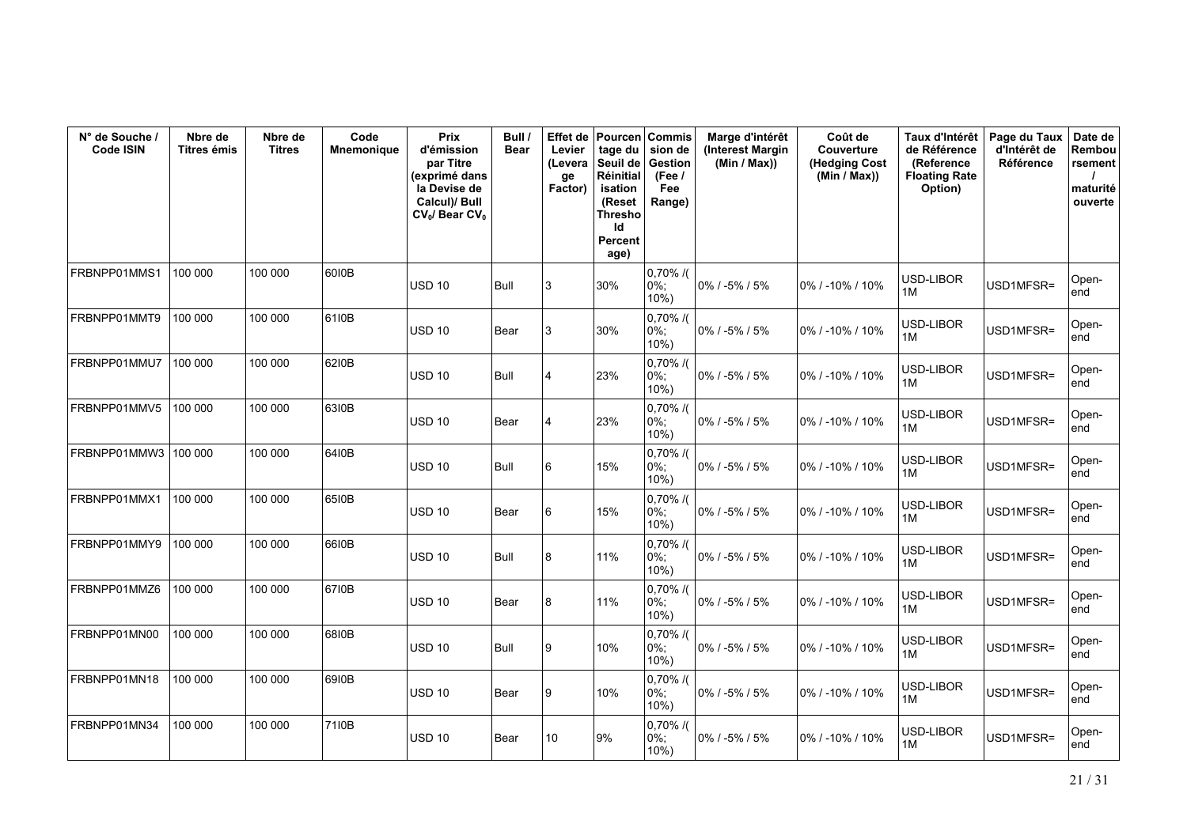| N° de Souche / Code ISIN | Nbre de Titres émis | Nbre de Titres | Code Mnemonique | Prix d'émission par Titre (exprimé dans la Devise de Calcul)/ Bull $CV_0$/ Bear $CV_0$ | Bull / Bear | Effet de Levier (Leverage Factor) | Pourcentage du Seuil de Réinitialisation (Reset Threshold Percentage) | Commission de Gestion (Fee / Fee Range) | Marge d'intérêt (Interest Margin (Min / Max)) | Coût de Couverture (Hedging Cost (Min / Max)) | Taux d'Intérêt de Référence (Reference Floating Rate Option) | Page du Taux d'Intérêt de Référence | Date de Remboursement / maturité ouverte |
|---|---|---|---|---|---|---|---|---|---|---|---|---|---|
| FRBNPP01MMS1 | 100 000 | 100 000 | 60I0B | USD 10 | Bull | 3 | 30% | 0,70% /( 0%; 10%) | 0% / -5% / 5% | 0% / -10% / 10% | USD-LIBOR 1M | USD1MFSR= | Open-end |
| FRBNPP01MMT9 | 100 000 | 100 000 | 61I0B | USD 10 | Bear | 3 | 30% | 0,70% /( 0%; 10%) | 0% / -5% / 5% | 0% / -10% / 10% | USD-LIBOR 1M | USD1MFSR= | Open-end |
| FRBNPP01MMU7 | 100 000 | 100 000 | 62I0B | USD 10 | Bull | 4 | 23% | 0,70% /( 0%; 10%) | 0% / -5% / 5% | 0% / -10% / 10% | USD-LIBOR 1M | USD1MFSR= | Open-end |
| FRBNPP01MMV5 | 100 000 | 100 000 | 63I0B | USD 10 | Bear | 4 | 23% | 0,70% /( 0%; 10%) | 0% / -5% / 5% | 0% / -10% / 10% | USD-LIBOR 1M | USD1MFSR= | Open-end |
| FRBNPP01MMW3 | 100 000 | 100 000 | 64I0B | USD 10 | Bull | 6 | 15% | 0,70% /( 0%; 10%) | 0% / -5% / 5% | 0% / -10% / 10% | USD-LIBOR 1M | USD1MFSR= | Open-end |
| FRBNPP01MMX1 | 100 000 | 100 000 | 65I0B | USD 10 | Bear | 6 | 15% | 0,70% /( 0%; 10%) | 0% / -5% / 5% | 0% / -10% / 10% | USD-LIBOR 1M | USD1MFSR= | Open-end |
| FRBNPP01MMY9 | 100 000 | 100 000 | 66I0B | USD 10 | Bull | 8 | 11% | 0,70% /( 0%; 10%) | 0% / -5% / 5% | 0% / -10% / 10% | USD-LIBOR 1M | USD1MFSR= | Open-end |
| FRBNPP01MMZ6 | 100 000 | 100 000 | 67I0B | USD 10 | Bear | 8 | 11% | 0,70% /( 0%; 10%) | 0% / -5% / 5% | 0% / -10% / 10% | USD-LIBOR 1M | USD1MFSR= | Open-end |
| FRBNPP01MN00 | 100 000 | 100 000 | 68I0B | USD 10 | Bull | 9 | 10% | 0,70% /( 0%; 10%) | 0% / -5% / 5% | 0% / -10% / 10% | USD-LIBOR 1M | USD1MFSR= | Open-end |
| FRBNPP01MN18 | 100 000 | 100 000 | 69I0B | USD 10 | Bear | 9 | 10% | 0,70% /( 0%; 10%) | 0% / -5% / 5% | 0% / -10% / 10% | USD-LIBOR 1M | USD1MFSR= | Open-end |
| FRBNPP01MN34 | 100 000 | 100 000 | 71I0B | USD 10 | Bear | 10 | 9% | 0,70% /( 0%; 10%) | 0% / -5% / 5% | 0% / -10% / 10% | USD-LIBOR 1M | USD1MFSR= | Open-end |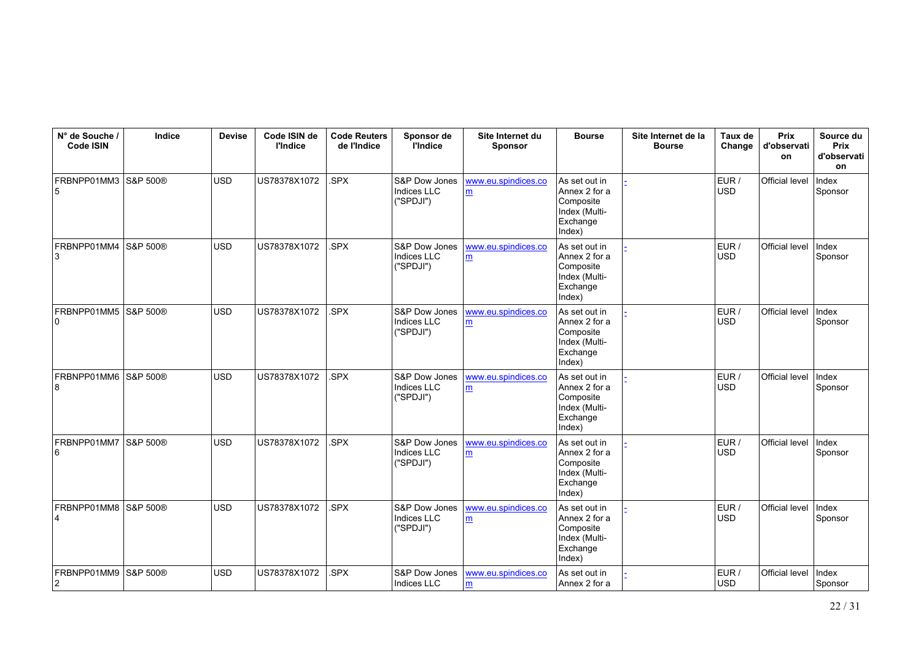| N° de Souche / Code ISIN | Indice | Devise | Code ISIN de l'Indice | Code Reuters de l'Indice | Sponsor de l'Indice | Site Internet du Sponsor | Bourse | Site Internet de la Bourse | Taux de Change | Prix d'observation | Source du Prix d'observation |
|---|---|---|---|---|---|---|---|---|---|---|---|
| FRBNPP01MM35 | S&P 500® | USD | US78378X1072 | .SPX | S&P Dow Jones Indices LLC ("SPDJI") | www.eu.spindices.com | As set out in Annex 2 for a Composite Index (Multi-Exchange Index) | - | EUR / USD | Official level | Index Sponsor |
| FRBNPP01MM43 | S&P 500® | USD | US78378X1072 | .SPX | S&P Dow Jones Indices LLC ("SPDJI") | www.eu.spindices.com | As set out in Annex 2 for a Composite Index (Multi-Exchange Index) | - | EUR / USD | Official level | Index Sponsor |
| FRBNPP01MM50 | S&P 500® | USD | US78378X1072 | .SPX | S&P Dow Jones Indices LLC ("SPDJI") | www.eu.spindices.com | As set out in Annex 2 for a Composite Index (Multi-Exchange Index) | - | EUR / USD | Official level | Index Sponsor |
| FRBNPP01MM68 | S&P 500® | USD | US78378X1072 | .SPX | S&P Dow Jones Indices LLC ("SPDJI") | www.eu.spindices.com | As set out in Annex 2 for a Composite Index (Multi-Exchange Index) | - | EUR / USD | Official level | Index Sponsor |
| FRBNPP01MM76 | S&P 500® | USD | US78378X1072 | .SPX | S&P Dow Jones Indices LLC ("SPDJI") | www.eu.spindices.com | As set out in Annex 2 for a Composite Index (Multi-Exchange Index) | - | EUR / USD | Official level | Index Sponsor |
| FRBNPP01MM84 | S&P 500® | USD | US78378X1072 | .SPX | S&P Dow Jones Indices LLC ("SPDJI") | www.eu.spindices.com | As set out in Annex 2 for a Composite Index (Multi-Exchange Index) | - | EUR / USD | Official level | Index Sponsor |
| FRBNPP01MM92 | S&P 500® | USD | US78378X1072 | .SPX | S&P Dow Jones Indices LLC | www.eu.spindices.com | As set out in Annex 2 for a | - | EUR / USD | Official level | Index Sponsor |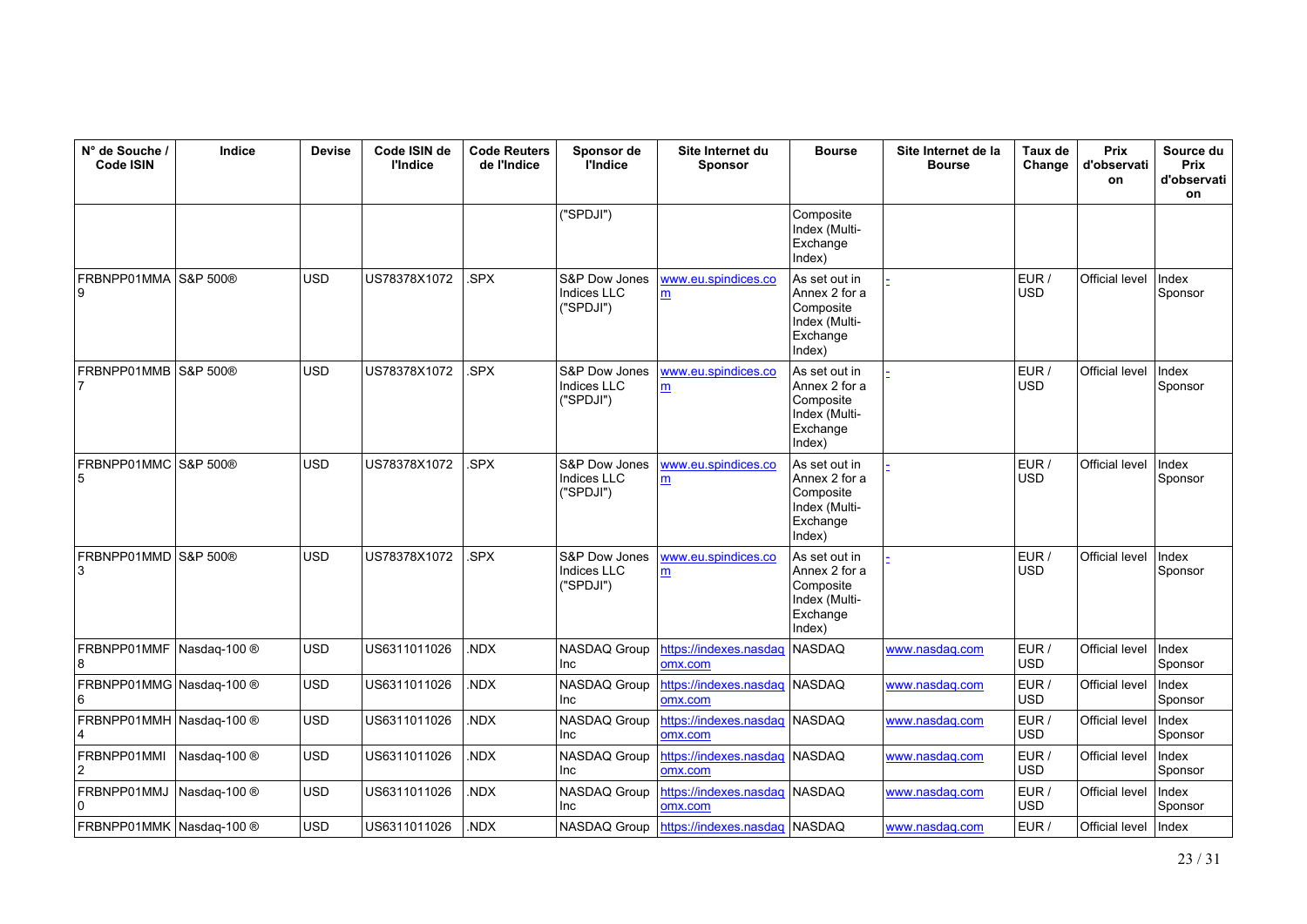| N° de Souche / Code ISIN | Indice | Devise | Code ISIN de l'Indice | Code Reuters de l'Indice | Sponsor de l'Indice | Site Internet du Sponsor | Bourse | Site Internet de la Bourse | Taux de Change | Prix d'observation | Source du Prix d'observation |
|---|---|---|---|---|---|---|---|---|---|---|---|
| | | | | | ("SPDJI") | | Composite Index (Multi-Exchange Index) | | | | |
| FRBNPP01MMA9 | S&P 500® | USD | US78378X1072 | .SPX | S&P Dow Jones Indices LLC ("SPDJI") | www.eu.spindices.com | As set out in Annex 2 for a Composite Index (Multi-Exchange Index) | - | EUR / USD | Official level | Index Sponsor |
| FRBNPP01MMB7 | S&P 500® | USD | US78378X1072 | .SPX | S&P Dow Jones Indices LLC ("SPDJI") | www.eu.spindices.com | As set out in Annex 2 for a Composite Index (Multi-Exchange Index) | - | EUR / USD | Official level | Index Sponsor |
| FRBNPP01MMC5 | S&P 500® | USD | US78378X1072 | .SPX | S&P Dow Jones Indices LLC ("SPDJI") | www.eu.spindices.com | As set out in Annex 2 for a Composite Index (Multi-Exchange Index) | - | EUR / USD | Official level | Index Sponsor |
| FRBNPP01MMD3 | S&P 500® | USD | US78378X1072 | .SPX | S&P Dow Jones Indices LLC ("SPDJI") | www.eu.spindices.com | As set out in Annex 2 for a Composite Index (Multi-Exchange Index) | - | EUR / USD | Official level | Index Sponsor |
| FRBNPP01MMF8 | Nasdaq-100 ® | USD | US6311011026 | .NDX | NASDAQ Group Inc | https://indexes.nasdaqomx.com | NASDAQ | www.nasdaq.com | EUR / USD | Official level | Index Sponsor |
| FRBNPP01MMG6 | Nasdaq-100 ® | USD | US6311011026 | .NDX | NASDAQ Group Inc | https://indexes.nasdaqomx.com | NASDAQ | www.nasdaq.com | EUR / USD | Official level | Index Sponsor |
| FRBNPP01MMH4 | Nasdaq-100 ® | USD | US6311011026 | .NDX | NASDAQ Group Inc | https://indexes.nasdaqomx.com | NASDAQ | www.nasdaq.com | EUR / USD | Official level | Index Sponsor |
| FRBNPP01MMI2 | Nasdaq-100 ® | USD | US6311011026 | .NDX | NASDAQ Group Inc | https://indexes.nasdaqomx.com | NASDAQ | www.nasdaq.com | EUR / USD | Official level | Index Sponsor |
| FRBNPP01MMJ0 | Nasdaq-100 ® | USD | US6311011026 | .NDX | NASDAQ Group Inc | https://indexes.nasdaqomx.com | NASDAQ | www.nasdaq.com | EUR / USD | Official level | Index Sponsor |
| FRBNPP01MMK | Nasdaq-100 ® | USD | US6311011026 | .NDX | NASDAQ Group | https://indexes.nasdaq | NASDAQ | www.nasdaq.com | EUR / | Official level | Index |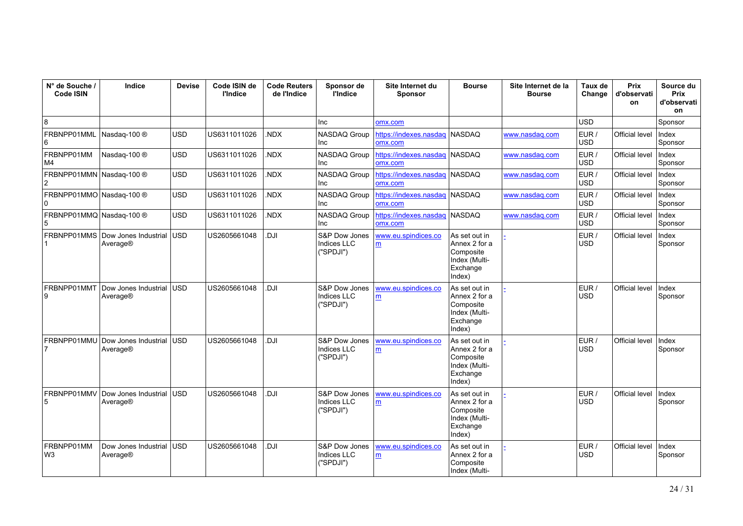| N° de Souche / Code ISIN | Indice | Devise | Code ISIN de l'Indice | Code Reuters de l'Indice | Sponsor de l'Indice | Site Internet du Sponsor | Bourse | Site Internet de la Bourse | Taux de Change | Prix d'observation | Source du Prix d'observation |
|---|---|---|---|---|---|---|---|---|---|---|---|
| 8 | | | | | Inc | omx.com | | | USD | | Sponsor |
| FRBNPP01MML6 | Nasdaq-100 ® | USD | US6311011026 | .NDX | NASDAQ Group Inc | https://indexes.nasdaqomx.com | NASDAQ | www.nasdaq.com | EUR / USD | Official level | Index Sponsor |
| FRBNPP01MMM4 | Nasdaq-100 ® | USD | US6311011026 | .NDX | NASDAQ Group Inc | https://indexes.nasdaqomx.com | NASDAQ | www.nasdaq.com | EUR / USD | Official level | Index Sponsor |
| FRBNPP01MMN2 | Nasdaq-100 ® | USD | US6311011026 | .NDX | NASDAQ Group Inc | https://indexes.nasdaqomx.com | NASDAQ | www.nasdaq.com | EUR / USD | Official level | Index Sponsor |
| FRBNPP01MMO0 | Nasdaq-100 ® | USD | US6311011026 | .NDX | NASDAQ Group Inc | https://indexes.nasdaqomx.com | NASDAQ | www.nasdaq.com | EUR / USD | Official level | Index Sponsor |
| FRBNPP01MMQ5 | Nasdaq-100 ® | USD | US6311011026 | .NDX | NASDAQ Group Inc | https://indexes.nasdaqomx.com | NASDAQ | www.nasdaq.com | EUR / USD | Official level | Index Sponsor |
| FRBNPP01MMS1 | Dow Jones Industrial Average® | USD | US2605661048 | .DJI | S&P Dow Jones Indices LLC ("SPDJI") | www.eu.spindices.com | As set out in Annex 2 for a Composite Index (Multi-Exchange Index) | - | EUR / USD | Official level | Index Sponsor |
| FRBNPP01MMT9 | Dow Jones Industrial Average® | USD | US2605661048 | .DJI | S&P Dow Jones Indices LLC ("SPDJI") | www.eu.spindices.com | As set out in Annex 2 for a Composite Index (Multi-Exchange Index) | - | EUR / USD | Official level | Index Sponsor |
| FRBNPP01MMU7 | Dow Jones Industrial Average® | USD | US2605661048 | .DJI | S&P Dow Jones Indices LLC ("SPDJI") | www.eu.spindices.com | As set out in Annex 2 for a Composite Index (Multi-Exchange Index) | - | EUR / USD | Official level | Index Sponsor |
| FRBNPP01MMV5 | Dow Jones Industrial Average® | USD | US2605661048 | .DJI | S&P Dow Jones Indices LLC ("SPDJI") | www.eu.spindices.com | As set out in Annex 2 for a Composite Index (Multi-Exchange Index) | - | EUR / USD | Official level | Index Sponsor |
| FRBNPP01MMW3 | Dow Jones Industrial Average® | USD | US2605661048 | .DJI | S&P Dow Jones Indices LLC ("SPDJI") | www.eu.spindices.com | As set out in Annex 2 for a Composite Index (Multi- | - | EUR / USD | Official level | Index Sponsor |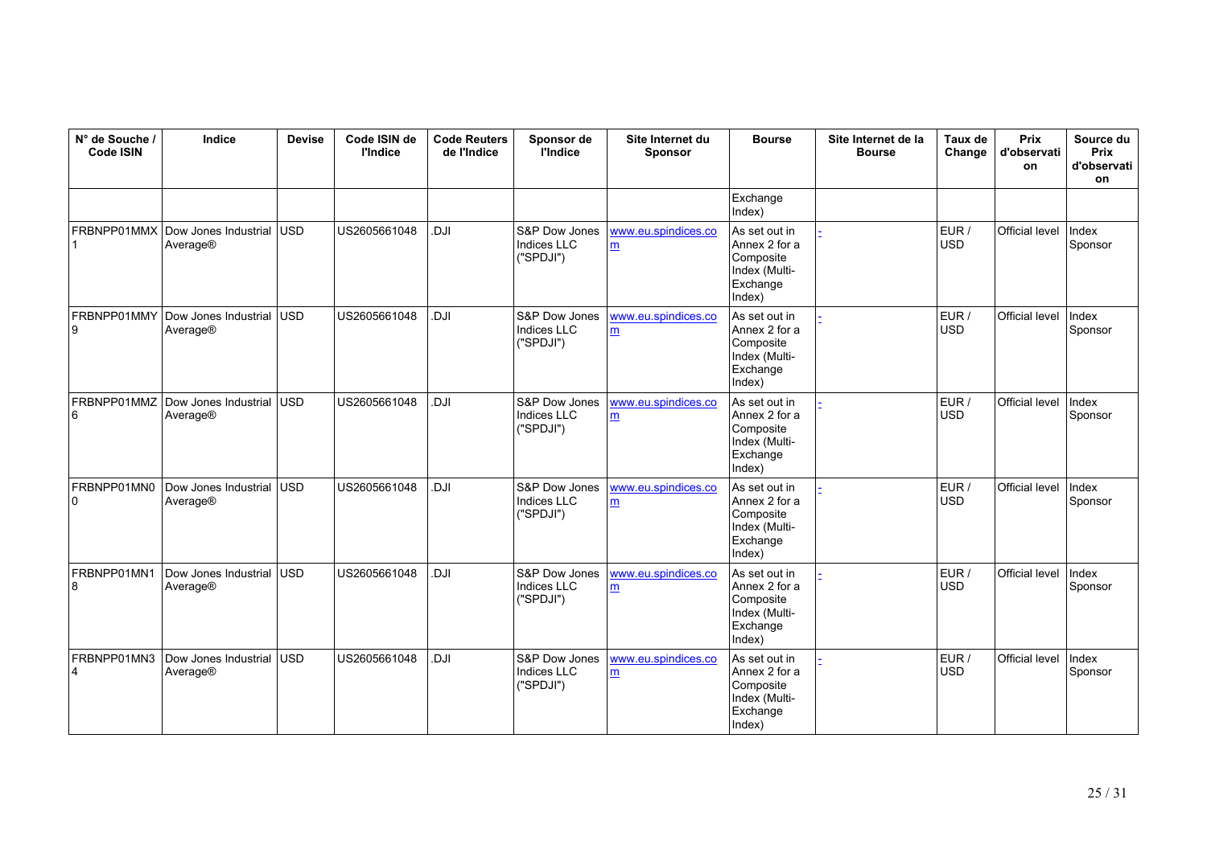| N° de Souche / Code ISIN | Indice | Devise | Code ISIN de l'Indice | Code Reuters de l'Indice | Sponsor de l'Indice | Site Internet du Sponsor | Bourse | Site Internet de la Bourse | Taux de Change | Prix d'observation | Source du Prix d'observation |
|---|---|---|---|---|---|---|---|---|---|---|---|
| | | | | | | | Exchange Index) | | | | |
| FRBNPP01MMX1 | Dow Jones Industrial Average® | USD | US2605661048 | .DJI | S&P Dow Jones Indices LLC ("SPDJI") | www.eu.spindices.com | As set out in Annex 2 for a Composite Index (Multi-Exchange Index) | - | EUR / USD | Official level | Index Sponsor |
| FRBNPP01MMY9 | Dow Jones Industrial Average® | USD | US2605661048 | .DJI | S&P Dow Jones Indices LLC ("SPDJI") | www.eu.spindices.com | As set out in Annex 2 for a Composite Index (Multi-Exchange Index) | - | EUR / USD | Official level | Index Sponsor |
| FRBNPP01MMZ6 | Dow Jones Industrial Average® | USD | US2605661048 | .DJI | S&P Dow Jones Indices LLC ("SPDJI") | www.eu.spindices.com | As set out in Annex 2 for a Composite Index (Multi-Exchange Index) | - | EUR / USD | Official level | Index Sponsor |
| FRBNPP01MN00 | Dow Jones Industrial Average® | USD | US2605661048 | .DJI | S&P Dow Jones Indices LLC ("SPDJI") | www.eu.spindices.com | As set out in Annex 2 for a Composite Index (Multi-Exchange Index) | - | EUR / USD | Official level | Index Sponsor |
| FRBNPP01MN18 | Dow Jones Industrial Average® | USD | US2605661048 | .DJI | S&P Dow Jones Indices LLC ("SPDJI") | www.eu.spindices.com | As set out in Annex 2 for a Composite Index (Multi-Exchange Index) | - | EUR / USD | Official level | Index Sponsor |
| FRBNPP01MN34 | Dow Jones Industrial Average® | USD | US2605661048 | .DJI | S&P Dow Jones Indices LLC ("SPDJI") | www.eu.spindices.com | As set out in Annex 2 for a Composite Index (Multi-Exchange Index) | - | EUR / USD | Official level | Index Sponsor |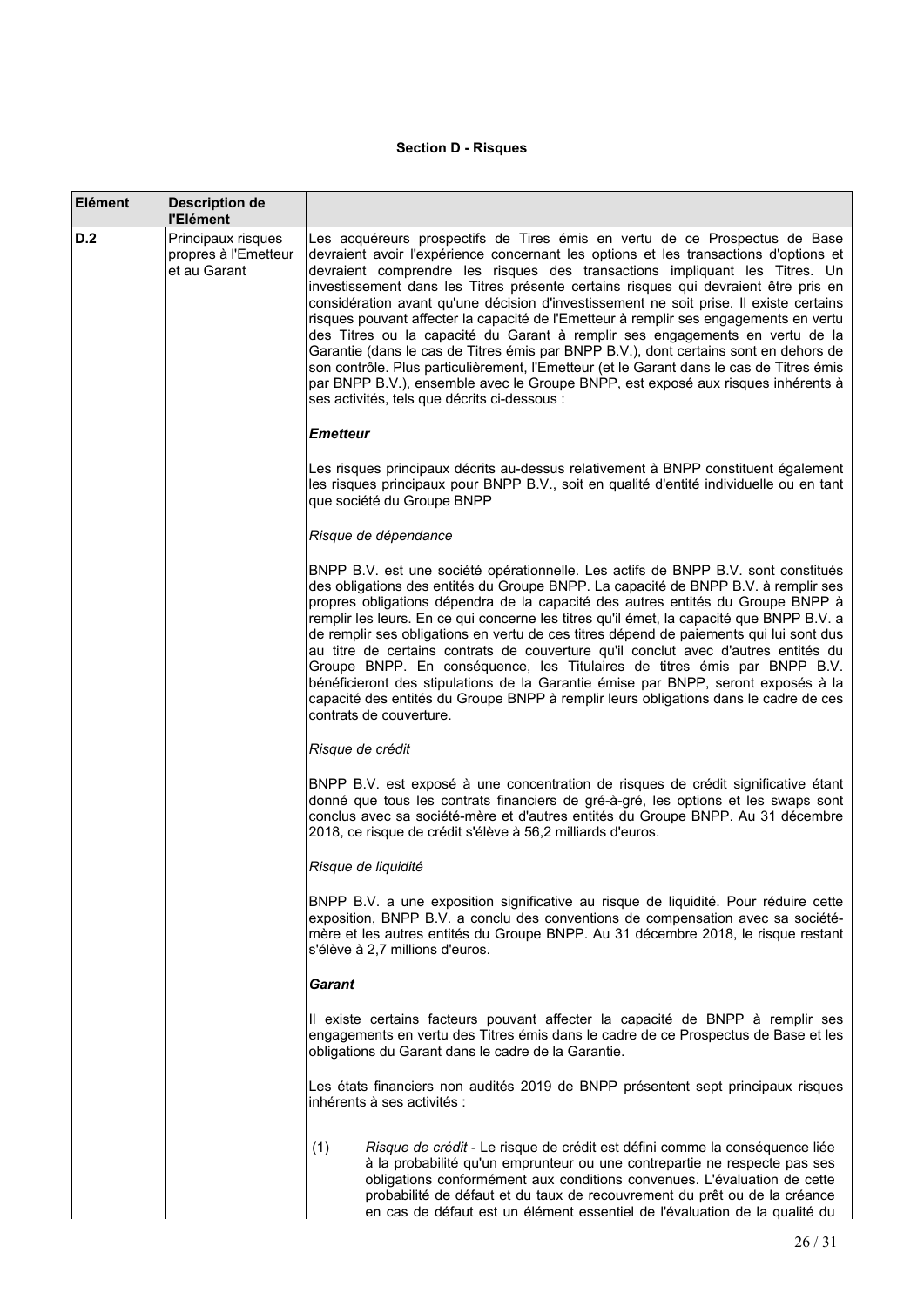**Section D - Risques**

| Elément | Description de l'Elément | |
|---|---|---|
| D.2 | Principaux risques propres à l'Emetteur et au Garant | Les acquéreurs prospectifs de Tires émis en vertu de ce Prospectus de Base devraient avoir l'expérience concernant les options et les transactions d'options et devraient comprendre les risques des transactions impliquant les Titres. Un investissement dans les Titres présente certains risques qui devraient être pris en considération avant qu'une décision d'investissement ne soit prise. Il existe certains risques pouvant affecter la capacité de l'Emetteur à remplir ses engagements en vertu des Titres ou la capacité du Garant à remplir ses engagements en vertu de la Garantie (dans le cas de Titres émis par BNPP B.V.), dont certains sont en dehors de son contrôle. Plus particulièrement, l'Emetteur (et le Garant dans le cas de Titres émis par BNPP B.V.), ensemble avec le Groupe BNPP, est exposé aux risques inhérents à ses activités, tels que décrits ci-dessous :<br><br>***Emetteur***<br><br>Les risques principaux décrits au-dessus relativement à BNPP constituent également les risques principaux pour BNPP B.V., soit en qualité d'entité individuelle ou en tant que société du Groupe BNPP<br><br>*Risque de dépendance*<br><br>BNPP B.V. est une société opérationnelle. Les actifs de BNPP B.V. sont constitués des obligations des entités du Groupe BNPP. La capacité de BNPP B.V. à remplir ses propres obligations dépendra de la capacité des autres entités du Groupe BNPP à remplir les leurs. En ce qui concerne les titres qu'il émet, la capacité que BNPP B.V. a de remplir ses obligations en vertu de ces titres dépend de paiements qui lui sont dus au titre de certains contrats de couverture qu'il conclut avec d'autres entités du Groupe BNPP. En conséquence, les Titulaires de titres émis par BNPP B.V. bénéficieront des stipulations de la Garantie émise par BNPP, seront exposés à la capacité des entités du Groupe BNPP à remplir leurs obligations dans le cadre de ces contrats de couverture.<br><br>*Risque de crédit*<br><br>BNPP B.V. est exposé à une concentration de risques de crédit significative étant donné que tous les contrats financiers de gré-à-gré, les options et les swaps sont conclus avec sa société-mère et d'autres entités du Groupe BNPP. Au 31 décembre 2018, ce risque de crédit s'élève à 56,2 milliards d'euros.<br><br>*Risque de liquidité*<br><br>BNPP B.V. a une exposition significative au risque de liquidité. Pour réduire cette exposition, BNPP B.V. a conclu des conventions de compensation avec sa société-mère et les autres entités du Groupe BNPP. Au 31 décembre 2018, le risque restant s'élève à 2,7 millions d'euros.<br><br>***Garant***<br><br>Il existe certains facteurs pouvant affecter la capacité de BNPP à remplir ses engagements en vertu des Titres émis dans le cadre de ce Prospectus de Base et les obligations du Garant dans le cadre de la Garantie.<br><br>Les états financiers non audités 2019 de BNPP présentent sept principaux risques inhérents à ses activités :<br><br>(1) *Risque de crédit* - Le risque de crédit est défini comme la conséquence liée à la probabilité qu'un emprunteur ou une contrepartie ne respecte pas ses obligations conformément aux conditions convenues. L'évaluation de cette probabilité de défaut et du taux de recouvrement du prêt ou de la créance en cas de défaut est un élément essentiel de l'évaluation de la qualité du |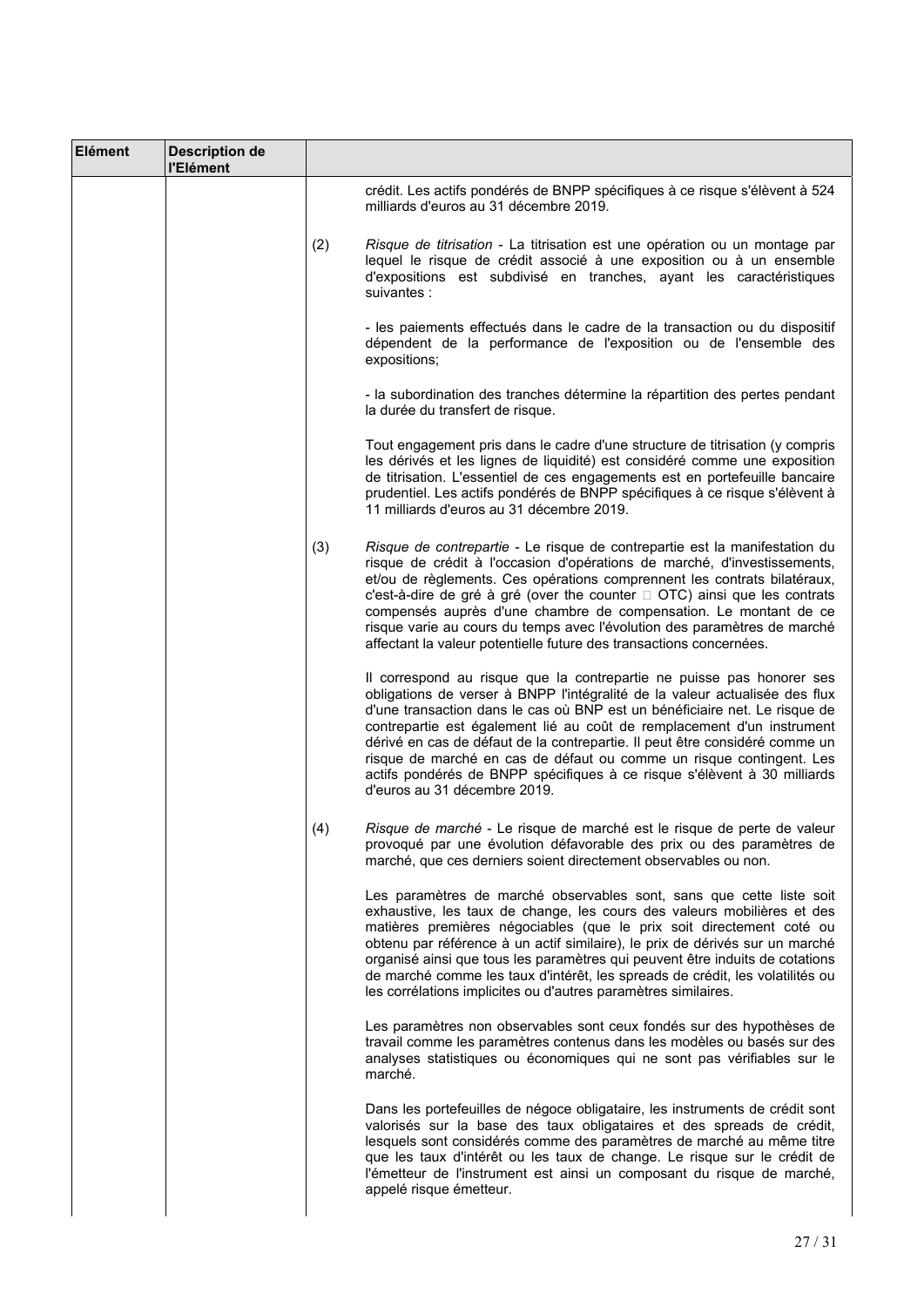| Elément | Description de l'Elément | | |
|---|---|---|---|
| | | | crédit. Les actifs pondérés de BNPP spécifiques à ce risque s'élèvent à 524 milliards d'euros au 31 décembre 2019. |
| | | (2) | *Risque de titrisation* - La titrisation est une opération ou un montage par lequel le risque de crédit associé à une exposition ou à un ensemble d'expositions est subdivisé en tranches, ayant les caractéristiques suivantes :<br><br>- les paiements effectués dans le cadre de la transaction ou du dispositif dépendent de la performance de l'exposition ou de l'ensemble des expositions;<br><br>- la subordination des tranches détermine la répartition des pertes pendant la durée du transfert de risque.<br><br>Tout engagement pris dans le cadre d'une structure de titrisation (y compris les dérivés et les lignes de liquidité) est considéré comme une exposition de titrisation. L'essentiel de ces engagements est en portefeuille bancaire prudentiel. Les actifs pondérés de BNPP spécifiques à ce risque s'élèvent à 11 milliards d'euros au 31 décembre 2019. |
| | | (3) | *Risque de contrepartie* - Le risque de contrepartie est la manifestation du risque de crédit à l'occasion d'opérations de marché, d'investissements, et/ou de règlements. Ces opérations comprennent les contrats bilatéraux, c'est-à-dire de gré à gré (over the counter  OTC) ainsi que les contrats compensés auprès d'une chambre de compensation. Le montant de ce risque varie au cours du temps avec l'évolution des paramètres de marché affectant la valeur potentielle future des transactions concernées.<br><br>Il correspond au risque que la contrepartie ne puisse pas honorer ses obligations de verser à BNPP l'intégralité de la valeur actualisée des flux d'une transaction dans le cas où BNP est un bénéficiaire net. Le risque de contrepartie est également lié au coût de remplacement d'un instrument dérivé en cas de défaut de la contrepartie. Il peut être considéré comme un risque de marché en cas de défaut ou comme un risque contingent. Les actifs pondérés de BNPP spécifiques à ce risque s'élèvent à 30 milliards d'euros au 31 décembre 2019. |
| | | (4) | *Risque de marché* - Le risque de marché est le risque de perte de valeur provoqué par une évolution défavorable des prix ou des paramètres de marché, que ces derniers soient directement observables ou non.<br><br>Les paramètres de marché observables sont, sans que cette liste soit exhaustive, les taux de change, les cours des valeurs mobilières et des matières premières négociables (que le prix soit directement coté ou obtenu par référence à un actif similaire), le prix de dérivés sur un marché organisé ainsi que tous les paramètres qui peuvent être induits de cotations de marché comme les taux d'intérêt, les spreads de crédit, les volatilités ou les corrélations implicites ou d'autres paramètres similaires.<br><br>Les paramètres non observables sont ceux fondés sur des hypothèses de travail comme les paramètres contenus dans les modèles ou basés sur des analyses statistiques ou économiques qui ne sont pas vérifiables sur le marché.<br><br>Dans les portefeuilles de négoce obligataire, les instruments de crédit sont valorisés sur la base des taux obligataires et des spreads de crédit, lesquels sont considérés comme des paramètres de marché au même titre que les taux d'intérêt ou les taux de change. Le risque sur le crédit de l'émetteur de l'instrument est ainsi un composant du risque de marché, appelé risque émetteur. |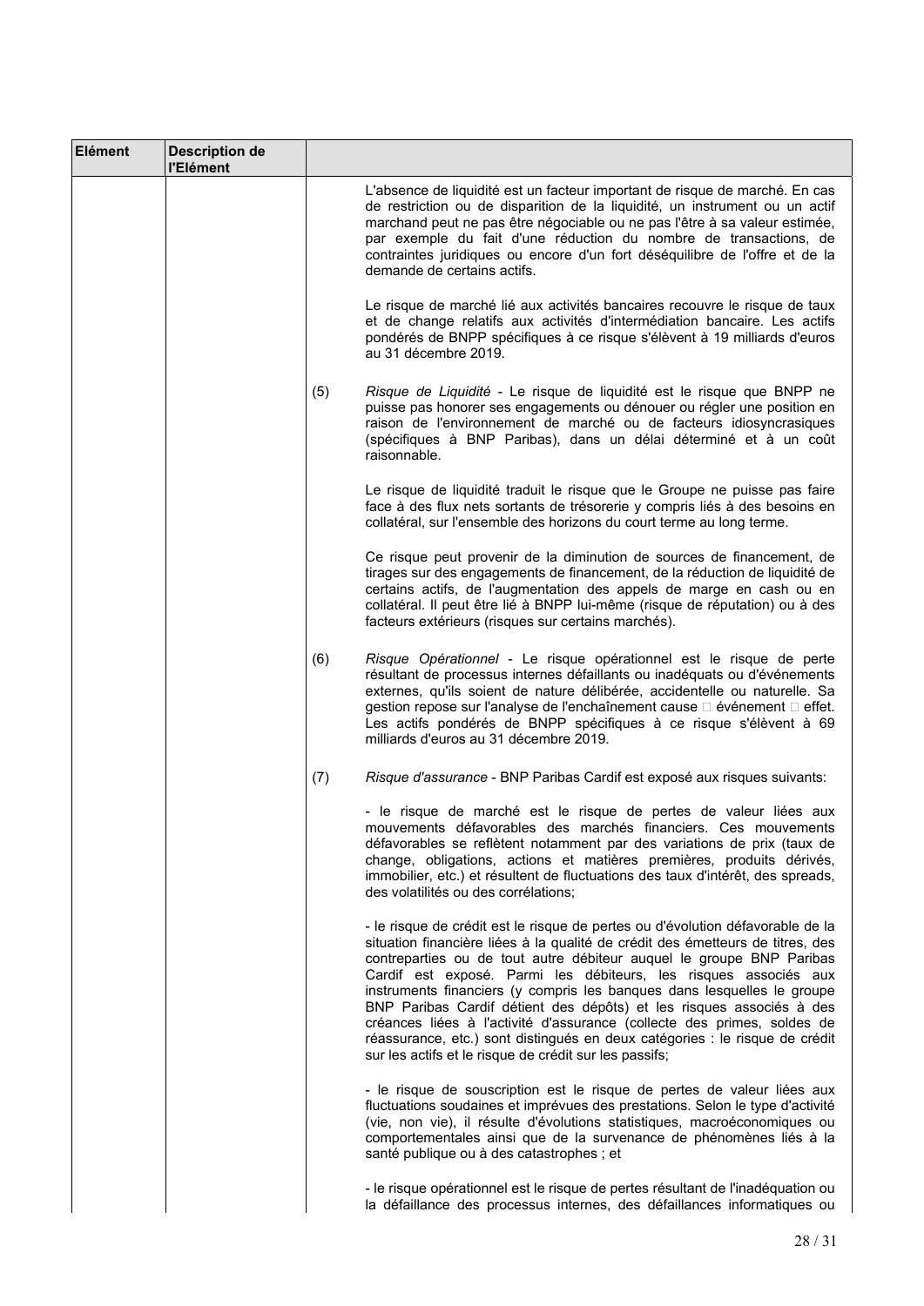| Elément | Description de l'Elément | | |
|---|---|---|---|
| | | | L'absence de liquidité est un facteur important de risque de marché. En cas de restriction ou de disparition de la liquidité, un instrument ou un actif marchand peut ne pas être négociable ou ne pas l'être à sa valeur estimée, par exemple du fait d'une réduction du nombre de transactions, de contraintes juridiques ou encore d'un fort déséquilibre de l'offre et de la demande de certains actifs. |
| | | | Le risque de marché lié aux activités bancaires recouvre le risque de taux et de change relatifs aux activités d'intermédiation bancaire. Les actifs pondérés de BNPP spécifiques à ce risque s'élèvent à 19 milliards d'euros au 31 décembre 2019. |
| | | (5) | *Risque de Liquidité* - Le risque de liquidité est le risque que BNPP ne puisse pas honorer ses engagements ou dénouer ou régler une position en raison de l'environnement de marché ou de facteurs idiosyncrasiques (spécifiques à BNP Paribas), dans un délai déterminé et à un coût raisonnable. |
| | | | Le risque de liquidité traduit le risque que le Groupe ne puisse pas faire face à des flux nets sortants de trésorerie y compris liés à des besoins en collatéral, sur l'ensemble des horizons du court terme au long terme. |
| | | | Ce risque peut provenir de la diminution de sources de financement, de tirages sur des engagements de financement, de la réduction de liquidité de certains actifs, de l'augmentation des appels de marge en cash ou en collatéral. Il peut être lié à BNPP lui-même (risque de réputation) ou à des facteurs extérieurs (risques sur certains marchés). |
| | | (6) | *Risque Opérationnel* - Le risque opérationnel est le risque de perte résultant de processus internes défaillants ou inadéquats ou d'événements externes, qu'ils soient de nature délibérée, accidentelle ou naturelle. Sa gestion repose sur l'analyse de l'enchaînement cause  événement  effet. Les actifs pondérés de BNPP spécifiques à ce risque s'élèvent à 69 milliards d'euros au 31 décembre 2019. |
| | | (7) | *Risque d'assurance* - BNP Paribas Cardif est exposé aux risques suivants: |
| | | | - le risque de marché est le risque de pertes de valeur liées aux mouvements défavorables des marchés financiers. Ces mouvements défavorables se reflètent notamment par des variations de prix (taux de change, obligations, actions et matières premières, produits dérivés, immobilier, etc.) et résultent de fluctuations des taux d'intérêt, des spreads, des volatilités ou des corrélations; |
| | | | - le risque de crédit est le risque de pertes ou d'évolution défavorable de la situation financière liées à la qualité de crédit des émetteurs de titres, des contreparties ou de tout autre débiteur auquel le groupe BNP Paribas Cardif est exposé. Parmi les débiteurs, les risques associés aux instruments financiers (y compris les banques dans lesquelles le groupe BNP Paribas Cardif détient des dépôts) et les risques associés à des créances liées à l'activité d'assurance (collecte des primes, soldes de réassurance, etc.) sont distingués en deux catégories : le risque de crédit sur les actifs et le risque de crédit sur les passifs; |
| | | | - le risque de souscription est le risque de pertes de valeur liées aux fluctuations soudaines et imprévues des prestations. Selon le type d'activité (vie, non vie), il résulte d'évolutions statistiques, macroéconomiques ou comportementales ainsi que de la survenance de phénomènes liés à la santé publique ou à des catastrophes ; et |
| | | | - le risque opérationnel est le risque de pertes résultant de l'inadéquation ou la défaillance des processus internes, des défaillances informatiques ou |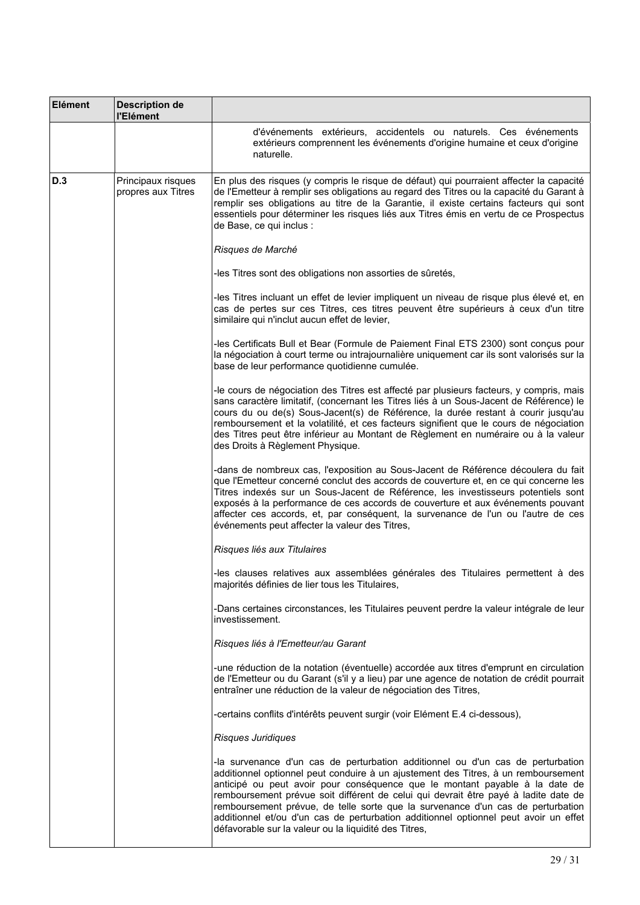| Elément | Description de l'Elément | |
|---|---|---|
| | | d'événements extérieurs, accidentels ou naturels. Ces événements extérieurs comprennent les événements d'origine humaine et ceux d'origine naturelle. |
| D.3 | Principaux risques propres aux Titres | En plus des risques (y compris le risque de défaut) qui pourraient affecter la capacité de l'Emetteur à remplir ses obligations au regard des Titres ou la capacité du Garant à remplir ses obligations au titre de la Garantie, il existe certains facteurs qui sont essentiels pour déterminer les risques liés aux Titres émis en vertu de ce Prospectus de Base, ce qui inclus :<br><br>*Risques de Marché*<br><br>-les Titres sont des obligations non assorties de sûretés,<br><br>-les Titres incluant un effet de levier impliquent un niveau de risque plus élevé et, en cas de pertes sur ces Titres, ces titres peuvent être supérieurs à ceux d'un titre similaire qui n'inclut aucun effet de levier,<br><br>-les Certificats Bull et Bear (Formule de Paiement Final ETS 2300) sont conçus pour la négociation à court terme ou intrajournalière uniquement car ils sont valorisés sur la base de leur performance quotidienne cumulée.<br><br>-le cours de négociation des Titres est affecté par plusieurs facteurs, y compris, mais sans caractère limitatif, (concernant les Titres liés à un Sous-Jacent de Référence) le cours du ou de(s) Sous-Jacent(s) de Référence, la durée restant à courir jusqu'au remboursement et la volatilité, et ces facteurs signifient que le cours de négociation des Titres peut être inférieur au Montant de Règlement en numéraire ou à la valeur des Droits à Règlement Physique.<br><br>-dans de nombreux cas, l'exposition au Sous-Jacent de Référence découlera du fait que l'Emetteur concerné conclut des accords de couverture et, en ce qui concerne les Titres indexés sur un Sous-Jacent de Référence, les investisseurs potentiels sont exposés à la performance de ces accords de couverture et aux événements pouvant affecter ces accords, et, par conséquent, la survenance de l'un ou l'autre de ces événements peut affecter la valeur des Titres,<br><br>*Risques liés aux Titulaires*<br><br>-les clauses relatives aux assemblées générales des Titulaires permettent à des majorités définies de lier tous les Titulaires,<br><br>-Dans certaines circonstances, les Titulaires peuvent perdre la valeur intégrale de leur investissement.<br><br>*Risques liés à l'Emetteur/au Garant*<br><br>-une réduction de la notation (éventuelle) accordée aux titres d'emprunt en circulation de l'Emetteur ou du Garant (s'il y a lieu) par une agence de notation de crédit pourrait entraîner une réduction de la valeur de négociation des Titres,<br><br>-certains conflits d'intérêts peuvent surgir (voir Elément E.4 ci-dessous),<br><br>*Risques Juridiques*<br><br>-la survenance d'un cas de perturbation additionnel ou d'un cas de perturbation additionnel optionnel peut conduire à un ajustement des Titres, à un remboursement anticipé ou peut avoir pour conséquence que le montant payable à la date de remboursement prévue soit différent de celui qui devrait être payé à ladite date de remboursement prévue, de telle sorte que la survenance d'un cas de perturbation additionnel et/ou d'un cas de perturbation additionnel optionnel peut avoir un effet défavorable sur la valeur ou la liquidité des Titres, |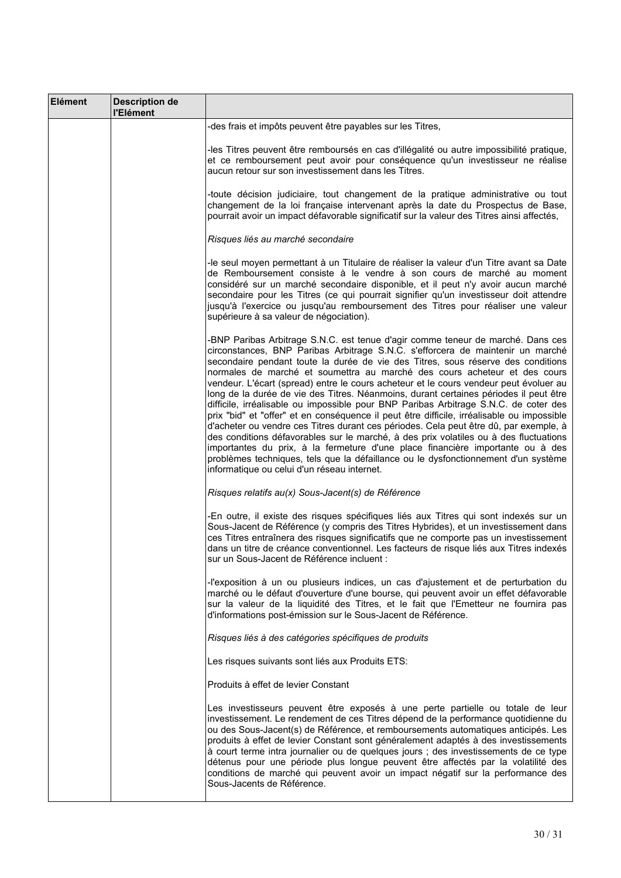| Elément | Description de l'Elément | |
|---|---|---|
| | | -des frais et impôts peuvent être payables sur les Titres,<br><br>-les Titres peuvent être remboursés en cas d'illégalité ou autre impossibilité pratique, et ce remboursement peut avoir pour conséquence qu'un investisseur ne réalise aucun retour sur son investissement dans les Titres.<br><br>-toute décision judiciaire, tout changement de la pratique administrative ou tout changement de la loi française intervenant après la date du Prospectus de Base, pourrait avoir un impact défavorable significatif sur la valeur des Titres ainsi affectés,<br><br>*Risques liés au marché secondaire*<br><br>-le seul moyen permettant à un Titulaire de réaliser la valeur d'un Titre avant sa Date de Remboursement consiste à le vendre à son cours de marché au moment considéré sur un marché secondaire disponible, et il peut n'y avoir aucun marché secondaire pour les Titres (ce qui pourrait signifier qu'un investisseur doit attendre jusqu'à l'exercice ou jusqu'au remboursement des Titres pour réaliser une valeur supérieure à sa valeur de négociation).<br><br>-BNP Paribas Arbitrage S.N.C. est tenue d'agir comme teneur de marché. Dans ces circonstances, BNP Paribas Arbitrage S.N.C. s'efforcera de maintenir un marché secondaire pendant toute la durée de vie des Titres, sous réserve des conditions normales de marché et soumettra au marché des cours acheteur et des cours vendeur. L'écart (spread) entre le cours acheteur et le cours vendeur peut évoluer au long de la durée de vie des Titres. Néanmoins, durant certaines périodes il peut être difficile, irréalisable ou impossible pour BNP Paribas Arbitrage S.N.C. de coter des prix "bid" et "offer" et en conséquence il peut être difficile, irréalisable ou impossible d'acheter ou vendre ces Titres durant ces périodes. Cela peut être dû, par exemple, à des conditions défavorables sur le marché, à des prix volatiles ou à des fluctuations importantes du prix, à la fermeture d'une place financière importante ou à des problèmes techniques, tels que la défaillance ou le dysfonctionnement d'un système informatique ou celui d'un réseau internet.<br><br>*Risques relatifs au(x) Sous-Jacent(s) de Référence*<br><br>-En outre, il existe des risques spécifiques liés aux Titres qui sont indexés sur un Sous-Jacent de Référence (y compris des Titres Hybrides), et un investissement dans ces Titres entraînera des risques significatifs que ne comporte pas un investissement dans un titre de créance conventionnel. Les facteurs de risque liés aux Titres indexés sur un Sous-Jacent de Référence incluent :<br><br>-l'exposition à un ou plusieurs indices, un cas d'ajustement et de perturbation du marché ou le défaut d'ouverture d'une bourse, qui peuvent avoir un effet défavorable sur la valeur de la liquidité des Titres, et le fait que l'Emetteur ne fournira pas d'informations post-émission sur le Sous-Jacent de Référence.<br><br>*Risques liés à des catégories spécifiques de produits*<br><br>Les risques suivants sont liés aux Produits ETS:<br><br>Produits à effet de levier Constant<br><br>Les investisseurs peuvent être exposés à une perte partielle ou totale de leur investissement. Le rendement de ces Titres dépend de la performance quotidienne du ou des Sous-Jacent(s) de Référence, et remboursements automatiques anticipés. Les produits à effet de levier Constant sont généralement adaptés à des investissements à court terme intra journalier ou de quelques jours ; des investissements de ce type détenus pour une période plus longue peuvent être affectés par la volatilité des conditions de marché qui peuvent avoir un impact négatif sur la performance des Sous-Jacents de Référence. |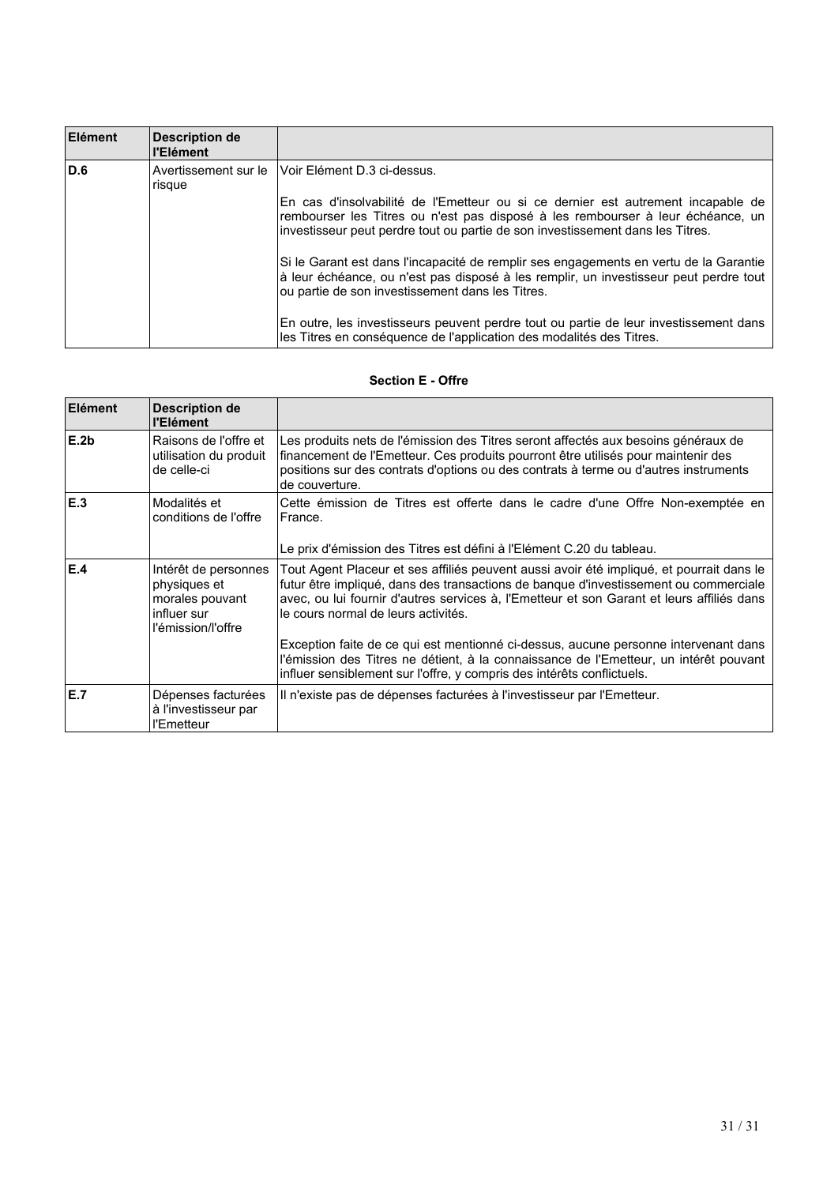| Elément | Description de l'Elément | |
|---|---|---|
| D.6 | Avertissement sur le risque | Voir Elément D.3 ci-dessus.<br><br>En cas d'insolvabilité de l'Emetteur ou si ce dernier est autrement incapable de rembourser les Titres ou n'est pas disposé à les rembourser à leur échéance, un investisseur peut perdre tout ou partie de son investissement dans les Titres.<br><br>Si le Garant est dans l'incapacité de remplir ses engagements en vertu de la Garantie à leur échéance, ou n'est pas disposé à les remplir, un investisseur peut perdre tout ou partie de son investissement dans les Titres.<br><br>En outre, les investisseurs peuvent perdre tout ou partie de leur investissement dans les Titres en conséquence de l'application des modalités des Titres. |

**Section E - Offre**

| Elément | Description de l'Elément | |
|---|---|---|
| E.2b | Raisons de l'offre et utilisation du produit de celle-ci | Les produits nets de l'émission des Titres seront affectés aux besoins généraux de financement de l'Emetteur. Ces produits pourront être utilisés pour maintenir des positions sur des contrats d'options ou des contrats à terme ou d'autres instruments de couverture. |
| E.3 | Modalités et conditions de l'offre | Cette émission de Titres est offerte dans le cadre d'une Offre Non-exemptée en France.<br><br>Le prix d'émission des Titres est défini à l'Elément C.20 du tableau. |
| E.4 | Intérêt de personnes physiques et morales pouvant influer sur l'émission/l'offre | Tout Agent Placeur et ses affiliés peuvent aussi avoir été impliqué, et pourrait dans le futur être impliqué, dans des transactions de banque d'investissement ou commerciale avec, ou lui fournir d'autres services à, l'Emetteur et son Garant et leurs affiliés dans le cours normal de leurs activités.<br><br>Exception faite de ce qui est mentionné ci-dessus, aucune personne intervenant dans l'émission des Titres ne détient, à la connaissance de l'Emetteur, un intérêt pouvant influer sensiblement sur l'offre, y compris des intérêts conflictuels. |
| E.7 | Dépenses facturées à l'investisseur par l'Emetteur | Il n'existe pas de dépenses facturées à l'investisseur par l'Emetteur. |